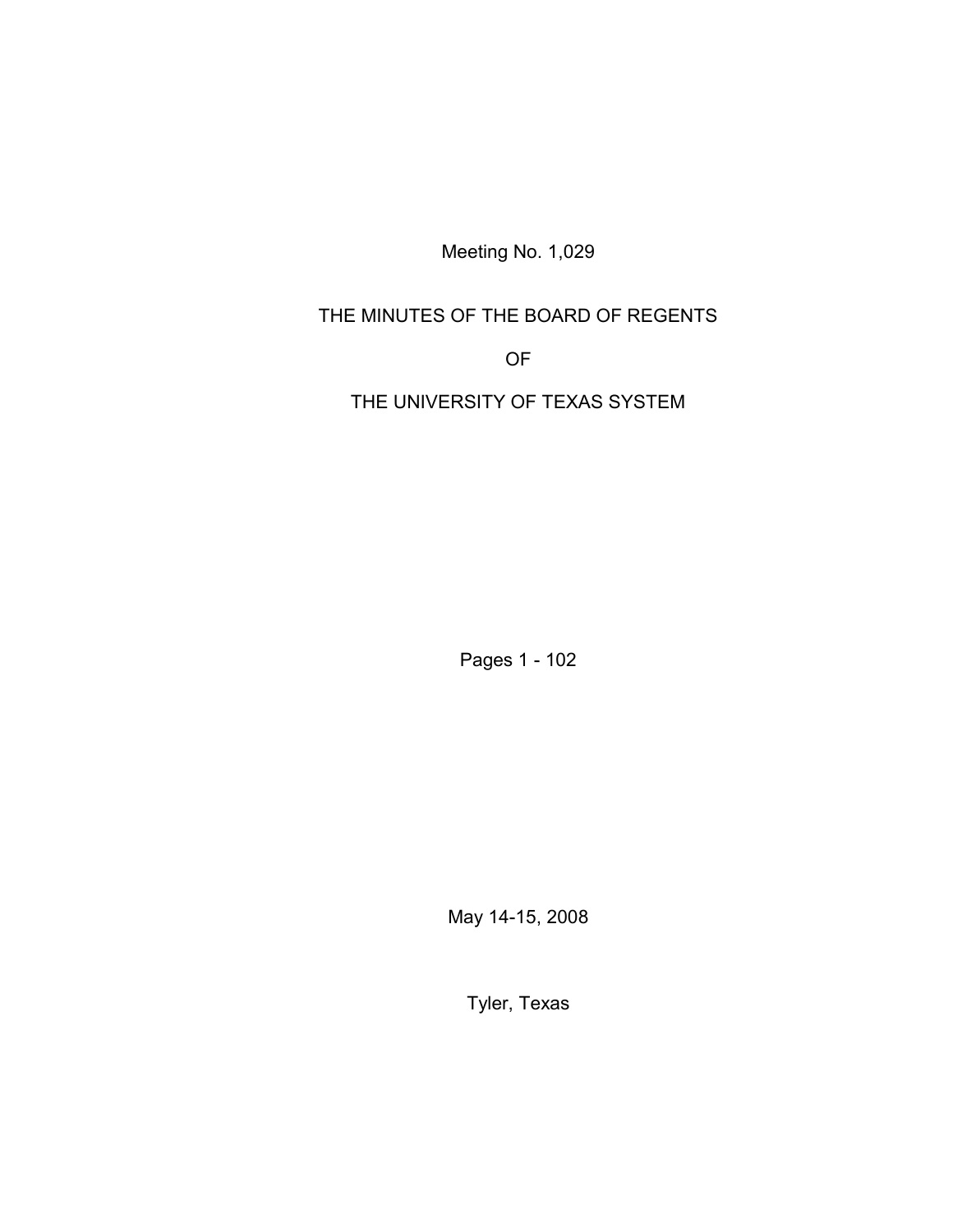Meeting No. 1,029

# THE MINUTES OF THE BOARD OF REGENTS

# OF

# THE UNIVERSITY OF TEXAS SYSTEM

Pages 1 - 102

May 14-15, 2008

Tyler, Texas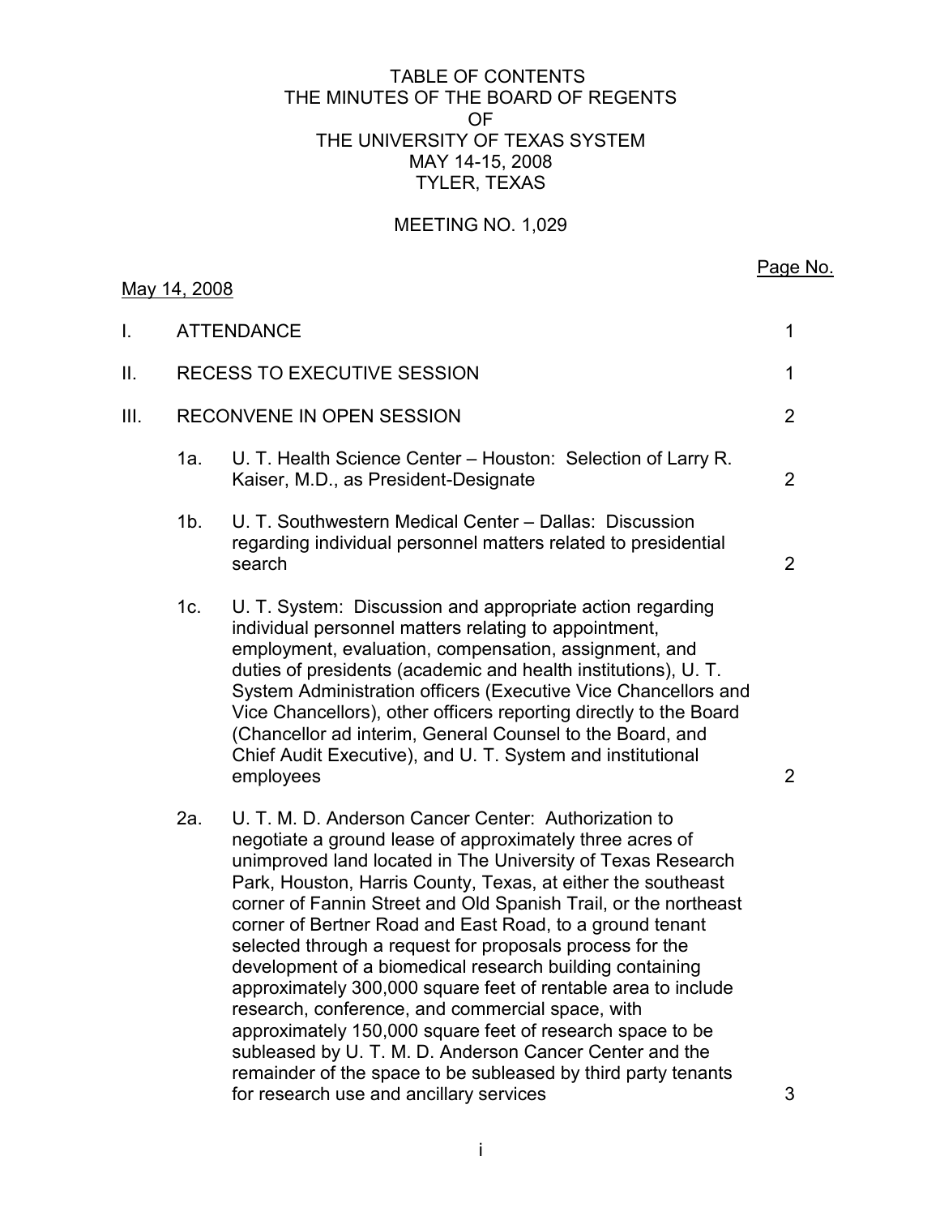# TABLE OF CONTENTS
# THE MINUTES OF THE BOARD OF REGENTS
# OF
# THE UNIVERSITY OF TEXAS SYSTEM
# MAY 14-15, 2008
# TYLER, TEXAS

## MEETING NO. 1,029

| | | | Page No. |
|---|---|---|---|
| May 14, 2008 | | | |
| I. | ATTENDANCE | | 1 |
| II. | RECESS TO EXECUTIVE SESSION | | 1 |
| III. | RECONVENE IN OPEN SESSION | | 2 |
| | 1a. | U. T. Health Science Center – Houston: Selection of Larry R. Kaiser, M.D., as President-Designate | 2 |
| | 1b. | U. T. Southwestern Medical Center – Dallas: Discussion regarding individual personnel matters related to presidential search | 2 |
| | 1c. | U. T. System: Discussion and appropriate action regarding individual personnel matters relating to appointment, employment, evaluation, compensation, assignment, and duties of presidents (academic and health institutions), U. T. System Administration officers (Executive Vice Chancellors and Vice Chancellors), other officers reporting directly to the Board (Chancellor ad interim, General Counsel to the Board, and Chief Audit Executive), and U. T. System and institutional employees | 2 |
| | 2a. | U. T. M. D. Anderson Cancer Center: Authorization to negotiate a ground lease of approximately three acres of unimproved land located in The University of Texas Research Park, Houston, Harris County, Texas, at either the southeast corner of Fannin Street and Old Spanish Trail, or the northeast corner of Bertner Road and East Road, to a ground tenant selected through a request for proposals process for the development of a biomedical research building containing approximately 300,000 square feet of rentable area to include research, conference, and commercial space, with approximately 150,000 square feet of research space to be subleased by U. T. M. D. Anderson Cancer Center and the remainder of the space to be subleased by third party tenants for research use and ancillary services | 3 |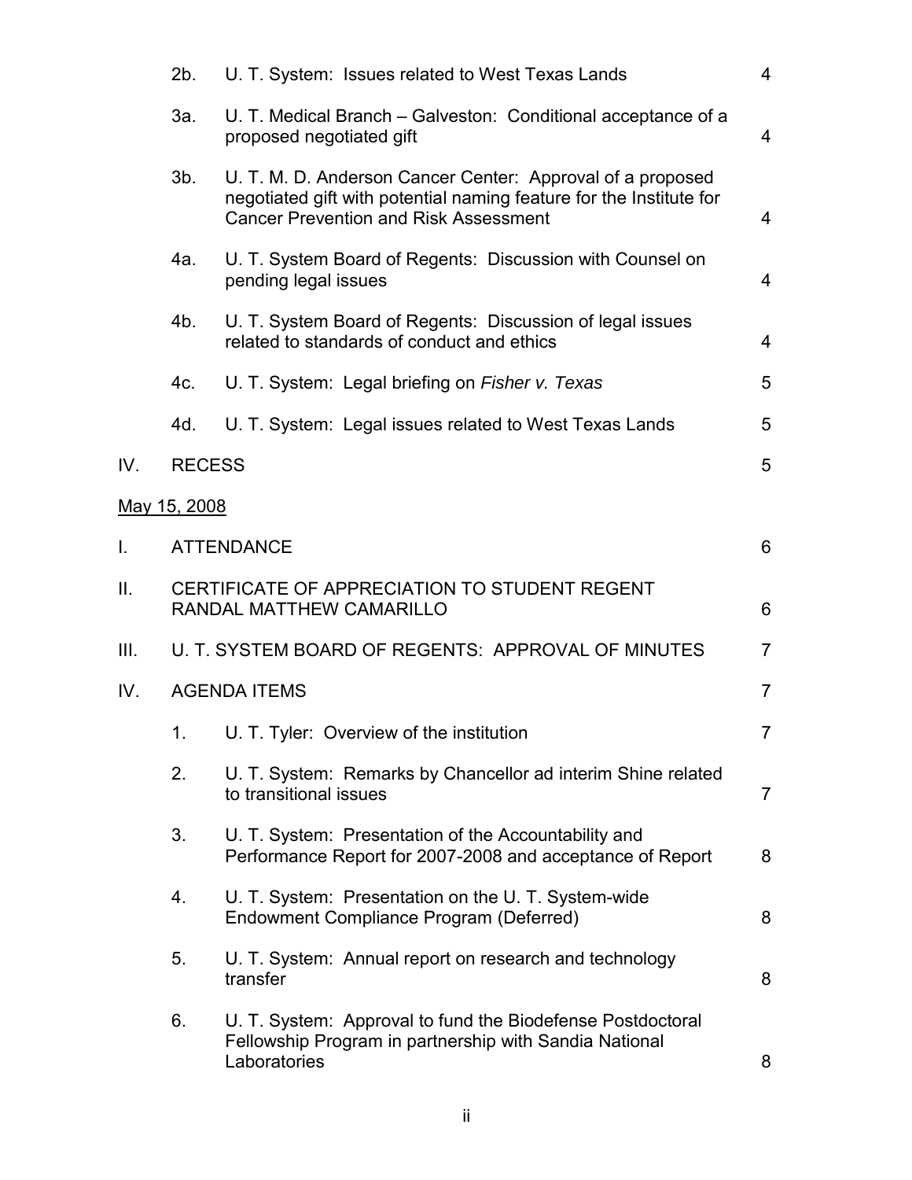| | | | |
|---|---|---|---|
| | 2b. | U. T. System: Issues related to West Texas Lands | 4 |
| | 3a. | U. T. Medical Branch – Galveston: Conditional acceptance of a proposed negotiated gift | 4 |
| | 3b. | U. T. M. D. Anderson Cancer Center: Approval of a proposed negotiated gift with potential naming feature for the Institute for Cancer Prevention and Risk Assessment | 4 |
| | 4a. | U. T. System Board of Regents: Discussion with Counsel on pending legal issues | 4 |
| | 4b. | U. T. System Board of Regents: Discussion of legal issues related to standards of conduct and ethics | 4 |
| | 4c. | U. T. System: Legal briefing on *Fisher v. Texas* | 5 |
| | 4d. | U. T. System: Legal issues related to West Texas Lands | 5 |
| IV. | RECESS | | 5 |

May 15, 2008

| | | | |
|---|---|---|---|
| I. | ATTENDANCE | | 6 |
| II. | CERTIFICATE OF APPRECIATION TO STUDENT REGENT RANDAL MATTHEW CAMARILLO | | 6 |
| III. | U. T. SYSTEM BOARD OF REGENTS: APPROVAL OF MINUTES | | 7 |
| IV. | AGENDA ITEMS | | 7 |
| | 1. | U. T. Tyler: Overview of the institution | 7 |
| | 2. | U. T. System: Remarks by Chancellor ad interim Shine related to transitional issues | 7 |
| | 3. | U. T. System: Presentation of the Accountability and Performance Report for 2007-2008 and acceptance of Report | 8 |
| | 4. | U. T. System: Presentation on the U. T. System-wide Endowment Compliance Program (Deferred) | 8 |
| | 5. | U. T. System: Annual report on research and technology transfer | 8 |
| | 6. | U. T. System: Approval to fund the Biodefense Postdoctoral Fellowship Program in partnership with Sandia National Laboratories | 8 |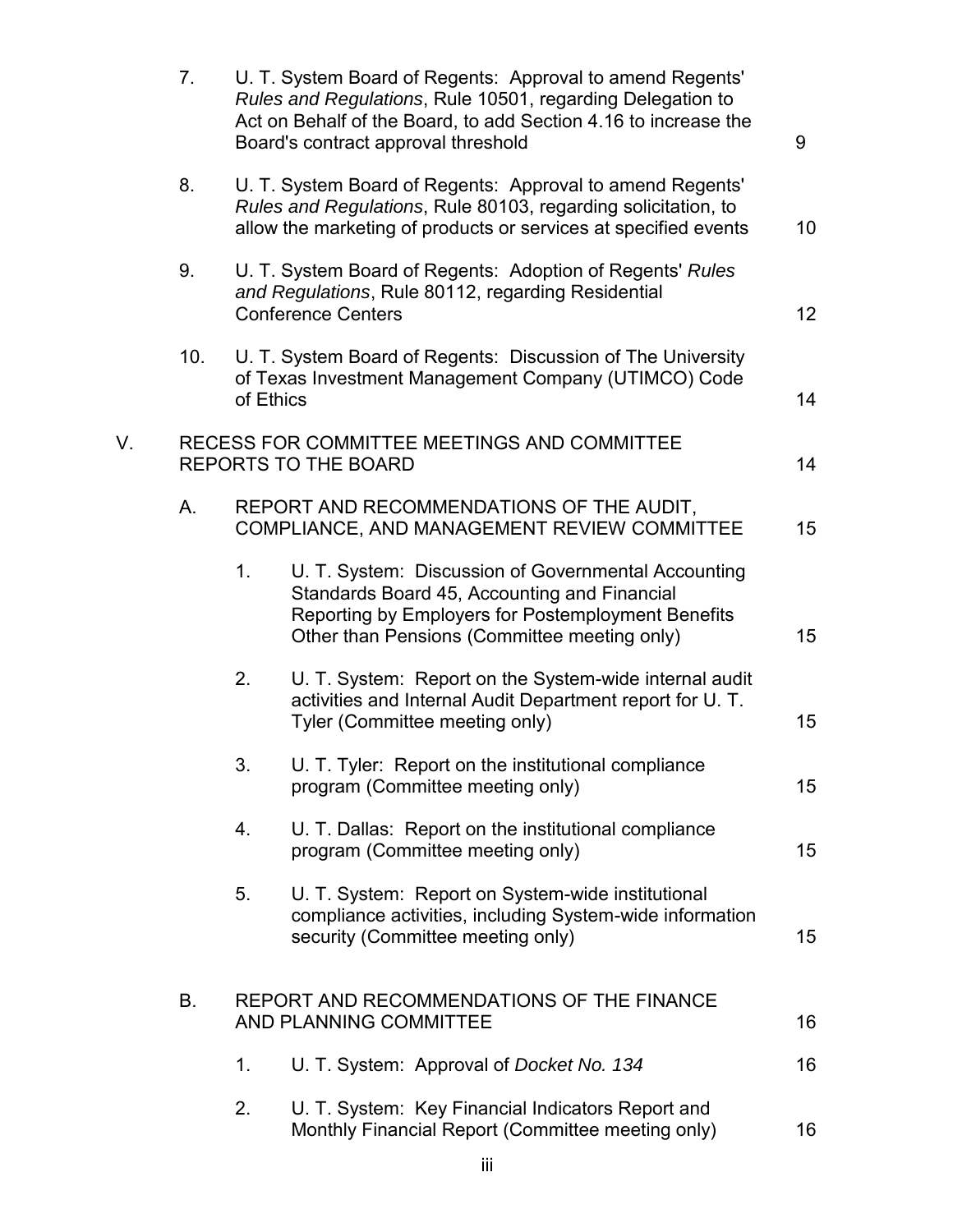7. U. T. System Board of Regents: Approval to amend Regents' *Rules and Regulations*, Rule 10501, regarding Delegation to Act on Behalf of the Board, to add Section 4.16 to increase the Board's contract approval threshold 9

8. U. T. System Board of Regents: Approval to amend Regents' *Rules and Regulations*, Rule 80103, regarding solicitation, to allow the marketing of products or services at specified events 10

9. U. T. System Board of Regents: Adoption of Regents' *Rules and Regulations*, Rule 80112, regarding Residential Conference Centers 12

10. U. T. System Board of Regents: Discussion of The University of Texas Investment Management Company (UTIMCO) Code of Ethics 14

V. RECESS FOR COMMITTEE MEETINGS AND COMMITTEE REPORTS TO THE BOARD 14

A. REPORT AND RECOMMENDATIONS OF THE AUDIT, COMPLIANCE, AND MANAGEMENT REVIEW COMMITTEE 15

1. U. T. System: Discussion of Governmental Accounting Standards Board 45, Accounting and Financial Reporting by Employers for Postemployment Benefits Other than Pensions (Committee meeting only) 15

2. U. T. System: Report on the System-wide internal audit activities and Internal Audit Department report for U. T. Tyler (Committee meeting only) 15

3. U. T. Tyler: Report on the institutional compliance program (Committee meeting only) 15

4. U. T. Dallas: Report on the institutional compliance program (Committee meeting only) 15

5. U. T. System: Report on System-wide institutional compliance activities, including System-wide information security (Committee meeting only) 15

B. REPORT AND RECOMMENDATIONS OF THE FINANCE AND PLANNING COMMITTEE 16

1. U. T. System: Approval of *Docket No. 134* 16

2. U. T. System: Key Financial Indicators Report and Monthly Financial Report (Committee meeting only) 16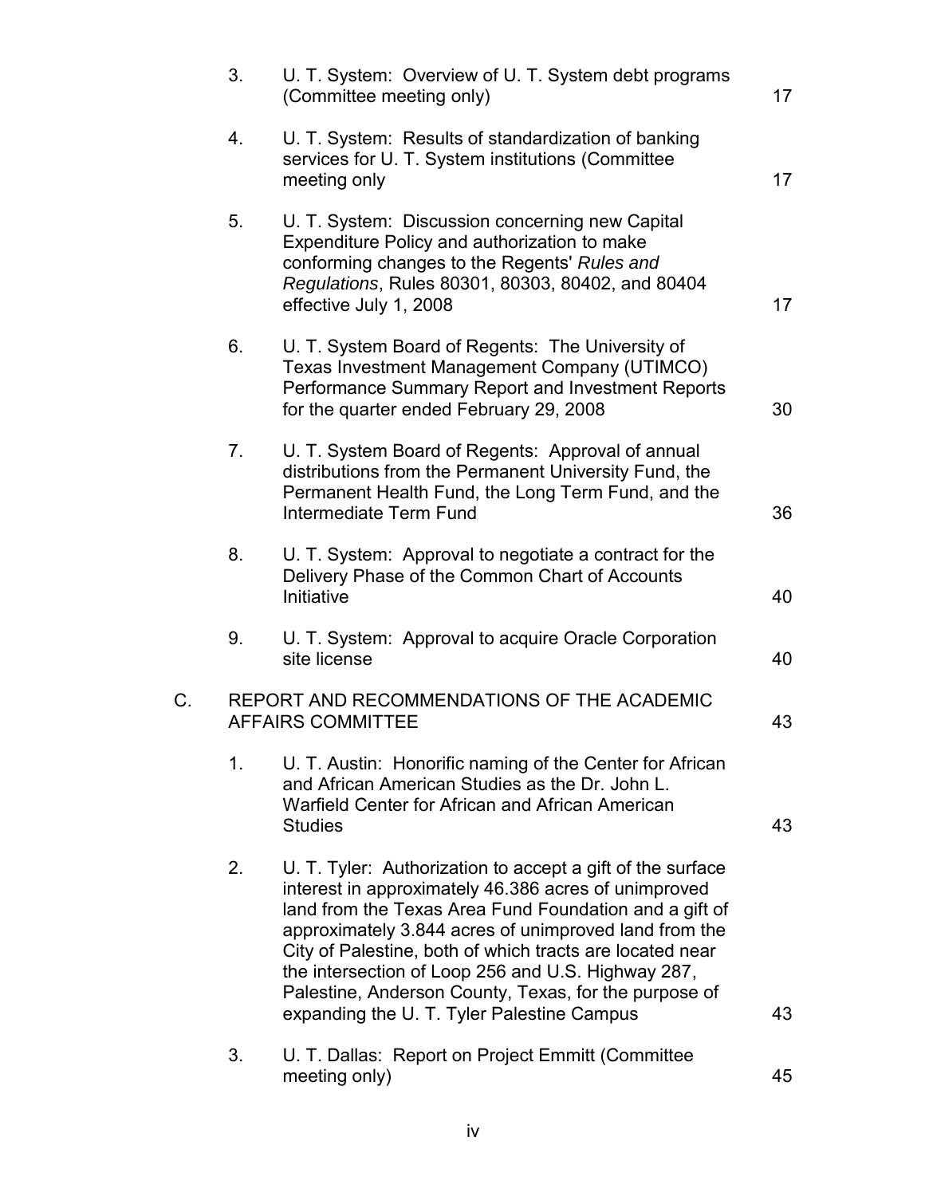3. U. T. System: Overview of U. T. System debt programs (Committee meeting only) 17

4. U. T. System: Results of standardization of banking services for U. T. System institutions (Committee meeting only 17

5. U. T. System: Discussion concerning new Capital Expenditure Policy and authorization to make conforming changes to the Regents' *Rules and Regulations*, Rules 80301, 80303, 80402, and 80404 effective July 1, 2008 17

6. U. T. System Board of Regents: The University of Texas Investment Management Company (UTIMCO) Performance Summary Report and Investment Reports for the quarter ended February 29, 2008 30

7. U. T. System Board of Regents: Approval of annual distributions from the Permanent University Fund, the Permanent Health Fund, the Long Term Fund, and the Intermediate Term Fund 36

8. U. T. System: Approval to negotiate a contract for the Delivery Phase of the Common Chart of Accounts Initiative 40

9. U. T. System: Approval to acquire Oracle Corporation site license 40

C. REPORT AND RECOMMENDATIONS OF THE ACADEMIC AFFAIRS COMMITTEE 43

1. U. T. Austin: Honorific naming of the Center for African and African American Studies as the Dr. John L. Warfield Center for African and African American Studies 43

2. U. T. Tyler: Authorization to accept a gift of the surface interest in approximately 46.386 acres of unimproved land from the Texas Area Fund Foundation and a gift of approximately 3.844 acres of unimproved land from the City of Palestine, both of which tracts are located near the intersection of Loop 256 and U.S. Highway 287, Palestine, Anderson County, Texas, for the purpose of expanding the U. T. Tyler Palestine Campus 43

3. U. T. Dallas: Report on Project Emmitt (Committee meeting only) 45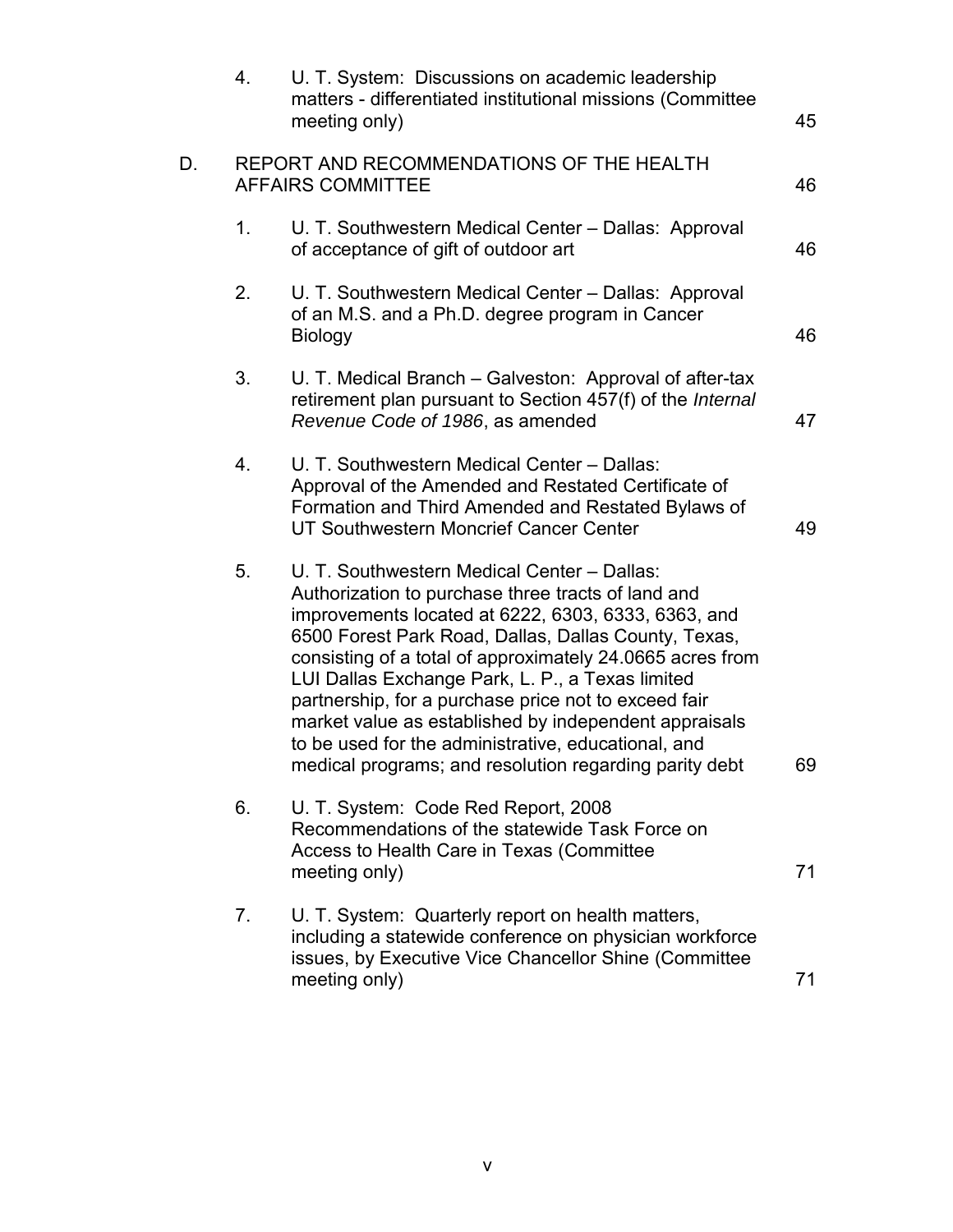| | | | |
|---|---|---|---|
| | 4. | U. T. System: Discussions on academic leadership matters - differentiated institutional missions (Committee meeting only) | 45 |
| D. | | REPORT AND RECOMMENDATIONS OF THE HEALTH AFFAIRS COMMITTEE | 46 |
| | 1. | U. T. Southwestern Medical Center – Dallas: Approval of acceptance of gift of outdoor art | 46 |
| | 2. | U. T. Southwestern Medical Center – Dallas: Approval of an M.S. and a Ph.D. degree program in Cancer Biology | 46 |
| | 3. | U. T. Medical Branch – Galveston: Approval of after-tax retirement plan pursuant to Section 457(f) of the *Internal Revenue Code of 1986*, as amended | 47 |
| | 4. | U. T. Southwestern Medical Center – Dallas: Approval of the Amended and Restated Certificate of Formation and Third Amended and Restated Bylaws of UT Southwestern Moncrief Cancer Center | 49 |
| | 5. | U. T. Southwestern Medical Center – Dallas: Authorization to purchase three tracts of land and improvements located at 6222, 6303, 6333, 6363, and 6500 Forest Park Road, Dallas, Dallas County, Texas, consisting of a total of approximately 24.0665 acres from LUI Dallas Exchange Park, L. P., a Texas limited partnership, for a purchase price not to exceed fair market value as established by independent appraisals to be used for the administrative, educational, and medical programs; and resolution regarding parity debt | 69 |
| | 6. | U. T. System: Code Red Report, 2008 Recommendations of the statewide Task Force on Access to Health Care in Texas (Committee meeting only) | 71 |
| | 7. | U. T. System: Quarterly report on health matters, including a statewide conference on physician workforce issues, by Executive Vice Chancellor Shine (Committee meeting only) | 71 |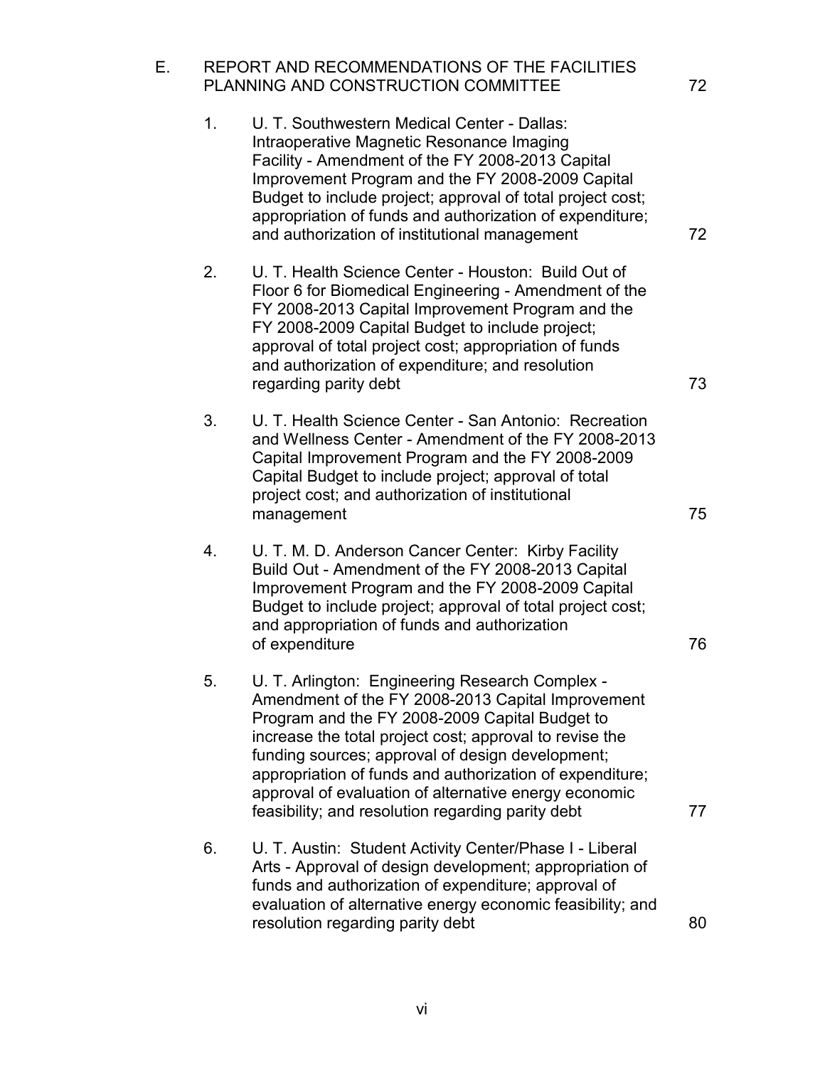E. REPORT AND RECOMMENDATIONS OF THE FACILITIES PLANNING AND CONSTRUCTION COMMITTEE 72

1. U. T. Southwestern Medical Center - Dallas: Intraoperative Magnetic Resonance Imaging Facility - Amendment of the FY 2008-2013 Capital Improvement Program and the FY 2008-2009 Capital Budget to include project; approval of total project cost; appropriation of funds and authorization of expenditure; and authorization of institutional management 72

2. U. T. Health Science Center - Houston: Build Out of Floor 6 for Biomedical Engineering - Amendment of the FY 2008-2013 Capital Improvement Program and the FY 2008-2009 Capital Budget to include project; approval of total project cost; appropriation of funds and authorization of expenditure; and resolution regarding parity debt 73

3. U. T. Health Science Center - San Antonio: Recreation and Wellness Center - Amendment of the FY 2008-2013 Capital Improvement Program and the FY 2008-2009 Capital Budget to include project; approval of total project cost; and authorization of institutional management 75

4. U. T. M. D. Anderson Cancer Center: Kirby Facility Build Out - Amendment of the FY 2008-2013 Capital Improvement Program and the FY 2008-2009 Capital Budget to include project; approval of total project cost; and appropriation of funds and authorization of expenditure 76

5. U. T. Arlington: Engineering Research Complex - Amendment of the FY 2008-2013 Capital Improvement Program and the FY 2008-2009 Capital Budget to increase the total project cost; approval to revise the funding sources; approval of design development; appropriation of funds and authorization of expenditure; approval of evaluation of alternative energy economic feasibility; and resolution regarding parity debt 77

6. U. T. Austin: Student Activity Center/Phase I - Liberal Arts - Approval of design development; appropriation of funds and authorization of expenditure; approval of evaluation of alternative energy economic feasibility; and resolution regarding parity debt 80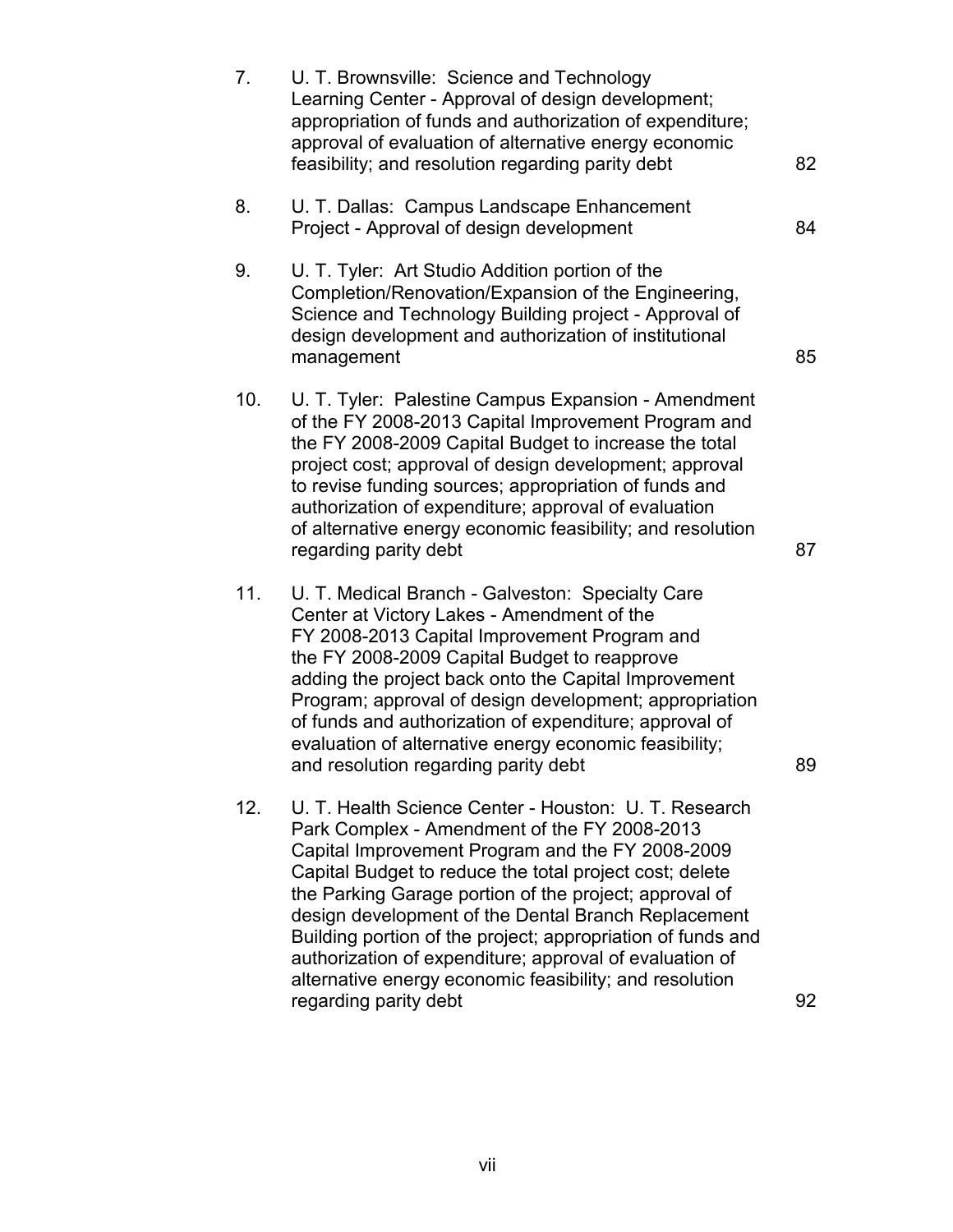| | | |
|---|---|---|
| 7. | U. T. Brownsville: Science and Technology Learning Center - Approval of design development; appropriation of funds and authorization of expenditure; approval of evaluation of alternative energy economic feasibility; and resolution regarding parity debt | 82 |
| 8. | U. T. Dallas: Campus Landscape Enhancement Project - Approval of design development | 84 |
| 9. | U. T. Tyler: Art Studio Addition portion of the Completion/Renovation/Expansion of the Engineering, Science and Technology Building project - Approval of design development and authorization of institutional management | 85 |
| 10. | U. T. Tyler: Palestine Campus Expansion - Amendment of the FY 2008-2013 Capital Improvement Program and the FY 2008-2009 Capital Budget to increase the total project cost; approval of design development; approval to revise funding sources; appropriation of funds and authorization of expenditure; approval of evaluation of alternative energy economic feasibility; and resolution regarding parity debt | 87 |
| 11. | U. T. Medical Branch - Galveston: Specialty Care Center at Victory Lakes - Amendment of the FY 2008-2013 Capital Improvement Program and the FY 2008-2009 Capital Budget to reapprove adding the project back onto the Capital Improvement Program; approval of design development; appropriation of funds and authorization of expenditure; approval of evaluation of alternative energy economic feasibility; and resolution regarding parity debt | 89 |
| 12. | U. T. Health Science Center - Houston: U. T. Research Park Complex - Amendment of the FY 2008-2013 Capital Improvement Program and the FY 2008-2009 Capital Budget to reduce the total project cost; delete the Parking Garage portion of the project; approval of design development of the Dental Branch Replacement Building portion of the project; appropriation of funds and authorization of expenditure; approval of evaluation of alternative energy economic feasibility; and resolution regarding parity debt | 92 |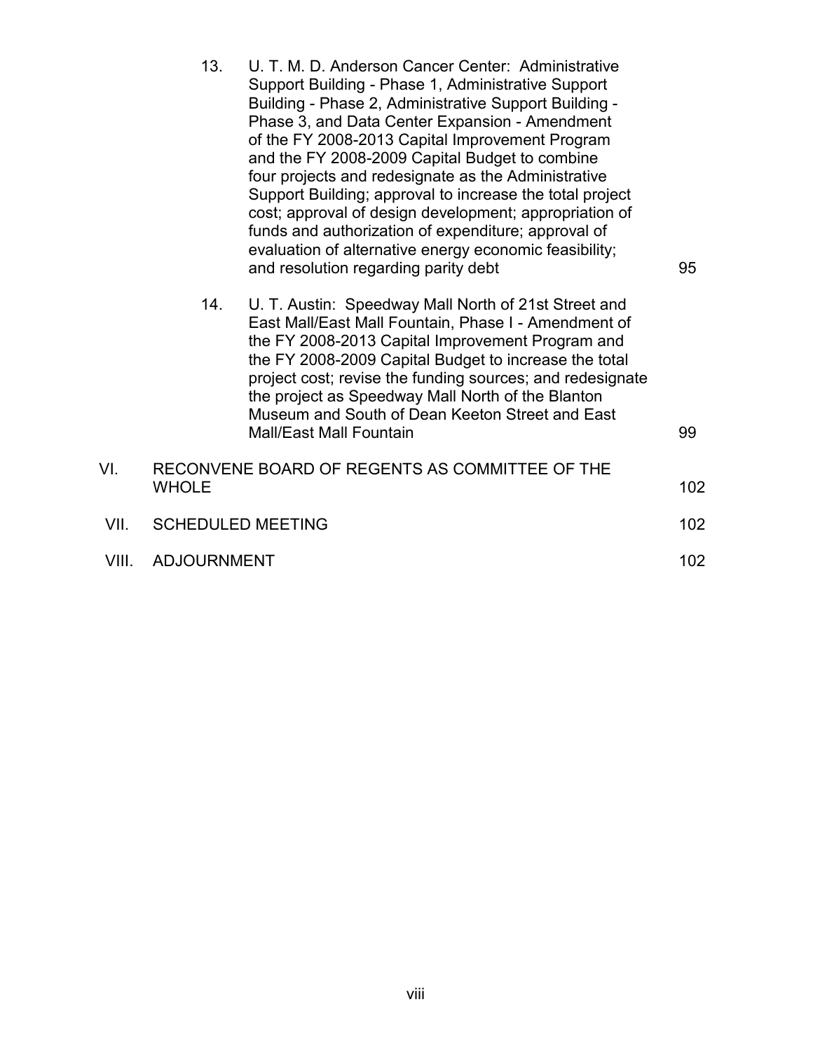13. U. T. M. D. Anderson Cancer Center: Administrative Support Building - Phase 1, Administrative Support Building - Phase 2, Administrative Support Building - Phase 3, and Data Center Expansion - Amendment of the FY 2008-2013 Capital Improvement Program and the FY 2008-2009 Capital Budget to combine four projects and redesignate as the Administrative Support Building; approval to increase the total project cost; approval of design development; appropriation of funds and authorization of expenditure; approval of evaluation of alternative energy economic feasibility; and resolution regarding parity debt 95

14. U. T. Austin: Speedway Mall North of 21st Street and East Mall/East Mall Fountain, Phase I - Amendment of the FY 2008-2013 Capital Improvement Program and the FY 2008-2009 Capital Budget to increase the total project cost; revise the funding sources; and redesignate the project as Speedway Mall North of the Blanton Museum and South of Dean Keeton Street and East Mall/East Mall Fountain 99

VI. RECONVENE BOARD OF REGENTS AS COMMITTEE OF THE WHOLE 102

VII. SCHEDULED MEETING 102

VIII. ADJOURNMENT 102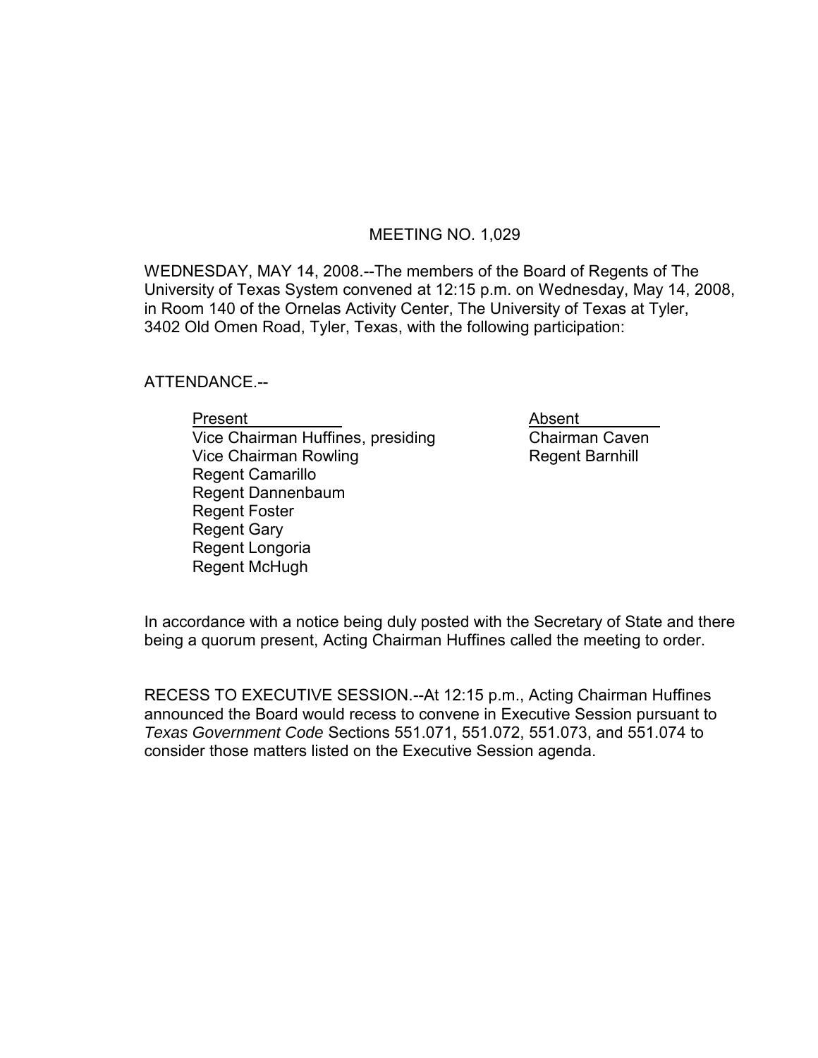# MEETING NO. 1,029

WEDNESDAY, MAY 14, 2008.--The members of the Board of Regents of The University of Texas System convened at 12:15 p.m. on Wednesday, May 14, 2008, in Room 140 of the Ornelas Activity Center, The University of Texas at Tyler, 3402 Old Omen Road, Tyler, Texas, with the following participation:

ATTENDANCE.--

| Present | Absent |
| --- | --- |
| Vice Chairman Huffines, presiding | Chairman Caven |
| Vice Chairman Rowling | Regent Barnhill |
| Regent Camarillo | |
| Regent Dannenbaum | |
| Regent Foster | |
| Regent Gary | |
| Regent Longoria | |
| Regent McHugh | |

In accordance with a notice being duly posted with the Secretary of State and there being a quorum present, Acting Chairman Huffines called the meeting to order.

RECESS TO EXECUTIVE SESSION.--At 12:15 p.m., Acting Chairman Huffines announced the Board would recess to convene in Executive Session pursuant to *Texas Government Code* Sections 551.071, 551.072, 551.073, and 551.074 to consider those matters listed on the Executive Session agenda.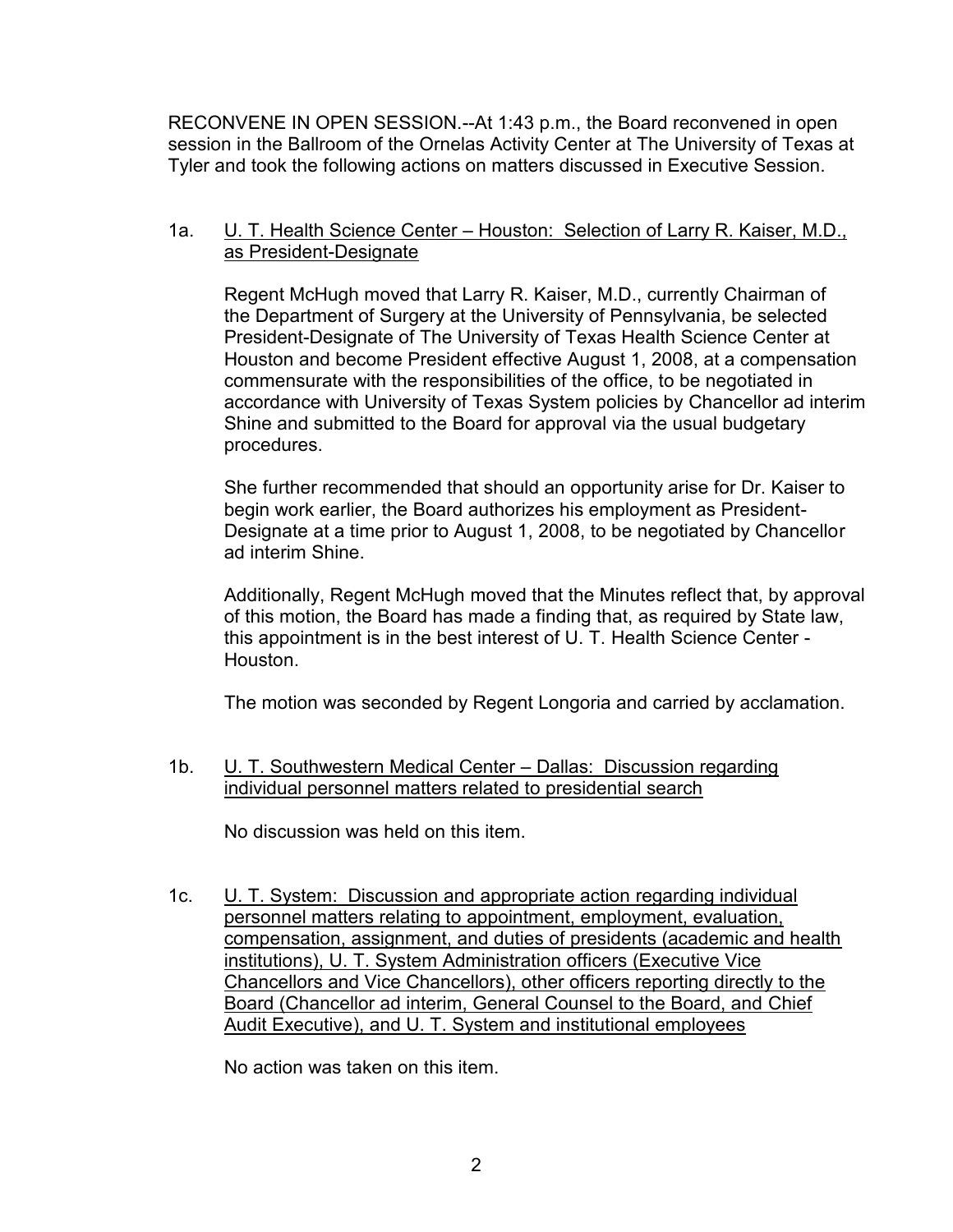RECONVENE IN OPEN SESSION.--At 1:43 p.m., the Board reconvened in open session in the Ballroom of the Ornelas Activity Center at The University of Texas at Tyler and took the following actions on matters discussed in Executive Session.

1a. <u>U. T. Health Science Center – Houston: Selection of Larry R. Kaiser, M.D., as President-Designate</u>

Regent McHugh moved that Larry R. Kaiser, M.D., currently Chairman of the Department of Surgery at the University of Pennsylvania, be selected President-Designate of The University of Texas Health Science Center at Houston and become President effective August 1, 2008, at a compensation commensurate with the responsibilities of the office, to be negotiated in accordance with University of Texas System policies by Chancellor ad interim Shine and submitted to the Board for approval via the usual budgetary procedures.

She further recommended that should an opportunity arise for Dr. Kaiser to begin work earlier, the Board authorizes his employment as President-Designate at a time prior to August 1, 2008, to be negotiated by Chancellor ad interim Shine.

Additionally, Regent McHugh moved that the Minutes reflect that, by approval of this motion, the Board has made a finding that, as required by State law, this appointment is in the best interest of U. T. Health Science Center - Houston.

The motion was seconded by Regent Longoria and carried by acclamation.

1b. <u>U. T. Southwestern Medical Center – Dallas: Discussion regarding individual personnel matters related to presidential search</u>

No discussion was held on this item.

1c. <u>U. T. System: Discussion and appropriate action regarding individual personnel matters relating to appointment, employment, evaluation, compensation, assignment, and duties of presidents (academic and health institutions), U. T. System Administration officers (Executive Vice Chancellors and Vice Chancellors), other officers reporting directly to the Board (Chancellor ad interim, General Counsel to the Board, and Chief Audit Executive), and U. T. System and institutional employees</u>

No action was taken on this item.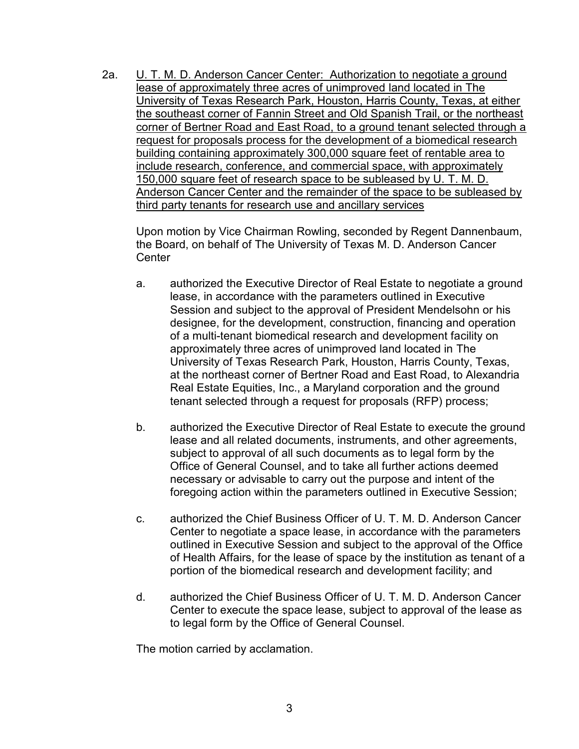2a. U. T. M. D. Anderson Cancer Center: Authorization to negotiate a ground lease of approximately three acres of unimproved land located in The University of Texas Research Park, Houston, Harris County, Texas, at either the southeast corner of Fannin Street and Old Spanish Trail, or the northeast corner of Bertner Road and East Road, to a ground tenant selected through a request for proposals process for the development of a biomedical research building containing approximately 300,000 square feet of rentable area to include research, conference, and commercial space, with approximately 150,000 square feet of research space to be subleased by U. T. M. D. Anderson Cancer Center and the remainder of the space to be subleased by third party tenants for research use and ancillary services

Upon motion by Vice Chairman Rowling, seconded by Regent Dannenbaum, the Board, on behalf of The University of Texas M. D. Anderson Cancer Center

a. authorized the Executive Director of Real Estate to negotiate a ground lease, in accordance with the parameters outlined in Executive Session and subject to the approval of President Mendelsohn or his designee, for the development, construction, financing and operation of a multi-tenant biomedical research and development facility on approximately three acres of unimproved land located in The University of Texas Research Park, Houston, Harris County, Texas, at the northeast corner of Bertner Road and East Road, to Alexandria Real Estate Equities, Inc., a Maryland corporation and the ground tenant selected through a request for proposals (RFP) process;

b. authorized the Executive Director of Real Estate to execute the ground lease and all related documents, instruments, and other agreements, subject to approval of all such documents as to legal form by the Office of General Counsel, and to take all further actions deemed necessary or advisable to carry out the purpose and intent of the foregoing action within the parameters outlined in Executive Session;

c. authorized the Chief Business Officer of U. T. M. D. Anderson Cancer Center to negotiate a space lease, in accordance with the parameters outlined in Executive Session and subject to the approval of the Office of Health Affairs, for the lease of space by the institution as tenant of a portion of the biomedical research and development facility; and

d. authorized the Chief Business Officer of U. T. M. D. Anderson Cancer Center to execute the space lease, subject to approval of the lease as to legal form by the Office of General Counsel.

The motion carried by acclamation.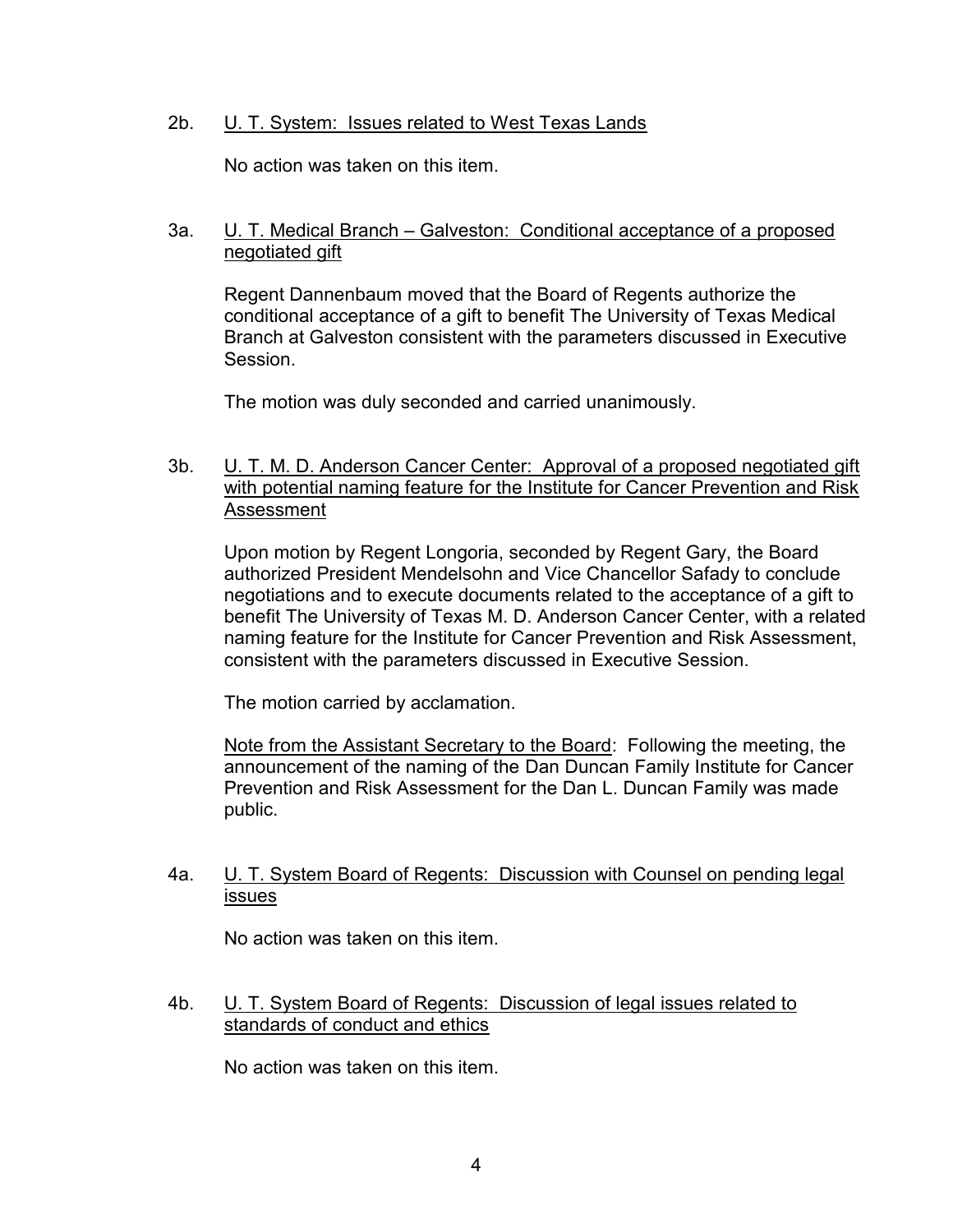2b. U. T. System: Issues related to West Texas Lands

No action was taken on this item.

3a. U. T. Medical Branch – Galveston: Conditional acceptance of a proposed negotiated gift

Regent Dannenbaum moved that the Board of Regents authorize the conditional acceptance of a gift to benefit The University of Texas Medical Branch at Galveston consistent with the parameters discussed in Executive Session.

The motion was duly seconded and carried unanimously.

3b. U. T. M. D. Anderson Cancer Center: Approval of a proposed negotiated gift with potential naming feature for the Institute for Cancer Prevention and Risk Assessment

Upon motion by Regent Longoria, seconded by Regent Gary, the Board authorized President Mendelsohn and Vice Chancellor Safady to conclude negotiations and to execute documents related to the acceptance of a gift to benefit The University of Texas M. D. Anderson Cancer Center, with a related naming feature for the Institute for Cancer Prevention and Risk Assessment, consistent with the parameters discussed in Executive Session.

The motion carried by acclamation.

Note from the Assistant Secretary to the Board: Following the meeting, the announcement of the naming of the Dan Duncan Family Institute for Cancer Prevention and Risk Assessment for the Dan L. Duncan Family was made public.

4a. U. T. System Board of Regents: Discussion with Counsel on pending legal issues

No action was taken on this item.

4b. U. T. System Board of Regents: Discussion of legal issues related to standards of conduct and ethics

No action was taken on this item.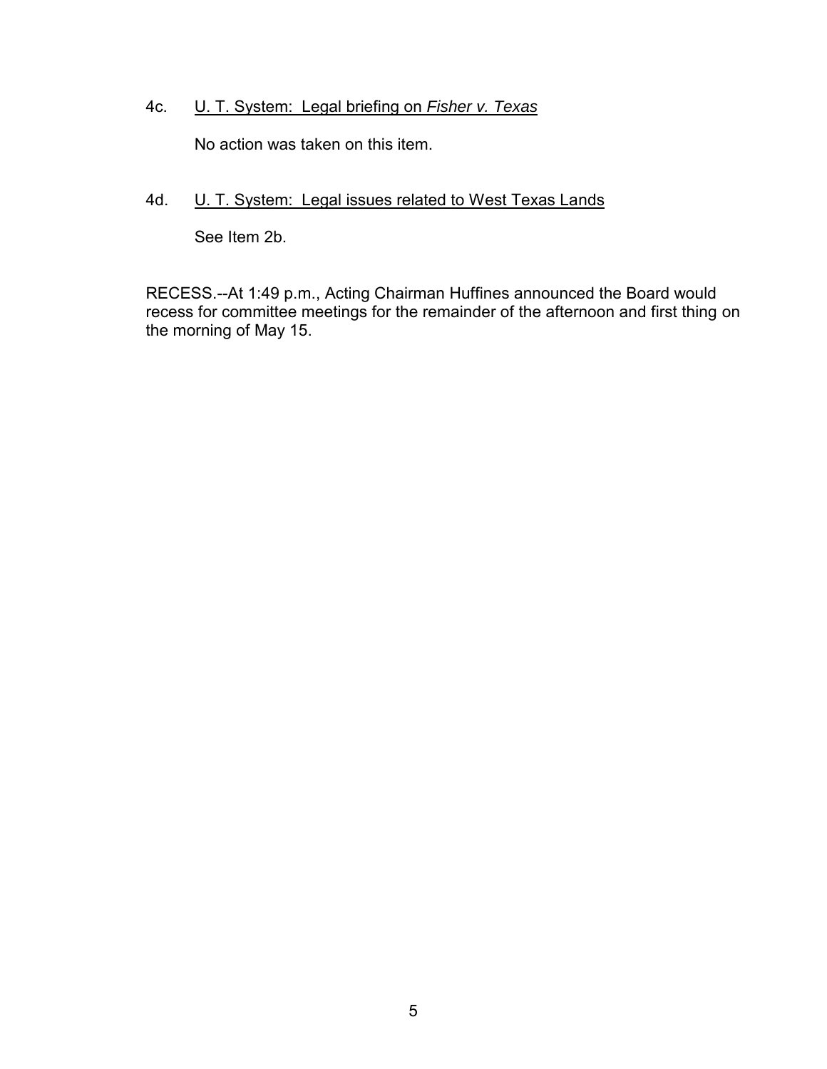4c. U. T. System: Legal briefing on *Fisher v. Texas*

No action was taken on this item.

4d. U. T. System: Legal issues related to West Texas Lands

See Item 2b.

RECESS.--At 1:49 p.m., Acting Chairman Huffines announced the Board would recess for committee meetings for the remainder of the afternoon and first thing on the morning of May 15.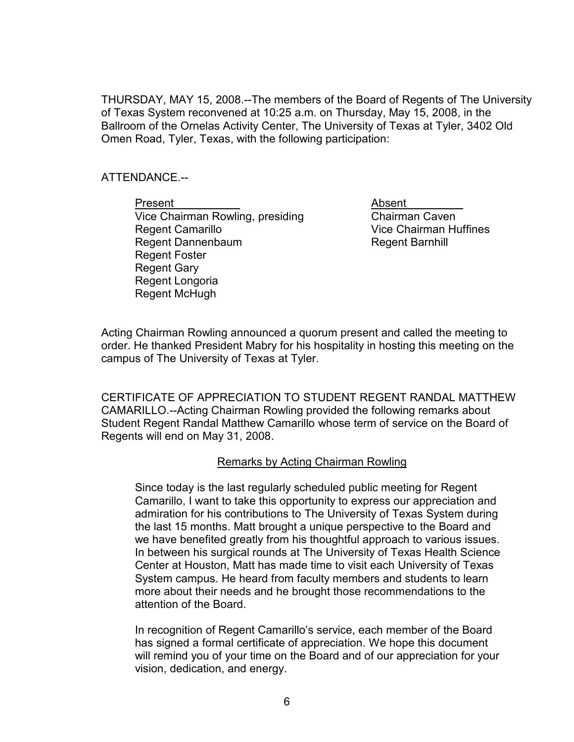THURSDAY, MAY 15, 2008.--The members of the Board of Regents of The University of Texas System reconvened at 10:25 a.m. on Thursday, May 15, 2008, in the Ballroom of the Ornelas Activity Center, The University of Texas at Tyler, 3402 Old Omen Road, Tyler, Texas, with the following participation:

ATTENDANCE.--

| Present | Absent |
|---|---|
| Vice Chairman Rowling, presiding | Chairman Caven |
| Regent Camarillo | Vice Chairman Huffines |
| Regent Dannenbaum | Regent Barnhill |
| Regent Foster | |
| Regent Gary | |
| Regent Longoria | |
| Regent McHugh | |

Acting Chairman Rowling announced a quorum present and called the meeting to order. He thanked President Mabry for his hospitality in hosting this meeting on the campus of The University of Texas at Tyler.

CERTIFICATE OF APPRECIATION TO STUDENT REGENT RANDAL MATTHEW CAMARILLO.--Acting Chairman Rowling provided the following remarks about Student Regent Randal Matthew Camarillo whose term of service on the Board of Regents will end on May 31, 2008.

<u>Remarks by Acting Chairman Rowling</u>

> Since today is the last regularly scheduled public meeting for Regent Camarillo, I want to take this opportunity to express our appreciation and admiration for his contributions to The University of Texas System during the last 15 months. Matt brought a unique perspective to the Board and we have benefited greatly from his thoughtful approach to various issues. In between his surgical rounds at The University of Texas Health Science Center at Houston, Matt has made time to visit each University of Texas System campus. He heard from faculty members and students to learn more about their needs and he brought those recommendations to the attention of the Board.
>
> In recognition of Regent Camarillo's service, each member of the Board has signed a formal certificate of appreciation. We hope this document will remind you of your time on the Board and of our appreciation for your vision, dedication, and energy.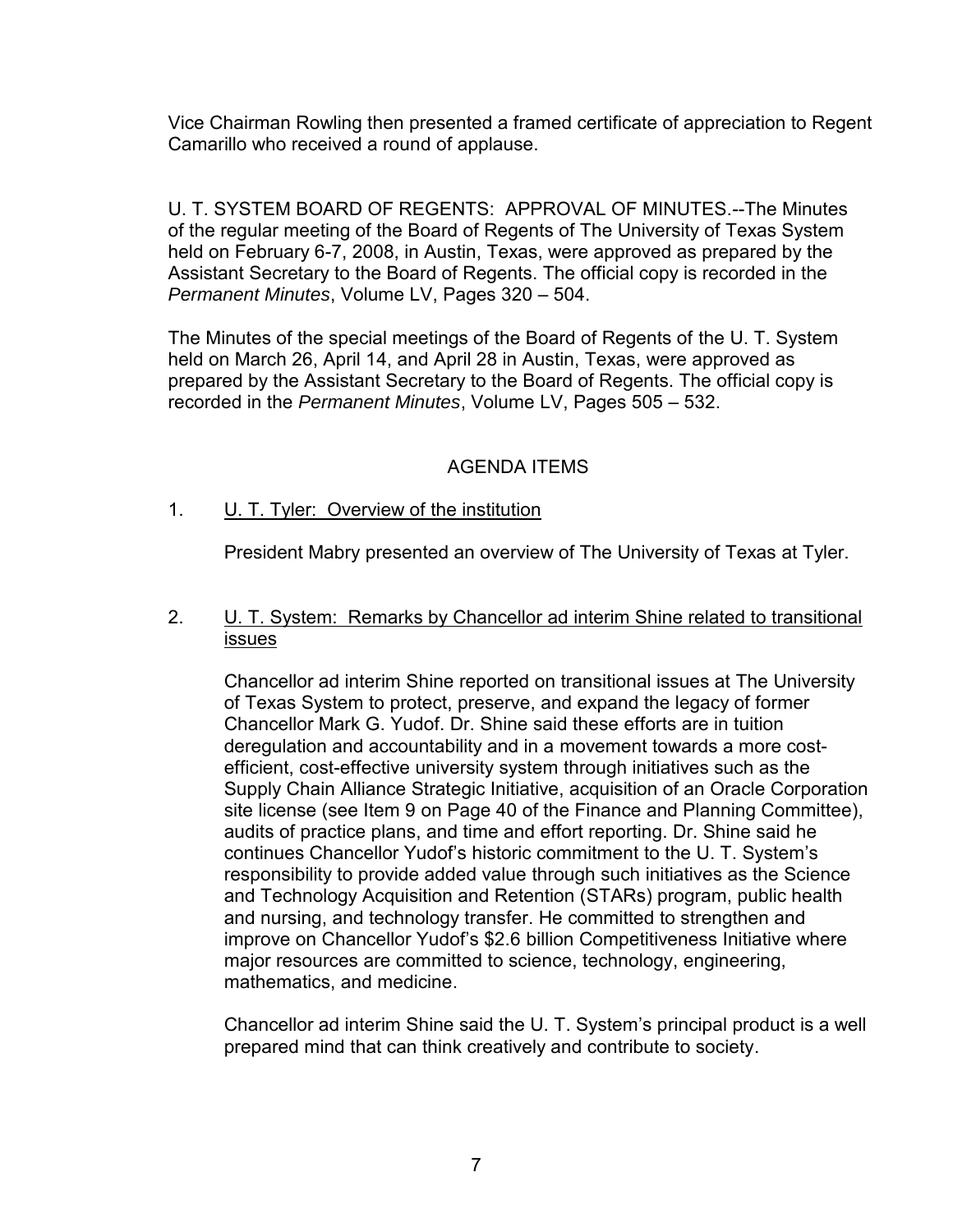Vice Chairman Rowling then presented a framed certificate of appreciation to Regent Camarillo who received a round of applause.

U. T. SYSTEM BOARD OF REGENTS: APPROVAL OF MINUTES.--The Minutes of the regular meeting of the Board of Regents of The University of Texas System held on February 6-7, 2008, in Austin, Texas, were approved as prepared by the Assistant Secretary to the Board of Regents. The official copy is recorded in the *Permanent Minutes*, Volume LV, Pages 320 – 504.

The Minutes of the special meetings of the Board of Regents of the U. T. System held on March 26, April 14, and April 28 in Austin, Texas, were approved as prepared by the Assistant Secretary to the Board of Regents. The official copy is recorded in the *Permanent Minutes*, Volume LV, Pages 505 – 532.

## AGENDA ITEMS

1. U. T. Tyler: Overview of the institution

   President Mabry presented an overview of The University of Texas at Tyler.

2. U. T. System: Remarks by Chancellor ad interim Shine related to transitional issues

   Chancellor ad interim Shine reported on transitional issues at The University of Texas System to protect, preserve, and expand the legacy of former Chancellor Mark G. Yudof. Dr. Shine said these efforts are in tuition deregulation and accountability and in a movement towards a more cost-efficient, cost-effective university system through initiatives such as the Supply Chain Alliance Strategic Initiative, acquisition of an Oracle Corporation site license (see Item 9 on Page 40 of the Finance and Planning Committee), audits of practice plans, and time and effort reporting. Dr. Shine said he continues Chancellor Yudof's historic commitment to the U. T. System's responsibility to provide added value through such initiatives as the Science and Technology Acquisition and Retention (STARs) program, public health and nursing, and technology transfer. He committed to strengthen and improve on Chancellor Yudof's $2.6 billion Competitiveness Initiative where major resources are committed to science, technology, engineering, mathematics, and medicine.

   Chancellor ad interim Shine said the U. T. System's principal product is a well prepared mind that can think creatively and contribute to society.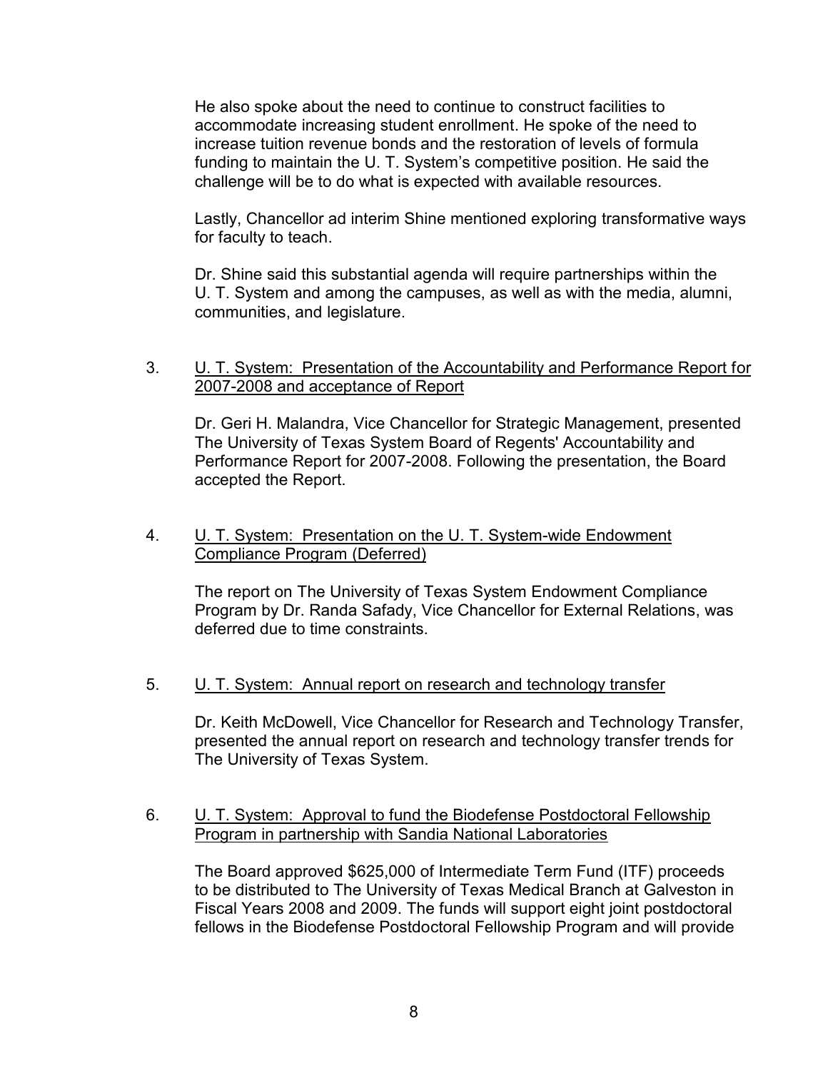He also spoke about the need to continue to construct facilities to accommodate increasing student enrollment. He spoke of the need to increase tuition revenue bonds and the restoration of levels of formula funding to maintain the U. T. System's competitive position. He said the challenge will be to do what is expected with available resources.

Lastly, Chancellor ad interim Shine mentioned exploring transformative ways for faculty to teach.

Dr. Shine said this substantial agenda will require partnerships within the U. T. System and among the campuses, as well as with the media, alumni, communities, and legislature.

3. U. T. System: Presentation of the Accountability and Performance Report for 2007-2008 and acceptance of Report

   Dr. Geri H. Malandra, Vice Chancellor for Strategic Management, presented The University of Texas System Board of Regents' Accountability and Performance Report for 2007-2008. Following the presentation, the Board accepted the Report.

4. U. T. System: Presentation on the U. T. System-wide Endowment Compliance Program (Deferred)

   The report on The University of Texas System Endowment Compliance Program by Dr. Randa Safady, Vice Chancellor for External Relations, was deferred due to time constraints.

5. U. T. System: Annual report on research and technology transfer

   Dr. Keith McDowell, Vice Chancellor for Research and Technology Transfer, presented the annual report on research and technology transfer trends for The University of Texas System.

6. U. T. System: Approval to fund the Biodefense Postdoctoral Fellowship Program in partnership with Sandia National Laboratories

   The Board approved $625,000 of Intermediate Term Fund (ITF) proceeds to be distributed to The University of Texas Medical Branch at Galveston in Fiscal Years 2008 and 2009. The funds will support eight joint postdoctoral fellows in the Biodefense Postdoctoral Fellowship Program and will provide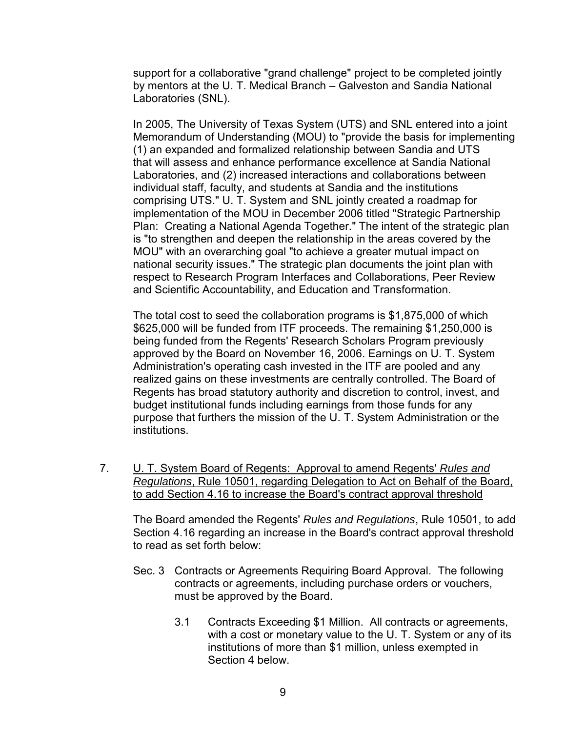support for a collaborative "grand challenge" project to be completed jointly by mentors at the U. T. Medical Branch – Galveston and Sandia National Laboratories (SNL).

In 2005, The University of Texas System (UTS) and SNL entered into a joint Memorandum of Understanding (MOU) to "provide the basis for implementing (1) an expanded and formalized relationship between Sandia and UTS that will assess and enhance performance excellence at Sandia National Laboratories, and (2) increased interactions and collaborations between individual staff, faculty, and students at Sandia and the institutions comprising UTS." U. T. System and SNL jointly created a roadmap for implementation of the MOU in December 2006 titled "Strategic Partnership Plan: Creating a National Agenda Together." The intent of the strategic plan is "to strengthen and deepen the relationship in the areas covered by the MOU" with an overarching goal "to achieve a greater mutual impact on national security issues." The strategic plan documents the joint plan with respect to Research Program Interfaces and Collaborations, Peer Review and Scientific Accountability, and Education and Transformation.

The total cost to seed the collaboration programs is $1,875,000 of which $625,000 will be funded from ITF proceeds. The remaining $1,250,000 is being funded from the Regents' Research Scholars Program previously approved by the Board on November 16, 2006. Earnings on U. T. System Administration's operating cash invested in the ITF are pooled and any realized gains on these investments are centrally controlled. The Board of Regents has broad statutory authority and discretion to control, invest, and budget institutional funds including earnings from those funds for any purpose that furthers the mission of the U. T. System Administration or the institutions.

7. U. T. System Board of Regents: Approval to amend Regents' *Rules and Regulations*, Rule 10501, regarding Delegation to Act on Behalf of the Board, to add Section 4.16 to increase the Board's contract approval threshold

The Board amended the Regents' *Rules and Regulations*, Rule 10501, to add Section 4.16 regarding an increase in the Board's contract approval threshold to read as set forth below:

Sec. 3 Contracts or Agreements Requiring Board Approval. The following contracts or agreements, including purchase orders or vouchers, must be approved by the Board.

3.1 Contracts Exceeding $1 Million. All contracts or agreements, with a cost or monetary value to the U. T. System or any of its institutions of more than $1 million, unless exempted in Section 4 below.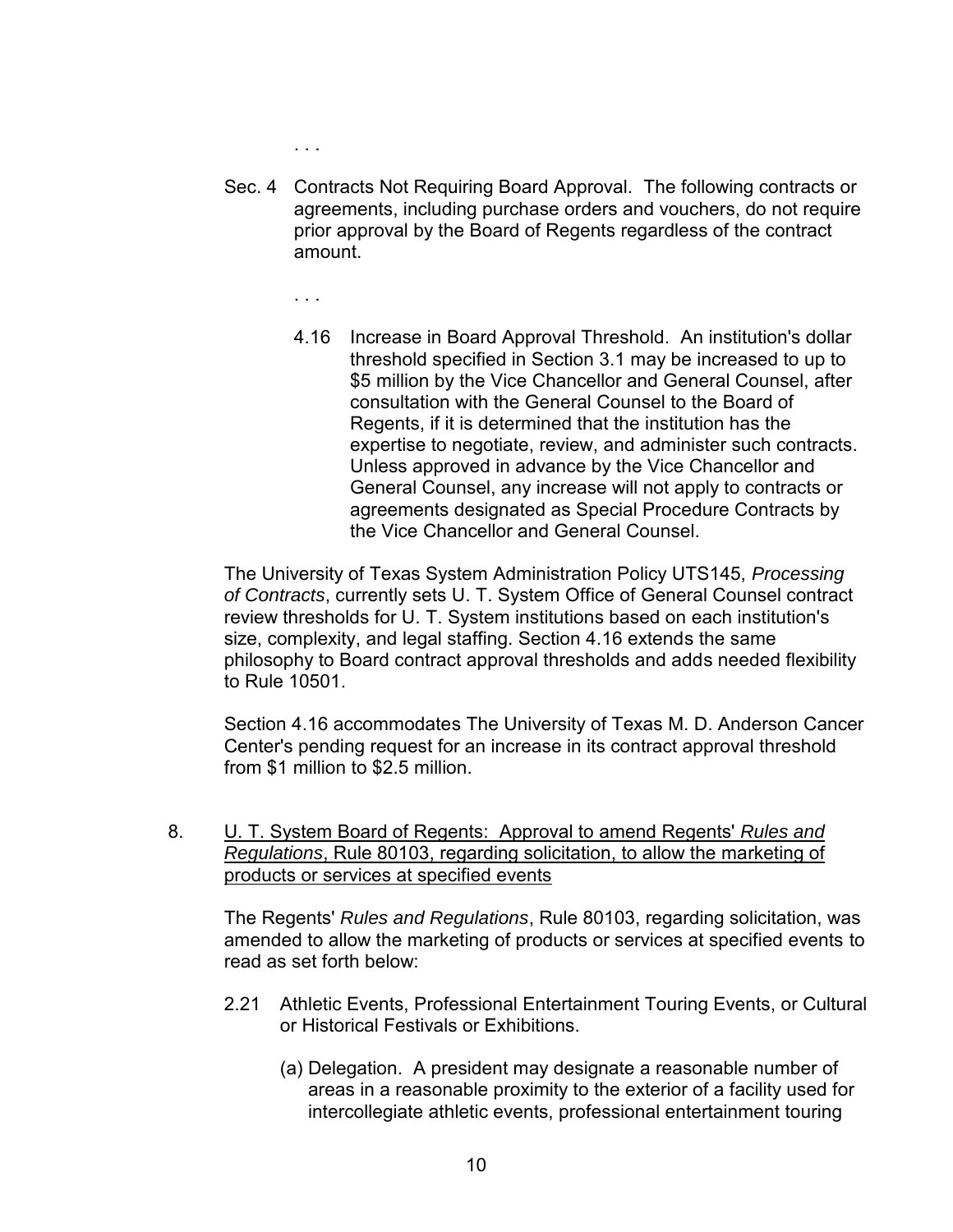. . .

Sec. 4 Contracts Not Requiring Board Approval. The following contracts or agreements, including purchase orders and vouchers, do not require prior approval by the Board of Regents regardless of the contract amount.

. . .

4.16 Increase in Board Approval Threshold. An institution's dollar threshold specified in Section 3.1 may be increased to up to $5 million by the Vice Chancellor and General Counsel, after consultation with the General Counsel to the Board of Regents, if it is determined that the institution has the expertise to negotiate, review, and administer such contracts. Unless approved in advance by the Vice Chancellor and General Counsel, any increase will not apply to contracts or agreements designated as Special Procedure Contracts by the Vice Chancellor and General Counsel.

The University of Texas System Administration Policy UTS145, *Processing of Contracts*, currently sets U. T. System Office of General Counsel contract review thresholds for U. T. System institutions based on each institution's size, complexity, and legal staffing. Section 4.16 extends the same philosophy to Board contract approval thresholds and adds needed flexibility to Rule 10501.

Section 4.16 accommodates The University of Texas M. D. Anderson Cancer Center's pending request for an increase in its contract approval threshold from $1 million to $2.5 million.

8. <u>U. T. System Board of Regents: Approval to amend Regents' *Rules and Regulations*, Rule 80103, regarding solicitation, to allow the marketing of products or services at specified events</u>

The Regents' *Rules and Regulations*, Rule 80103, regarding solicitation, was amended to allow the marketing of products or services at specified events to read as set forth below:

2.21 Athletic Events, Professional Entertainment Touring Events, or Cultural or Historical Festivals or Exhibitions.

(a) Delegation. A president may designate a reasonable number of areas in a reasonable proximity to the exterior of a facility used for intercollegiate athletic events, professional entertainment touring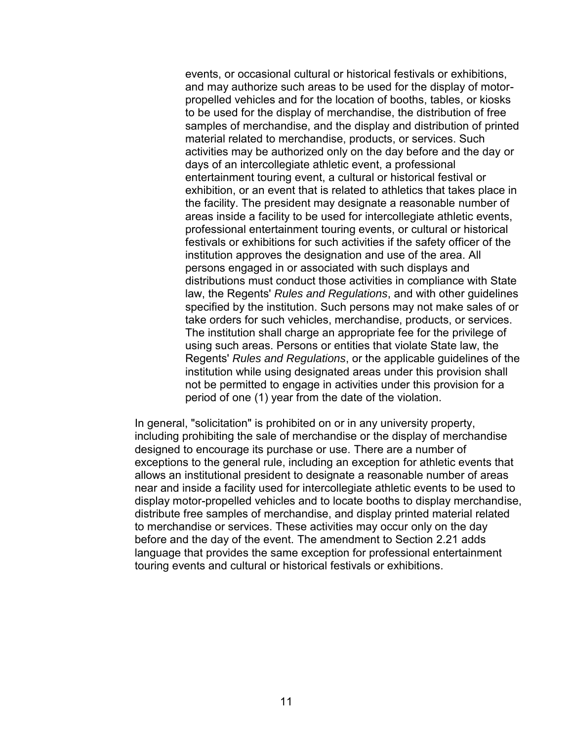events, or occasional cultural or historical festivals or exhibitions, and may authorize such areas to be used for the display of motor-propelled vehicles and for the location of booths, tables, or kiosks to be used for the display of merchandise, the distribution of free samples of merchandise, and the display and distribution of printed material related to merchandise, products, or services. Such activities may be authorized only on the day before and the day or days of an intercollegiate athletic event, a professional entertainment touring event, a cultural or historical festival or exhibition, or an event that is related to athletics that takes place in the facility. The president may designate a reasonable number of areas inside a facility to be used for intercollegiate athletic events, professional entertainment touring events, or cultural or historical festivals or exhibitions for such activities if the safety officer of the institution approves the designation and use of the area. All persons engaged in or associated with such displays and distributions must conduct those activities in compliance with State law, the Regents' *Rules and Regulations*, and with other guidelines specified by the institution. Such persons may not make sales of or take orders for such vehicles, merchandise, products, or services. The institution shall charge an appropriate fee for the privilege of using such areas. Persons or entities that violate State law, the Regents' *Rules and Regulations*, or the applicable guidelines of the institution while using designated areas under this provision shall not be permitted to engage in activities under this provision for a period of one (1) year from the date of the violation.

In general, "solicitation" is prohibited on or in any university property, including prohibiting the sale of merchandise or the display of merchandise designed to encourage its purchase or use. There are a number of exceptions to the general rule, including an exception for athletic events that allows an institutional president to designate a reasonable number of areas near and inside a facility used for intercollegiate athletic events to be used to display motor-propelled vehicles and to locate booths to display merchandise, distribute free samples of merchandise, and display printed material related to merchandise or services. These activities may occur only on the day before and the day of the event. The amendment to Section 2.21 adds language that provides the same exception for professional entertainment touring events and cultural or historical festivals or exhibitions.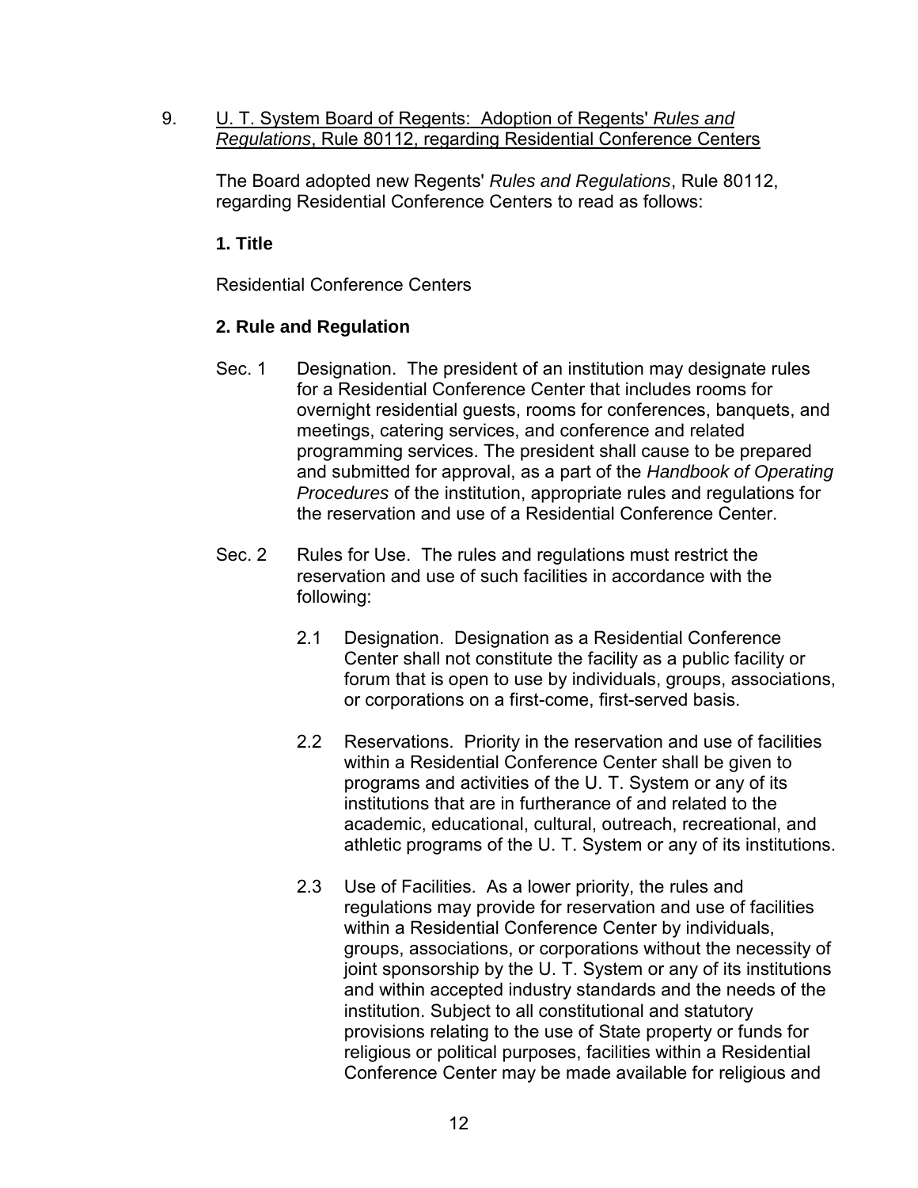9. U. T. System Board of Regents: Adoption of Regents' *Rules and Regulations*, Rule 80112, regarding Residential Conference Centers

The Board adopted new Regents' *Rules and Regulations*, Rule 80112, regarding Residential Conference Centers to read as follows:

**1. Title**

Residential Conference Centers

**2. Rule and Regulation**

Sec. 1 Designation. The president of an institution may designate rules for a Residential Conference Center that includes rooms for overnight residential guests, rooms for conferences, banquets, and meetings, catering services, and conference and related programming services. The president shall cause to be prepared and submitted for approval, as a part of the *Handbook of Operating Procedures* of the institution, appropriate rules and regulations for the reservation and use of a Residential Conference Center.

Sec. 2 Rules for Use. The rules and regulations must restrict the reservation and use of such facilities in accordance with the following:

2.1 Designation. Designation as a Residential Conference Center shall not constitute the facility as a public facility or forum that is open to use by individuals, groups, associations, or corporations on a first-come, first-served basis.

2.2 Reservations. Priority in the reservation and use of facilities within a Residential Conference Center shall be given to programs and activities of the U. T. System or any of its institutions that are in furtherance of and related to the academic, educational, cultural, outreach, recreational, and athletic programs of the U. T. System or any of its institutions.

2.3 Use of Facilities. As a lower priority, the rules and regulations may provide for reservation and use of facilities within a Residential Conference Center by individuals, groups, associations, or corporations without the necessity of joint sponsorship by the U. T. System or any of its institutions and within accepted industry standards and the needs of the institution. Subject to all constitutional and statutory provisions relating to the use of State property or funds for religious or political purposes, facilities within a Residential Conference Center may be made available for religious and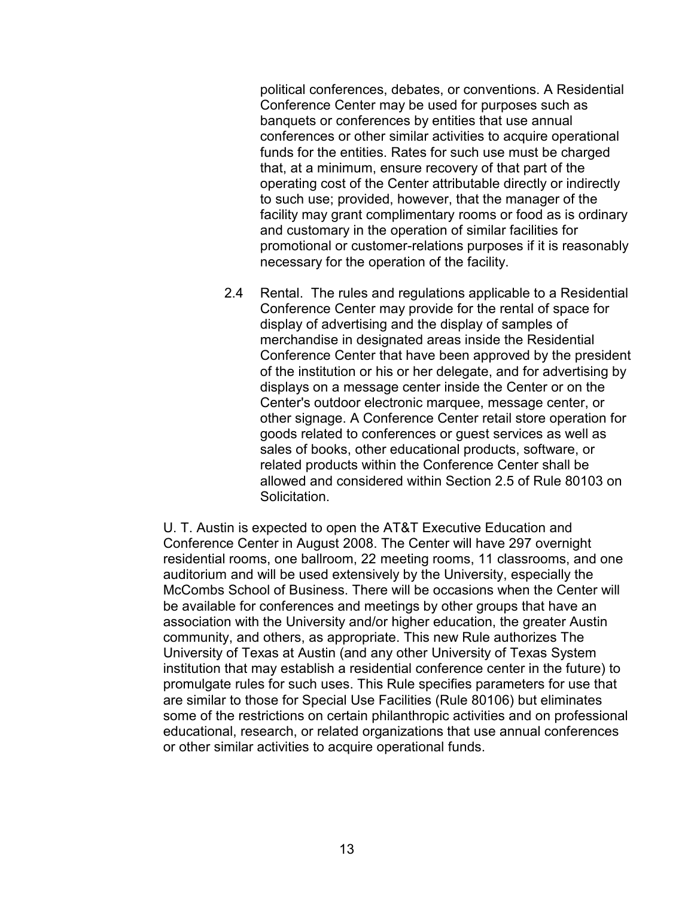political conferences, debates, or conventions. A Residential Conference Center may be used for purposes such as banquets or conferences by entities that use annual conferences or other similar activities to acquire operational funds for the entities. Rates for such use must be charged that, at a minimum, ensure recovery of that part of the operating cost of the Center attributable directly or indirectly to such use; provided, however, that the manager of the facility may grant complimentary rooms or food as is ordinary and customary in the operation of similar facilities for promotional or customer-relations purposes if it is reasonably necessary for the operation of the facility.

2.4 Rental. The rules and regulations applicable to a Residential Conference Center may provide for the rental of space for display of advertising and the display of samples of merchandise in designated areas inside the Residential Conference Center that have been approved by the president of the institution or his or her delegate, and for advertising by displays on a message center inside the Center or on the Center's outdoor electronic marquee, message center, or other signage. A Conference Center retail store operation for goods related to conferences or guest services as well as sales of books, other educational products, software, or related products within the Conference Center shall be allowed and considered within Section 2.5 of Rule 80103 on Solicitation.

U. T. Austin is expected to open the AT&T Executive Education and Conference Center in August 2008. The Center will have 297 overnight residential rooms, one ballroom, 22 meeting rooms, 11 classrooms, and one auditorium and will be used extensively by the University, especially the McCombs School of Business. There will be occasions when the Center will be available for conferences and meetings by other groups that have an association with the University and/or higher education, the greater Austin community, and others, as appropriate. This new Rule authorizes The University of Texas at Austin (and any other University of Texas System institution that may establish a residential conference center in the future) to promulgate rules for such uses. This Rule specifies parameters for use that are similar to those for Special Use Facilities (Rule 80106) but eliminates some of the restrictions on certain philanthropic activities and on professional educational, research, or related organizations that use annual conferences or other similar activities to acquire operational funds.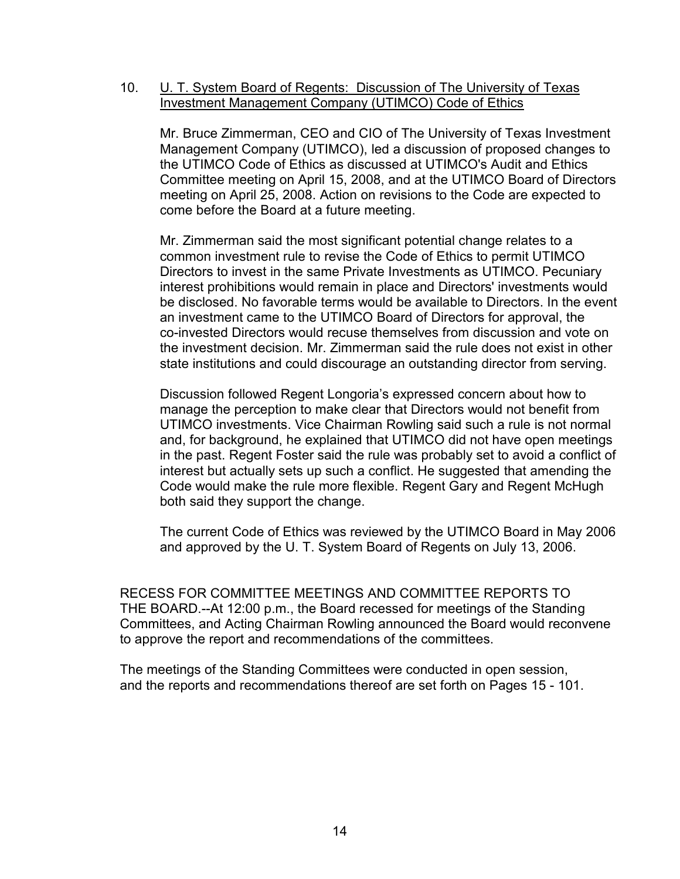10. U. T. System Board of Regents: Discussion of The University of Texas Investment Management Company (UTIMCO) Code of Ethics

Mr. Bruce Zimmerman, CEO and CIO of The University of Texas Investment Management Company (UTIMCO), led a discussion of proposed changes to the UTIMCO Code of Ethics as discussed at UTIMCO's Audit and Ethics Committee meeting on April 15, 2008, and at the UTIMCO Board of Directors meeting on April 25, 2008. Action on revisions to the Code are expected to come before the Board at a future meeting.

Mr. Zimmerman said the most significant potential change relates to a common investment rule to revise the Code of Ethics to permit UTIMCO Directors to invest in the same Private Investments as UTIMCO. Pecuniary interest prohibitions would remain in place and Directors' investments would be disclosed. No favorable terms would be available to Directors. In the event an investment came to the UTIMCO Board of Directors for approval, the co-invested Directors would recuse themselves from discussion and vote on the investment decision. Mr. Zimmerman said the rule does not exist in other state institutions and could discourage an outstanding director from serving.

Discussion followed Regent Longoria's expressed concern about how to manage the perception to make clear that Directors would not benefit from UTIMCO investments. Vice Chairman Rowling said such a rule is not normal and, for background, he explained that UTIMCO did not have open meetings in the past. Regent Foster said the rule was probably set to avoid a conflict of interest but actually sets up such a conflict. He suggested that amending the Code would make the rule more flexible. Regent Gary and Regent McHugh both said they support the change.

The current Code of Ethics was reviewed by the UTIMCO Board in May 2006 and approved by the U. T. System Board of Regents on July 13, 2006.

RECESS FOR COMMITTEE MEETINGS AND COMMITTEE REPORTS TO THE BOARD.--At 12:00 p.m., the Board recessed for meetings of the Standing Committees, and Acting Chairman Rowling announced the Board would reconvene to approve the report and recommendations of the committees.

The meetings of the Standing Committees were conducted in open session, and the reports and recommendations thereof are set forth on Pages 15 - 101.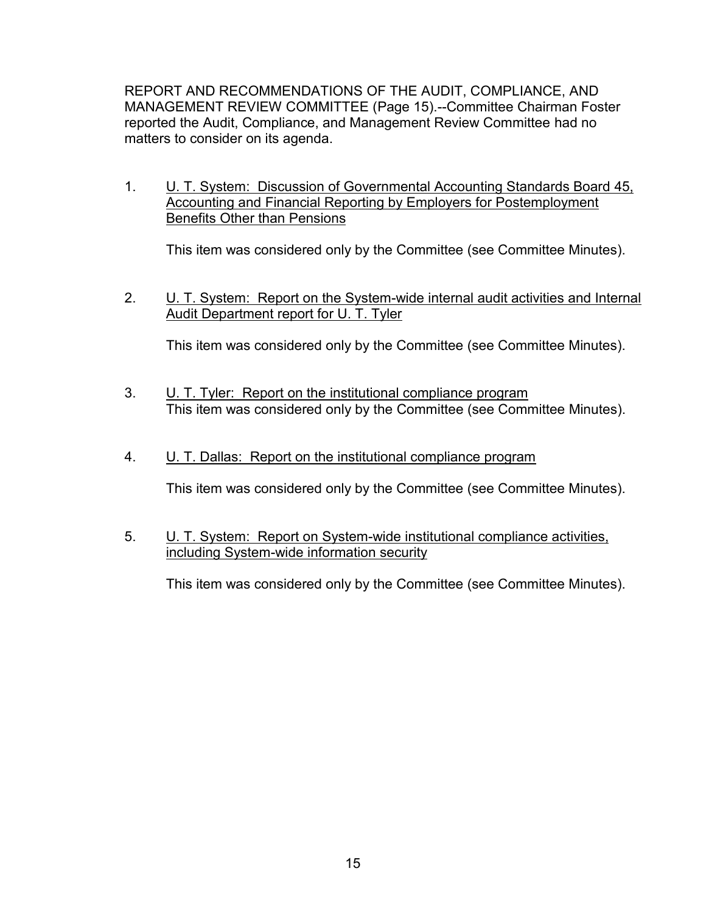REPORT AND RECOMMENDATIONS OF THE AUDIT, COMPLIANCE, AND MANAGEMENT REVIEW COMMITTEE (Page 15).--Committee Chairman Foster reported the Audit, Compliance, and Management Review Committee had no matters to consider on its agenda.

1. U. T. System: Discussion of Governmental Accounting Standards Board 45, Accounting and Financial Reporting by Employers for Postemployment Benefits Other than Pensions

   This item was considered only by the Committee (see Committee Minutes).

2. U. T. System: Report on the System-wide internal audit activities and Internal Audit Department report for U. T. Tyler

   This item was considered only by the Committee (see Committee Minutes).

3. U. T. Tyler: Report on the institutional compliance program

   This item was considered only by the Committee (see Committee Minutes).

4. U. T. Dallas: Report on the institutional compliance program

   This item was considered only by the Committee (see Committee Minutes).

5. U. T. System: Report on System-wide institutional compliance activities, including System-wide information security

   This item was considered only by the Committee (see Committee Minutes).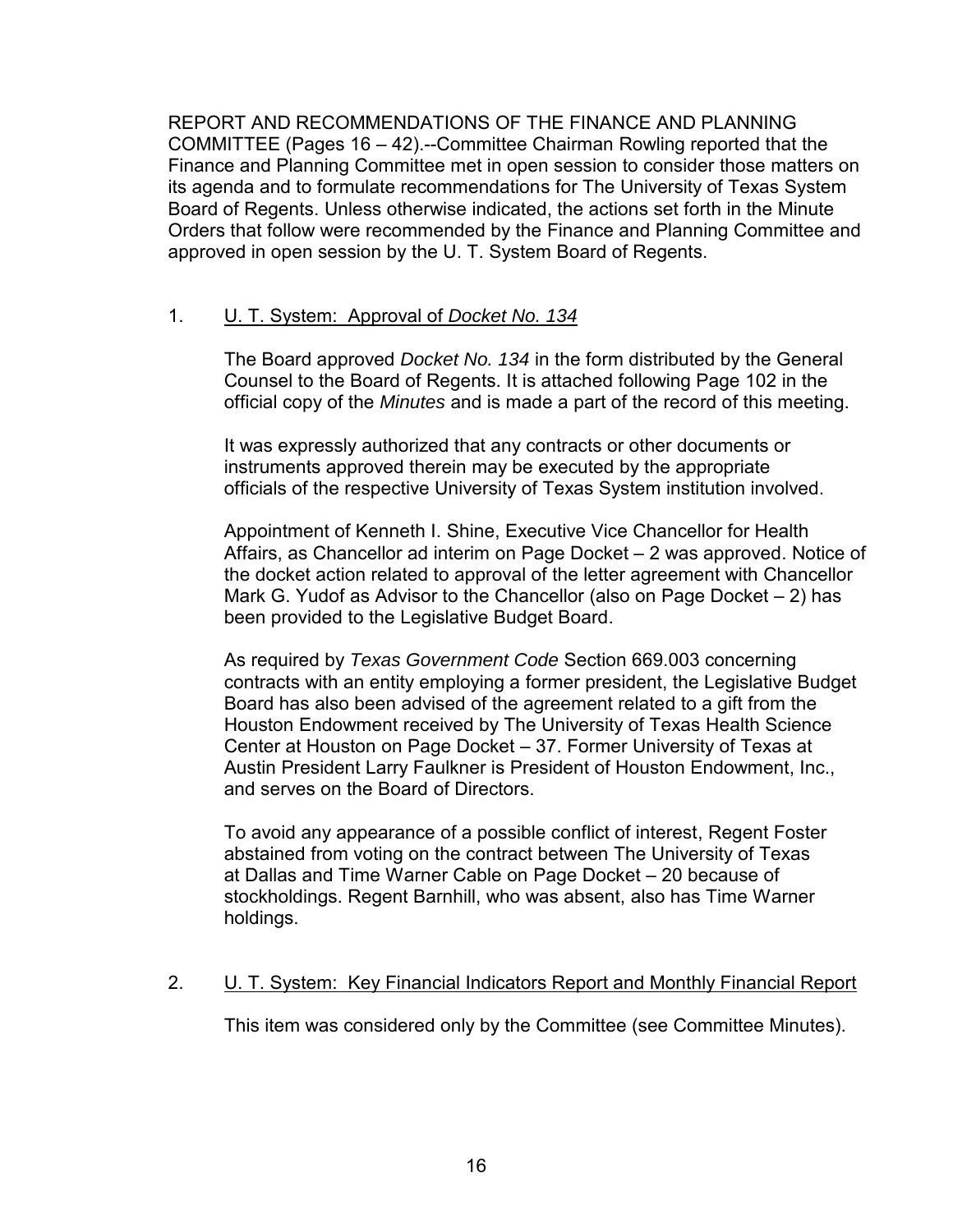REPORT AND RECOMMENDATIONS OF THE FINANCE AND PLANNING COMMITTEE (Pages 16 – 42).--Committee Chairman Rowling reported that the Finance and Planning Committee met in open session to consider those matters on its agenda and to formulate recommendations for The University of Texas System Board of Regents. Unless otherwise indicated, the actions set forth in the Minute Orders that follow were recommended by the Finance and Planning Committee and approved in open session by the U. T. System Board of Regents.

1. U. T. System: Approval of *Docket No. 134*

   The Board approved *Docket No. 134* in the form distributed by the General Counsel to the Board of Regents. It is attached following Page 102 in the official copy of the *Minutes* and is made a part of the record of this meeting.

   It was expressly authorized that any contracts or other documents or instruments approved therein may be executed by the appropriate officials of the respective University of Texas System institution involved.

   Appointment of Kenneth I. Shine, Executive Vice Chancellor for Health Affairs, as Chancellor ad interim on Page Docket – 2 was approved. Notice of the docket action related to approval of the letter agreement with Chancellor Mark G. Yudof as Advisor to the Chancellor (also on Page Docket – 2) has been provided to the Legislative Budget Board.

   As required by *Texas Government Code* Section 669.003 concerning contracts with an entity employing a former president, the Legislative Budget Board has also been advised of the agreement related to a gift from the Houston Endowment received by The University of Texas Health Science Center at Houston on Page Docket – 37. Former University of Texas at Austin President Larry Faulkner is President of Houston Endowment, Inc., and serves on the Board of Directors.

   To avoid any appearance of a possible conflict of interest, Regent Foster abstained from voting on the contract between The University of Texas at Dallas and Time Warner Cable on Page Docket – 20 because of stockholdings. Regent Barnhill, who was absent, also has Time Warner holdings.

2. U. T. System: Key Financial Indicators Report and Monthly Financial Report

   This item was considered only by the Committee (see Committee Minutes).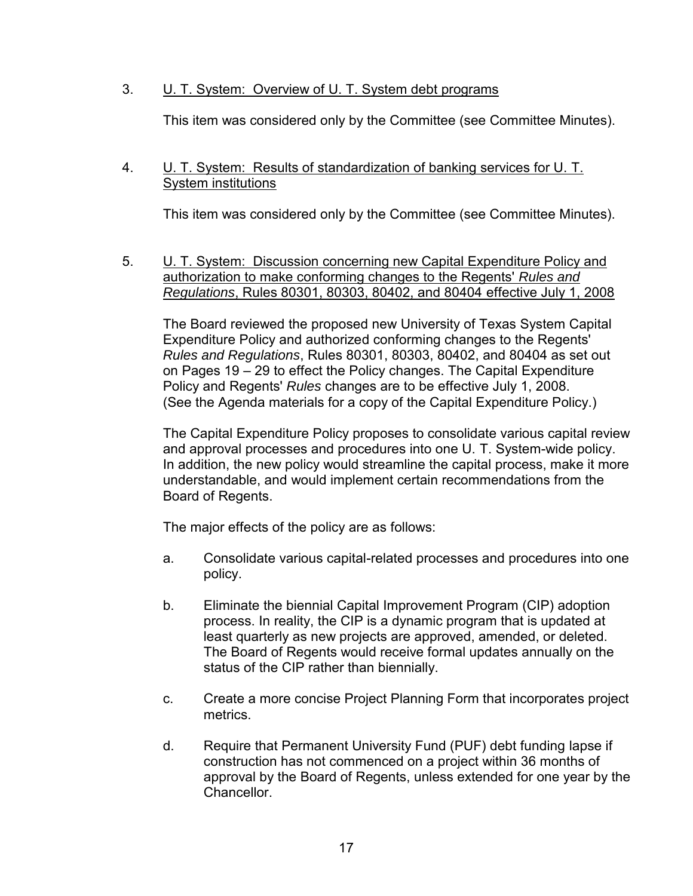3. U. T. System: Overview of U. T. System debt programs

   This item was considered only by the Committee (see Committee Minutes).

4. U. T. System: Results of standardization of banking services for U. T. System institutions

   This item was considered only by the Committee (see Committee Minutes).

5. U. T. System: Discussion concerning new Capital Expenditure Policy and authorization to make conforming changes to the Regents' *Rules and Regulations*, Rules 80301, 80303, 80402, and 80404 effective July 1, 2008

   The Board reviewed the proposed new University of Texas System Capital Expenditure Policy and authorized conforming changes to the Regents' *Rules and Regulations*, Rules 80301, 80303, 80402, and 80404 as set out on Pages 19 – 29 to effect the Policy changes. The Capital Expenditure Policy and Regents' *Rules* changes are to be effective July 1, 2008. (See the Agenda materials for a copy of the Capital Expenditure Policy.)

   The Capital Expenditure Policy proposes to consolidate various capital review and approval processes and procedures into one U. T. System-wide policy. In addition, the new policy would streamline the capital process, make it more understandable, and would implement certain recommendations from the Board of Regents.

   The major effects of the policy are as follows:

   a. Consolidate various capital-related processes and procedures into one policy.

   b. Eliminate the biennial Capital Improvement Program (CIP) adoption process. In reality, the CIP is a dynamic program that is updated at least quarterly as new projects are approved, amended, or deleted. The Board of Regents would receive formal updates annually on the status of the CIP rather than biennially.

   c. Create a more concise Project Planning Form that incorporates project metrics.

   d. Require that Permanent University Fund (PUF) debt funding lapse if construction has not commenced on a project within 36 months of approval by the Board of Regents, unless extended for one year by the Chancellor.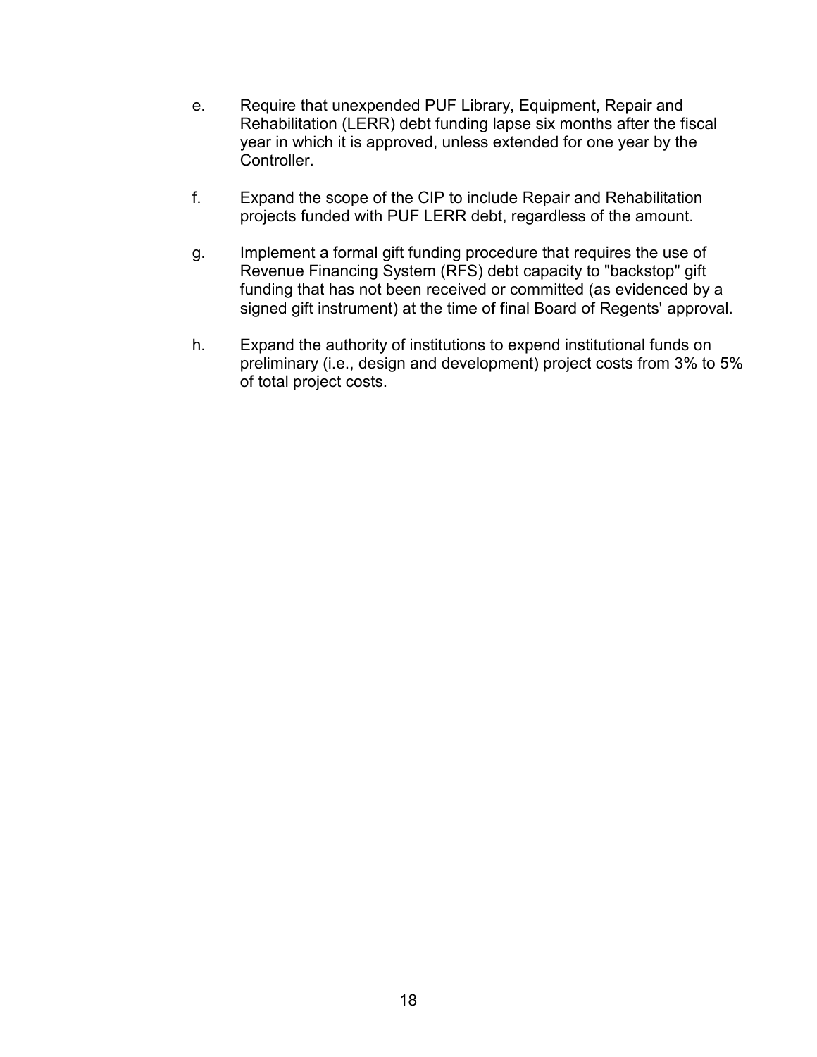e. Require that unexpended PUF Library, Equipment, Repair and Rehabilitation (LERR) debt funding lapse six months after the fiscal year in which it is approved, unless extended for one year by the Controller.

f. Expand the scope of the CIP to include Repair and Rehabilitation projects funded with PUF LERR debt, regardless of the amount.

g. Implement a formal gift funding procedure that requires the use of Revenue Financing System (RFS) debt capacity to "backstop" gift funding that has not been received or committed (as evidenced by a signed gift instrument) at the time of final Board of Regents' approval.

h. Expand the authority of institutions to expend institutional funds on preliminary (i.e., design and development) project costs from 3% to 5% of total project costs.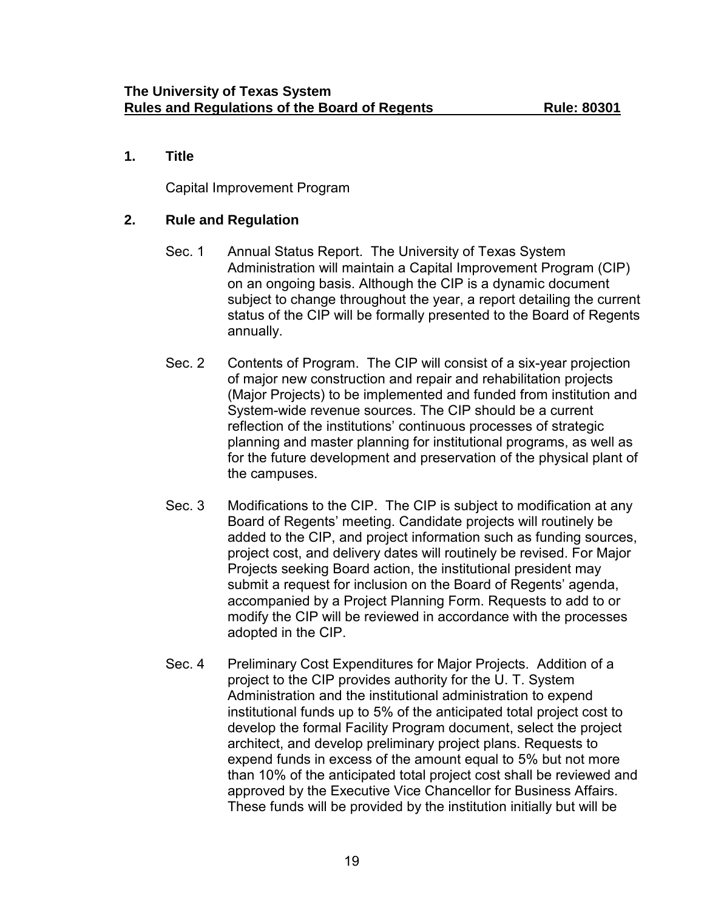**The University of Texas System**
**Rules and Regulations of the Board of Regents** **Rule: 80301**

## 1. Title

Capital Improvement Program

## 2. Rule and Regulation

Sec. 1 Annual Status Report. The University of Texas System Administration will maintain a Capital Improvement Program (CIP) on an ongoing basis. Although the CIP is a dynamic document subject to change throughout the year, a report detailing the current status of the CIP will be formally presented to the Board of Regents annually.

Sec. 2 Contents of Program. The CIP will consist of a six-year projection of major new construction and repair and rehabilitation projects (Major Projects) to be implemented and funded from institution and System-wide revenue sources. The CIP should be a current reflection of the institutions' continuous processes of strategic planning and master planning for institutional programs, as well as for the future development and preservation of the physical plant of the campuses.

Sec. 3 Modifications to the CIP. The CIP is subject to modification at any Board of Regents' meeting. Candidate projects will routinely be added to the CIP, and project information such as funding sources, project cost, and delivery dates will routinely be revised. For Major Projects seeking Board action, the institutional president may submit a request for inclusion on the Board of Regents' agenda, accompanied by a Project Planning Form. Requests to add to or modify the CIP will be reviewed in accordance with the processes adopted in the CIP.

Sec. 4 Preliminary Cost Expenditures for Major Projects. Addition of a project to the CIP provides authority for the U. T. System Administration and the institutional administration to expend institutional funds up to 5% of the anticipated total project cost to develop the formal Facility Program document, select the project architect, and develop preliminary project plans. Requests to expend funds in excess of the amount equal to 5% but not more than 10% of the anticipated total project cost shall be reviewed and approved by the Executive Vice Chancellor for Business Affairs. These funds will be provided by the institution initially but will be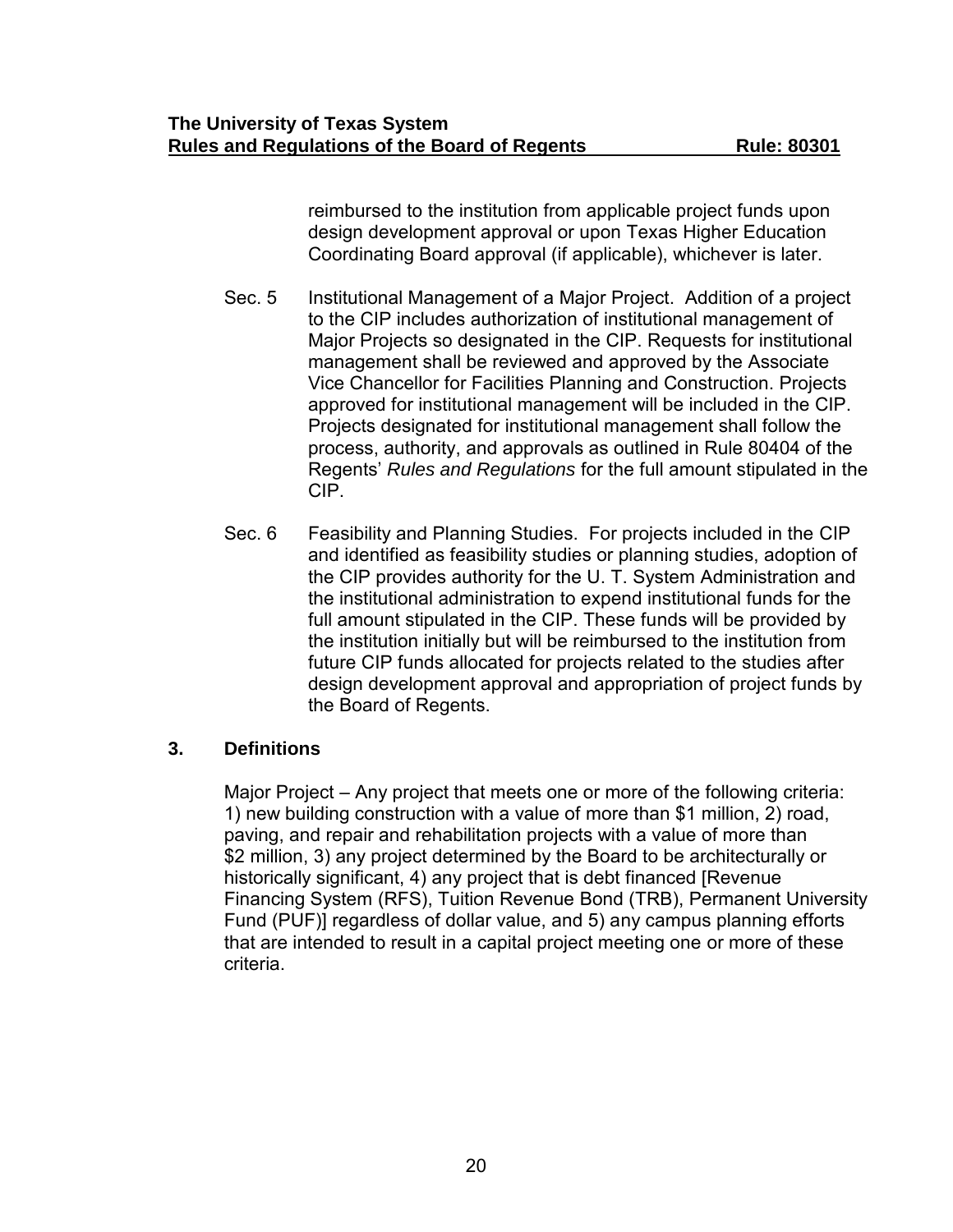reimbursed to the institution from applicable project funds upon design development approval or upon Texas Higher Education Coordinating Board approval (if applicable), whichever is later.

Sec. 5 Institutional Management of a Major Project. Addition of a project to the CIP includes authorization of institutional management of Major Projects so designated in the CIP. Requests for institutional management shall be reviewed and approved by the Associate Vice Chancellor for Facilities Planning and Construction. Projects approved for institutional management will be included in the CIP. Projects designated for institutional management shall follow the process, authority, and approvals as outlined in Rule 80404 of the Regents' *Rules and Regulations* for the full amount stipulated in the CIP.

Sec. 6 Feasibility and Planning Studies. For projects included in the CIP and identified as feasibility studies or planning studies, adoption of the CIP provides authority for the U. T. System Administration and the institutional administration to expend institutional funds for the full amount stipulated in the CIP. These funds will be provided by the institution initially but will be reimbursed to the institution from future CIP funds allocated for projects related to the studies after design development approval and appropriation of project funds by the Board of Regents.

## 3. Definitions

Major Project – Any project that meets one or more of the following criteria: 1) new building construction with a value of more than $1 million, 2) road, paving, and repair and rehabilitation projects with a value of more than $2 million, 3) any project determined by the Board to be architecturally or historically significant, 4) any project that is debt financed [Revenue Financing System (RFS), Tuition Revenue Bond (TRB), Permanent University Fund (PUF)] regardless of dollar value, and 5) any campus planning efforts that are intended to result in a capital project meeting one or more of these criteria.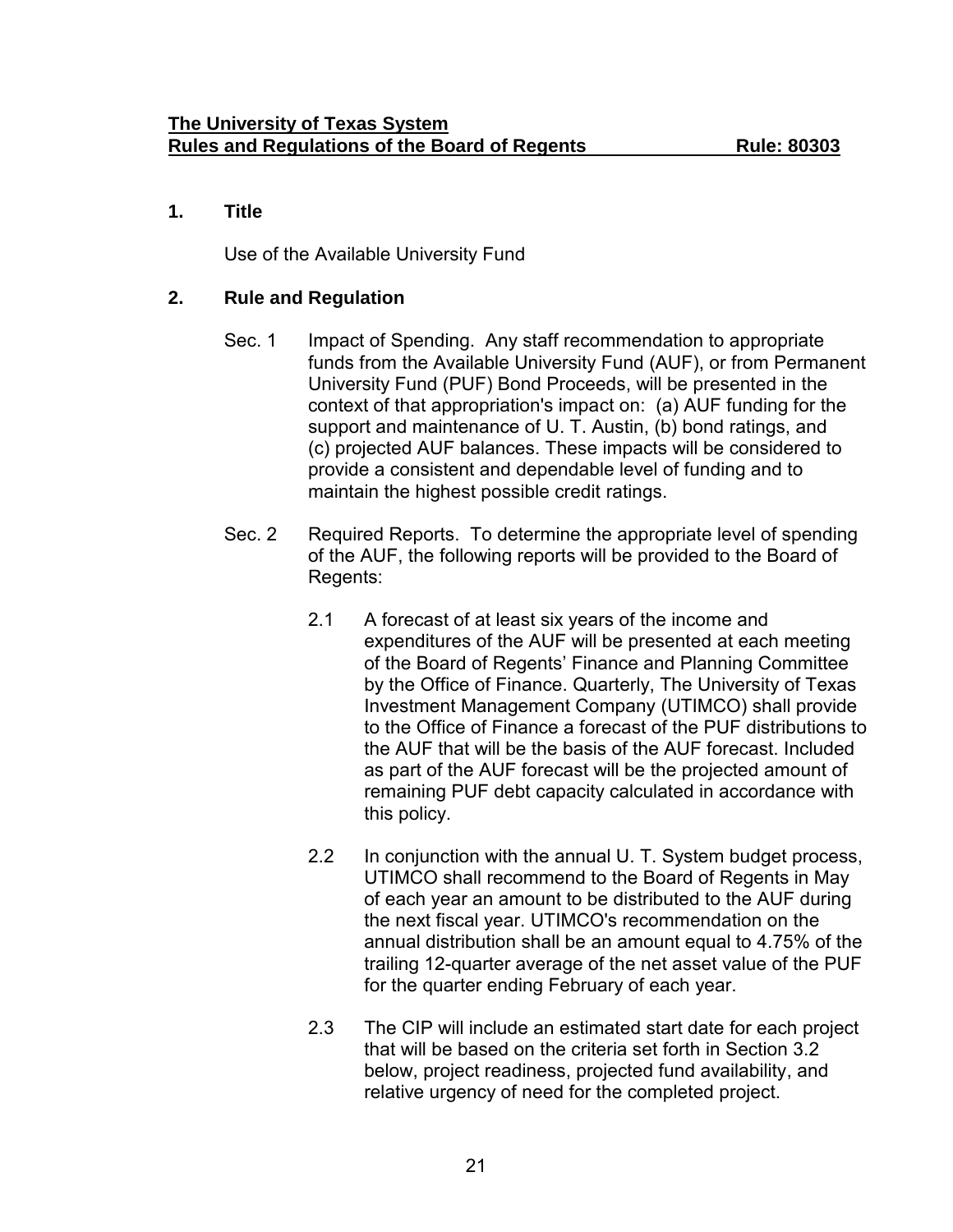**The University of Texas System**
**Rules and Regulations of the Board of Regents** **Rule: 80303**

## 1. Title

Use of the Available University Fund

## 2. Rule and Regulation

Sec. 1 Impact of Spending. Any staff recommendation to appropriate funds from the Available University Fund (AUF), or from Permanent University Fund (PUF) Bond Proceeds, will be presented in the context of that appropriation's impact on: (a) AUF funding for the support and maintenance of U. T. Austin, (b) bond ratings, and (c) projected AUF balances. These impacts will be considered to provide a consistent and dependable level of funding and to maintain the highest possible credit ratings.

Sec. 2 Required Reports. To determine the appropriate level of spending of the AUF, the following reports will be provided to the Board of Regents:

2.1 A forecast of at least six years of the income and expenditures of the AUF will be presented at each meeting of the Board of Regents' Finance and Planning Committee by the Office of Finance. Quarterly, The University of Texas Investment Management Company (UTIMCO) shall provide to the Office of Finance a forecast of the PUF distributions to the AUF that will be the basis of the AUF forecast. Included as part of the AUF forecast will be the projected amount of remaining PUF debt capacity calculated in accordance with this policy.

2.2 In conjunction with the annual U. T. System budget process, UTIMCO shall recommend to the Board of Regents in May of each year an amount to be distributed to the AUF during the next fiscal year. UTIMCO's recommendation on the annual distribution shall be an amount equal to 4.75% of the trailing 12-quarter average of the net asset value of the PUF for the quarter ending February of each year.

2.3 The CIP will include an estimated start date for each project that will be based on the criteria set forth in Section 3.2 below, project readiness, projected fund availability, and relative urgency of need for the completed project.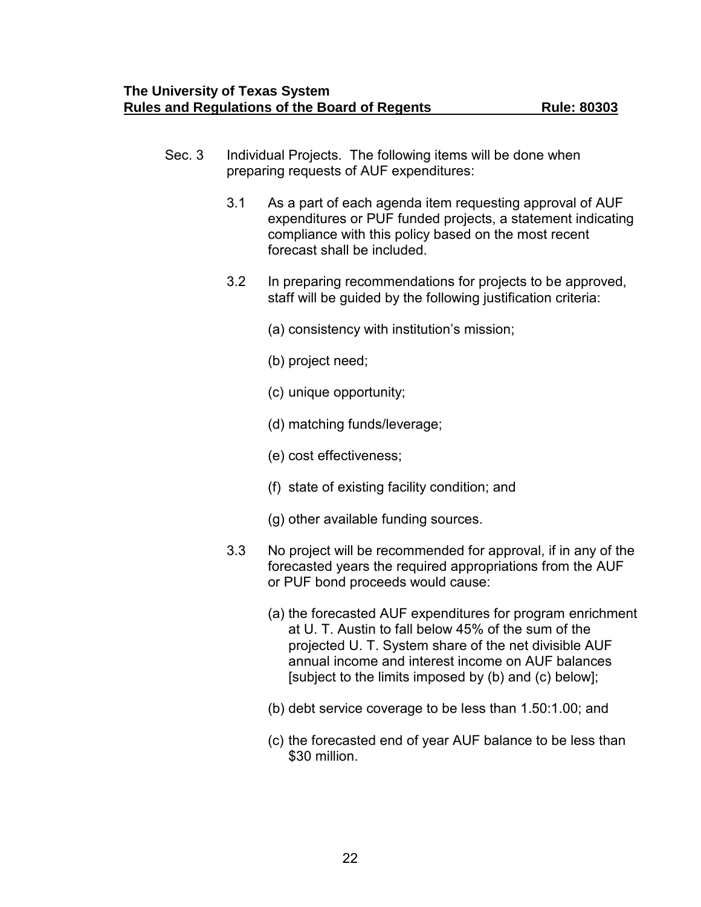Sec. 3 Individual Projects. The following items will be done when preparing requests of AUF expenditures:

3.1 As a part of each agenda item requesting approval of AUF expenditures or PUF funded projects, a statement indicating compliance with this policy based on the most recent forecast shall be included.

3.2 In preparing recommendations for projects to be approved, staff will be guided by the following justification criteria:

(a) consistency with institution's mission;

(b) project need;

(c) unique opportunity;

(d) matching funds/leverage;

(e) cost effectiveness;

(f) state of existing facility condition; and

(g) other available funding sources.

3.3 No project will be recommended for approval, if in any of the forecasted years the required appropriations from the AUF or PUF bond proceeds would cause:

(a) the forecasted AUF expenditures for program enrichment at U. T. Austin to fall below 45% of the sum of the projected U. T. System share of the net divisible AUF annual income and interest income on AUF balances [subject to the limits imposed by (b) and (c) below];

(b) debt service coverage to be less than 1.50:1.00; and

(c) the forecasted end of year AUF balance to be less than $30 million.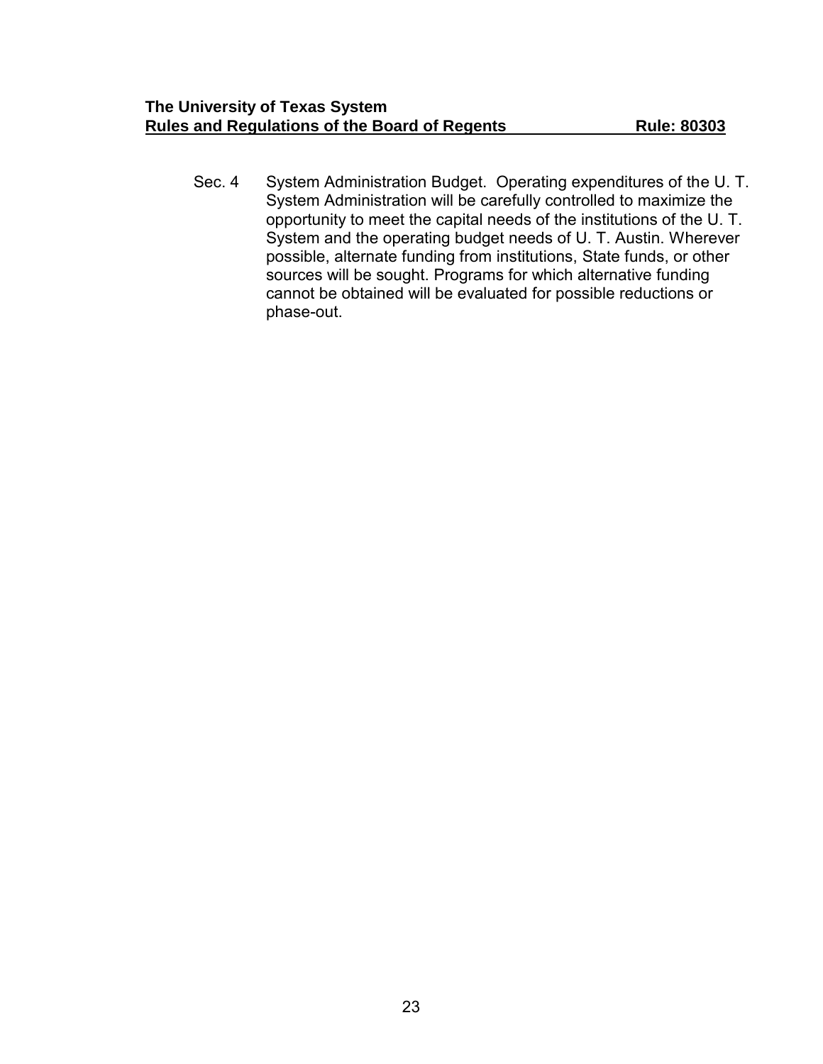Sec. 4 System Administration Budget. Operating expenditures of the U. T. System Administration will be carefully controlled to maximize the opportunity to meet the capital needs of the institutions of the U. T. System and the operating budget needs of U. T. Austin. Wherever possible, alternate funding from institutions, State funds, or other sources will be sought. Programs for which alternative funding cannot be obtained will be evaluated for possible reductions or phase-out.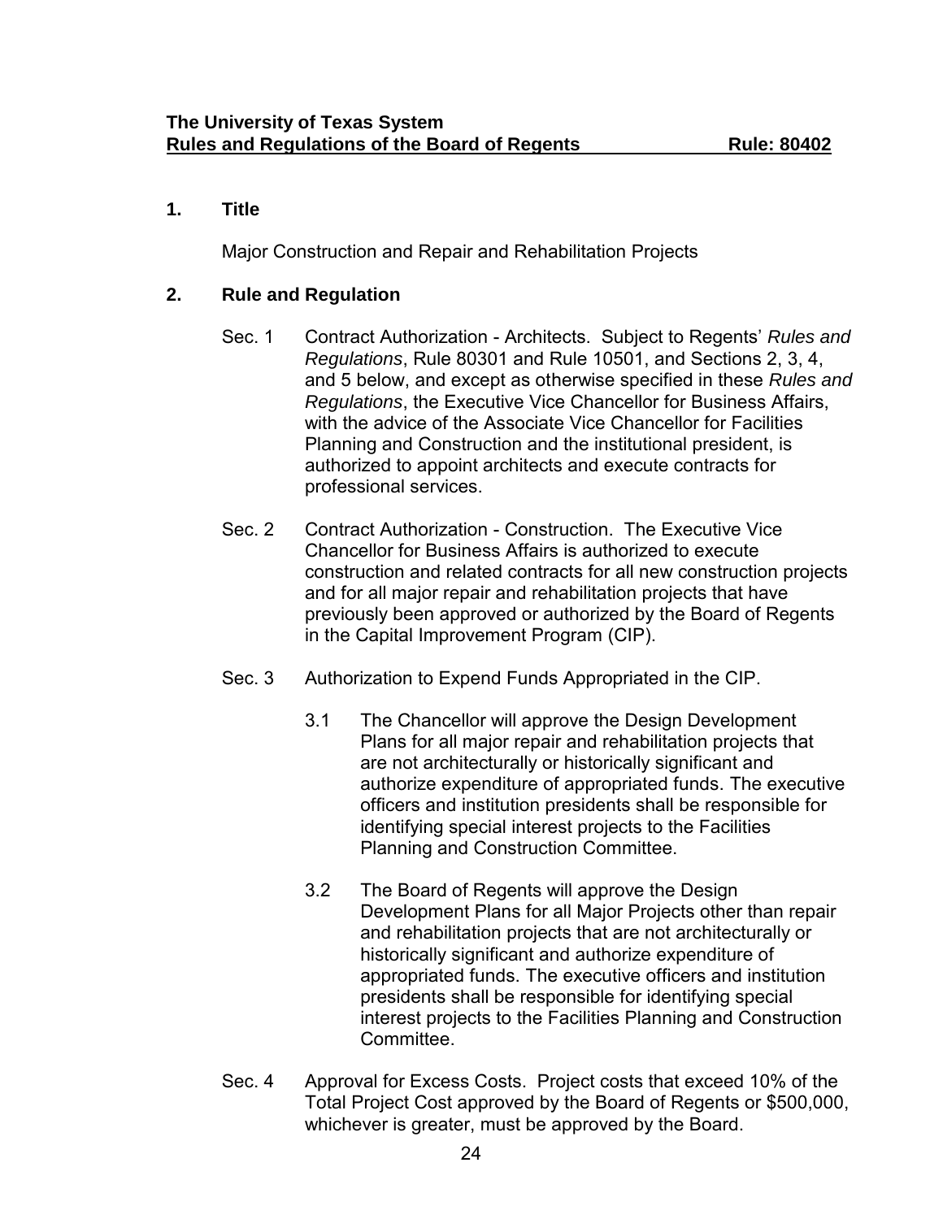**The University of Texas System**
**Rules and Regulations of the Board of Regents Rule: 80402**

## 1. Title

Major Construction and Repair and Rehabilitation Projects

## 2. Rule and Regulation

Sec. 1 Contract Authorization - Architects. Subject to Regents' *Rules and Regulations*, Rule 80301 and Rule 10501, and Sections 2, 3, 4, and 5 below, and except as otherwise specified in these *Rules and Regulations*, the Executive Vice Chancellor for Business Affairs, with the advice of the Associate Vice Chancellor for Facilities Planning and Construction and the institutional president, is authorized to appoint architects and execute contracts for professional services.

Sec. 2 Contract Authorization - Construction. The Executive Vice Chancellor for Business Affairs is authorized to execute construction and related contracts for all new construction projects and for all major repair and rehabilitation projects that have previously been approved or authorized by the Board of Regents in the Capital Improvement Program (CIP).

Sec. 3 Authorization to Expend Funds Appropriated in the CIP.

3.1 The Chancellor will approve the Design Development Plans for all major repair and rehabilitation projects that are not architecturally or historically significant and authorize expenditure of appropriated funds. The executive officers and institution presidents shall be responsible for identifying special interest projects to the Facilities Planning and Construction Committee.

3.2 The Board of Regents will approve the Design Development Plans for all Major Projects other than repair and rehabilitation projects that are not architecturally or historically significant and authorize expenditure of appropriated funds. The executive officers and institution presidents shall be responsible for identifying special interest projects to the Facilities Planning and Construction Committee.

Sec. 4 Approval for Excess Costs. Project costs that exceed 10% of the Total Project Cost approved by the Board of Regents or $500,000, whichever is greater, must be approved by the Board.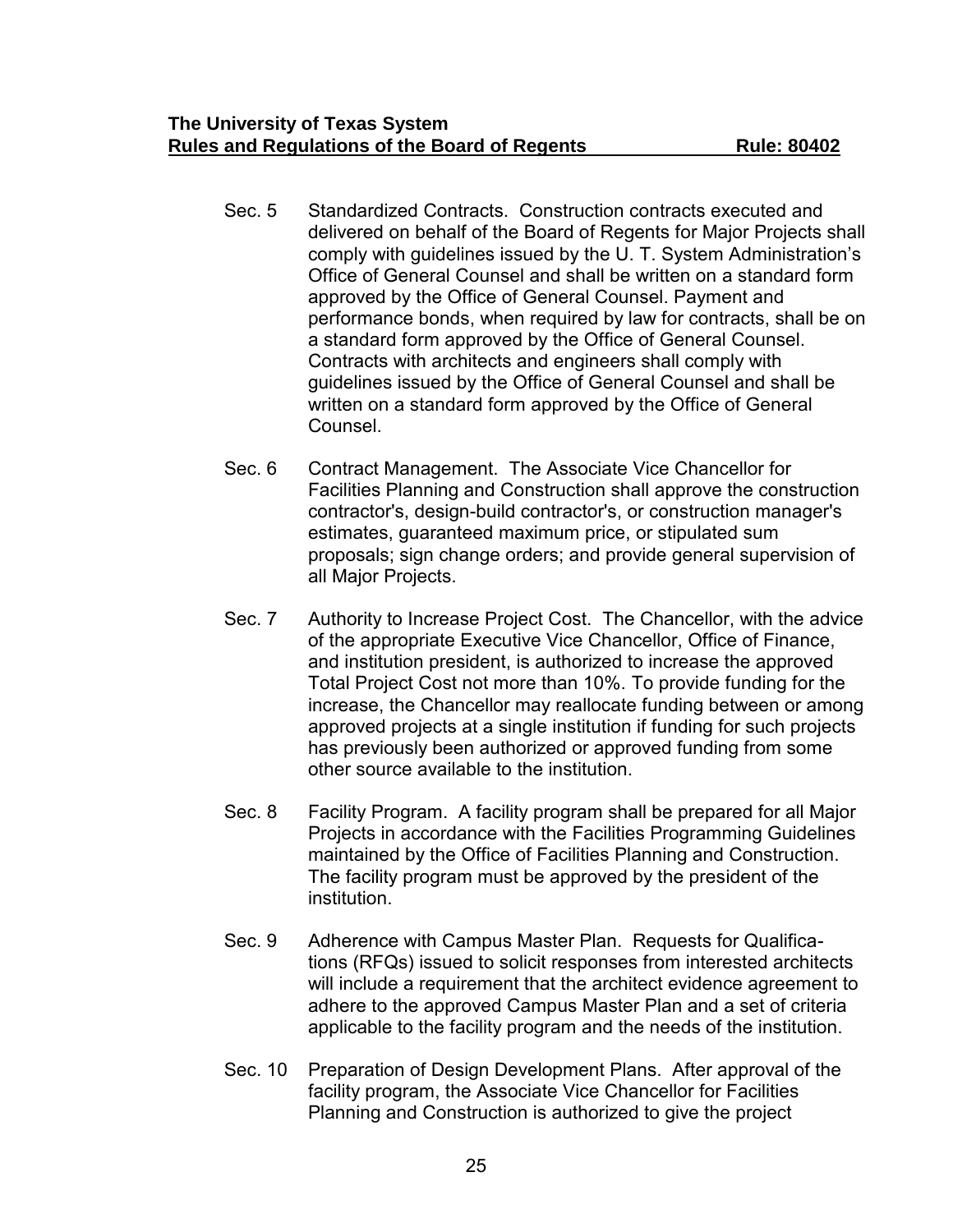Sec. 5 Standardized Contracts. Construction contracts executed and delivered on behalf of the Board of Regents for Major Projects shall comply with guidelines issued by the U. T. System Administration's Office of General Counsel and shall be written on a standard form approved by the Office of General Counsel. Payment and performance bonds, when required by law for contracts, shall be on a standard form approved by the Office of General Counsel. Contracts with architects and engineers shall comply with guidelines issued by the Office of General Counsel and shall be written on a standard form approved by the Office of General Counsel.

Sec. 6 Contract Management. The Associate Vice Chancellor for Facilities Planning and Construction shall approve the construction contractor's, design-build contractor's, or construction manager's estimates, guaranteed maximum price, or stipulated sum proposals; sign change orders; and provide general supervision of all Major Projects.

Sec. 7 Authority to Increase Project Cost. The Chancellor, with the advice of the appropriate Executive Vice Chancellor, Office of Finance, and institution president, is authorized to increase the approved Total Project Cost not more than 10%. To provide funding for the increase, the Chancellor may reallocate funding between or among approved projects at a single institution if funding for such projects has previously been authorized or approved funding from some other source available to the institution.

Sec. 8 Facility Program. A facility program shall be prepared for all Major Projects in accordance with the Facilities Programming Guidelines maintained by the Office of Facilities Planning and Construction. The facility program must be approved by the president of the institution.

Sec. 9 Adherence with Campus Master Plan. Requests for Qualifications (RFQs) issued to solicit responses from interested architects will include a requirement that the architect evidence agreement to adhere to the approved Campus Master Plan and a set of criteria applicable to the facility program and the needs of the institution.

Sec. 10 Preparation of Design Development Plans. After approval of the facility program, the Associate Vice Chancellor for Facilities Planning and Construction is authorized to give the project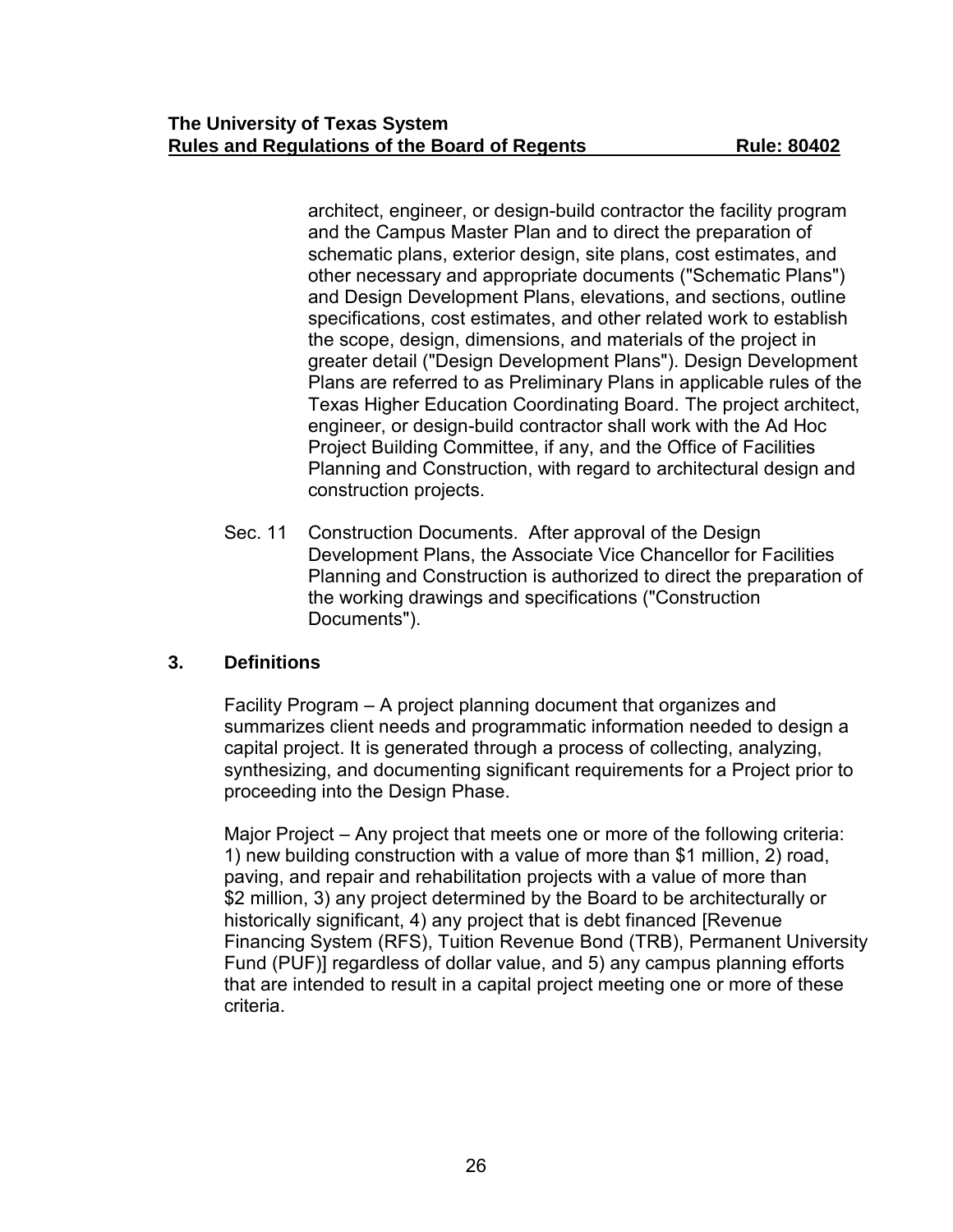architect, engineer, or design-build contractor the facility program and the Campus Master Plan and to direct the preparation of schematic plans, exterior design, site plans, cost estimates, and other necessary and appropriate documents ("Schematic Plans") and Design Development Plans, elevations, and sections, outline specifications, cost estimates, and other related work to establish the scope, design, dimensions, and materials of the project in greater detail ("Design Development Plans"). Design Development Plans are referred to as Preliminary Plans in applicable rules of the Texas Higher Education Coordinating Board. The project architect, engineer, or design-build contractor shall work with the Ad Hoc Project Building Committee, if any, and the Office of Facilities Planning and Construction, with regard to architectural design and construction projects.

Sec. 11 Construction Documents. After approval of the Design Development Plans, the Associate Vice Chancellor for Facilities Planning and Construction is authorized to direct the preparation of the working drawings and specifications ("Construction Documents").

## 3. Definitions

Facility Program – A project planning document that organizes and summarizes client needs and programmatic information needed to design a capital project. It is generated through a process of collecting, analyzing, synthesizing, and documenting significant requirements for a Project prior to proceeding into the Design Phase.

Major Project – Any project that meets one or more of the following criteria: 1) new building construction with a value of more than $1 million, 2) road, paving, and repair and rehabilitation projects with a value of more than $2 million, 3) any project determined by the Board to be architecturally or historically significant, 4) any project that is debt financed [Revenue Financing System (RFS), Tuition Revenue Bond (TRB), Permanent University Fund (PUF)] regardless of dollar value, and 5) any campus planning efforts that are intended to result in a capital project meeting one or more of these criteria.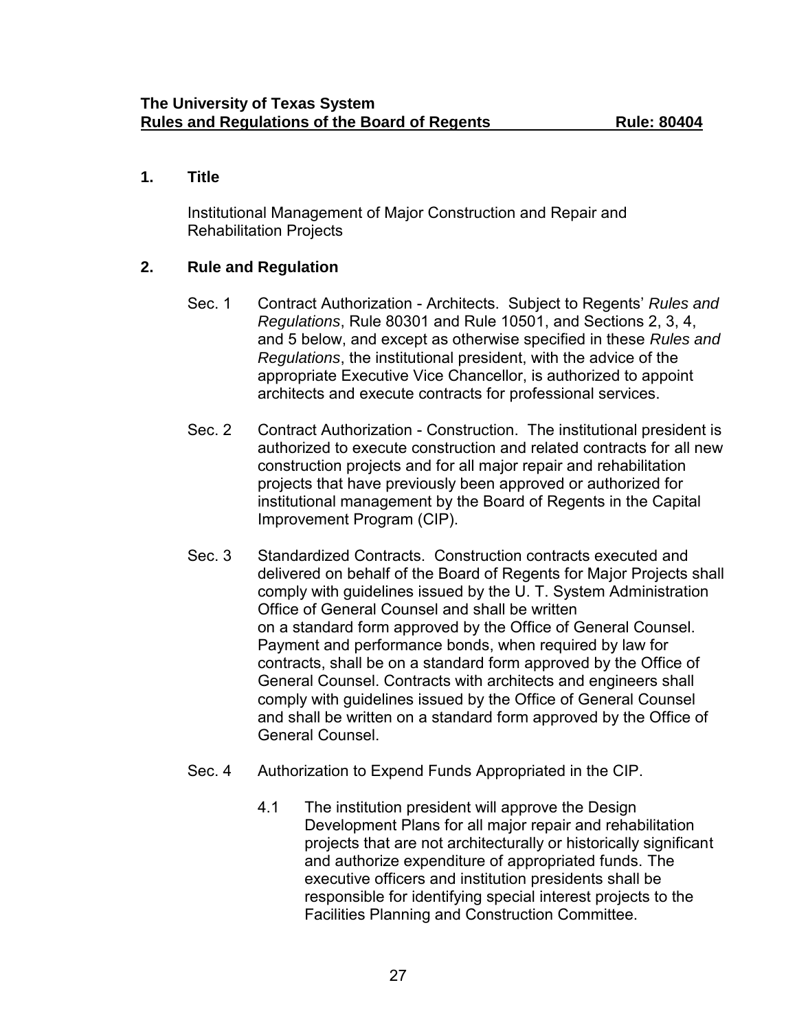**The University of Texas System**
**Rules and Regulations of the Board of Regents** **Rule: 80404**

## 1. Title

Institutional Management of Major Construction and Repair and Rehabilitation Projects

## 2. Rule and Regulation

Sec. 1 Contract Authorization - Architects. Subject to Regents' *Rules and Regulations*, Rule 80301 and Rule 10501, and Sections 2, 3, 4, and 5 below, and except as otherwise specified in these *Rules and Regulations*, the institutional president, with the advice of the appropriate Executive Vice Chancellor, is authorized to appoint architects and execute contracts for professional services.

Sec. 2 Contract Authorization - Construction. The institutional president is authorized to execute construction and related contracts for all new construction projects and for all major repair and rehabilitation projects that have previously been approved or authorized for institutional management by the Board of Regents in the Capital Improvement Program (CIP).

Sec. 3 Standardized Contracts. Construction contracts executed and delivered on behalf of the Board of Regents for Major Projects shall comply with guidelines issued by the U. T. System Administration Office of General Counsel and shall be written on a standard form approved by the Office of General Counsel. Payment and performance bonds, when required by law for contracts, shall be on a standard form approved by the Office of General Counsel. Contracts with architects and engineers shall comply with guidelines issued by the Office of General Counsel and shall be written on a standard form approved by the Office of General Counsel.

Sec. 4 Authorization to Expend Funds Appropriated in the CIP.

4.1 The institution president will approve the Design Development Plans for all major repair and rehabilitation projects that are not architecturally or historically significant and authorize expenditure of appropriated funds. The executive officers and institution presidents shall be responsible for identifying special interest projects to the Facilities Planning and Construction Committee.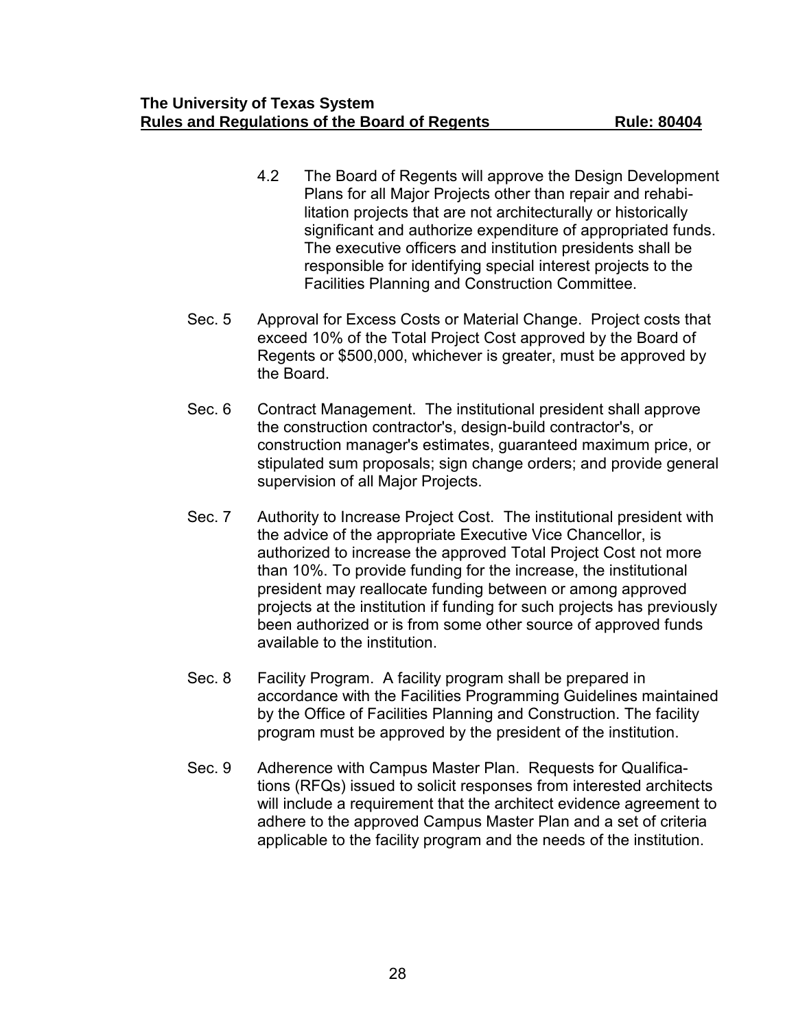4.2 The Board of Regents will approve the Design Development Plans for all Major Projects other than repair and rehabilitation projects that are not architecturally or historically significant and authorize expenditure of appropriated funds. The executive officers and institution presidents shall be responsible for identifying special interest projects to the Facilities Planning and Construction Committee.

Sec. 5 Approval for Excess Costs or Material Change. Project costs that exceed 10% of the Total Project Cost approved by the Board of Regents or $500,000, whichever is greater, must be approved by the Board.

Sec. 6 Contract Management. The institutional president shall approve the construction contractor's, design-build contractor's, or construction manager's estimates, guaranteed maximum price, or stipulated sum proposals; sign change orders; and provide general supervision of all Major Projects.

Sec. 7 Authority to Increase Project Cost. The institutional president with the advice of the appropriate Executive Vice Chancellor, is authorized to increase the approved Total Project Cost not more than 10%. To provide funding for the increase, the institutional president may reallocate funding between or among approved projects at the institution if funding for such projects has previously been authorized or is from some other source of approved funds available to the institution.

Sec. 8 Facility Program. A facility program shall be prepared in accordance with the Facilities Programming Guidelines maintained by the Office of Facilities Planning and Construction. The facility program must be approved by the president of the institution.

Sec. 9 Adherence with Campus Master Plan. Requests for Qualifications (RFQs) issued to solicit responses from interested architects will include a requirement that the architect evidence agreement to adhere to the approved Campus Master Plan and a set of criteria applicable to the facility program and the needs of the institution.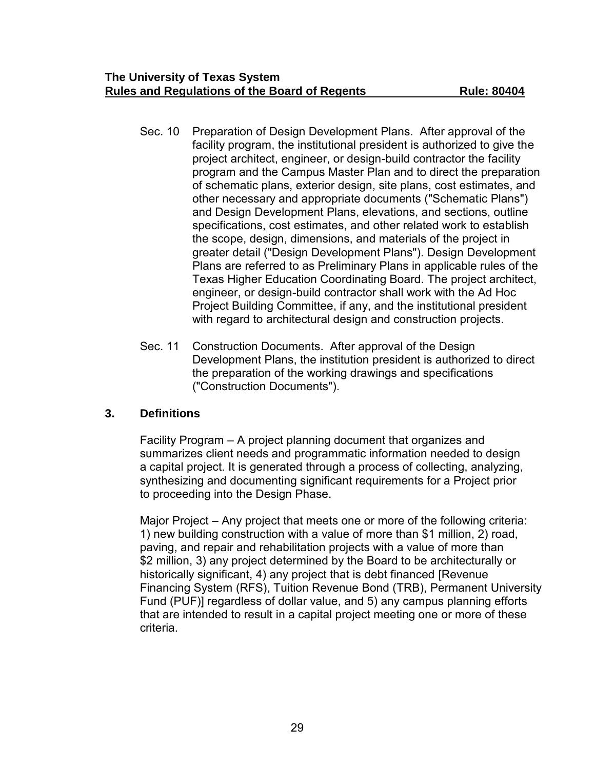Sec. 10 Preparation of Design Development Plans. After approval of the facility program, the institutional president is authorized to give the project architect, engineer, or design-build contractor the facility program and the Campus Master Plan and to direct the preparation of schematic plans, exterior design, site plans, cost estimates, and other necessary and appropriate documents ("Schematic Plans") and Design Development Plans, elevations, and sections, outline specifications, cost estimates, and other related work to establish the scope, design, dimensions, and materials of the project in greater detail ("Design Development Plans"). Design Development Plans are referred to as Preliminary Plans in applicable rules of the Texas Higher Education Coordinating Board. The project architect, engineer, or design-build contractor shall work with the Ad Hoc Project Building Committee, if any, and the institutional president with regard to architectural design and construction projects.

Sec. 11 Construction Documents. After approval of the Design Development Plans, the institution president is authorized to direct the preparation of the working drawings and specifications ("Construction Documents").

## 3. Definitions

Facility Program – A project planning document that organizes and summarizes client needs and programmatic information needed to design a capital project. It is generated through a process of collecting, analyzing, synthesizing and documenting significant requirements for a Project prior to proceeding into the Design Phase.

Major Project – Any project that meets one or more of the following criteria: 1) new building construction with a value of more than $1 million, 2) road, paving, and repair and rehabilitation projects with a value of more than $2 million, 3) any project determined by the Board to be architecturally or historically significant, 4) any project that is debt financed [Revenue Financing System (RFS), Tuition Revenue Bond (TRB), Permanent University Fund (PUF)] regardless of dollar value, and 5) any campus planning efforts that are intended to result in a capital project meeting one or more of these criteria.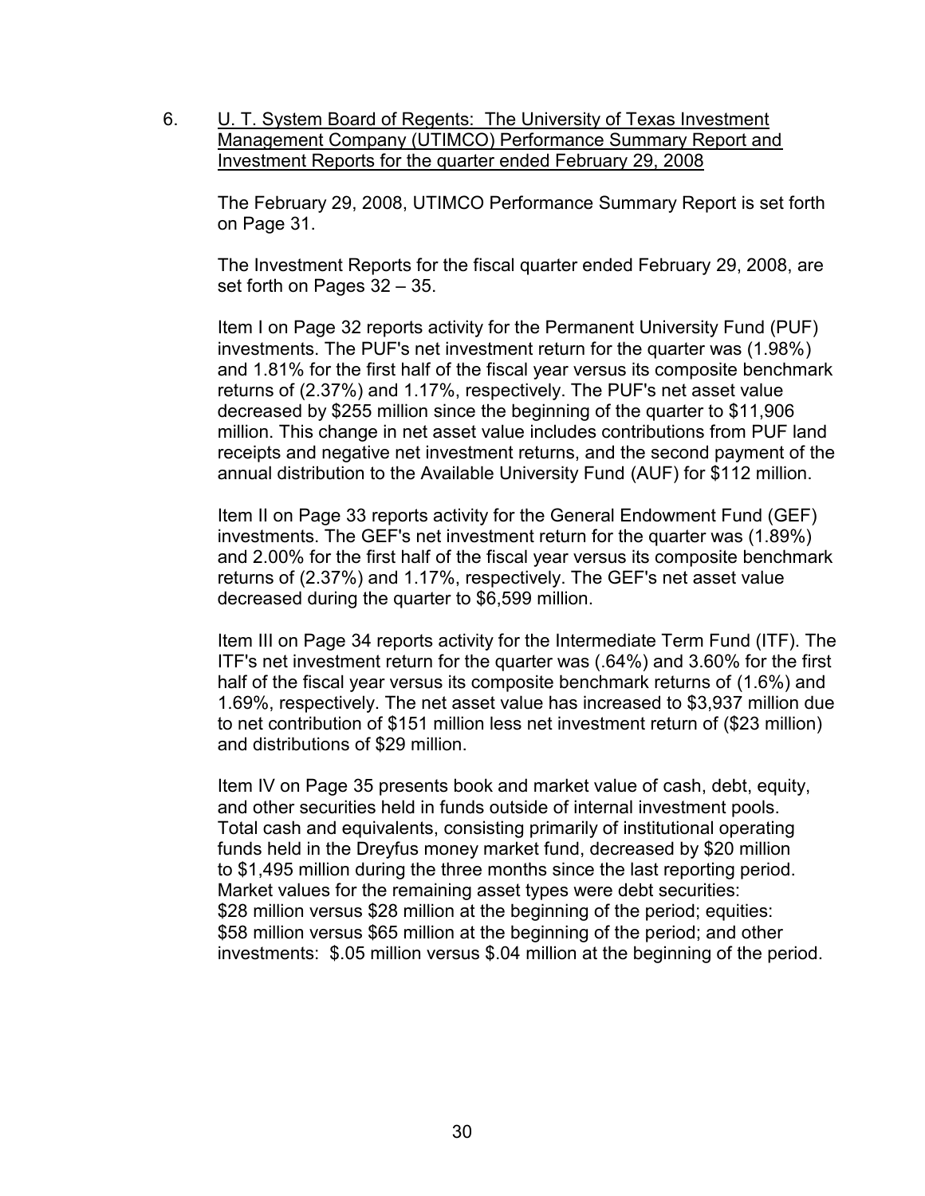6. U. T. System Board of Regents: The University of Texas Investment Management Company (UTIMCO) Performance Summary Report and Investment Reports for the quarter ended February 29, 2008

The February 29, 2008, UTIMCO Performance Summary Report is set forth on Page 31.

The Investment Reports for the fiscal quarter ended February 29, 2008, are set forth on Pages 32 – 35.

Item I on Page 32 reports activity for the Permanent University Fund (PUF) investments. The PUF's net investment return for the quarter was (1.98%) and 1.81% for the first half of the fiscal year versus its composite benchmark returns of (2.37%) and 1.17%, respectively. The PUF's net asset value decreased by $255 million since the beginning of the quarter to $11,906 million. This change in net asset value includes contributions from PUF land receipts and negative net investment returns, and the second payment of the annual distribution to the Available University Fund (AUF) for $112 million.

Item II on Page 33 reports activity for the General Endowment Fund (GEF) investments. The GEF's net investment return for the quarter was (1.89%) and 2.00% for the first half of the fiscal year versus its composite benchmark returns of (2.37%) and 1.17%, respectively. The GEF's net asset value decreased during the quarter to $6,599 million.

Item III on Page 34 reports activity for the Intermediate Term Fund (ITF). The ITF's net investment return for the quarter was (.64%) and 3.60% for the first half of the fiscal year versus its composite benchmark returns of (1.6%) and 1.69%, respectively. The net asset value has increased to $3,937 million due to net contribution of $151 million less net investment return of ($23 million) and distributions of $29 million.

Item IV on Page 35 presents book and market value of cash, debt, equity, and other securities held in funds outside of internal investment pools. Total cash and equivalents, consisting primarily of institutional operating funds held in the Dreyfus money market fund, decreased by $20 million to $1,495 million during the three months since the last reporting period. Market values for the remaining asset types were debt securities: $28 million versus $28 million at the beginning of the period; equities: $58 million versus $65 million at the beginning of the period; and other investments: $.05 million versus $.04 million at the beginning of the period.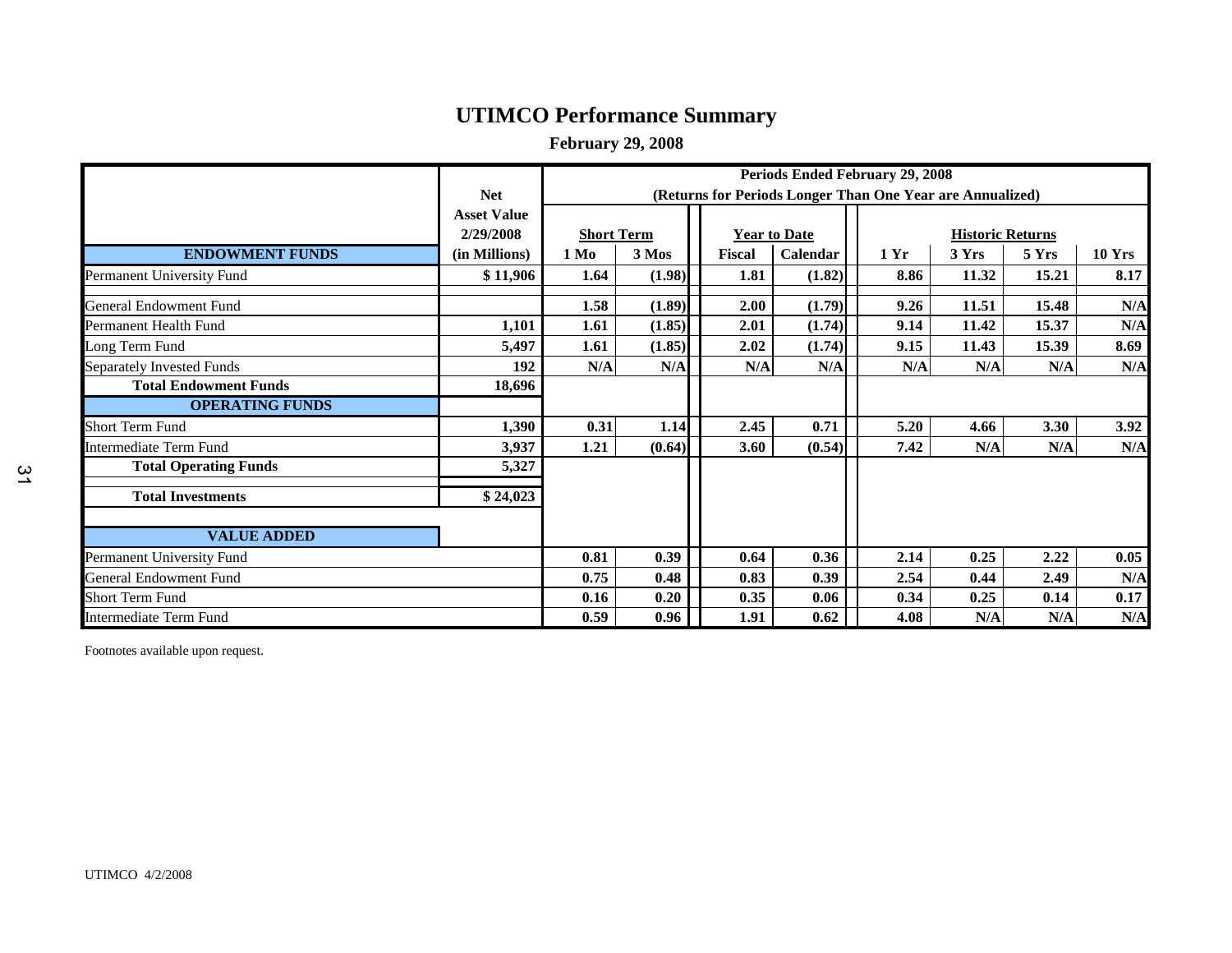# UTIMCO Performance Summary

**February 29, 2008**

| | Net Asset Value 2/29/2008 (in Millions) | Periods Ended February 29, 2008 (Returns for Periods Longer Than One Year are Annualized) | | | | | | | |
|---|---|---|---|---|---|---|---|---|---|
| | | **Short Term** | | **Year to Date** | | **Historic Returns** | | | |
| **ENDOWMENT FUNDS** | | **1 Mo** | **3 Mos** | **Fiscal** | **Calendar** | **1 Yr** | **3 Yrs** | **5 Yrs** | **10 Yrs** |
| Permanent University Fund | **$ 11,906** | **1.64** | **(1.98)** | **1.81** | **(1.82)** | **8.86** | **11.32** | **15.21** | **8.17** |
| General Endowment Fund | | **1.58** | **(1.89)** | **2.00** | **(1.79)** | **9.26** | **11.51** | **15.48** | **N/A** |
| Permanent Health Fund | **1,101** | **1.61** | **(1.85)** | **2.01** | **(1.74)** | **9.14** | **11.42** | **15.37** | **N/A** |
| Long Term Fund | **5,497** | **1.61** | **(1.85)** | **2.02** | **(1.74)** | **9.15** | **11.43** | **15.39** | **8.69** |
| Separately Invested Funds | **192** | **N/A** | **N/A** | **N/A** | **N/A** | **N/A** | **N/A** | **N/A** | **N/A** |
| **Total Endowment Funds** | **18,696** | | | | | | | | |
| **OPERATING FUNDS** | | | | | | | | | |
| Short Term Fund | **1,390** | **0.31** | **1.14** | **2.45** | **0.71** | **5.20** | **4.66** | **3.30** | **3.92** |
| Intermediate Term Fund | **3,937** | **1.21** | **(0.64)** | **3.60** | **(0.54)** | **7.42** | **N/A** | **N/A** | **N/A** |
| **Total Operating Funds** | **5,327** | | | | | | | | |
| **Total Investments** | **$ 24,023** | | | | | | | | |
| **VALUE ADDED** | | | | | | | | | |
| Permanent University Fund | | **0.81** | **0.39** | **0.64** | **0.36** | **2.14** | **0.25** | **2.22** | **0.05** |
| General Endowment Fund | | **0.75** | **0.48** | **0.83** | **0.39** | **2.54** | **0.44** | **2.49** | **N/A** |
| Short Term Fund | | **0.16** | **0.20** | **0.35** | **0.06** | **0.34** | **0.25** | **0.14** | **0.17** |
| Intermediate Term Fund | | **0.59** | **0.96** | **1.91** | **0.62** | **4.08** | **N/A** | **N/A** | **N/A** |

Footnotes available upon request.

UTIMCO 4/2/2008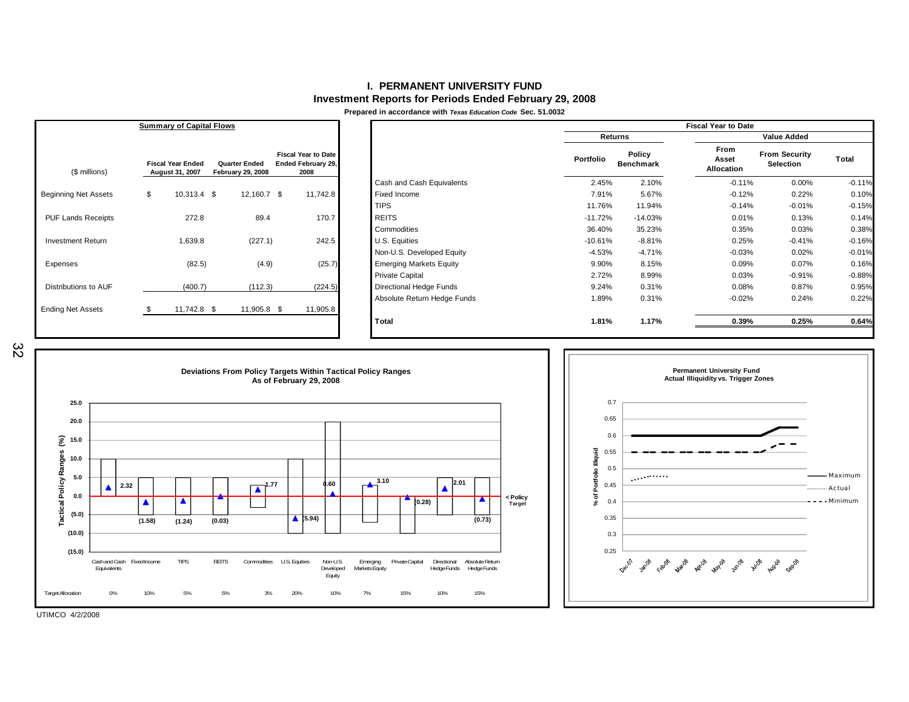# I. PERMANENT UNIVERSITY FUND

## Investment Reports for Periods Ended February 29, 2008

Prepared in accordance with *Texas Education Code* Sec. 51.0032

**Summary of Capital Flows**

| ($ millions) | Fiscal Year Ended August 31, 2007 | Quarter Ended February 29, 2008 | Fiscal Year to Date Ended February 29, 2008 |
|---|---|---|---|
| Beginning Net Assets | $ 10,313.4 | $ 12,160.7 | $ 11,742.8 |
| PUF Lands Receipts | 272.8 | 89.4 | 170.7 |
| Investment Return | 1,639.8 | (227.1) | 242.5 |
| Expenses | (82.5) | (4.9) | (25.7) |
| Distributions to AUF | (400.7) | (112.3) | (224.5) |
| Ending Net Assets | $ 11,742.8 | $ 11,905.8 | $ 11,905.8 |

**Fiscal Year to Date**

| | Returns | | Value Added | | |
|---|---|---|---|---|---|
| | Portfolio | Policy Benchmark | From Asset Allocation | From Security Selection | Total |
| Cash and Cash Equivalents | 2.45% | 2.10% | -0.11% | 0.00% | -0.11% |
| Fixed Income | 7.91% | 5.67% | -0.12% | 0.22% | 0.10% |
| TIPS | 11.76% | 11.94% | -0.14% | -0.01% | -0.15% |
| REITS | -11.72% | -14.03% | 0.01% | 0.13% | 0.14% |
| Commodities | 36.40% | 35.23% | 0.35% | 0.03% | 0.38% |
| U.S. Equities | -10.61% | -8.81% | 0.25% | -0.41% | -0.16% |
| Non-U.S. Developed Equity | -4.53% | -4.71% | -0.03% | 0.02% | -0.01% |
| Emerging Markets Equity | 9.90% | 8.15% | 0.09% | 0.07% | 0.16% |
| Private Capital | 2.72% | 8.99% | 0.03% | -0.91% | -0.88% |
| Directional Hedge Funds | 9.24% | 0.31% | 0.08% | 0.87% | 0.95% |
| Absolute Return Hedge Funds | 1.89% | 0.31% | -0.02% | 0.24% | 0.22% |
| **Total** | **1.81%** | **1.17%** | **0.39%** | **0.25%** | **0.64%** |

**Deviations From Policy Targets Within Tactical Policy Ranges As of February 29, 2008**

| | Cash and Cash Equivalents | Fixed Income | TIPS | REITS | Commodities | U.S. Equities | Non-U.S. Developed Equity | Emerging Markets Equity | Private Capital | Directional Hedge Funds | Absolute Return Hedge Funds |
|---|---|---|---|---|---|---|---|---|---|---|---|
| Deviation | 2.32 | (1.58) | (1.24) | (0.03) | 1.77 | (5.94) | 0.60 | 3.10 | (0.28) | 2.01 | (0.73) |
| Target Allocation | 0% | 10% | 5% | 5% | 3% | 20% | 10% | 7% | 15% | 10% | 15% |

**Permanent University Fund Actual Illiquidity vs. Trigger Zones**

UTIMCO 4/2/2008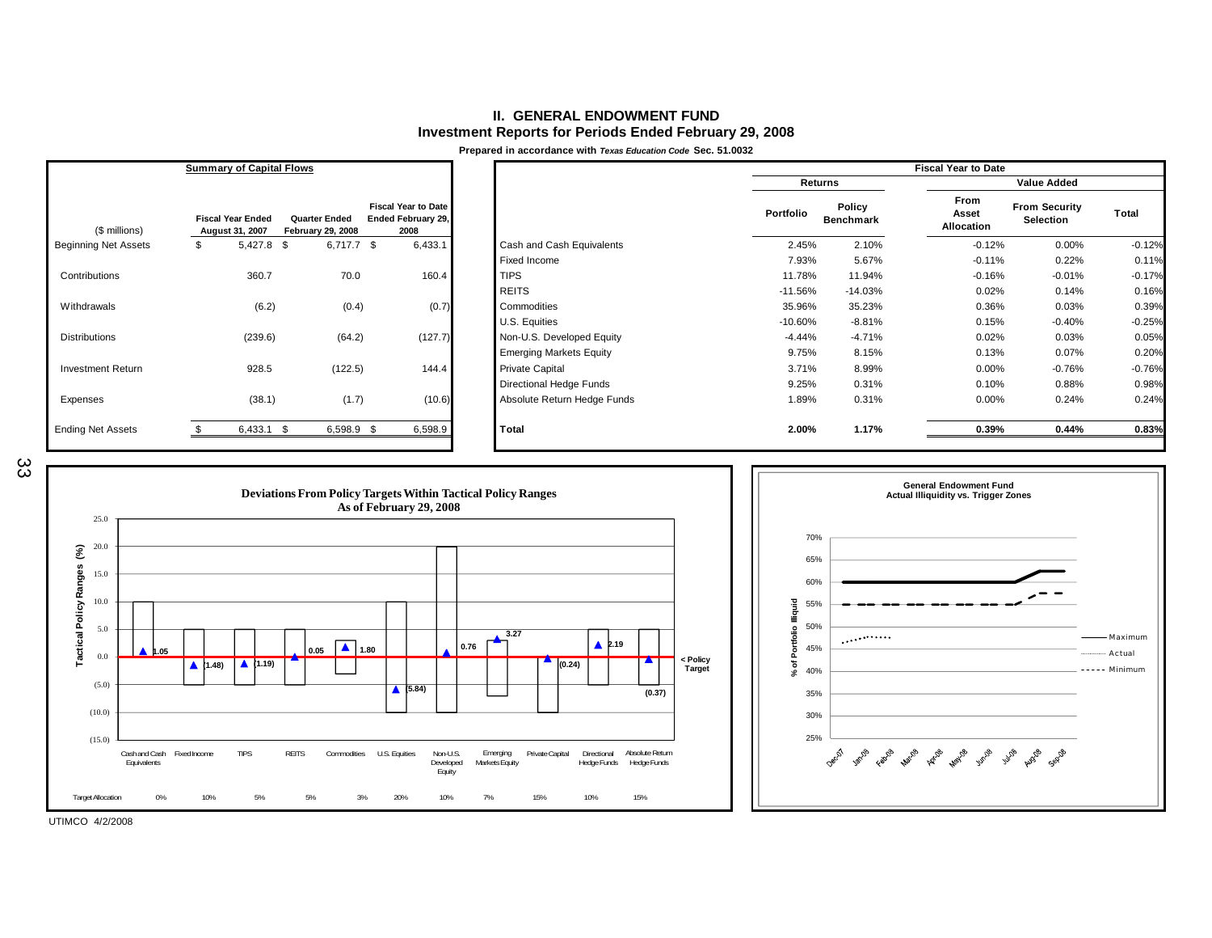## II. GENERAL ENDOWMENT FUND

### Investment Reports for Periods Ended February 29, 2008

Prepared in accordance with *Texas Education Code* Sec. 51.0032

**Summary of Capital Flows**

| ($ millions) | Fiscal Year Ended August 31, 2007 | Quarter Ended February 29, 2008 | Fiscal Year to Date Ended February 29, 2008 |
|---|---|---|---|
| Beginning Net Assets | $ 5,427.8 | $ 6,717.7 | $ 6,433.1 |
| Contributions | 360.7 | 70.0 | 160.4 |
| Withdrawals | (6.2) | (0.4) | (0.7) |
| Distributions | (239.6) | (64.2) | (127.7) |
| Investment Return | 928.5 | (122.5) | 144.4 |
| Expenses | (38.1) | (1.7) | (10.6) |
| Ending Net Assets | $ 6,433.1 | $ 6,598.9 | $ 6,598.9 |

**Fiscal Year to Date**

| | Returns | | Value Added | | |
|---|---|---|---|---|---|
| | Portfolio | Policy Benchmark | From Asset Allocation | From Security Selection | Total |
| Cash and Cash Equivalents | 2.45% | 2.10% | -0.12% | 0.00% | -0.12% |
| Fixed Income | 7.93% | 5.67% | -0.11% | 0.22% | 0.11% |
| TIPS | 11.78% | 11.94% | -0.16% | -0.01% | -0.17% |
| REITS | -11.56% | -14.03% | 0.02% | 0.14% | 0.16% |
| Commodities | 35.96% | 35.23% | 0.36% | 0.03% | 0.39% |
| U.S. Equities | -10.60% | -8.81% | 0.15% | -0.40% | -0.25% |
| Non-U.S. Developed Equity | -4.44% | -4.71% | 0.02% | 0.03% | 0.05% |
| Emerging Markets Equity | 9.75% | 8.15% | 0.13% | 0.07% | 0.20% |
| Private Capital | 3.71% | 8.99% | 0.00% | -0.76% | -0.76% |
| Directional Hedge Funds | 9.25% | 0.31% | 0.10% | 0.88% | 0.98% |
| Absolute Return Hedge Funds | 1.89% | 0.31% | 0.00% | 0.24% | 0.24% |
| **Total** | **2.00%** | **1.17%** | **0.39%** | **0.44%** | **0.83%** |

**Deviations From Policy Targets Within Tactical Policy Ranges As of February 29, 2008**

| Asset Class | Deviation from Policy Target (%) | Target Allocation |
|---|---|---|
| Cash and Cash Equivalents | 1.05 | 0% |
| Fixed Income | (1.48) | 10% |
| TIPS | (1.19) | 5% |
| REITS | 0.05 | 5% |
| Commodities | 1.80 | 3% |
| U.S. Equities | (5.84) | 20% |
| Non-U.S. Developed Equity | 0.76 | 10% |
| Emerging Markets Equity | 3.27 | 7% |
| Private Capital | (0.24) | 15% |
| Directional Hedge Funds | 2.19 | 10% |
| Absolute Return Hedge Funds | (0.37) | 15% |

**General Endowment Fund Actual Illiquidity vs. Trigger Zones**

UTIMCO 4/2/2008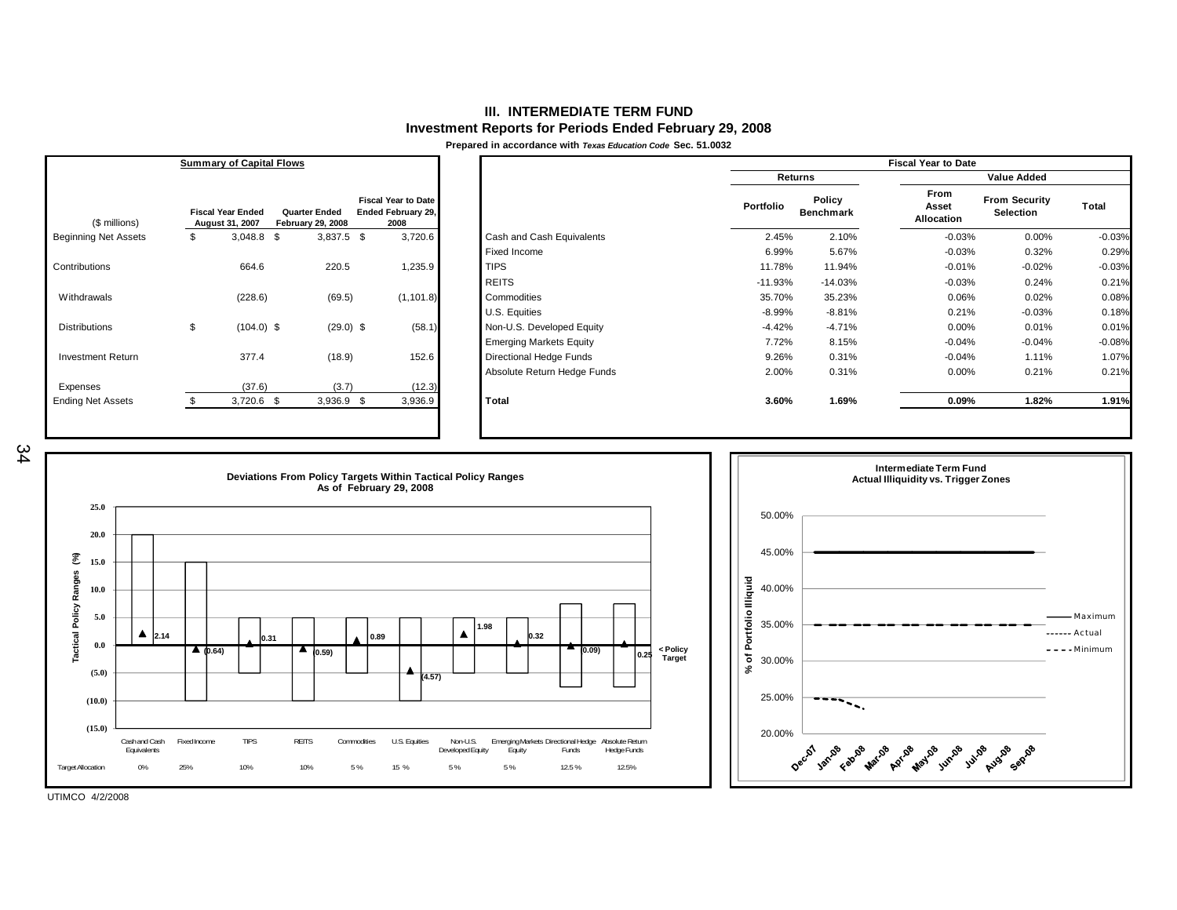# III. INTERMEDIATE TERM FUND

## Investment Reports for Periods Ended February 29, 2008

Prepared in accordance with *Texas Education Code* Sec. 51.0032

**Summary of Capital Flows**

| ($ millions) | Fiscal Year Ended August 31, 2007 | Quarter Ended February 29, 2008 | Fiscal Year to Date Ended February 29, 2008 |
|---|---|---|---|
| Beginning Net Assets | $ 3,048.8 | $ 3,837.5 | $ 3,720.6 |
| Contributions | 664.6 | 220.5 | 1,235.9 |
| Withdrawals | (228.6) | (69.5) | (1,101.8) |
| Distributions | $ (104.0) | $ (29.0) | $ (58.1) |
| Investment Return | 377.4 | (18.9) | 152.6 |
| Expenses | (37.6) | (3.7) | (12.3) |
| Ending Net Assets | $ 3,720.6 | $ 3,936.9 | $ 3,936.9 |

**Fiscal Year to Date**

| | Returns | | Value Added | | |
|---|---|---|---|---|---|
| | Portfolio | Policy Benchmark | From Asset Allocation | From Security Selection | Total |
| Cash and Cash Equivalents | 2.45% | 2.10% | -0.03% | 0.00% | -0.03% |
| Fixed Income | 6.99% | 5.67% | -0.03% | 0.32% | 0.29% |
| TIPS | 11.78% | 11.94% | -0.01% | -0.02% | -0.03% |
| REITS | -11.93% | -14.03% | -0.03% | 0.24% | 0.21% |
| Commodities | 35.70% | 35.23% | 0.06% | 0.02% | 0.08% |
| U.S. Equities | -8.99% | -8.81% | 0.21% | -0.03% | 0.18% |
| Non-U.S. Developed Equity | -4.42% | -4.71% | 0.00% | 0.01% | 0.01% |
| Emerging Markets Equity | 7.72% | 8.15% | -0.04% | -0.04% | -0.08% |
| Directional Hedge Funds | 9.26% | 0.31% | -0.04% | 1.11% | 1.07% |
| Absolute Return Hedge Funds | 2.00% | 0.31% | 0.00% | 0.21% | 0.21% |
| **Total** | **3.60%** | **1.69%** | **0.09%** | **1.82%** | **1.91%** |

**Deviations From Policy Targets Within Tactical Policy Ranges As of February 29, 2008**

| | Cash and Cash Equivalents | Fixed Income | TIPS | REITS | Commodities | U.S. Equities | Non-U.S. Developed Equity | Emerging Markets Equity | Directional Hedge Funds | Absolute Return Hedge Funds |
|---|---|---|---|---|---|---|---|---|---|---|
| Deviation from Policy Target (%) | 2.14 | (0.64) | 0.31 | (0.59) | 0.89 | (4.57) | 1.98 | 0.32 | (0.09) | 0.25 |
| Target Allocation | 0% | 25% | 10% | 10% | 5% | 15 % | 5% | 5% | 12.5% | 12.5% |

**Intermediate Term Fund Actual Illiquidity vs. Trigger Zones**

Maximum: 45.00%; Minimum: 35.00%; Actual: approximately 25.00% (Dec-07 through Feb-08)

UTIMCO 4/2/2008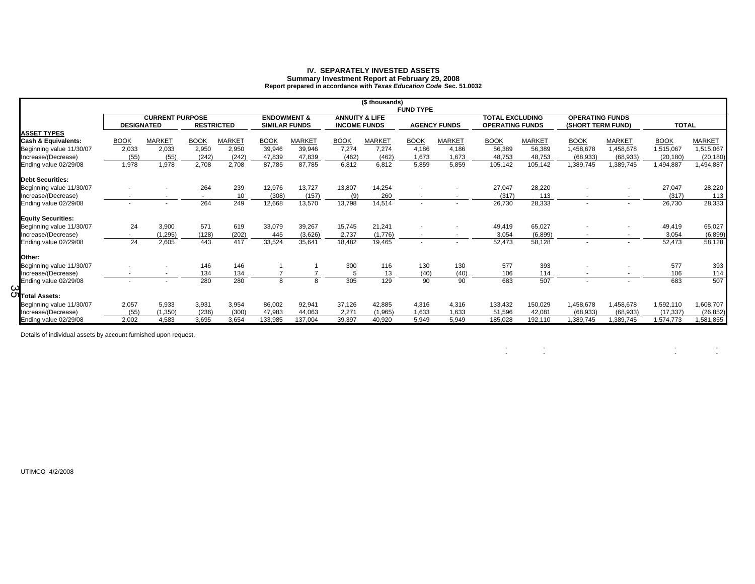# IV. SEPARATELY INVESTED ASSETS

## Summary Investment Report at February 29, 2008

**Report prepared in accordance with *Texas Education Code* Sec. 51.0032**

($ thousands)

| | FUND TYPE | | | | | | | | | | | | | | | |
|---|---|---|---|---|---|---|---|---|---|---|---|---|---|---|---|---|
| | CURRENT PURPOSE | | | | ENDOWMENT & SIMILAR FUNDS | | ANNUITY & LIFE INCOME FUNDS | | AGENCY FUNDS | | TOTAL EXCLUDING OPERATING FUNDS | | OPERATING FUNDS (SHORT TERM FUND) | | TOTAL | |
| | DESIGNATED | | RESTRICTED | | | | | | | | | | | | | |
| **ASSET TYPES** | | | | | | | | | | | | | | | | |
| **Cash & Equivalents:** | BOOK | MARKET | BOOK | MARKET | BOOK | MARKET | BOOK | MARKET | BOOK | MARKET | BOOK | MARKET | BOOK | MARKET | BOOK | MARKET |
| Beginning value 11/30/07 | 2,033 | 2,033 | 2,950 | 2,950 | 39,946 | 39,946 | 7,274 | 7,274 | 4,186 | 4,186 | 56,389 | 56,389 | 1,458,678 | 1,458,678 | 1,515,067 | 1,515,067 |
| Increase/(Decrease) | (55) | (55) | (242) | (242) | 47,839 | 47,839 | (462) | (462) | 1,673 | 1,673 | 48,753 | 48,753 | (68,933) | (68,933) | (20,180) | (20,180) |
| Ending value 02/29/08 | 1,978 | 1,978 | 2,708 | 2,708 | 87,785 | 87,785 | 6,812 | 6,812 | 5,859 | 5,859 | 105,142 | 105,142 | 1,389,745 | 1,389,745 | 1,494,887 | 1,494,887 |
| **Debt Securities:** | | | | | | | | | | | | | | | | |
| Beginning value 11/30/07 | - | - | 264 | 239 | 12,976 | 13,727 | 13,807 | 14,254 | - | - | 27,047 | 28,220 | - | - | 27,047 | 28,220 |
| Increase/(Decrease) | - | - | - | 10 | (308) | (157) | (9) | 260 | - | - | (317) | 113 | - | - | (317) | 113 |
| Ending value 02/29/08 | - | - | 264 | 249 | 12,668 | 13,570 | 13,798 | 14,514 | - | - | 26,730 | 28,333 | - | - | 26,730 | 28,333 |
| **Equity Securities:** | | | | | | | | | | | | | | | | |
| Beginning value 11/30/07 | 24 | 3,900 | 571 | 619 | 33,079 | 39,267 | 15,745 | 21,241 | - | - | 49,419 | 65,027 | - | - | 49,419 | 65,027 |
| Increase/(Decrease) | - | (1,295) | (128) | (202) | 445 | (3,626) | 2,737 | (1,776) | - | - | 3,054 | (6,899) | - | - | 3,054 | (6,899) |
| Ending value 02/29/08 | 24 | 2,605 | 443 | 417 | 33,524 | 35,641 | 18,482 | 19,465 | - | - | 52,473 | 58,128 | - | - | 52,473 | 58,128 |
| **Other:** | | | | | | | | | | | | | | | | |
| Beginning value 11/30/07 | - | - | 146 | 146 | 1 | 1 | 300 | 116 | 130 | 130 | 577 | 393 | - | - | 577 | 393 |
| Increase/(Decrease) | - | - | 134 | 134 | 7 | 7 | 5 | 13 | (40) | (40) | 106 | 114 | - | - | 106 | 114 |
| Ending value 02/29/08 | - | - | 280 | 280 | 8 | 8 | 305 | 129 | 90 | 90 | 683 | 507 | - | - | 683 | 507 |
| **Total Assets:** | | | | | | | | | | | | | | | | |
| Beginning value 11/30/07 | 2,057 | 5,933 | 3,931 | 3,954 | 86,002 | 92,941 | 37,126 | 42,885 | 4,316 | 4,316 | 133,432 | 150,029 | 1,458,678 | 1,458,678 | 1,592,110 | 1,608,707 |
| Increase/(Decrease) | (55) | (1,350) | (236) | (300) | 47,983 | 44,063 | 2,271 | (1,965) | 1,633 | 1,633 | 51,596 | 42,081 | (68,933) | (68,933) | (17,337) | (26,852) |
| Ending value 02/29/08 | 2,002 | 4,583 | 3,695 | 3,654 | 133,985 | 137,004 | 39,397 | 40,920 | 5,949 | 5,949 | 185,028 | 192,110 | 1,389,745 | 1,389,745 | 1,574,773 | 1,581,855 |

Details of individual assets by account furnished upon request.

UTIMCO 4/2/2008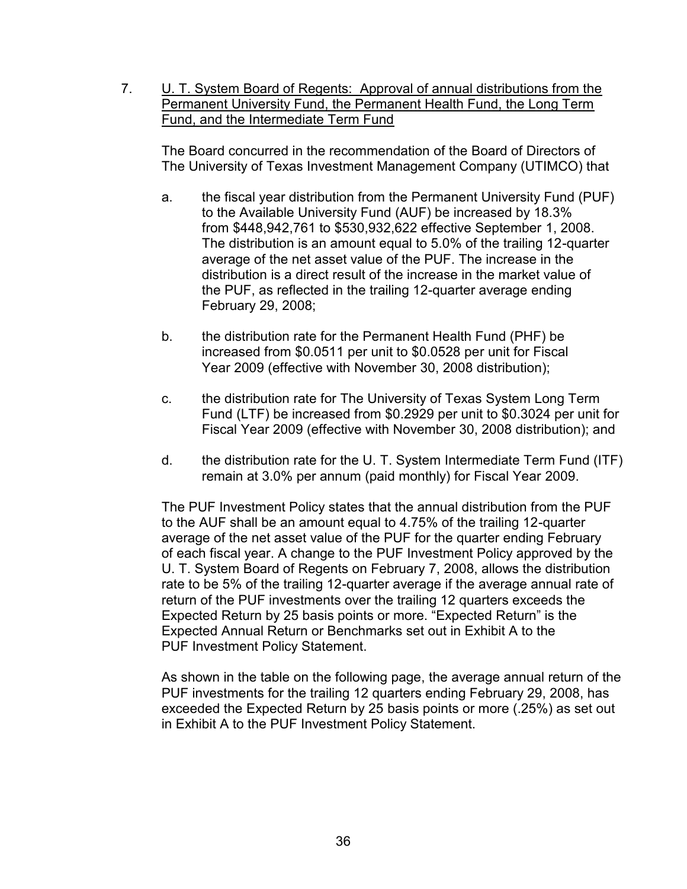7. U. T. System Board of Regents: Approval of annual distributions from the Permanent University Fund, the Permanent Health Fund, the Long Term Fund, and the Intermediate Term Fund

The Board concurred in the recommendation of the Board of Directors of The University of Texas Investment Management Company (UTIMCO) that

a. the fiscal year distribution from the Permanent University Fund (PUF) to the Available University Fund (AUF) be increased by 18.3% from $448,942,761 to $530,932,622 effective September 1, 2008. The distribution is an amount equal to 5.0% of the trailing 12-quarter average of the net asset value of the PUF. The increase in the distribution is a direct result of the increase in the market value of the PUF, as reflected in the trailing 12-quarter average ending February 29, 2008;

b. the distribution rate for the Permanent Health Fund (PHF) be increased from $0.0511 per unit to $0.0528 per unit for Fiscal Year 2009 (effective with November 30, 2008 distribution);

c. the distribution rate for The University of Texas System Long Term Fund (LTF) be increased from $0.2929 per unit to $0.3024 per unit for Fiscal Year 2009 (effective with November 30, 2008 distribution); and

d. the distribution rate for the U. T. System Intermediate Term Fund (ITF) remain at 3.0% per annum (paid monthly) for Fiscal Year 2009.

The PUF Investment Policy states that the annual distribution from the PUF to the AUF shall be an amount equal to 4.75% of the trailing 12-quarter average of the net asset value of the PUF for the quarter ending February of each fiscal year. A change to the PUF Investment Policy approved by the U. T. System Board of Regents on February 7, 2008, allows the distribution rate to be 5% of the trailing 12-quarter average if the average annual rate of return of the PUF investments over the trailing 12 quarters exceeds the Expected Return by 25 basis points or more. "Expected Return" is the Expected Annual Return or Benchmarks set out in Exhibit A to the PUF Investment Policy Statement.

As shown in the table on the following page, the average annual return of the PUF investments for the trailing 12 quarters ending February 29, 2008, has exceeded the Expected Return by 25 basis points or more (.25%) as set out in Exhibit A to the PUF Investment Policy Statement.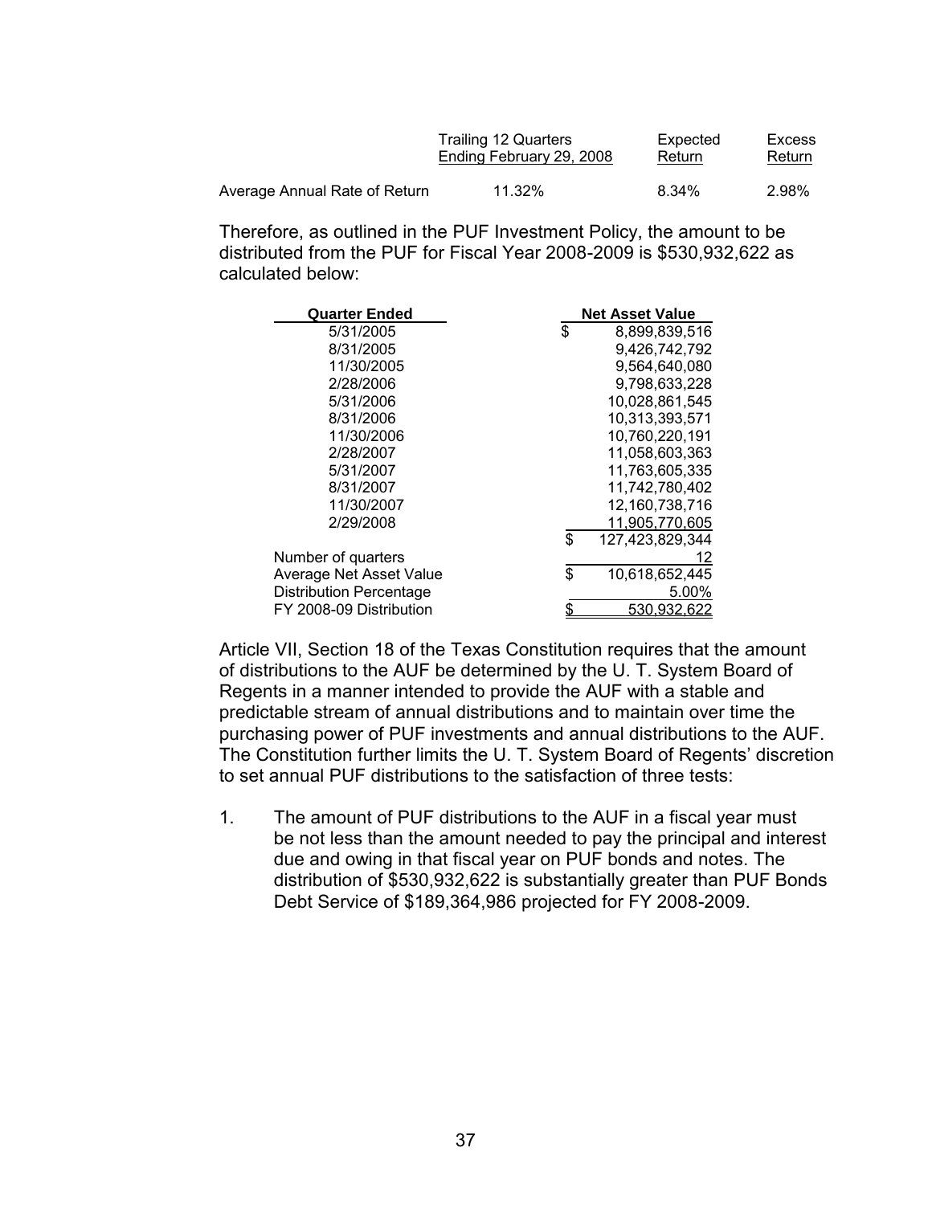| | Trailing 12 Quarters Ending February 29, 2008 | Expected Return | Excess Return |
|---|---|---|---|
| Average Annual Rate of Return | 11.32% | 8.34% | 2.98% |

Therefore, as outlined in the PUF Investment Policy, the amount to be distributed from the PUF for Fiscal Year 2008-2009 is $530,932,622 as calculated below:

| Quarter Ended | Net Asset Value |
|---|---|
| 5/31/2005 | $ 8,899,839,516 |
| 8/31/2005 | 9,426,742,792 |
| 11/30/2005 | 9,564,640,080 |
| 2/28/2006 | 9,798,633,228 |
| 5/31/2006 | 10,028,861,545 |
| 8/31/2006 | 10,313,393,571 |
| 11/30/2006 | 10,760,220,191 |
| 2/28/2007 | 11,058,603,363 |
| 5/31/2007 | 11,763,605,335 |
| 8/31/2007 | 11,742,780,402 |
| 11/30/2007 | 12,160,738,716 |
| 2/29/2008 | 11,905,770,605 |
| | $ 127,423,829,344 |
| Number of quarters | 12 |
| Average Net Asset Value | $ 10,618,652,445 |
| Distribution Percentage | 5.00% |
| FY 2008-09 Distribution | $ 530,932,622 |

Article VII, Section 18 of the Texas Constitution requires that the amount of distributions to the AUF be determined by the U. T. System Board of Regents in a manner intended to provide the AUF with a stable and predictable stream of annual distributions and to maintain over time the purchasing power of PUF investments and annual distributions to the AUF. The Constitution further limits the U. T. System Board of Regents' discretion to set annual PUF distributions to the satisfaction of three tests:

1. The amount of PUF distributions to the AUF in a fiscal year must be not less than the amount needed to pay the principal and interest due and owing in that fiscal year on PUF bonds and notes. The distribution of $530,932,622 is substantially greater than PUF Bonds Debt Service of $189,364,986 projected for FY 2008-2009.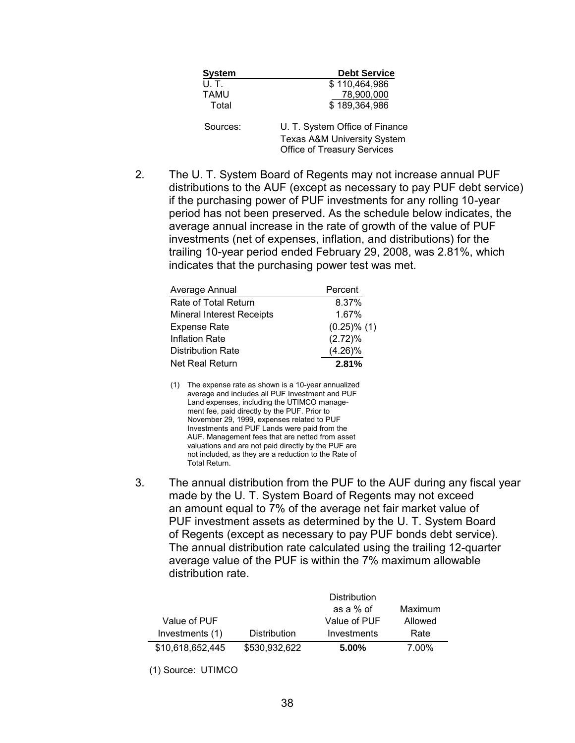| System | Debt Service |
|---|---|
| U. T. | $ 110,464,986 |
| TAMU | 78,900,000 |
| Total | $ 189,364,986 |

Sources: U. T. System Office of Finance
Texas A&M University System Office of Treasury Services

2. The U. T. System Board of Regents may not increase annual PUF distributions to the AUF (except as necessary to pay PUF debt service) if the purchasing power of PUF investments for any rolling 10-year period has not been preserved. As the schedule below indicates, the average annual increase in the rate of growth of the value of PUF investments (net of expenses, inflation, and distributions) for the trailing 10-year period ended February 29, 2008, was 2.81%, which indicates that the purchasing power test was met.

| Average Annual | Percent |
|---|---|
| Rate of Total Return | 8.37% |
| Mineral Interest Receipts | 1.67% |
| Expense Rate | (0.25)% (1) |
| Inflation Rate | (2.72)% |
| Distribution Rate | (4.26)% |
| Net Real Return | **2.81%** |

(1) The expense rate as shown is a 10-year annualized average and includes all PUF Investment and PUF Land expenses, including the UTIMCO management fee, paid directly by the PUF. Prior to November 29, 1999, expenses related to PUF Investments and PUF Lands were paid from the AUF. Management fees that are netted from asset valuations and are not paid directly by the PUF are not included, as they are a reduction to the Rate of Total Return.

3. The annual distribution from the PUF to the AUF during any fiscal year made by the U. T. System Board of Regents may not exceed an amount equal to 7% of the average net fair market value of PUF investment assets as determined by the U. T. System Board of Regents (except as necessary to pay PUF bonds debt service). The annual distribution rate calculated using the trailing 12-quarter average value of the PUF is within the 7% maximum allowable distribution rate.

| Value of PUF Investments (1) | Distribution | Distribution as a % of Value of PUF Investments | Maximum Allowed Rate |
|---|---|---|---|
| $10,618,652,445 | $530,932,622 | **5.00%** | 7.00% |

(1) Source: UTIMCO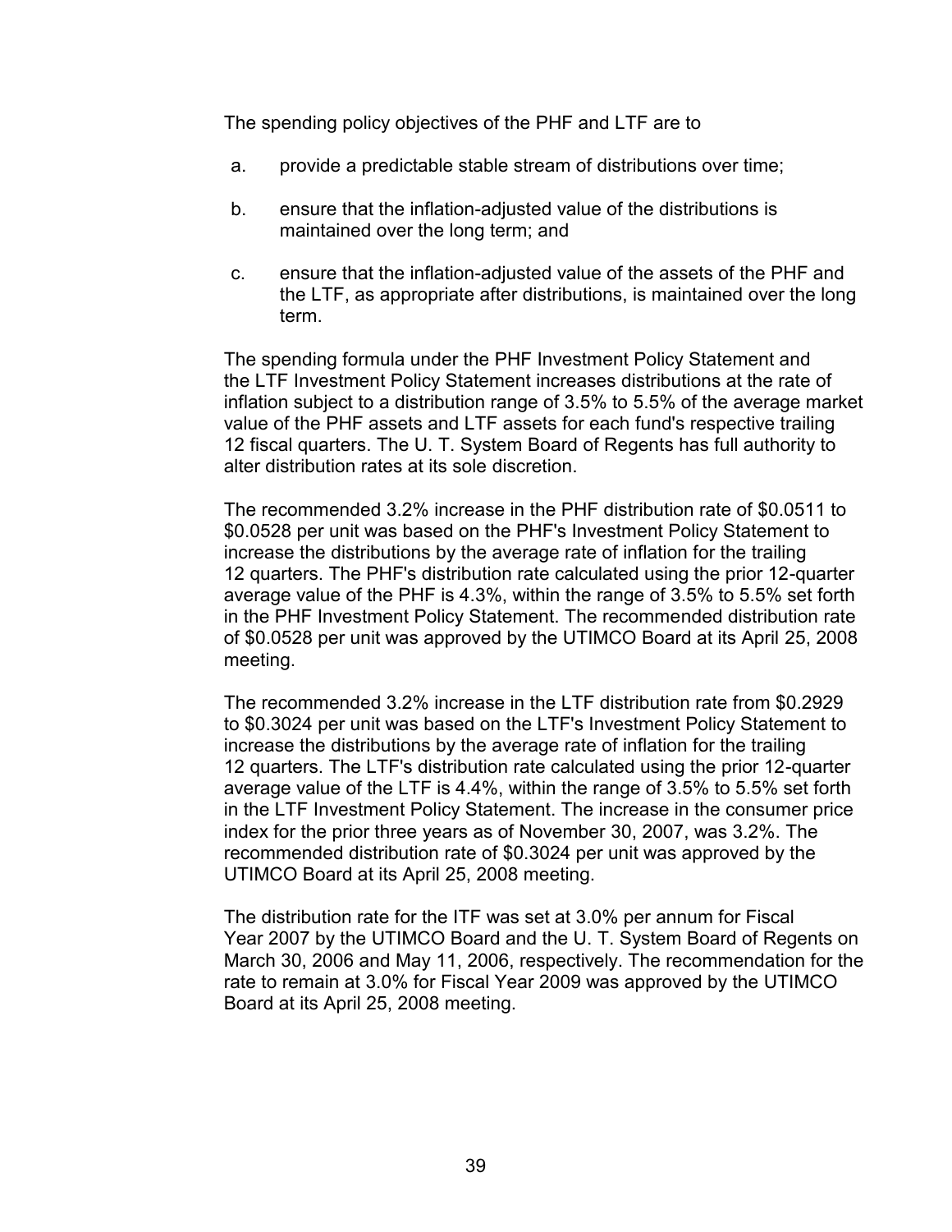The spending policy objectives of the PHF and LTF are to

a. provide a predictable stable stream of distributions over time;

b. ensure that the inflation-adjusted value of the distributions is maintained over the long term; and

c. ensure that the inflation-adjusted value of the assets of the PHF and the LTF, as appropriate after distributions, is maintained over the long term.

The spending formula under the PHF Investment Policy Statement and the LTF Investment Policy Statement increases distributions at the rate of inflation subject to a distribution range of 3.5% to 5.5% of the average market value of the PHF assets and LTF assets for each fund's respective trailing 12 fiscal quarters. The U. T. System Board of Regents has full authority to alter distribution rates at its sole discretion.

The recommended 3.2% increase in the PHF distribution rate of $0.0511 to $0.0528 per unit was based on the PHF's Investment Policy Statement to increase the distributions by the average rate of inflation for the trailing 12 quarters. The PHF's distribution rate calculated using the prior 12-quarter average value of the PHF is 4.3%, within the range of 3.5% to 5.5% set forth in the PHF Investment Policy Statement. The recommended distribution rate of $0.0528 per unit was approved by the UTIMCO Board at its April 25, 2008 meeting.

The recommended 3.2% increase in the LTF distribution rate from $0.2929 to $0.3024 per unit was based on the LTF's Investment Policy Statement to increase the distributions by the average rate of inflation for the trailing 12 quarters. The LTF's distribution rate calculated using the prior 12-quarter average value of the LTF is 4.4%, within the range of 3.5% to 5.5% set forth in the LTF Investment Policy Statement. The increase in the consumer price index for the prior three years as of November 30, 2007, was 3.2%. The recommended distribution rate of $0.3024 per unit was approved by the UTIMCO Board at its April 25, 2008 meeting.

The distribution rate for the ITF was set at 3.0% per annum for Fiscal Year 2007 by the UTIMCO Board and the U. T. System Board of Regents on March 30, 2006 and May 11, 2006, respectively. The recommendation for the rate to remain at 3.0% for Fiscal Year 2009 was approved by the UTIMCO Board at its April 25, 2008 meeting.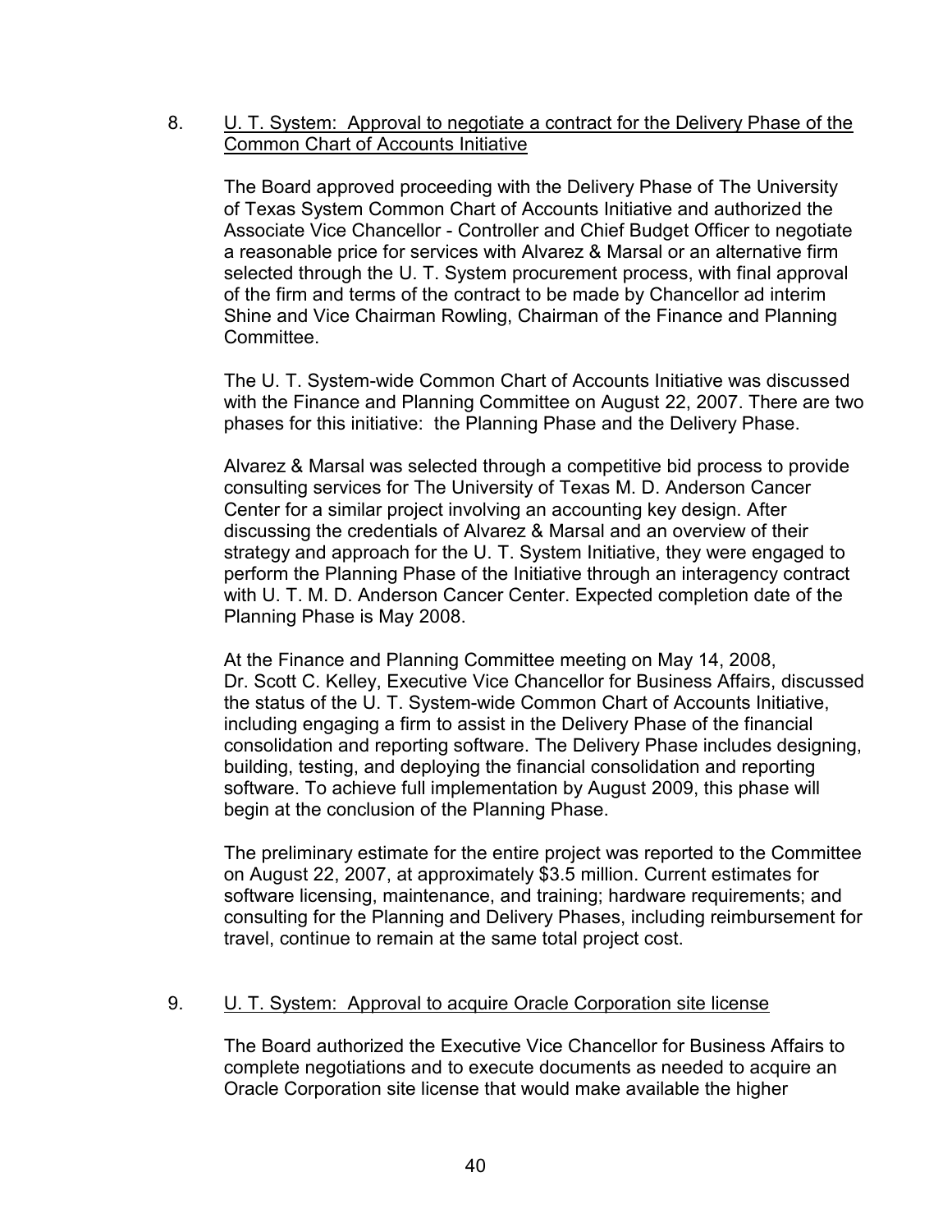8. U. T. System: Approval to negotiate a contract for the Delivery Phase of the Common Chart of Accounts Initiative

The Board approved proceeding with the Delivery Phase of The University of Texas System Common Chart of Accounts Initiative and authorized the Associate Vice Chancellor - Controller and Chief Budget Officer to negotiate a reasonable price for services with Alvarez & Marsal or an alternative firm selected through the U. T. System procurement process, with final approval of the firm and terms of the contract to be made by Chancellor ad interim Shine and Vice Chairman Rowling, Chairman of the Finance and Planning Committee.

The U. T. System-wide Common Chart of Accounts Initiative was discussed with the Finance and Planning Committee on August 22, 2007. There are two phases for this initiative: the Planning Phase and the Delivery Phase.

Alvarez & Marsal was selected through a competitive bid process to provide consulting services for The University of Texas M. D. Anderson Cancer Center for a similar project involving an accounting key design. After discussing the credentials of Alvarez & Marsal and an overview of their strategy and approach for the U. T. System Initiative, they were engaged to perform the Planning Phase of the Initiative through an interagency contract with U. T. M. D. Anderson Cancer Center. Expected completion date of the Planning Phase is May 2008.

At the Finance and Planning Committee meeting on May 14, 2008, Dr. Scott C. Kelley, Executive Vice Chancellor for Business Affairs, discussed the status of the U. T. System-wide Common Chart of Accounts Initiative, including engaging a firm to assist in the Delivery Phase of the financial consolidation and reporting software. The Delivery Phase includes designing, building, testing, and deploying the financial consolidation and reporting software. To achieve full implementation by August 2009, this phase will begin at the conclusion of the Planning Phase.

The preliminary estimate for the entire project was reported to the Committee on August 22, 2007, at approximately $3.5 million. Current estimates for software licensing, maintenance, and training; hardware requirements; and consulting for the Planning and Delivery Phases, including reimbursement for travel, continue to remain at the same total project cost.

9. U. T. System: Approval to acquire Oracle Corporation site license

The Board authorized the Executive Vice Chancellor for Business Affairs to complete negotiations and to execute documents as needed to acquire an Oracle Corporation site license that would make available the higher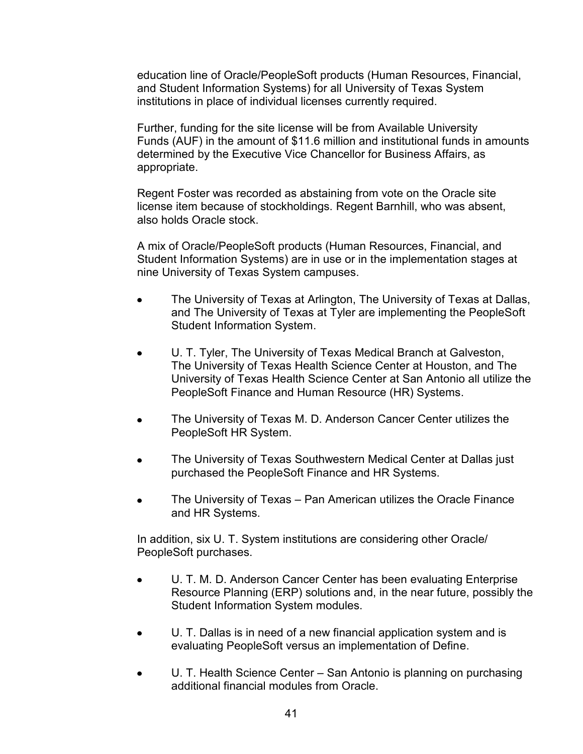education line of Oracle/PeopleSoft products (Human Resources, Financial, and Student Information Systems) for all University of Texas System institutions in place of individual licenses currently required.

Further, funding for the site license will be from Available University Funds (AUF) in the amount of $11.6 million and institutional funds in amounts determined by the Executive Vice Chancellor for Business Affairs, as appropriate.

Regent Foster was recorded as abstaining from vote on the Oracle site license item because of stockholdings. Regent Barnhill, who was absent, also holds Oracle stock.

A mix of Oracle/PeopleSoft products (Human Resources, Financial, and Student Information Systems) are in use or in the implementation stages at nine University of Texas System campuses.

- The University of Texas at Arlington, The University of Texas at Dallas, and The University of Texas at Tyler are implementing the PeopleSoft Student Information System.
- U. T. Tyler, The University of Texas Medical Branch at Galveston, The University of Texas Health Science Center at Houston, and The University of Texas Health Science Center at San Antonio all utilize the PeopleSoft Finance and Human Resource (HR) Systems.
- The University of Texas M. D. Anderson Cancer Center utilizes the PeopleSoft HR System.
- The University of Texas Southwestern Medical Center at Dallas just purchased the PeopleSoft Finance and HR Systems.
- The University of Texas – Pan American utilizes the Oracle Finance and HR Systems.

In addition, six U. T. System institutions are considering other Oracle/ PeopleSoft purchases.

- U. T. M. D. Anderson Cancer Center has been evaluating Enterprise Resource Planning (ERP) solutions and, in the near future, possibly the Student Information System modules.
- U. T. Dallas is in need of a new financial application system and is evaluating PeopleSoft versus an implementation of Define.
- U. T. Health Science Center – San Antonio is planning on purchasing additional financial modules from Oracle.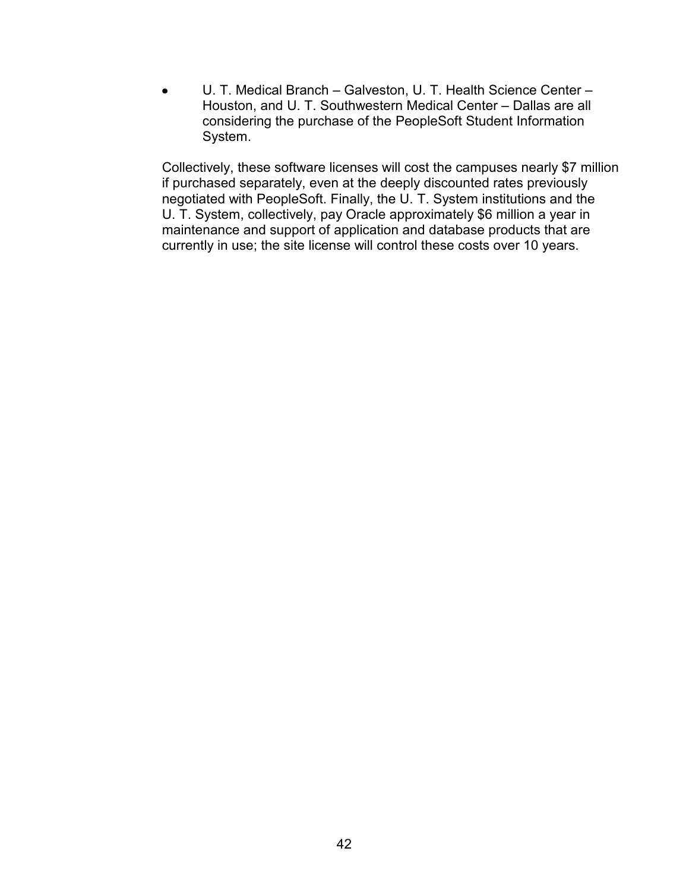- U. T. Medical Branch – Galveston, U. T. Health Science Center – Houston, and U. T. Southwestern Medical Center – Dallas are all considering the purchase of the PeopleSoft Student Information System.

Collectively, these software licenses will cost the campuses nearly $7 million if purchased separately, even at the deeply discounted rates previously negotiated with PeopleSoft. Finally, the U. T. System institutions and the U. T. System, collectively, pay Oracle approximately $6 million a year in maintenance and support of application and database products that are currently in use; the site license will control these costs over 10 years.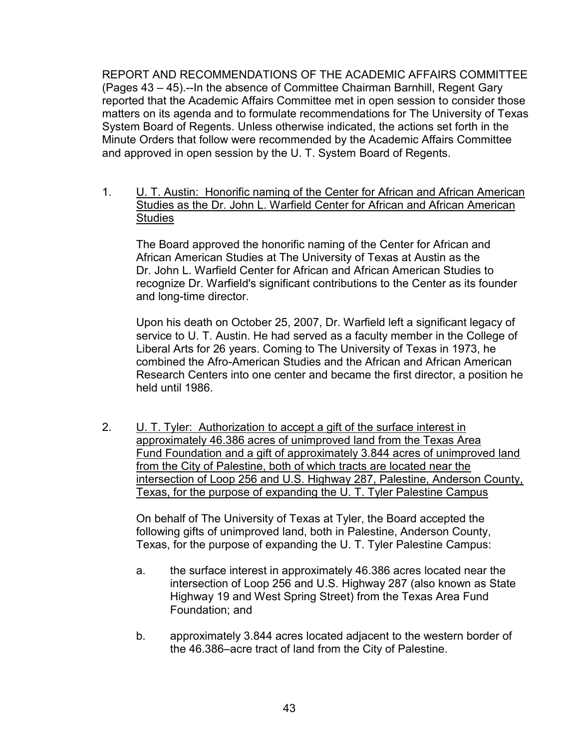REPORT AND RECOMMENDATIONS OF THE ACADEMIC AFFAIRS COMMITTEE (Pages 43 – 45).--In the absence of Committee Chairman Barnhill, Regent Gary reported that the Academic Affairs Committee met in open session to consider those matters on its agenda and to formulate recommendations for The University of Texas System Board of Regents. Unless otherwise indicated, the actions set forth in the Minute Orders that follow were recommended by the Academic Affairs Committee and approved in open session by the U. T. System Board of Regents.

1. U. T. Austin: Honorific naming of the Center for African and African American Studies as the Dr. John L. Warfield Center for African and African American Studies

   The Board approved the honorific naming of the Center for African and African American Studies at The University of Texas at Austin as the Dr. John L. Warfield Center for African and African American Studies to recognize Dr. Warfield's significant contributions to the Center as its founder and long-time director.

   Upon his death on October 25, 2007, Dr. Warfield left a significant legacy of service to U. T. Austin. He had served as a faculty member in the College of Liberal Arts for 26 years. Coming to The University of Texas in 1973, he combined the Afro-American Studies and the African and African American Research Centers into one center and became the first director, a position he held until 1986.

2. U. T. Tyler: Authorization to accept a gift of the surface interest in approximately 46.386 acres of unimproved land from the Texas Area Fund Foundation and a gift of approximately 3.844 acres of unimproved land from the City of Palestine, both of which tracts are located near the intersection of Loop 256 and U.S. Highway 287, Palestine, Anderson County, Texas, for the purpose of expanding the U. T. Tyler Palestine Campus

   On behalf of The University of Texas at Tyler, the Board accepted the following gifts of unimproved land, both in Palestine, Anderson County, Texas, for the purpose of expanding the U. T. Tyler Palestine Campus:

   a. the surface interest in approximately 46.386 acres located near the intersection of Loop 256 and U.S. Highway 287 (also known as State Highway 19 and West Spring Street) from the Texas Area Fund Foundation; and

   b. approximately 3.844 acres located adjacent to the western border of the 46.386–acre tract of land from the City of Palestine.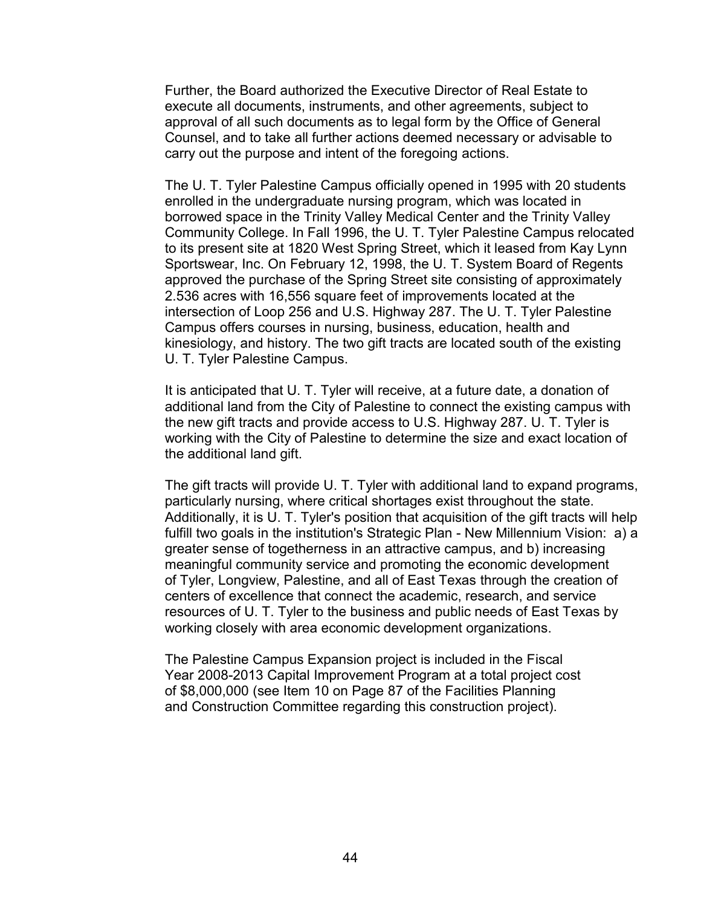Further, the Board authorized the Executive Director of Real Estate to execute all documents, instruments, and other agreements, subject to approval of all such documents as to legal form by the Office of General Counsel, and to take all further actions deemed necessary or advisable to carry out the purpose and intent of the foregoing actions.

The U. T. Tyler Palestine Campus officially opened in 1995 with 20 students enrolled in the undergraduate nursing program, which was located in borrowed space in the Trinity Valley Medical Center and the Trinity Valley Community College. In Fall 1996, the U. T. Tyler Palestine Campus relocated to its present site at 1820 West Spring Street, which it leased from Kay Lynn Sportswear, Inc. On February 12, 1998, the U. T. System Board of Regents approved the purchase of the Spring Street site consisting of approximately 2.536 acres with 16,556 square feet of improvements located at the intersection of Loop 256 and U.S. Highway 287. The U. T. Tyler Palestine Campus offers courses in nursing, business, education, health and kinesiology, and history. The two gift tracts are located south of the existing U. T. Tyler Palestine Campus.

It is anticipated that U. T. Tyler will receive, at a future date, a donation of additional land from the City of Palestine to connect the existing campus with the new gift tracts and provide access to U.S. Highway 287. U. T. Tyler is working with the City of Palestine to determine the size and exact location of the additional land gift.

The gift tracts will provide U. T. Tyler with additional land to expand programs, particularly nursing, where critical shortages exist throughout the state. Additionally, it is U. T. Tyler's position that acquisition of the gift tracts will help fulfill two goals in the institution's Strategic Plan - New Millennium Vision: a) a greater sense of togetherness in an attractive campus, and b) increasing meaningful community service and promoting the economic development of Tyler, Longview, Palestine, and all of East Texas through the creation of centers of excellence that connect the academic, research, and service resources of U. T. Tyler to the business and public needs of East Texas by working closely with area economic development organizations.

The Palestine Campus Expansion project is included in the Fiscal Year 2008-2013 Capital Improvement Program at a total project cost of $8,000,000 (see Item 10 on Page 87 of the Facilities Planning and Construction Committee regarding this construction project).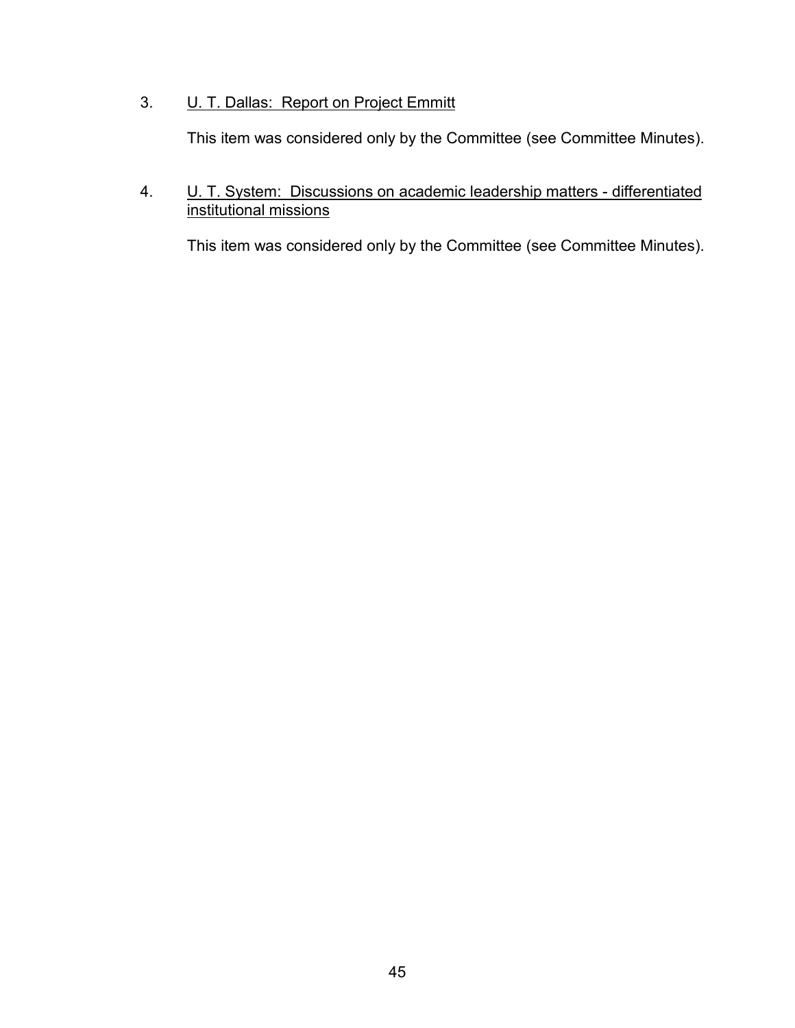3. <u>U. T. Dallas: Report on Project Emmitt</u>

   This item was considered only by the Committee (see Committee Minutes).

4. <u>U. T. System: Discussions on academic leadership matters - differentiated institutional missions</u>

   This item was considered only by the Committee (see Committee Minutes).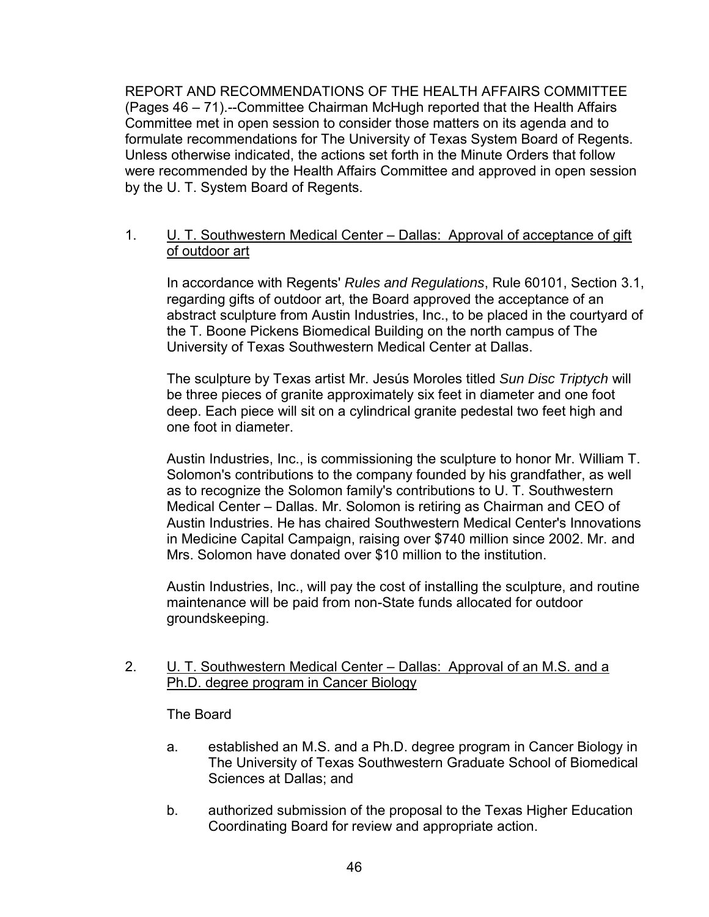REPORT AND RECOMMENDATIONS OF THE HEALTH AFFAIRS COMMITTEE (Pages 46 – 71).--Committee Chairman McHugh reported that the Health Affairs Committee met in open session to consider those matters on its agenda and to formulate recommendations for The University of Texas System Board of Regents. Unless otherwise indicated, the actions set forth in the Minute Orders that follow were recommended by the Health Affairs Committee and approved in open session by the U. T. System Board of Regents.

1. U. T. Southwestern Medical Center – Dallas: Approval of acceptance of gift of outdoor art

   In accordance with Regents' *Rules and Regulations*, Rule 60101, Section 3.1, regarding gifts of outdoor art, the Board approved the acceptance of an abstract sculpture from Austin Industries, Inc., to be placed in the courtyard of the T. Boone Pickens Biomedical Building on the north campus of The University of Texas Southwestern Medical Center at Dallas.

   The sculpture by Texas artist Mr. Jesús Moroles titled *Sun Disc Triptych* will be three pieces of granite approximately six feet in diameter and one foot deep. Each piece will sit on a cylindrical granite pedestal two feet high and one foot in diameter.

   Austin Industries, Inc., is commissioning the sculpture to honor Mr. William T. Solomon's contributions to the company founded by his grandfather, as well as to recognize the Solomon family's contributions to U. T. Southwestern Medical Center – Dallas. Mr. Solomon is retiring as Chairman and CEO of Austin Industries. He has chaired Southwestern Medical Center's Innovations in Medicine Capital Campaign, raising over $740 million since 2002. Mr. and Mrs. Solomon have donated over $10 million to the institution.

   Austin Industries, Inc., will pay the cost of installing the sculpture, and routine maintenance will be paid from non-State funds allocated for outdoor groundskeeping.

2. U. T. Southwestern Medical Center – Dallas: Approval of an M.S. and a Ph.D. degree program in Cancer Biology

   The Board

   a. established an M.S. and a Ph.D. degree program in Cancer Biology in The University of Texas Southwestern Graduate School of Biomedical Sciences at Dallas; and

   b. authorized submission of the proposal to the Texas Higher Education Coordinating Board for review and appropriate action.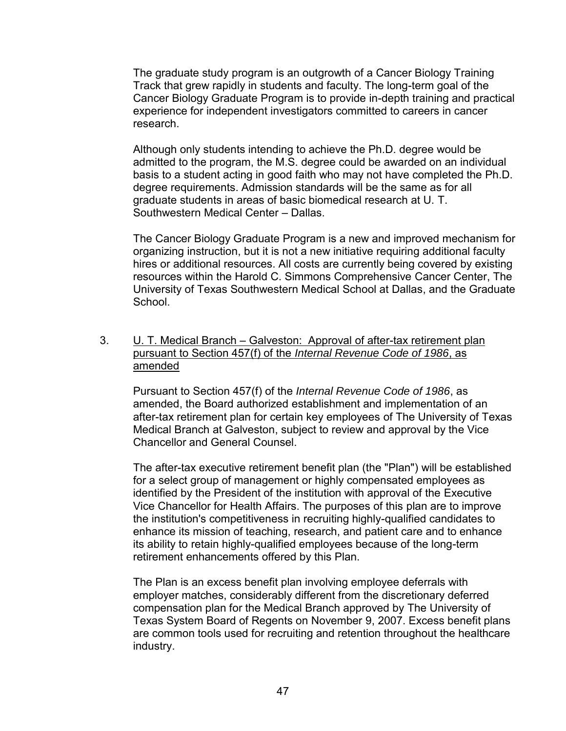The graduate study program is an outgrowth of a Cancer Biology Training Track that grew rapidly in students and faculty. The long-term goal of the Cancer Biology Graduate Program is to provide in-depth training and practical experience for independent investigators committed to careers in cancer research.

Although only students intending to achieve the Ph.D. degree would be admitted to the program, the M.S. degree could be awarded on an individual basis to a student acting in good faith who may not have completed the Ph.D. degree requirements. Admission standards will be the same as for all graduate students in areas of basic biomedical research at U. T. Southwestern Medical Center – Dallas.

The Cancer Biology Graduate Program is a new and improved mechanism for organizing instruction, but it is not a new initiative requiring additional faculty hires or additional resources. All costs are currently being covered by existing resources within the Harold C. Simmons Comprehensive Cancer Center, The University of Texas Southwestern Medical School at Dallas, and the Graduate School.

3. U. T. Medical Branch – Galveston: Approval of after-tax retirement plan pursuant to Section 457(f) of the *Internal Revenue Code of 1986*, as amended

Pursuant to Section 457(f) of the *Internal Revenue Code of 1986*, as amended, the Board authorized establishment and implementation of an after-tax retirement plan for certain key employees of The University of Texas Medical Branch at Galveston, subject to review and approval by the Vice Chancellor and General Counsel.

The after-tax executive retirement benefit plan (the "Plan") will be established for a select group of management or highly compensated employees as identified by the President of the institution with approval of the Executive Vice Chancellor for Health Affairs. The purposes of this plan are to improve the institution's competitiveness in recruiting highly-qualified candidates to enhance its mission of teaching, research, and patient care and to enhance its ability to retain highly-qualified employees because of the long-term retirement enhancements offered by this Plan.

The Plan is an excess benefit plan involving employee deferrals with employer matches, considerably different from the discretionary deferred compensation plan for the Medical Branch approved by The University of Texas System Board of Regents on November 9, 2007. Excess benefit plans are common tools used for recruiting and retention throughout the healthcare industry.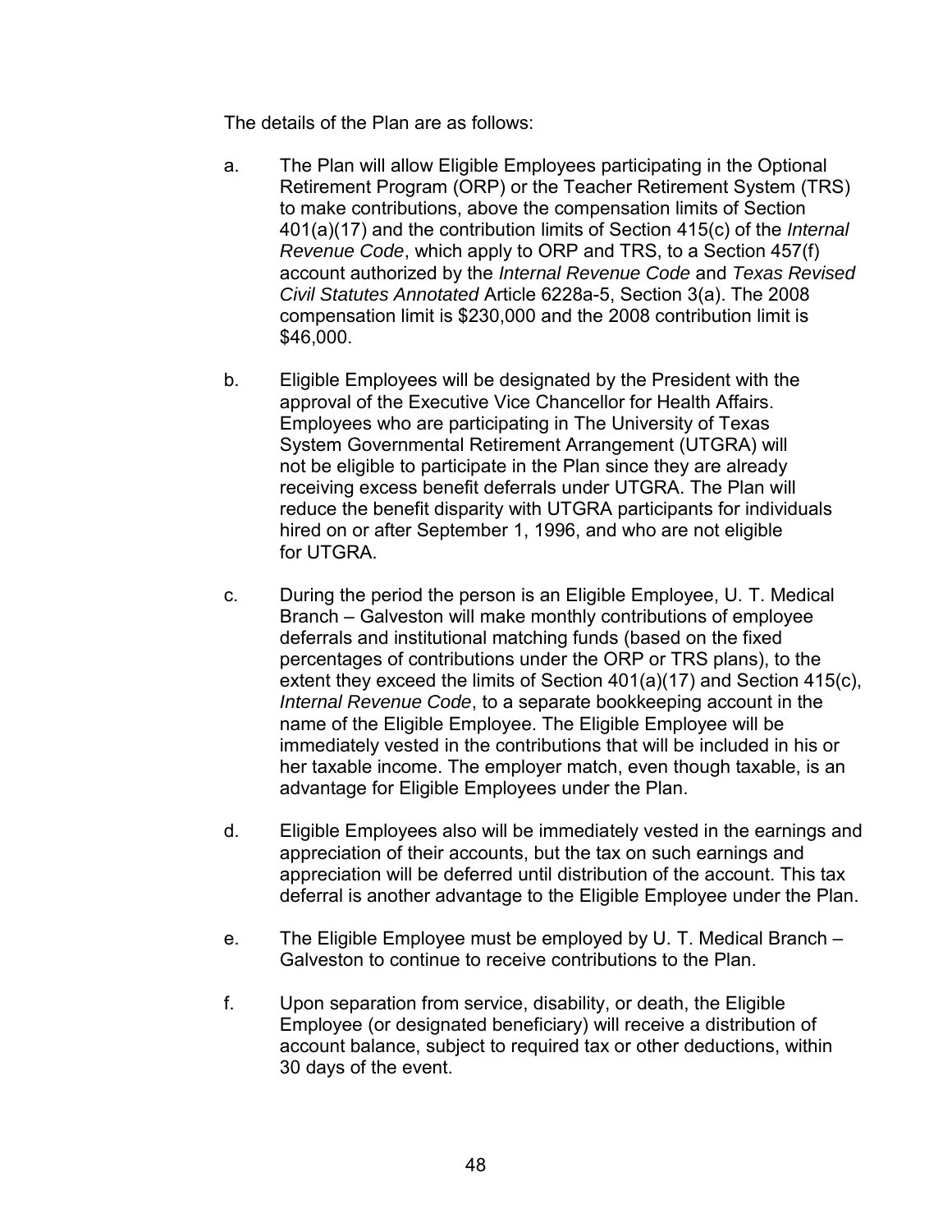The details of the Plan are as follows:

a. The Plan will allow Eligible Employees participating in the Optional Retirement Program (ORP) or the Teacher Retirement System (TRS) to make contributions, above the compensation limits of Section 401(a)(17) and the contribution limits of Section 415(c) of the *Internal Revenue Code*, which apply to ORP and TRS, to a Section 457(f) account authorized by the *Internal Revenue Code* and *Texas Revised Civil Statutes Annotated* Article 6228a-5, Section 3(a). The 2008 compensation limit is $230,000 and the 2008 contribution limit is $46,000.

b. Eligible Employees will be designated by the President with the approval of the Executive Vice Chancellor for Health Affairs. Employees who are participating in The University of Texas System Governmental Retirement Arrangement (UTGRA) will not be eligible to participate in the Plan since they are already receiving excess benefit deferrals under UTGRA. The Plan will reduce the benefit disparity with UTGRA participants for individuals hired on or after September 1, 1996, and who are not eligible for UTGRA.

c. During the period the person is an Eligible Employee, U. T. Medical Branch – Galveston will make monthly contributions of employee deferrals and institutional matching funds (based on the fixed percentages of contributions under the ORP or TRS plans), to the extent they exceed the limits of Section 401(a)(17) and Section 415(c), *Internal Revenue Code*, to a separate bookkeeping account in the name of the Eligible Employee. The Eligible Employee will be immediately vested in the contributions that will be included in his or her taxable income. The employer match, even though taxable, is an advantage for Eligible Employees under the Plan.

d. Eligible Employees also will be immediately vested in the earnings and appreciation of their accounts, but the tax on such earnings and appreciation will be deferred until distribution of the account. This tax deferral is another advantage to the Eligible Employee under the Plan.

e. The Eligible Employee must be employed by U. T. Medical Branch – Galveston to continue to receive contributions to the Plan.

f. Upon separation from service, disability, or death, the Eligible Employee (or designated beneficiary) will receive a distribution of account balance, subject to required tax or other deductions, within 30 days of the event.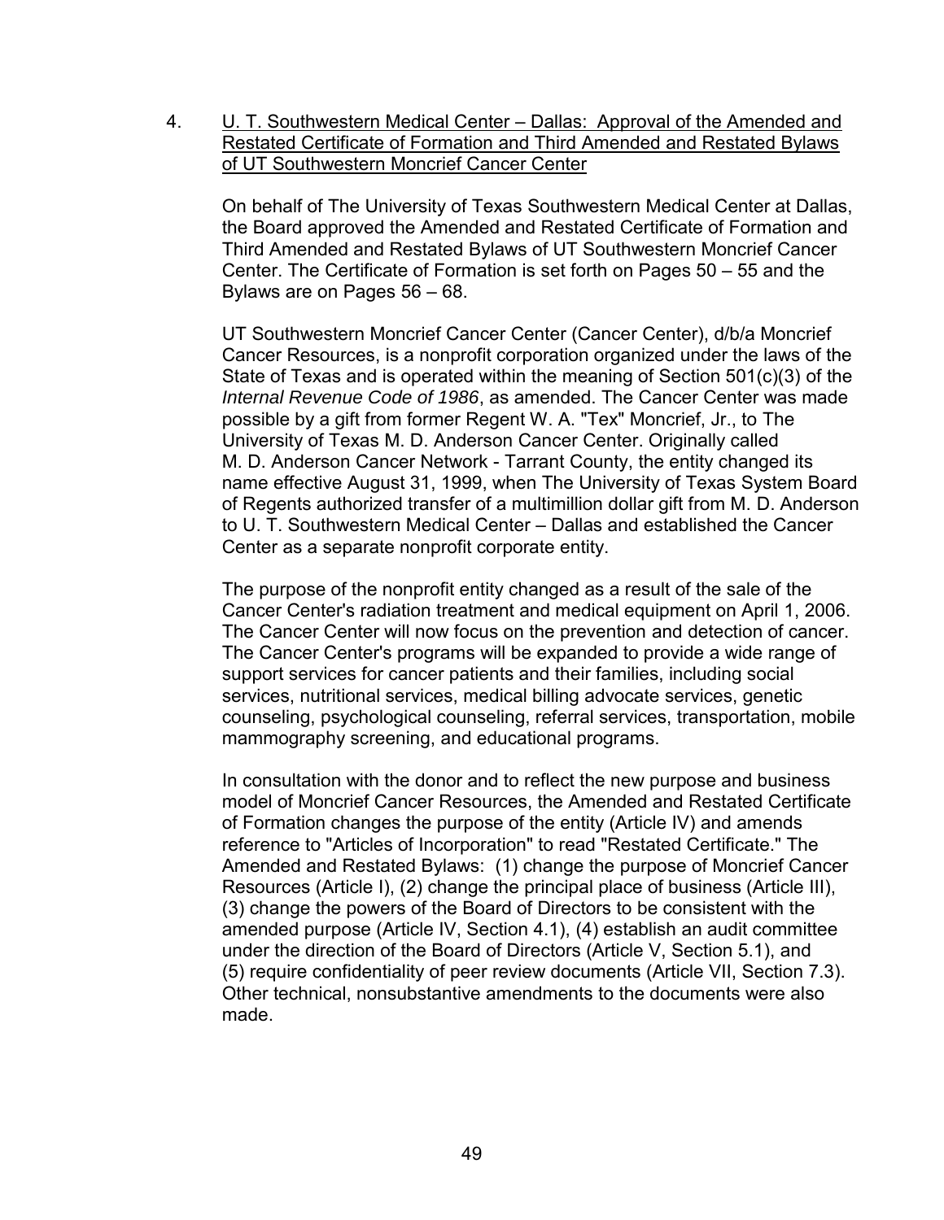4. <u>U. T. Southwestern Medical Center – Dallas: Approval of the Amended and Restated Certificate of Formation and Third Amended and Restated Bylaws of UT Southwestern Moncrief Cancer Center</u>

On behalf of The University of Texas Southwestern Medical Center at Dallas, the Board approved the Amended and Restated Certificate of Formation and Third Amended and Restated Bylaws of UT Southwestern Moncrief Cancer Center. The Certificate of Formation is set forth on Pages 50 – 55 and the Bylaws are on Pages 56 – 68.

UT Southwestern Moncrief Cancer Center (Cancer Center), d/b/a Moncrief Cancer Resources, is a nonprofit corporation organized under the laws of the State of Texas and is operated within the meaning of Section 501(c)(3) of the *Internal Revenue Code of 1986*, as amended. The Cancer Center was made possible by a gift from former Regent W. A. "Tex" Moncrief, Jr., to The University of Texas M. D. Anderson Cancer Center. Originally called M. D. Anderson Cancer Network - Tarrant County, the entity changed its name effective August 31, 1999, when The University of Texas System Board of Regents authorized transfer of a multimillion dollar gift from M. D. Anderson to U. T. Southwestern Medical Center – Dallas and established the Cancer Center as a separate nonprofit corporate entity.

The purpose of the nonprofit entity changed as a result of the sale of the Cancer Center's radiation treatment and medical equipment on April 1, 2006. The Cancer Center will now focus on the prevention and detection of cancer. The Cancer Center's programs will be expanded to provide a wide range of support services for cancer patients and their families, including social services, nutritional services, medical billing advocate services, genetic counseling, psychological counseling, referral services, transportation, mobile mammography screening, and educational programs.

In consultation with the donor and to reflect the new purpose and business model of Moncrief Cancer Resources, the Amended and Restated Certificate of Formation changes the purpose of the entity (Article IV) and amends reference to "Articles of Incorporation" to read "Restated Certificate." The Amended and Restated Bylaws: (1) change the purpose of Moncrief Cancer Resources (Article I), (2) change the principal place of business (Article III), (3) change the powers of the Board of Directors to be consistent with the amended purpose (Article IV, Section 4.1), (4) establish an audit committee under the direction of the Board of Directors (Article V, Section 5.1), and (5) require confidentiality of peer review documents (Article VII, Section 7.3). Other technical, nonsubstantive amendments to the documents were also made.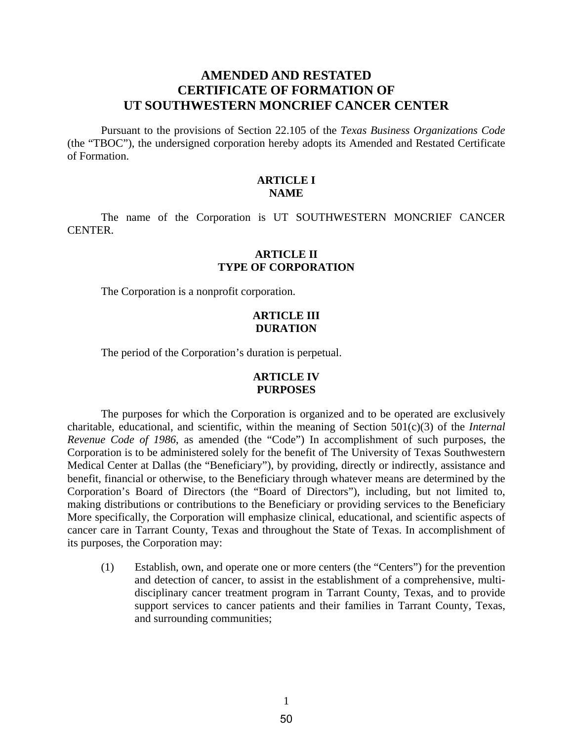# AMENDED AND RESTATED CERTIFICATE OF FORMATION OF UT SOUTHWESTERN MONCRIEF CANCER CENTER

Pursuant to the provisions of Section 22.105 of the *Texas Business Organizations Code* (the "TBOC"), the undersigned corporation hereby adopts its Amended and Restated Certificate of Formation.

## ARTICLE I
## NAME

The name of the Corporation is UT SOUTHWESTERN MONCRIEF CANCER CENTER.

## ARTICLE II
## TYPE OF CORPORATION

The Corporation is a nonprofit corporation.

## ARTICLE III
## DURATION

The period of the Corporation's duration is perpetual.

## ARTICLE IV
## PURPOSES

The purposes for which the Corporation is organized and to be operated are exclusively charitable, educational, and scientific, within the meaning of Section 501(c)(3) of the *Internal Revenue Code of 1986*, as amended (the "Code") In accomplishment of such purposes, the Corporation is to be administered solely for the benefit of The University of Texas Southwestern Medical Center at Dallas (the "Beneficiary"), by providing, directly or indirectly, assistance and benefit, financial or otherwise, to the Beneficiary through whatever means are determined by the Corporation's Board of Directors (the "Board of Directors"), including, but not limited to, making distributions or contributions to the Beneficiary or providing services to the Beneficiary More specifically, the Corporation will emphasize clinical, educational, and scientific aspects of cancer care in Tarrant County, Texas and throughout the State of Texas. In accomplishment of its purposes, the Corporation may:

(1) Establish, own, and operate one or more centers (the "Centers") for the prevention and detection of cancer, to assist in the establishment of a comprehensive, multi-disciplinary cancer treatment program in Tarrant County, Texas, and to provide support services to cancer patients and their families in Tarrant County, Texas, and surrounding communities;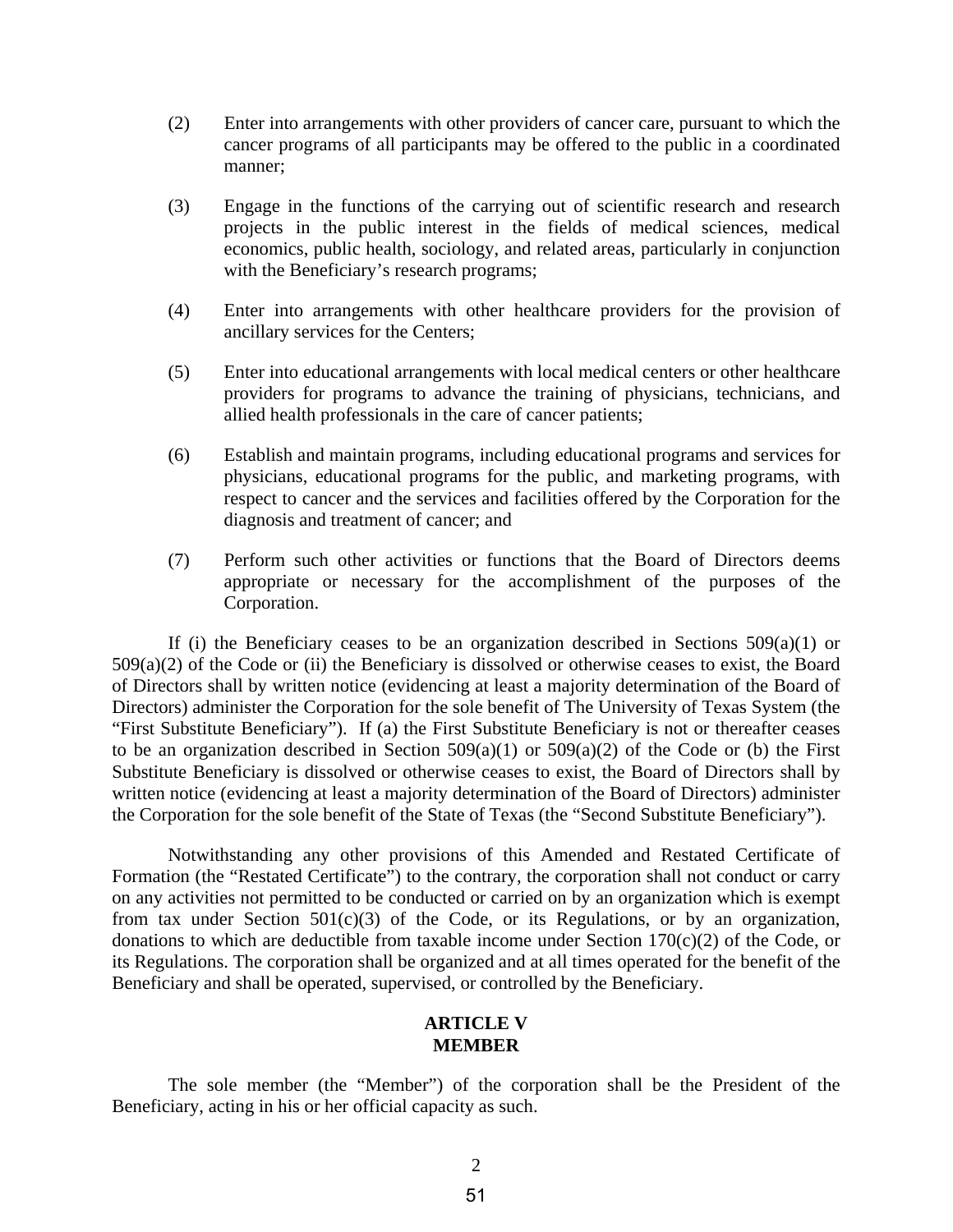(2) Enter into arrangements with other providers of cancer care, pursuant to which the cancer programs of all participants may be offered to the public in a coordinated manner;

(3) Engage in the functions of the carrying out of scientific research and research projects in the public interest in the fields of medical sciences, medical economics, public health, sociology, and related areas, particularly in conjunction with the Beneficiary's research programs;

(4) Enter into arrangements with other healthcare providers for the provision of ancillary services for the Centers;

(5) Enter into educational arrangements with local medical centers or other healthcare providers for programs to advance the training of physicians, technicians, and allied health professionals in the care of cancer patients;

(6) Establish and maintain programs, including educational programs and services for physicians, educational programs for the public, and marketing programs, with respect to cancer and the services and facilities offered by the Corporation for the diagnosis and treatment of cancer; and

(7) Perform such other activities or functions that the Board of Directors deems appropriate or necessary for the accomplishment of the purposes of the Corporation.

If (i) the Beneficiary ceases to be an organization described in Sections 509(a)(1) or 509(a)(2) of the Code or (ii) the Beneficiary is dissolved or otherwise ceases to exist, the Board of Directors shall by written notice (evidencing at least a majority determination of the Board of Directors) administer the Corporation for the sole benefit of The University of Texas System (the "First Substitute Beneficiary"). If (a) the First Substitute Beneficiary is not or thereafter ceases to be an organization described in Section 509(a)(1) or 509(a)(2) of the Code or (b) the First Substitute Beneficiary is dissolved or otherwise ceases to exist, the Board of Directors shall by written notice (evidencing at least a majority determination of the Board of Directors) administer the Corporation for the sole benefit of the State of Texas (the "Second Substitute Beneficiary").

Notwithstanding any other provisions of this Amended and Restated Certificate of Formation (the "Restated Certificate") to the contrary, the corporation shall not conduct or carry on any activities not permitted to be conducted or carried on by an organization which is exempt from tax under Section 501(c)(3) of the Code, or its Regulations, or by an organization, donations to which are deductible from taxable income under Section 170(c)(2) of the Code, or its Regulations. The corporation shall be organized and at all times operated for the benefit of the Beneficiary and shall be operated, supervised, or controlled by the Beneficiary.

## ARTICLE V
## MEMBER

The sole member (the "Member") of the corporation shall be the President of the Beneficiary, acting in his or her official capacity as such.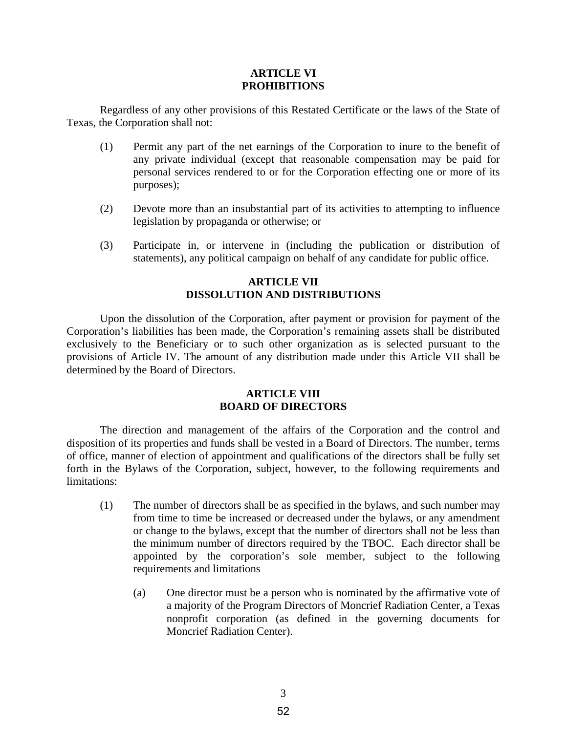## ARTICLE VI
## PROHIBITIONS

Regardless of any other provisions of this Restated Certificate or the laws of the State of Texas, the Corporation shall not:

(1) Permit any part of the net earnings of the Corporation to inure to the benefit of any private individual (except that reasonable compensation may be paid for personal services rendered to or for the Corporation effecting one or more of its purposes);

(2) Devote more than an insubstantial part of its activities to attempting to influence legislation by propaganda or otherwise; or

(3) Participate in, or intervene in (including the publication or distribution of statements), any political campaign on behalf of any candidate for public office.

## ARTICLE VII
## DISSOLUTION AND DISTRIBUTIONS

Upon the dissolution of the Corporation, after payment or provision for payment of the Corporation's liabilities has been made, the Corporation's remaining assets shall be distributed exclusively to the Beneficiary or to such other organization as is selected pursuant to the provisions of Article IV. The amount of any distribution made under this Article VII shall be determined by the Board of Directors.

## ARTICLE VIII
## BOARD OF DIRECTORS

The direction and management of the affairs of the Corporation and the control and disposition of its properties and funds shall be vested in a Board of Directors. The number, terms of office, manner of election of appointment and qualifications of the directors shall be fully set forth in the Bylaws of the Corporation, subject, however, to the following requirements and limitations:

(1) The number of directors shall be as specified in the bylaws, and such number may from time to time be increased or decreased under the bylaws, or any amendment or change to the bylaws, except that the number of directors shall not be less than the minimum number of directors required by the TBOC. Each director shall be appointed by the corporation's sole member, subject to the following requirements and limitations

   (a) One director must be a person who is nominated by the affirmative vote of a majority of the Program Directors of Moncrief Radiation Center, a Texas nonprofit corporation (as defined in the governing documents for Moncrief Radiation Center).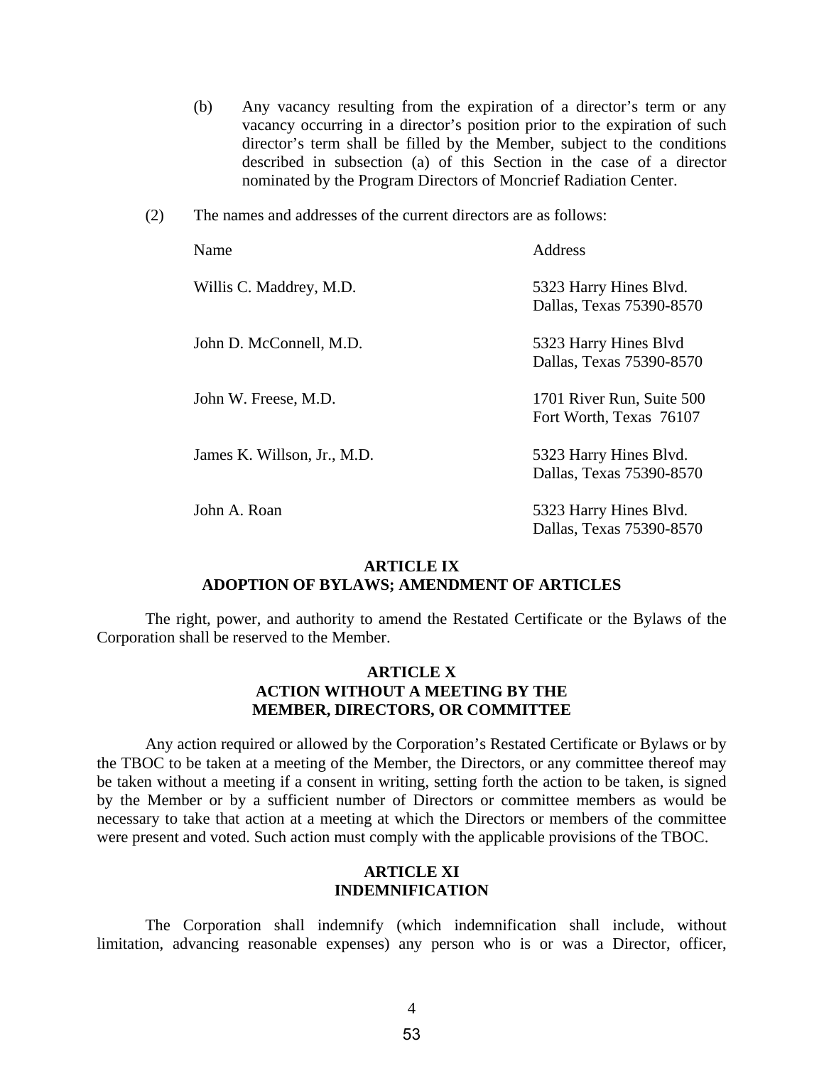(b) Any vacancy resulting from the expiration of a director's term or any vacancy occurring in a director's position prior to the expiration of such director's term shall be filled by the Member, subject to the conditions described in subsection (a) of this Section in the case of a director nominated by the Program Directors of Moncrief Radiation Center.

(2) The names and addresses of the current directors are as follows:

| Name | Address |
|---|---|
| Willis C. Maddrey, M.D. | 5323 Harry Hines Blvd.<br>Dallas, Texas 75390-8570 |
| John D. McConnell, M.D. | 5323 Harry Hines Blvd<br>Dallas, Texas 75390-8570 |
| John W. Freese, M.D. | 1701 River Run, Suite 500<br>Fort Worth, Texas 76107 |
| James K. Willson, Jr., M.D. | 5323 Harry Hines Blvd.<br>Dallas, Texas 75390-8570 |
| John A. Roan | 5323 Harry Hines Blvd.<br>Dallas, Texas 75390-8570 |

## ARTICLE IX
## ADOPTION OF BYLAWS; AMENDMENT OF ARTICLES

The right, power, and authority to amend the Restated Certificate or the Bylaws of the Corporation shall be reserved to the Member.

## ARTICLE X
## ACTION WITHOUT A MEETING BY THE MEMBER, DIRECTORS, OR COMMITTEE

Any action required or allowed by the Corporation's Restated Certificate or Bylaws or by the TBOC to be taken at a meeting of the Member, the Directors, or any committee thereof may be taken without a meeting if a consent in writing, setting forth the action to be taken, is signed by the Member or by a sufficient number of Directors or committee members as would be necessary to take that action at a meeting at which the Directors or members of the committee were present and voted. Such action must comply with the applicable provisions of the TBOC.

## ARTICLE XI
## INDEMNIFICATION

The Corporation shall indemnify (which indemnification shall include, without limitation, advancing reasonable expenses) any person who is or was a Director, officer,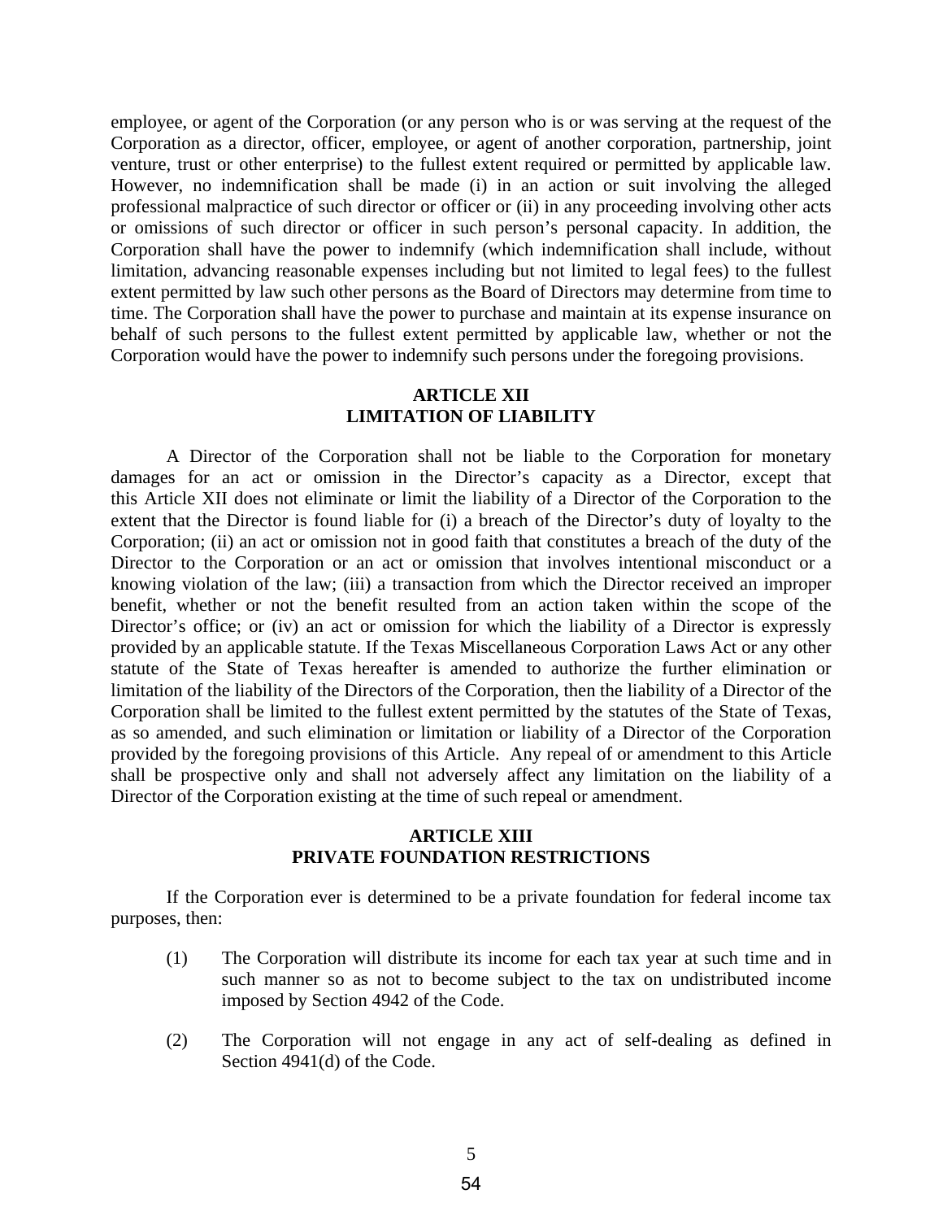employee, or agent of the Corporation (or any person who is or was serving at the request of the Corporation as a director, officer, employee, or agent of another corporation, partnership, joint venture, trust or other enterprise) to the fullest extent required or permitted by applicable law. However, no indemnification shall be made (i) in an action or suit involving the alleged professional malpractice of such director or officer or (ii) in any proceeding involving other acts or omissions of such director or officer in such person's personal capacity. In addition, the Corporation shall have the power to indemnify (which indemnification shall include, without limitation, advancing reasonable expenses including but not limited to legal fees) to the fullest extent permitted by law such other persons as the Board of Directors may determine from time to time. The Corporation shall have the power to purchase and maintain at its expense insurance on behalf of such persons to the fullest extent permitted by applicable law, whether or not the Corporation would have the power to indemnify such persons under the foregoing provisions.

## ARTICLE XII
## LIMITATION OF LIABILITY

A Director of the Corporation shall not be liable to the Corporation for monetary damages for an act or omission in the Director's capacity as a Director, except that this Article XII does not eliminate or limit the liability of a Director of the Corporation to the extent that the Director is found liable for (i) a breach of the Director's duty of loyalty to the Corporation; (ii) an act or omission not in good faith that constitutes a breach of the duty of the Director to the Corporation or an act or omission that involves intentional misconduct or a knowing violation of the law; (iii) a transaction from which the Director received an improper benefit, whether or not the benefit resulted from an action taken within the scope of the Director's office; or (iv) an act or omission for which the liability of a Director is expressly provided by an applicable statute. If the Texas Miscellaneous Corporation Laws Act or any other statute of the State of Texas hereafter is amended to authorize the further elimination or limitation of the liability of the Directors of the Corporation, then the liability of a Director of the Corporation shall be limited to the fullest extent permitted by the statutes of the State of Texas, as so amended, and such elimination or limitation or liability of a Director of the Corporation provided by the foregoing provisions of this Article. Any repeal of or amendment to this Article shall be prospective only and shall not adversely affect any limitation on the liability of a Director of the Corporation existing at the time of such repeal or amendment.

## ARTICLE XIII
## PRIVATE FOUNDATION RESTRICTIONS

If the Corporation ever is determined to be a private foundation for federal income tax purposes, then:

(1) The Corporation will distribute its income for each tax year at such time and in such manner so as not to become subject to the tax on undistributed income imposed by Section 4942 of the Code.

(2) The Corporation will not engage in any act of self-dealing as defined in Section 4941(d) of the Code.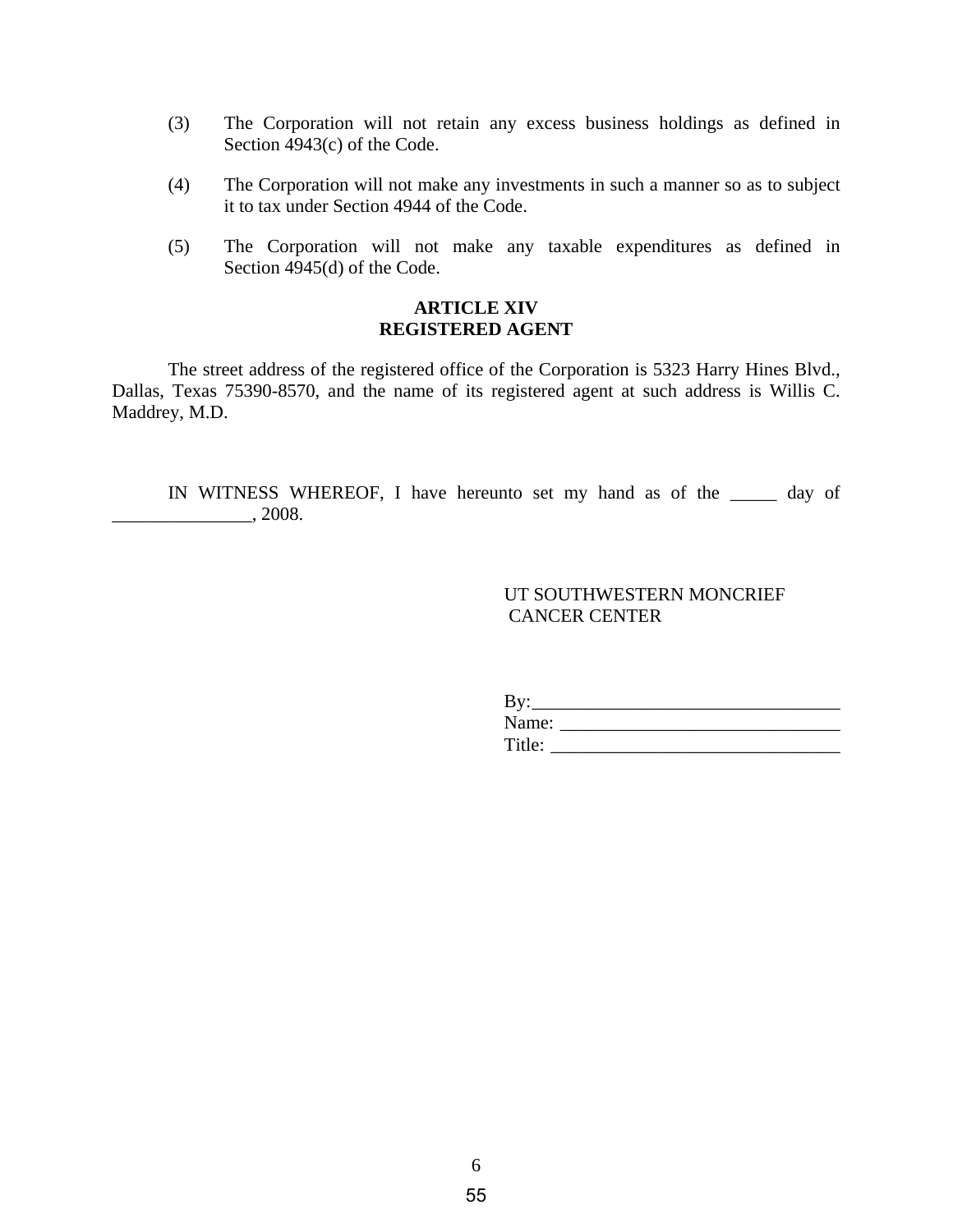(3) The Corporation will not retain any excess business holdings as defined in Section 4943(c) of the Code.

(4) The Corporation will not make any investments in such a manner so as to subject it to tax under Section 4944 of the Code.

(5) The Corporation will not make any taxable expenditures as defined in Section 4945(d) of the Code.

**ARTICLE XIV**
**REGISTERED AGENT**

The street address of the registered office of the Corporation is 5323 Harry Hines Blvd., Dallas, Texas 75390-8570, and the name of its registered agent at such address is Willis C. Maddrey, M.D.

IN WITNESS WHEREOF, I have hereunto set my hand as of the _____ day of _______________, 2008.

UT SOUTHWESTERN MONCRIEF
CANCER CENTER

By:_________________________________
Name: ______________________________
Title: _______________________________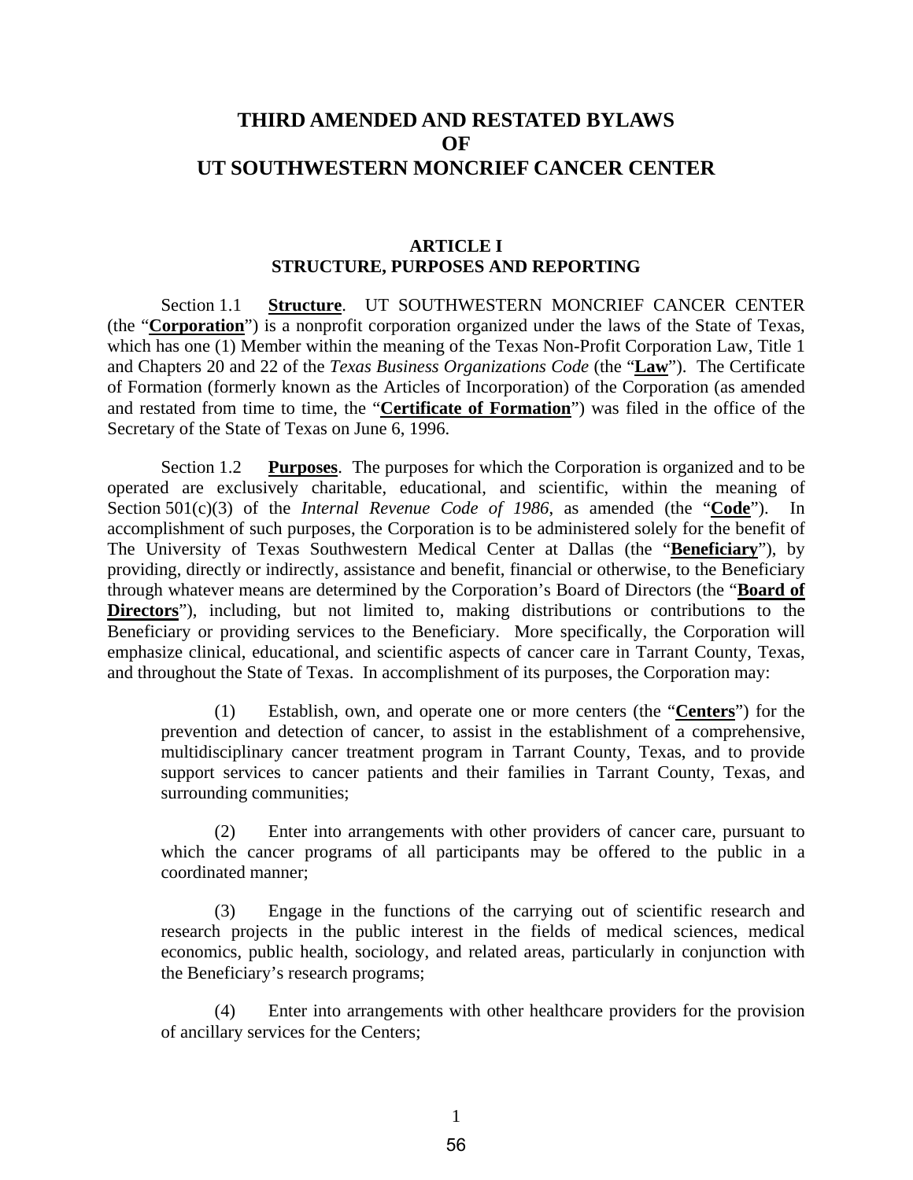# THIRD AMENDED AND RESTATED BYLAWS OF UT SOUTHWESTERN MONCRIEF CANCER CENTER

## ARTICLE I
## STRUCTURE, PURPOSES AND REPORTING

Section 1.1 **Structure**. UT SOUTHWESTERN MONCRIEF CANCER CENTER (the "**Corporation**") is a nonprofit corporation organized under the laws of the State of Texas, which has one (1) Member within the meaning of the Texas Non-Profit Corporation Law, Title 1 and Chapters 20 and 22 of the *Texas Business Organizations Code* (the "**Law**"). The Certificate of Formation (formerly known as the Articles of Incorporation) of the Corporation (as amended and restated from time to time, the "**Certificate of Formation**") was filed in the office of the Secretary of the State of Texas on June 6, 1996.

Section 1.2 **Purposes**. The purposes for which the Corporation is organized and to be operated are exclusively charitable, educational, and scientific, within the meaning of Section 501(c)(3) of the *Internal Revenue Code of 1986*, as amended (the "**Code**"). In accomplishment of such purposes, the Corporation is to be administered solely for the benefit of The University of Texas Southwestern Medical Center at Dallas (the "**Beneficiary**"), by providing, directly or indirectly, assistance and benefit, financial or otherwise, to the Beneficiary through whatever means are determined by the Corporation's Board of Directors (the "**Board of Directors**"), including, but not limited to, making distributions or contributions to the Beneficiary or providing services to the Beneficiary. More specifically, the Corporation will emphasize clinical, educational, and scientific aspects of cancer care in Tarrant County, Texas, and throughout the State of Texas. In accomplishment of its purposes, the Corporation may:

(1) Establish, own, and operate one or more centers (the "**Centers**") for the prevention and detection of cancer, to assist in the establishment of a comprehensive, multidisciplinary cancer treatment program in Tarrant County, Texas, and to provide support services to cancer patients and their families in Tarrant County, Texas, and surrounding communities;

(2) Enter into arrangements with other providers of cancer care, pursuant to which the cancer programs of all participants may be offered to the public in a coordinated manner;

(3) Engage in the functions of the carrying out of scientific research and research projects in the public interest in the fields of medical sciences, medical economics, public health, sociology, and related areas, particularly in conjunction with the Beneficiary's research programs;

(4) Enter into arrangements with other healthcare providers for the provision of ancillary services for the Centers;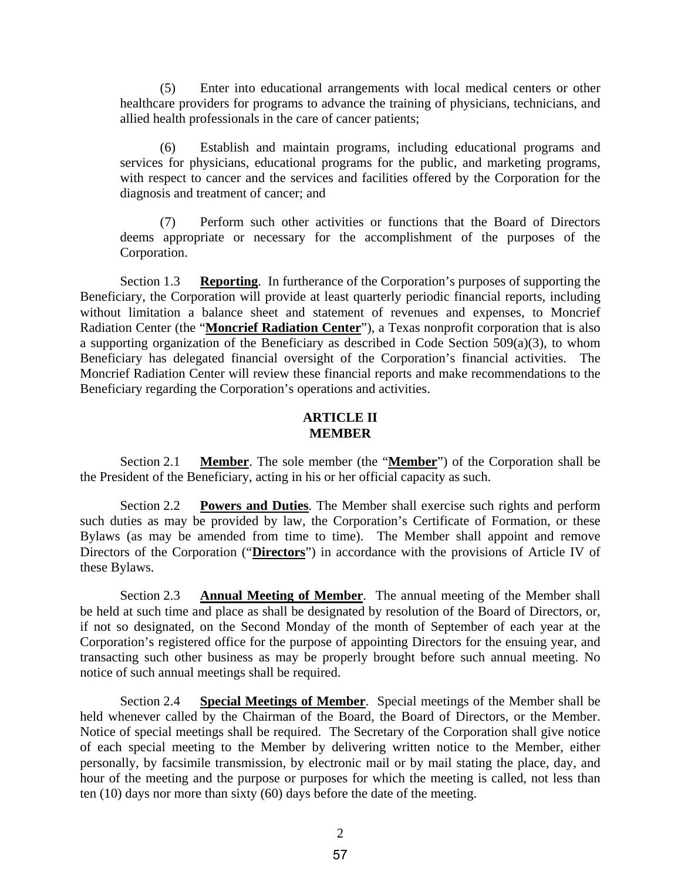(5) Enter into educational arrangements with local medical centers or other healthcare providers for programs to advance the training of physicians, technicians, and allied health professionals in the care of cancer patients;

(6) Establish and maintain programs, including educational programs and services for physicians, educational programs for the public, and marketing programs, with respect to cancer and the services and facilities offered by the Corporation for the diagnosis and treatment of cancer; and

(7) Perform such other activities or functions that the Board of Directors deems appropriate or necessary for the accomplishment of the purposes of the Corporation.

Section 1.3 **Reporting**. In furtherance of the Corporation's purposes of supporting the Beneficiary, the Corporation will provide at least quarterly periodic financial reports, including without limitation a balance sheet and statement of revenues and expenses, to Moncrief Radiation Center (the "**Moncrief Radiation Center**"), a Texas nonprofit corporation that is also a supporting organization of the Beneficiary as described in Code Section 509(a)(3), to whom Beneficiary has delegated financial oversight of the Corporation's financial activities. The Moncrief Radiation Center will review these financial reports and make recommendations to the Beneficiary regarding the Corporation's operations and activities.

## ARTICLE II
## MEMBER

Section 2.1 **Member**. The sole member (the "**Member**") of the Corporation shall be the President of the Beneficiary, acting in his or her official capacity as such.

Section 2.2 **Powers and Duties**. The Member shall exercise such rights and perform such duties as may be provided by law, the Corporation's Certificate of Formation, or these Bylaws (as may be amended from time to time). The Member shall appoint and remove Directors of the Corporation ("**Directors**") in accordance with the provisions of Article IV of these Bylaws.

Section 2.3 **Annual Meeting of Member**. The annual meeting of the Member shall be held at such time and place as shall be designated by resolution of the Board of Directors, or, if not so designated, on the Second Monday of the month of September of each year at the Corporation's registered office for the purpose of appointing Directors for the ensuing year, and transacting such other business as may be properly brought before such annual meeting. No notice of such annual meetings shall be required.

Section 2.4 **Special Meetings of Member**. Special meetings of the Member shall be held whenever called by the Chairman of the Board, the Board of Directors, or the Member. Notice of special meetings shall be required. The Secretary of the Corporation shall give notice of each special meeting to the Member by delivering written notice to the Member, either personally, by facsimile transmission, by electronic mail or by mail stating the place, day, and hour of the meeting and the purpose or purposes for which the meeting is called, not less than ten (10) days nor more than sixty (60) days before the date of the meeting.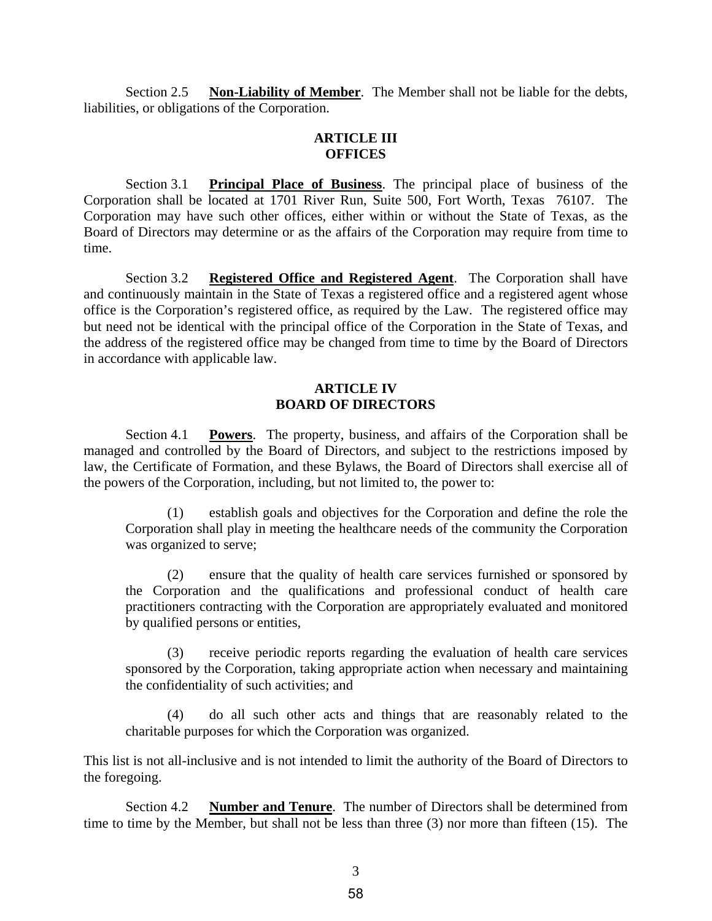Section 2.5 **Non-Liability of Member**. The Member shall not be liable for the debts, liabilities, or obligations of the Corporation.

## ARTICLE III
## OFFICES

Section 3.1 **Principal Place of Business**. The principal place of business of the Corporation shall be located at 1701 River Run, Suite 500, Fort Worth, Texas 76107. The Corporation may have such other offices, either within or without the State of Texas, as the Board of Directors may determine or as the affairs of the Corporation may require from time to time.

Section 3.2 **Registered Office and Registered Agent**. The Corporation shall have and continuously maintain in the State of Texas a registered office and a registered agent whose office is the Corporation's registered office, as required by the Law. The registered office may but need not be identical with the principal office of the Corporation in the State of Texas, and the address of the registered office may be changed from time to time by the Board of Directors in accordance with applicable law.

## ARTICLE IV
## BOARD OF DIRECTORS

Section 4.1 **Powers**. The property, business, and affairs of the Corporation shall be managed and controlled by the Board of Directors, and subject to the restrictions imposed by law, the Certificate of Formation, and these Bylaws, the Board of Directors shall exercise all of the powers of the Corporation, including, but not limited to, the power to:

(1) establish goals and objectives for the Corporation and define the role the Corporation shall play in meeting the healthcare needs of the community the Corporation was organized to serve;

(2) ensure that the quality of health care services furnished or sponsored by the Corporation and the qualifications and professional conduct of health care practitioners contracting with the Corporation are appropriately evaluated and monitored by qualified persons or entities,

(3) receive periodic reports regarding the evaluation of health care services sponsored by the Corporation, taking appropriate action when necessary and maintaining the confidentiality of such activities; and

(4) do all such other acts and things that are reasonably related to the charitable purposes for which the Corporation was organized.

This list is not all-inclusive and is not intended to limit the authority of the Board of Directors to the foregoing.

Section 4.2 **Number and Tenure**. The number of Directors shall be determined from time to time by the Member, but shall not be less than three (3) nor more than fifteen (15). The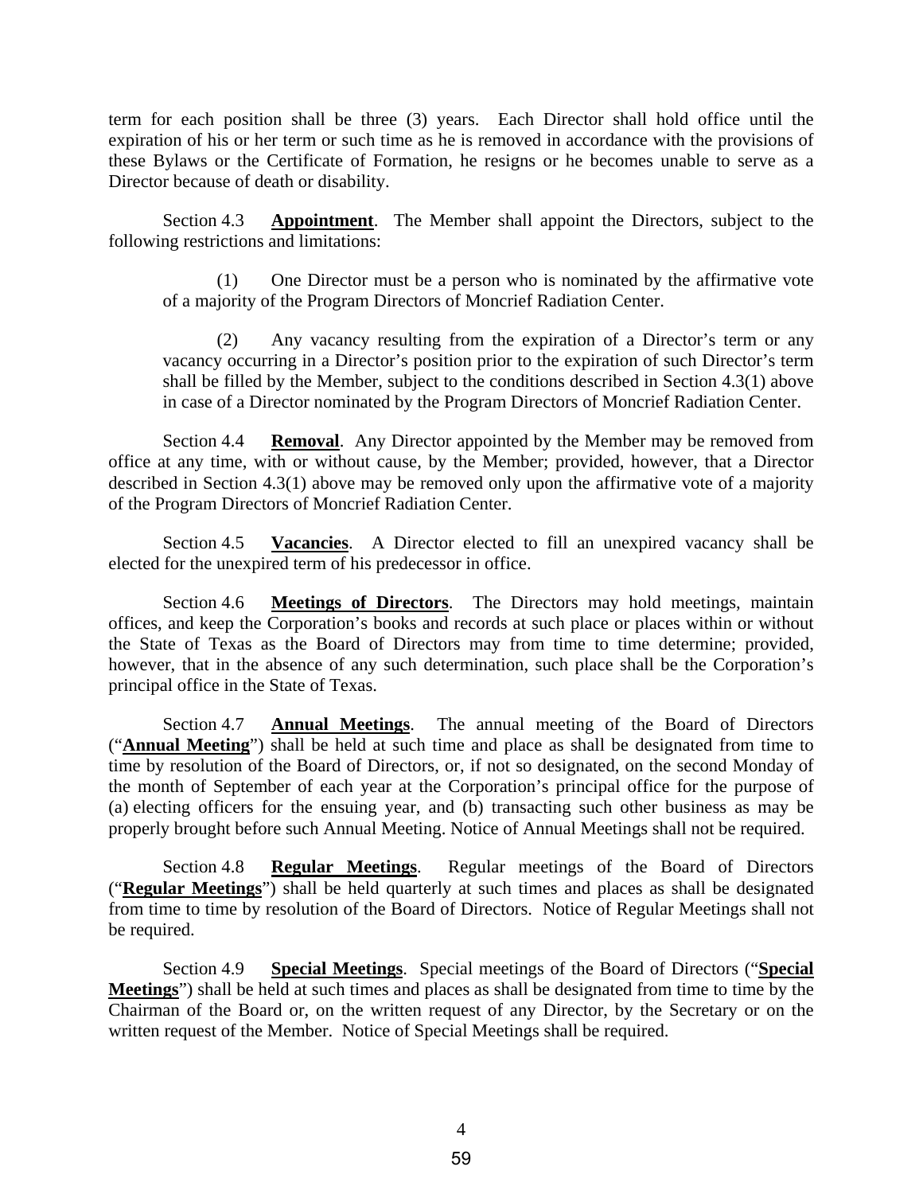term for each position shall be three (3) years. Each Director shall hold office until the expiration of his or her term or such time as he is removed in accordance with the provisions of these Bylaws or the Certificate of Formation, he resigns or he becomes unable to serve as a Director because of death or disability.

Section 4.3 **Appointment**. The Member shall appoint the Directors, subject to the following restrictions and limitations:

(1) One Director must be a person who is nominated by the affirmative vote of a majority of the Program Directors of Moncrief Radiation Center.

(2) Any vacancy resulting from the expiration of a Director's term or any vacancy occurring in a Director's position prior to the expiration of such Director's term shall be filled by the Member, subject to the conditions described in Section 4.3(1) above in case of a Director nominated by the Program Directors of Moncrief Radiation Center.

Section 4.4 **Removal**. Any Director appointed by the Member may be removed from office at any time, with or without cause, by the Member; provided, however, that a Director described in Section 4.3(1) above may be removed only upon the affirmative vote of a majority of the Program Directors of Moncrief Radiation Center.

Section 4.5 **Vacancies**. A Director elected to fill an unexpired vacancy shall be elected for the unexpired term of his predecessor in office.

Section 4.6 **Meetings of Directors**. The Directors may hold meetings, maintain offices, and keep the Corporation's books and records at such place or places within or without the State of Texas as the Board of Directors may from time to time determine; provided, however, that in the absence of any such determination, such place shall be the Corporation's principal office in the State of Texas.

Section 4.7 **Annual Meetings**. The annual meeting of the Board of Directors ("**Annual Meeting**") shall be held at such time and place as shall be designated from time to time by resolution of the Board of Directors, or, if not so designated, on the second Monday of the month of September of each year at the Corporation's principal office for the purpose of (a) electing officers for the ensuing year, and (b) transacting such other business as may be properly brought before such Annual Meeting. Notice of Annual Meetings shall not be required.

Section 4.8 **Regular Meetings**. Regular meetings of the Board of Directors ("**Regular Meetings**") shall be held quarterly at such times and places as shall be designated from time to time by resolution of the Board of Directors. Notice of Regular Meetings shall not be required.

Section 4.9 **Special Meetings**. Special meetings of the Board of Directors ("**Special Meetings**") shall be held at such times and places as shall be designated from time to time by the Chairman of the Board or, on the written request of any Director, by the Secretary or on the written request of the Member. Notice of Special Meetings shall be required.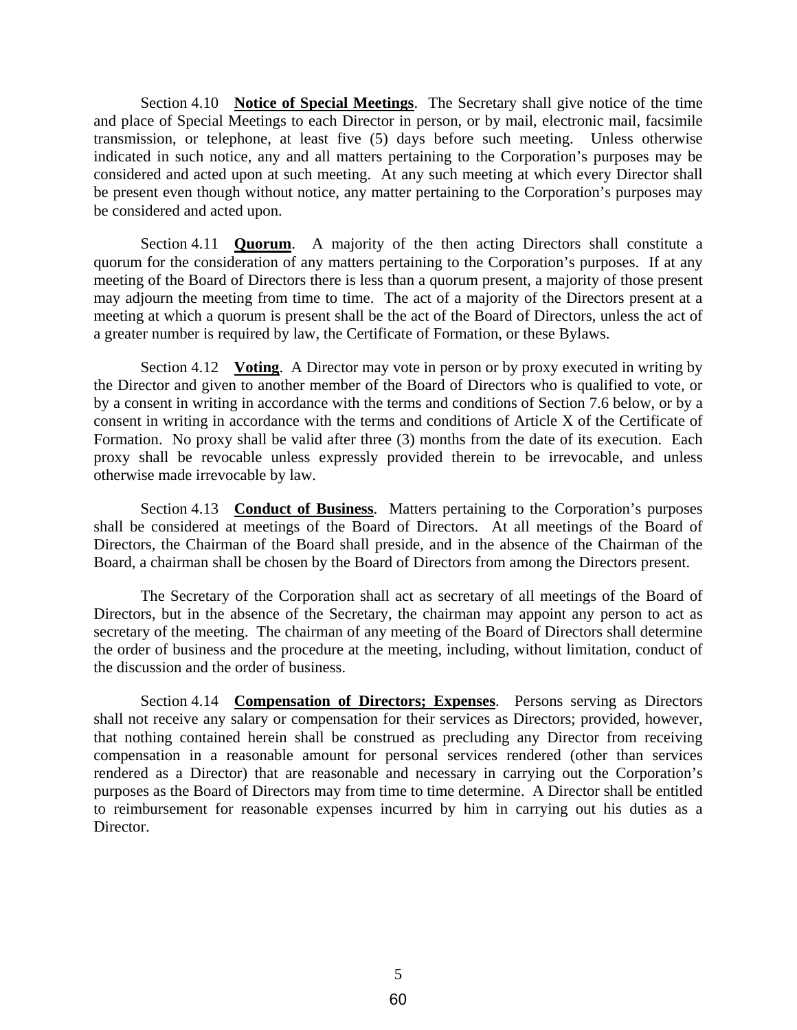Section 4.10 **Notice of Special Meetings**. The Secretary shall give notice of the time and place of Special Meetings to each Director in person, or by mail, electronic mail, facsimile transmission, or telephone, at least five (5) days before such meeting. Unless otherwise indicated in such notice, any and all matters pertaining to the Corporation's purposes may be considered and acted upon at such meeting. At any such meeting at which every Director shall be present even though without notice, any matter pertaining to the Corporation's purposes may be considered and acted upon.

Section 4.11 **Quorum**. A majority of the then acting Directors shall constitute a quorum for the consideration of any matters pertaining to the Corporation's purposes. If at any meeting of the Board of Directors there is less than a quorum present, a majority of those present may adjourn the meeting from time to time. The act of a majority of the Directors present at a meeting at which a quorum is present shall be the act of the Board of Directors, unless the act of a greater number is required by law, the Certificate of Formation, or these Bylaws.

Section 4.12 **Voting**. A Director may vote in person or by proxy executed in writing by the Director and given to another member of the Board of Directors who is qualified to vote, or by a consent in writing in accordance with the terms and conditions of Section 7.6 below, or by a consent in writing in accordance with the terms and conditions of Article X of the Certificate of Formation. No proxy shall be valid after three (3) months from the date of its execution. Each proxy shall be revocable unless expressly provided therein to be irrevocable, and unless otherwise made irrevocable by law.

Section 4.13 **Conduct of Business**. Matters pertaining to the Corporation's purposes shall be considered at meetings of the Board of Directors. At all meetings of the Board of Directors, the Chairman of the Board shall preside, and in the absence of the Chairman of the Board, a chairman shall be chosen by the Board of Directors from among the Directors present.

The Secretary of the Corporation shall act as secretary of all meetings of the Board of Directors, but in the absence of the Secretary, the chairman may appoint any person to act as secretary of the meeting. The chairman of any meeting of the Board of Directors shall determine the order of business and the procedure at the meeting, including, without limitation, conduct of the discussion and the order of business.

Section 4.14 **Compensation of Directors; Expenses**. Persons serving as Directors shall not receive any salary or compensation for their services as Directors; provided, however, that nothing contained herein shall be construed as precluding any Director from receiving compensation in a reasonable amount for personal services rendered (other than services rendered as a Director) that are reasonable and necessary in carrying out the Corporation's purposes as the Board of Directors may from time to time determine. A Director shall be entitled to reimbursement for reasonable expenses incurred by him in carrying out his duties as a Director.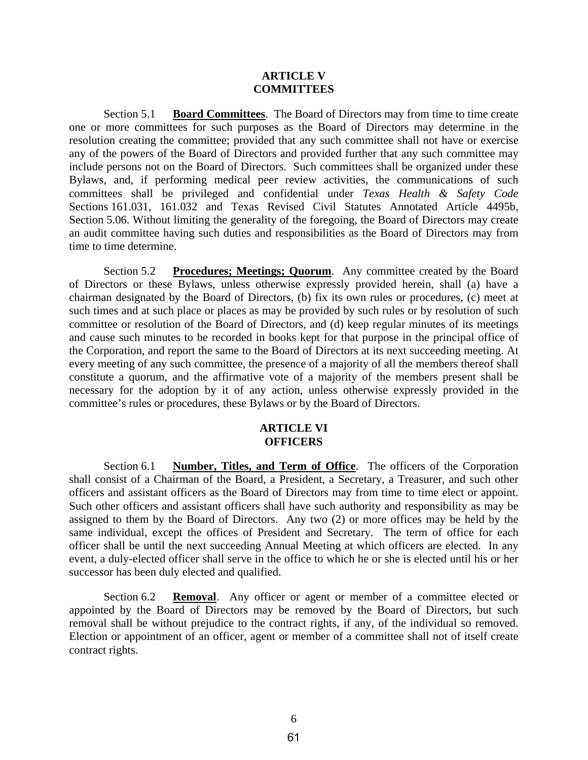## ARTICLE V
## COMMITTEES

Section 5.1 **Board Committees**. The Board of Directors may from time to time create one or more committees for such purposes as the Board of Directors may determine in the resolution creating the committee; provided that any such committee shall not have or exercise any of the powers of the Board of Directors and provided further that any such committee may include persons not on the Board of Directors. Such committees shall be organized under these Bylaws, and, if performing medical peer review activities, the communications of such committees shall be privileged and confidential under *Texas Health & Safety Code* Sections 161.031, 161.032 and Texas Revised Civil Statutes Annotated Article 4495b, Section 5.06. Without limiting the generality of the foregoing, the Board of Directors may create an audit committee having such duties and responsibilities as the Board of Directors may from time to time determine.

Section 5.2 **Procedures; Meetings; Quorum**. Any committee created by the Board of Directors or these Bylaws, unless otherwise expressly provided herein, shall (a) have a chairman designated by the Board of Directors, (b) fix its own rules or procedures, (c) meet at such times and at such place or places as may be provided by such rules or by resolution of such committee or resolution of the Board of Directors, and (d) keep regular minutes of its meetings and cause such minutes to be recorded in books kept for that purpose in the principal office of the Corporation, and report the same to the Board of Directors at its next succeeding meeting. At every meeting of any such committee, the presence of a majority of all the members thereof shall constitute a quorum, and the affirmative vote of a majority of the members present shall be necessary for the adoption by it of any action, unless otherwise expressly provided in the committee's rules or procedures, these Bylaws or by the Board of Directors.

## ARTICLE VI
## OFFICERS

Section 6.1 **Number, Titles, and Term of Office**. The officers of the Corporation shall consist of a Chairman of the Board, a President, a Secretary, a Treasurer, and such other officers and assistant officers as the Board of Directors may from time to time elect or appoint. Such other officers and assistant officers shall have such authority and responsibility as may be assigned to them by the Board of Directors. Any two (2) or more offices may be held by the same individual, except the offices of President and Secretary. The term of office for each officer shall be until the next succeeding Annual Meeting at which officers are elected. In any event, a duly-elected officer shall serve in the office to which he or she is elected until his or her successor has been duly elected and qualified.

Section 6.2 **Removal**. Any officer or agent or member of a committee elected or appointed by the Board of Directors may be removed by the Board of Directors, but such removal shall be without prejudice to the contract rights, if any, of the individual so removed. Election or appointment of an officer, agent or member of a committee shall not of itself create contract rights.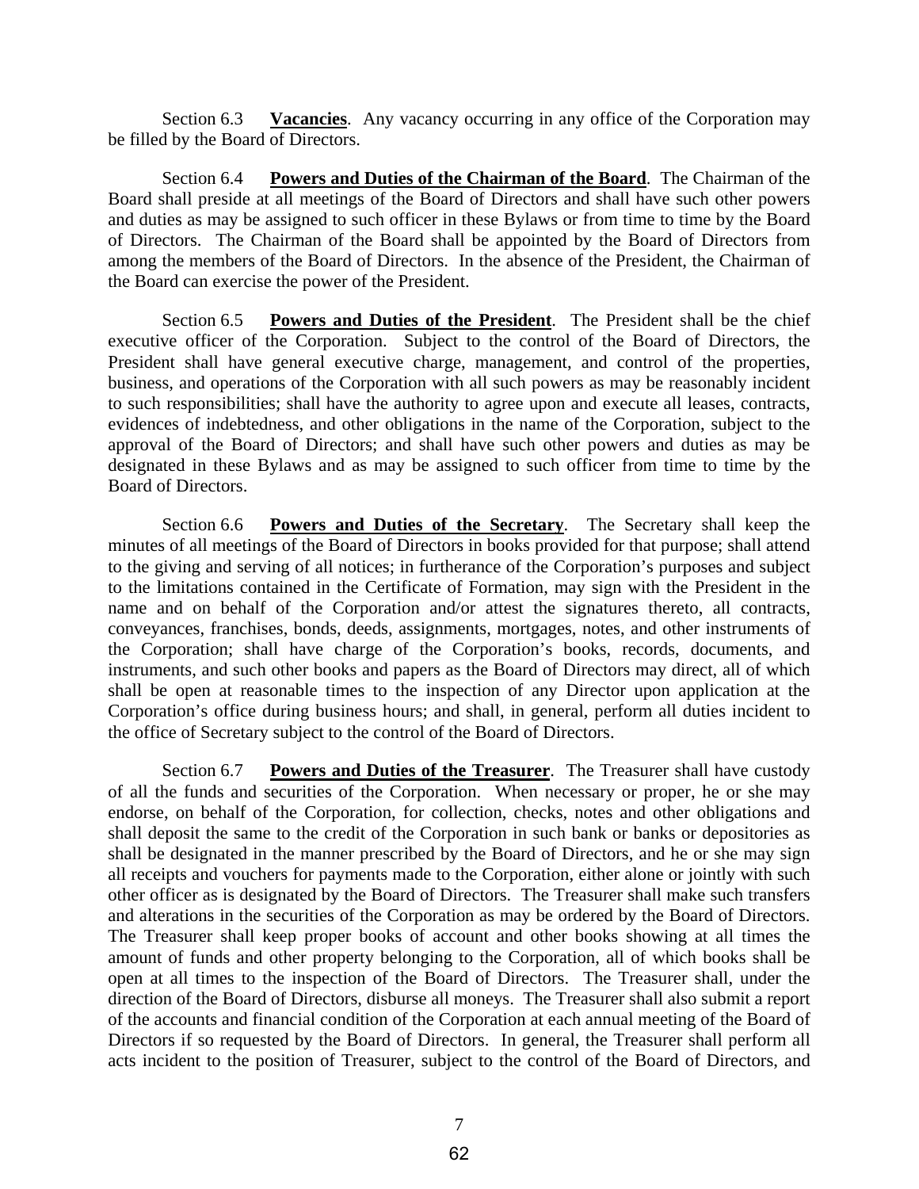Section 6.3 **Vacancies**. Any vacancy occurring in any office of the Corporation may be filled by the Board of Directors.

Section 6.4 **Powers and Duties of the Chairman of the Board**. The Chairman of the Board shall preside at all meetings of the Board of Directors and shall have such other powers and duties as may be assigned to such officer in these Bylaws or from time to time by the Board of Directors. The Chairman of the Board shall be appointed by the Board of Directors from among the members of the Board of Directors. In the absence of the President, the Chairman of the Board can exercise the power of the President.

Section 6.5 **Powers and Duties of the President**. The President shall be the chief executive officer of the Corporation. Subject to the control of the Board of Directors, the President shall have general executive charge, management, and control of the properties, business, and operations of the Corporation with all such powers as may be reasonably incident to such responsibilities; shall have the authority to agree upon and execute all leases, contracts, evidences of indebtedness, and other obligations in the name of the Corporation, subject to the approval of the Board of Directors; and shall have such other powers and duties as may be designated in these Bylaws and as may be assigned to such officer from time to time by the Board of Directors.

Section 6.6 **Powers and Duties of the Secretary**. The Secretary shall keep the minutes of all meetings of the Board of Directors in books provided for that purpose; shall attend to the giving and serving of all notices; in furtherance of the Corporation's purposes and subject to the limitations contained in the Certificate of Formation, may sign with the President in the name and on behalf of the Corporation and/or attest the signatures thereto, all contracts, conveyances, franchises, bonds, deeds, assignments, mortgages, notes, and other instruments of the Corporation; shall have charge of the Corporation's books, records, documents, and instruments, and such other books and papers as the Board of Directors may direct, all of which shall be open at reasonable times to the inspection of any Director upon application at the Corporation's office during business hours; and shall, in general, perform all duties incident to the office of Secretary subject to the control of the Board of Directors.

Section 6.7 **Powers and Duties of the Treasurer**. The Treasurer shall have custody of all the funds and securities of the Corporation. When necessary or proper, he or she may endorse, on behalf of the Corporation, for collection, checks, notes and other obligations and shall deposit the same to the credit of the Corporation in such bank or banks or depositories as shall be designated in the manner prescribed by the Board of Directors, and he or she may sign all receipts and vouchers for payments made to the Corporation, either alone or jointly with such other officer as is designated by the Board of Directors. The Treasurer shall make such transfers and alterations in the securities of the Corporation as may be ordered by the Board of Directors. The Treasurer shall keep proper books of account and other books showing at all times the amount of funds and other property belonging to the Corporation, all of which books shall be open at all times to the inspection of the Board of Directors. The Treasurer shall, under the direction of the Board of Directors, disburse all moneys. The Treasurer shall also submit a report of the accounts and financial condition of the Corporation at each annual meeting of the Board of Directors if so requested by the Board of Directors. In general, the Treasurer shall perform all acts incident to the position of Treasurer, subject to the control of the Board of Directors, and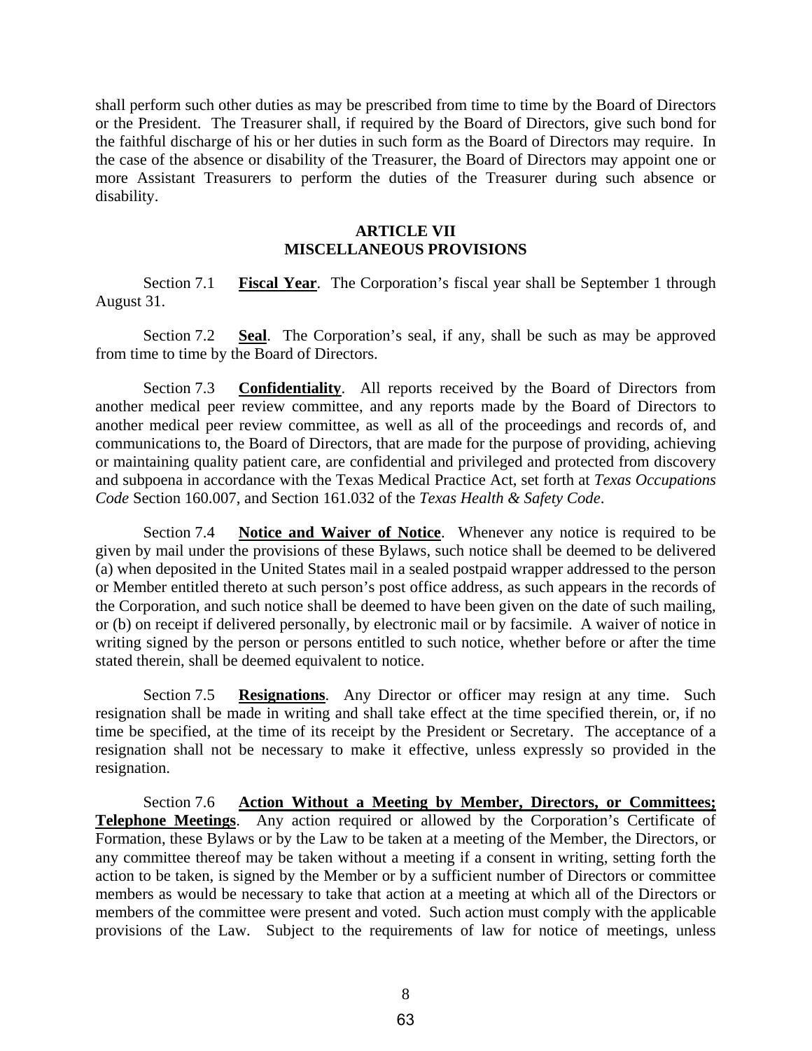shall perform such other duties as may be prescribed from time to time by the Board of Directors or the President. The Treasurer shall, if required by the Board of Directors, give such bond for the faithful discharge of his or her duties in such form as the Board of Directors may require. In the case of the absence or disability of the Treasurer, the Board of Directors may appoint one or more Assistant Treasurers to perform the duties of the Treasurer during such absence or disability.

## ARTICLE VII
## MISCELLANEOUS PROVISIONS

Section 7.1 **Fiscal Year**. The Corporation's fiscal year shall be September 1 through August 31.

Section 7.2 **Seal**. The Corporation's seal, if any, shall be such as may be approved from time to time by the Board of Directors.

Section 7.3 **Confidentiality**. All reports received by the Board of Directors from another medical peer review committee, and any reports made by the Board of Directors to another medical peer review committee, as well as all of the proceedings and records of, and communications to, the Board of Directors, that are made for the purpose of providing, achieving or maintaining quality patient care, are confidential and privileged and protected from discovery and subpoena in accordance with the Texas Medical Practice Act, set forth at *Texas Occupations Code* Section 160.007, and Section 161.032 of the *Texas Health & Safety Code*.

Section 7.4 **Notice and Waiver of Notice**. Whenever any notice is required to be given by mail under the provisions of these Bylaws, such notice shall be deemed to be delivered (a) when deposited in the United States mail in a sealed postpaid wrapper addressed to the person or Member entitled thereto at such person's post office address, as such appears in the records of the Corporation, and such notice shall be deemed to have been given on the date of such mailing, or (b) on receipt if delivered personally, by electronic mail or by facsimile. A waiver of notice in writing signed by the person or persons entitled to such notice, whether before or after the time stated therein, shall be deemed equivalent to notice.

Section 7.5 **Resignations**. Any Director or officer may resign at any time. Such resignation shall be made in writing and shall take effect at the time specified therein, or, if no time be specified, at the time of its receipt by the President or Secretary. The acceptance of a resignation shall not be necessary to make it effective, unless expressly so provided in the resignation.

Section 7.6 **Action Without a Meeting by Member, Directors, or Committees; Telephone Meetings**. Any action required or allowed by the Corporation's Certificate of Formation, these Bylaws or by the Law to be taken at a meeting of the Member, the Directors, or any committee thereof may be taken without a meeting if a consent in writing, setting forth the action to be taken, is signed by the Member or by a sufficient number of Directors or committee members as would be necessary to take that action at a meeting at which all of the Directors or members of the committee were present and voted. Such action must comply with the applicable provisions of the Law. Subject to the requirements of law for notice of meetings, unless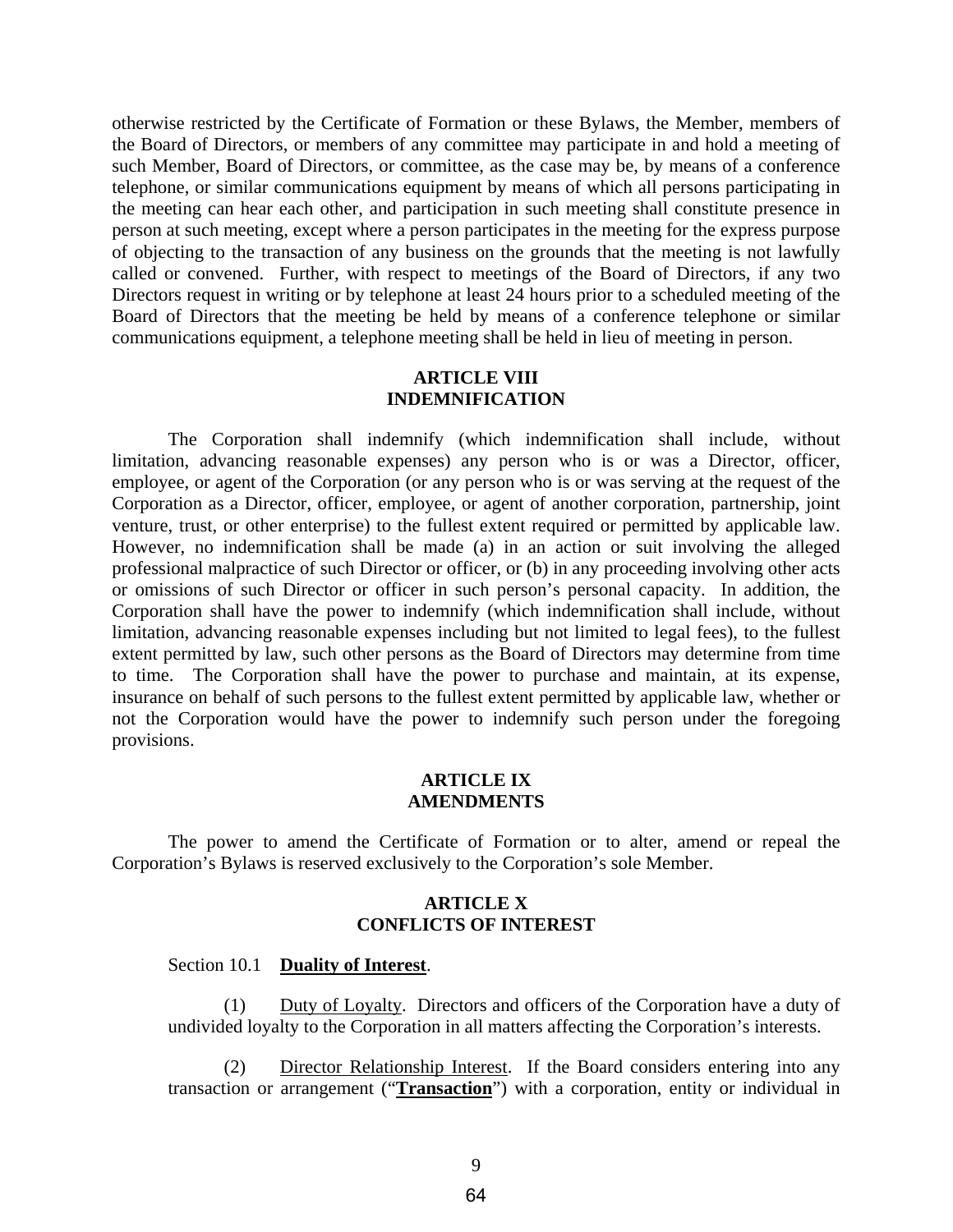otherwise restricted by the Certificate of Formation or these Bylaws, the Member, members of the Board of Directors, or members of any committee may participate in and hold a meeting of such Member, Board of Directors, or committee, as the case may be, by means of a conference telephone, or similar communications equipment by means of which all persons participating in the meeting can hear each other, and participation in such meeting shall constitute presence in person at such meeting, except where a person participates in the meeting for the express purpose of objecting to the transaction of any business on the grounds that the meeting is not lawfully called or convened. Further, with respect to meetings of the Board of Directors, if any two Directors request in writing or by telephone at least 24 hours prior to a scheduled meeting of the Board of Directors that the meeting be held by means of a conference telephone or similar communications equipment, a telephone meeting shall be held in lieu of meeting in person.

## ARTICLE VIII
## INDEMNIFICATION

The Corporation shall indemnify (which indemnification shall include, without limitation, advancing reasonable expenses) any person who is or was a Director, officer, employee, or agent of the Corporation (or any person who is or was serving at the request of the Corporation as a Director, officer, employee, or agent of another corporation, partnership, joint venture, trust, or other enterprise) to the fullest extent required or permitted by applicable law. However, no indemnification shall be made (a) in an action or suit involving the alleged professional malpractice of such Director or officer, or (b) in any proceeding involving other acts or omissions of such Director or officer in such person's personal capacity. In addition, the Corporation shall have the power to indemnify (which indemnification shall include, without limitation, advancing reasonable expenses including but not limited to legal fees), to the fullest extent permitted by law, such other persons as the Board of Directors may determine from time to time. The Corporation shall have the power to purchase and maintain, at its expense, insurance on behalf of such persons to the fullest extent permitted by applicable law, whether or not the Corporation would have the power to indemnify such person under the foregoing provisions.

## ARTICLE IX
## AMENDMENTS

The power to amend the Certificate of Formation or to alter, amend or repeal the Corporation's Bylaws is reserved exclusively to the Corporation's sole Member.

## ARTICLE X
## CONFLICTS OF INTEREST

Section 10.1 **Duality of Interest**.

(1) Duty of Loyalty. Directors and officers of the Corporation have a duty of undivided loyalty to the Corporation in all matters affecting the Corporation's interests.

(2) Director Relationship Interest. If the Board considers entering into any transaction or arrangement ("**Transaction**") with a corporation, entity or individual in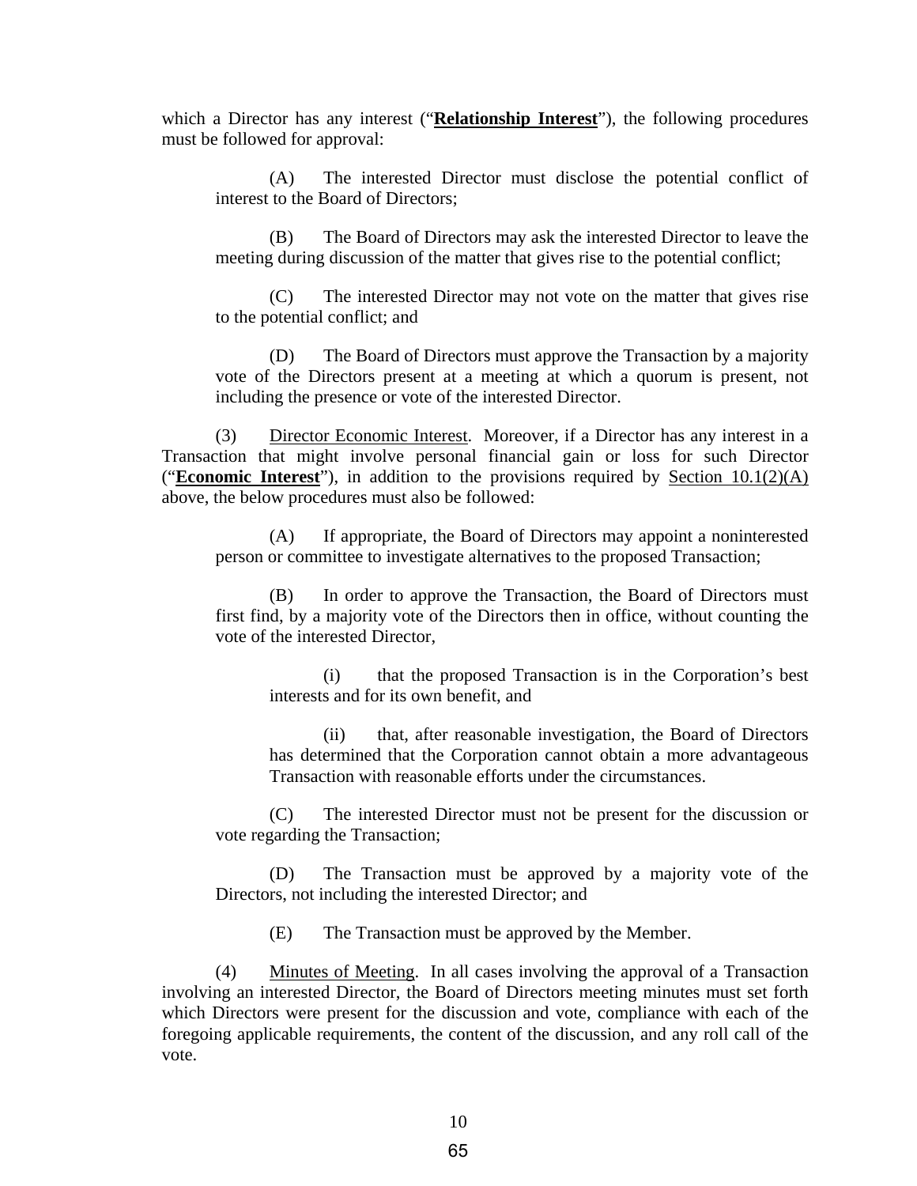which a Director has any interest ("**Relationship Interest**"), the following procedures must be followed for approval:

(A) The interested Director must disclose the potential conflict of interest to the Board of Directors;

(B) The Board of Directors may ask the interested Director to leave the meeting during discussion of the matter that gives rise to the potential conflict;

(C) The interested Director may not vote on the matter that gives rise to the potential conflict; and

(D) The Board of Directors must approve the Transaction by a majority vote of the Directors present at a meeting at which a quorum is present, not including the presence or vote of the interested Director.

(3) Director Economic Interest. Moreover, if a Director has any interest in a Transaction that might involve personal financial gain or loss for such Director ("**Economic Interest**"), in addition to the provisions required by Section 10.1(2)(A) above, the below procedures must also be followed:

(A) If appropriate, the Board of Directors may appoint a noninterested person or committee to investigate alternatives to the proposed Transaction;

(B) In order to approve the Transaction, the Board of Directors must first find, by a majority vote of the Directors then in office, without counting the vote of the interested Director,

(i) that the proposed Transaction is in the Corporation's best interests and for its own benefit, and

(ii) that, after reasonable investigation, the Board of Directors has determined that the Corporation cannot obtain a more advantageous Transaction with reasonable efforts under the circumstances.

(C) The interested Director must not be present for the discussion or vote regarding the Transaction;

(D) The Transaction must be approved by a majority vote of the Directors, not including the interested Director; and

(E) The Transaction must be approved by the Member.

(4) Minutes of Meeting. In all cases involving the approval of a Transaction involving an interested Director, the Board of Directors meeting minutes must set forth which Directors were present for the discussion and vote, compliance with each of the foregoing applicable requirements, the content of the discussion, and any roll call of the vote.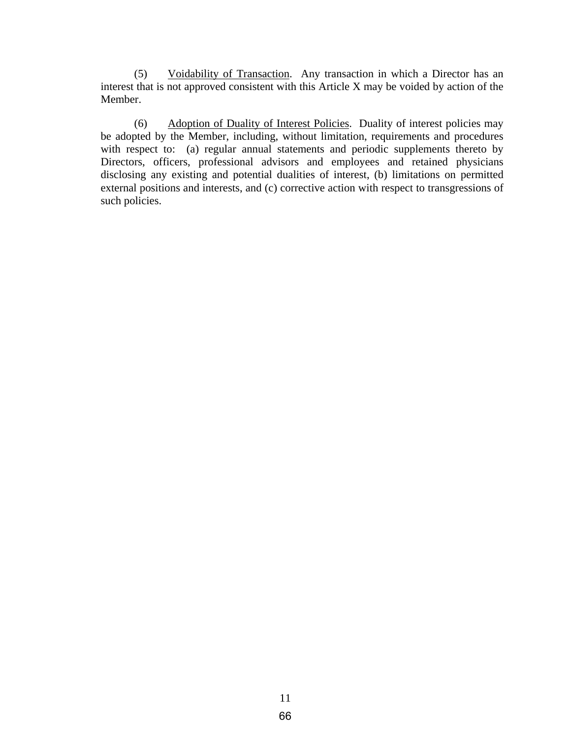(5) Voidability of Transaction. Any transaction in which a Director has an interest that is not approved consistent with this Article X may be voided by action of the Member.

(6) Adoption of Duality of Interest Policies. Duality of interest policies may be adopted by the Member, including, without limitation, requirements and procedures with respect to: (a) regular annual statements and periodic supplements thereto by Directors, officers, professional advisors and employees and retained physicians disclosing any existing and potential dualities of interest, (b) limitations on permitted external positions and interests, and (c) corrective action with respect to transgressions of such policies.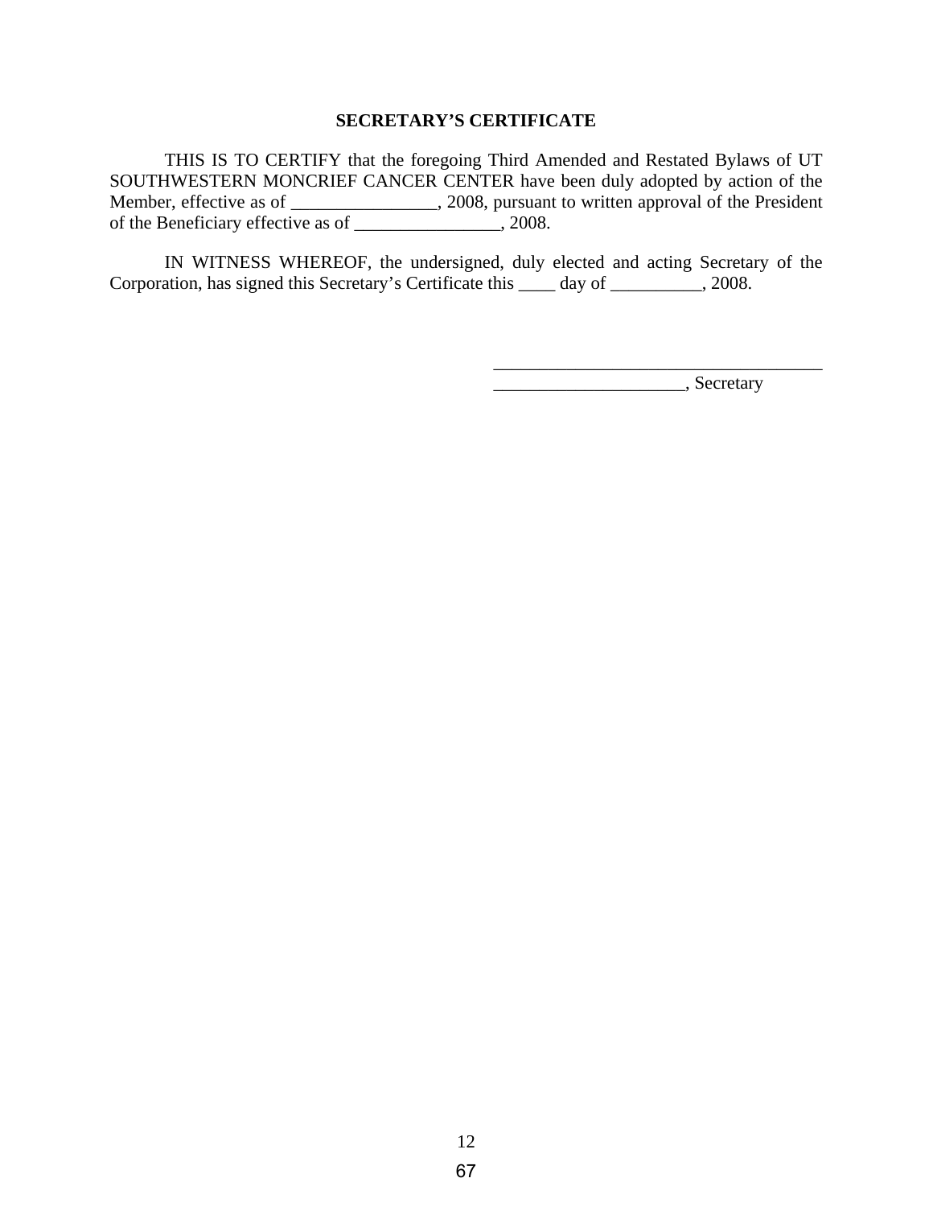## SECRETARY'S CERTIFICATE

THIS IS TO CERTIFY that the foregoing Third Amended and Restated Bylaws of UT SOUTHWESTERN MONCRIEF CANCER CENTER have been duly adopted by action of the Member, effective as of ________________, 2008, pursuant to written approval of the President of the Beneficiary effective as of ________________, 2008.

IN WITNESS WHEREOF, the undersigned, duly elected and acting Secretary of the Corporation, has signed this Secretary's Certificate this ____ day of __________, 2008.

_____________________________________

_____________________, Secretary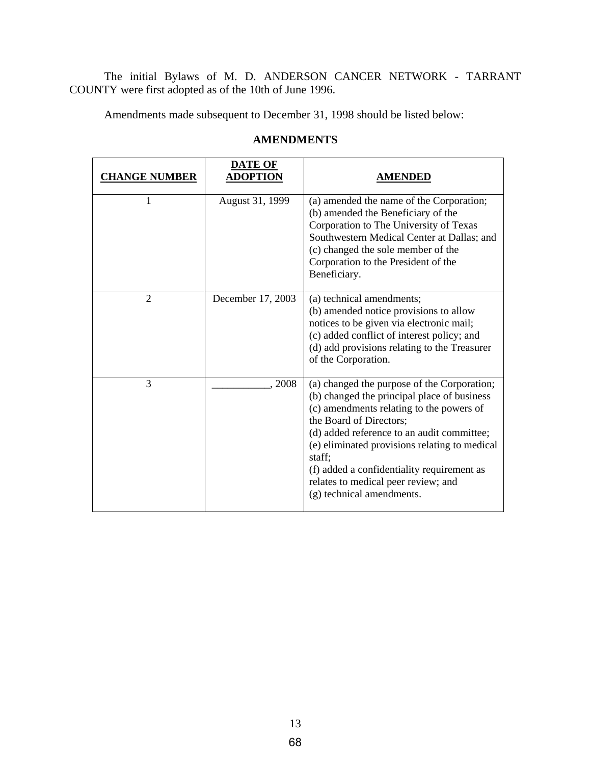The initial Bylaws of M. D. ANDERSON CANCER NETWORK - TARRANT COUNTY were first adopted as of the 10th of June 1996.

Amendments made subsequent to December 31, 1998 should be listed below:

**AMENDMENTS**

| **CHANGE NUMBER** | **DATE OF ADOPTION** | **AMENDED** |
|---|---|---|
| 1 | August 31, 1999 | (a) amended the name of the Corporation;<br>(b) amended the Beneficiary of the Corporation to The University of Texas Southwestern Medical Center at Dallas; and<br>(c) changed the sole member of the Corporation to the President of the Beneficiary. |
| 2 | December 17, 2003 | (a) technical amendments;<br>(b) amended notice provisions to allow notices to be given via electronic mail;<br>(c) added conflict of interest policy; and<br>(d) add provisions relating to the Treasurer of the Corporation. |
| 3 | ___________, 2008 | (a) changed the purpose of the Corporation;<br>(b) changed the principal place of business<br>(c) amendments relating to the powers of the Board of Directors;<br>(d) added reference to an audit committee;<br>(e) eliminated provisions relating to medical staff;<br>(f) added a confidentiality requirement as relates to medical peer review; and<br>(g) technical amendments. |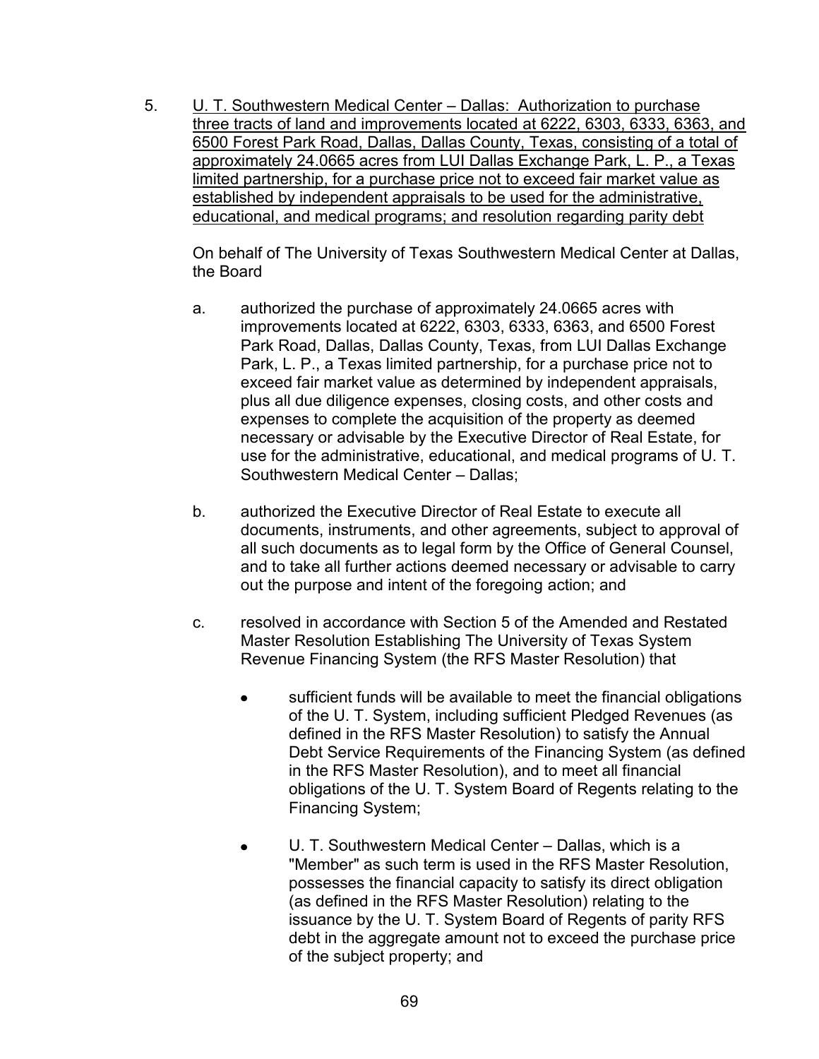5. U. T. Southwestern Medical Center – Dallas: Authorization to purchase three tracts of land and improvements located at 6222, 6303, 6333, 6363, and 6500 Forest Park Road, Dallas, Dallas County, Texas, consisting of a total of approximately 24.0665 acres from LUI Dallas Exchange Park, L. P., a Texas limited partnership, for a purchase price not to exceed fair market value as established by independent appraisals to be used for the administrative, educational, and medical programs; and resolution regarding parity debt

On behalf of The University of Texas Southwestern Medical Center at Dallas, the Board

a. authorized the purchase of approximately 24.0665 acres with improvements located at 6222, 6303, 6333, 6363, and 6500 Forest Park Road, Dallas, Dallas County, Texas, from LUI Dallas Exchange Park, L. P., a Texas limited partnership, for a purchase price not to exceed fair market value as determined by independent appraisals, plus all due diligence expenses, closing costs, and other costs and expenses to complete the acquisition of the property as deemed necessary or advisable by the Executive Director of Real Estate, for use for the administrative, educational, and medical programs of U. T. Southwestern Medical Center – Dallas;

b. authorized the Executive Director of Real Estate to execute all documents, instruments, and other agreements, subject to approval of all such documents as to legal form by the Office of General Counsel, and to take all further actions deemed necessary or advisable to carry out the purpose and intent of the foregoing action; and

c. resolved in accordance with Section 5 of the Amended and Restated Master Resolution Establishing The University of Texas System Revenue Financing System (the RFS Master Resolution) that

- sufficient funds will be available to meet the financial obligations of the U. T. System, including sufficient Pledged Revenues (as defined in the RFS Master Resolution) to satisfy the Annual Debt Service Requirements of the Financing System (as defined in the RFS Master Resolution), and to meet all financial obligations of the U. T. System Board of Regents relating to the Financing System;

- U. T. Southwestern Medical Center – Dallas, which is a "Member" as such term is used in the RFS Master Resolution, possesses the financial capacity to satisfy its direct obligation (as defined in the RFS Master Resolution) relating to the issuance by the U. T. System Board of Regents of parity RFS debt in the aggregate amount not to exceed the purchase price of the subject property; and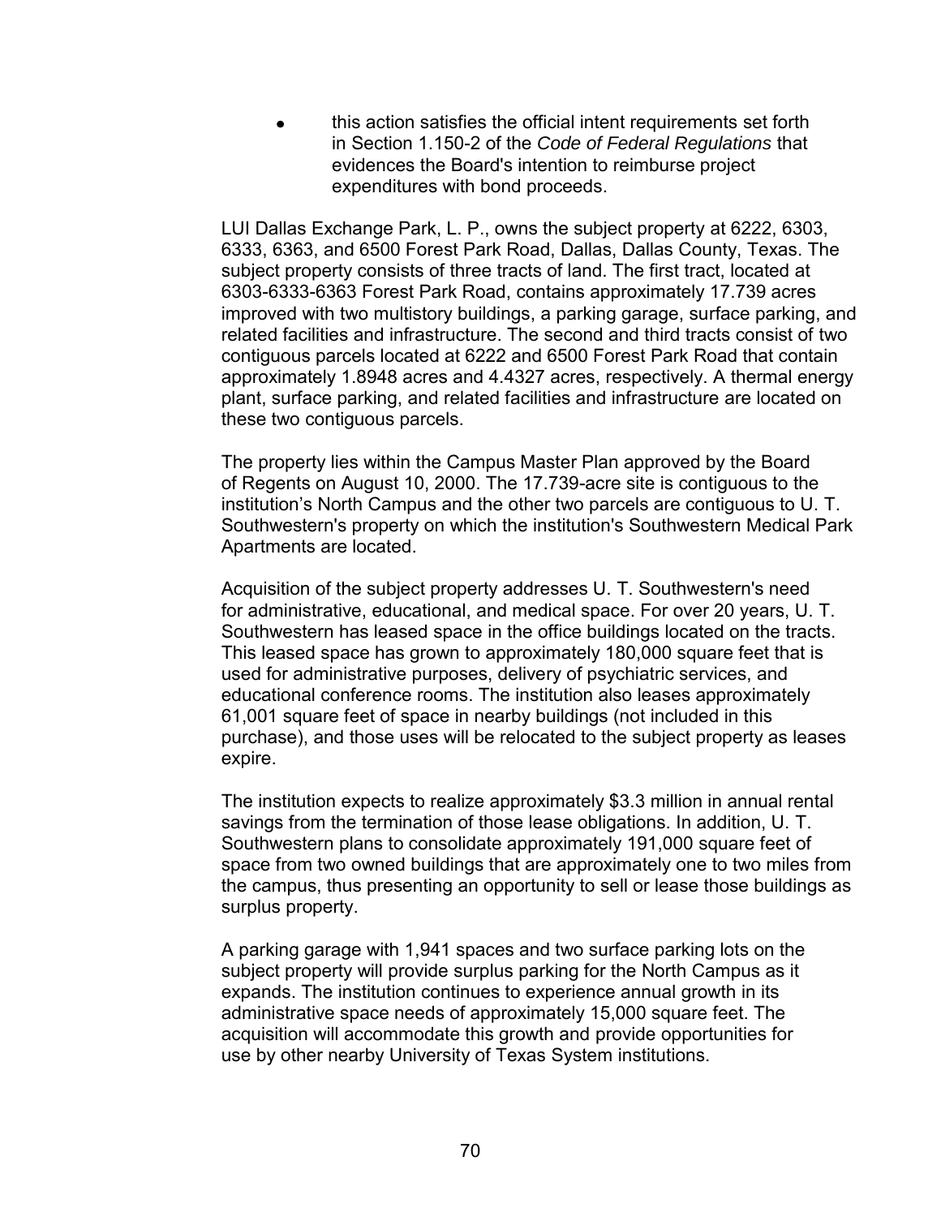- this action satisfies the official intent requirements set forth in Section 1.150-2 of the *Code of Federal Regulations* that evidences the Board's intention to reimburse project expenditures with bond proceeds.

LUI Dallas Exchange Park, L. P., owns the subject property at 6222, 6303, 6333, 6363, and 6500 Forest Park Road, Dallas, Dallas County, Texas. The subject property consists of three tracts of land. The first tract, located at 6303-6333-6363 Forest Park Road, contains approximately 17.739 acres improved with two multistory buildings, a parking garage, surface parking, and related facilities and infrastructure. The second and third tracts consist of two contiguous parcels located at 6222 and 6500 Forest Park Road that contain approximately 1.8948 acres and 4.4327 acres, respectively. A thermal energy plant, surface parking, and related facilities and infrastructure are located on these two contiguous parcels.

The property lies within the Campus Master Plan approved by the Board of Regents on August 10, 2000. The 17.739-acre site is contiguous to the institution's North Campus and the other two parcels are contiguous to U. T. Southwestern's property on which the institution's Southwestern Medical Park Apartments are located.

Acquisition of the subject property addresses U. T. Southwestern's need for administrative, educational, and medical space. For over 20 years, U. T. Southwestern has leased space in the office buildings located on the tracts. This leased space has grown to approximately 180,000 square feet that is used for administrative purposes, delivery of psychiatric services, and educational conference rooms. The institution also leases approximately 61,001 square feet of space in nearby buildings (not included in this purchase), and those uses will be relocated to the subject property as leases expire.

The institution expects to realize approximately $3.3 million in annual rental savings from the termination of those lease obligations. In addition, U. T. Southwestern plans to consolidate approximately 191,000 square feet of space from two owned buildings that are approximately one to two miles from the campus, thus presenting an opportunity to sell or lease those buildings as surplus property.

A parking garage with 1,941 spaces and two surface parking lots on the subject property will provide surplus parking for the North Campus as it expands. The institution continues to experience annual growth in its administrative space needs of approximately 15,000 square feet. The acquisition will accommodate this growth and provide opportunities for use by other nearby University of Texas System institutions.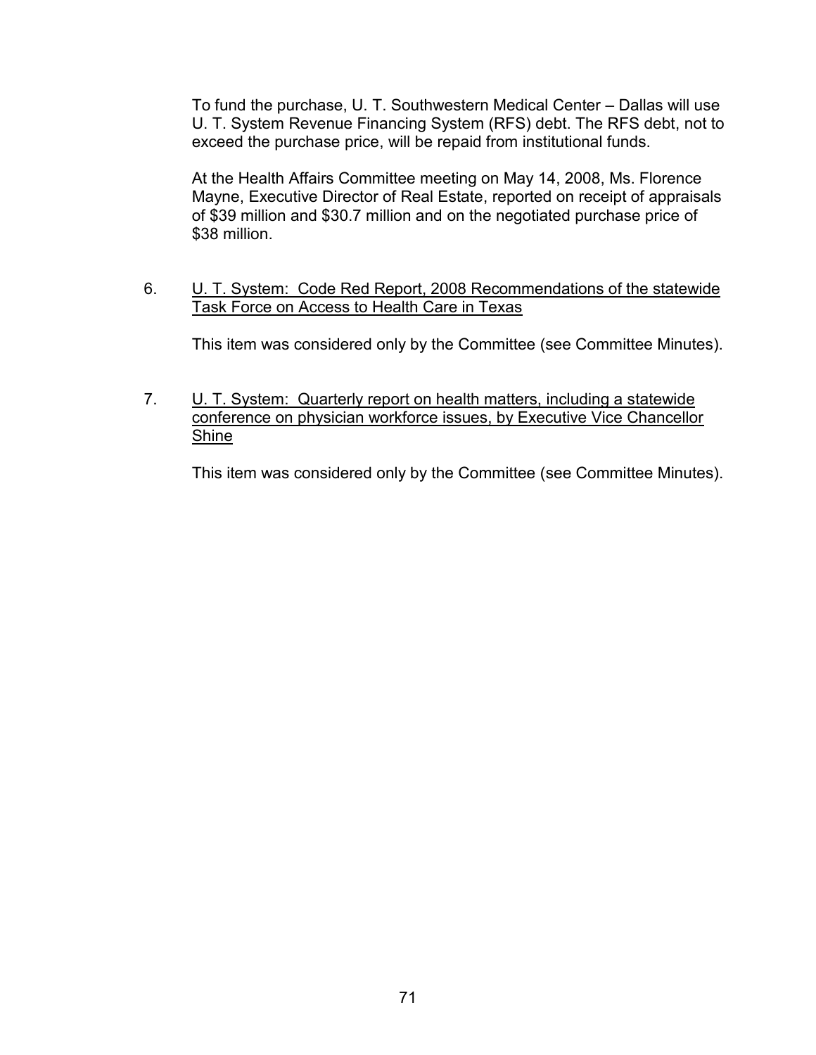To fund the purchase, U. T. Southwestern Medical Center – Dallas will use U. T. System Revenue Financing System (RFS) debt. The RFS debt, not to exceed the purchase price, will be repaid from institutional funds.

At the Health Affairs Committee meeting on May 14, 2008, Ms. Florence Mayne, Executive Director of Real Estate, reported on receipt of appraisals of $39 million and $30.7 million and on the negotiated purchase price of $38 million.

6. U. T. System: Code Red Report, 2008 Recommendations of the statewide Task Force on Access to Health Care in Texas

   This item was considered only by the Committee (see Committee Minutes).

7. U. T. System: Quarterly report on health matters, including a statewide conference on physician workforce issues, by Executive Vice Chancellor Shine

   This item was considered only by the Committee (see Committee Minutes).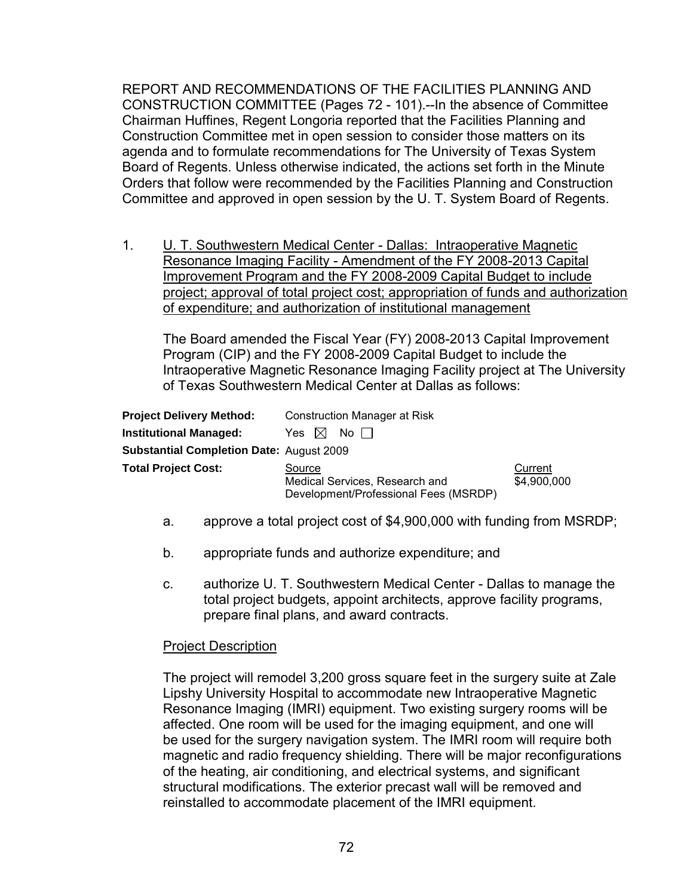REPORT AND RECOMMENDATIONS OF THE FACILITIES PLANNING AND CONSTRUCTION COMMITTEE (Pages 72 - 101).--In the absence of Committee Chairman Huffines, Regent Longoria reported that the Facilities Planning and Construction Committee met in open session to consider those matters on its agenda and to formulate recommendations for The University of Texas System Board of Regents. Unless otherwise indicated, the actions set forth in the Minute Orders that follow were recommended by the Facilities Planning and Construction Committee and approved in open session by the U. T. System Board of Regents.

1. U. T. Southwestern Medical Center - Dallas: Intraoperative Magnetic Resonance Imaging Facility - Amendment of the FY 2008-2013 Capital Improvement Program and the FY 2008-2009 Capital Budget to include project; approval of total project cost; appropriation of funds and authorization of expenditure; and authorization of institutional management

   The Board amended the Fiscal Year (FY) 2008-2013 Capital Improvement Program (CIP) and the FY 2008-2009 Capital Budget to include the Intraoperative Magnetic Resonance Imaging Facility project at The University of Texas Southwestern Medical Center at Dallas as follows:

| | | |
|---|---|---|
| **Project Delivery Method:** | Construction Manager at Risk | |
| **Institutional Managed:** | Yes ☒ No ☐ | |
| **Substantial Completion Date:** | August 2009 | |
| **Total Project Cost:** | Source<br>Medical Services, Research and Development/Professional Fees (MSRDP) | Current<br>$4,900,000 |

   a. approve a total project cost of $4,900,000 with funding from MSRDP;

   b. appropriate funds and authorize expenditure; and

   c. authorize U. T. Southwestern Medical Center - Dallas to manage the total project budgets, appoint architects, approve facility programs, prepare final plans, and award contracts.

   Project Description

   The project will remodel 3,200 gross square feet in the surgery suite at Zale Lipshy University Hospital to accommodate new Intraoperative Magnetic Resonance Imaging (IMRI) equipment. Two existing surgery rooms will be affected. One room will be used for the imaging equipment, and one will be used for the surgery navigation system. The IMRI room will require both magnetic and radio frequency shielding. There will be major reconfigurations of the heating, air conditioning, and electrical systems, and significant structural modifications. The exterior precast wall will be removed and reinstalled to accommodate placement of the IMRI equipment.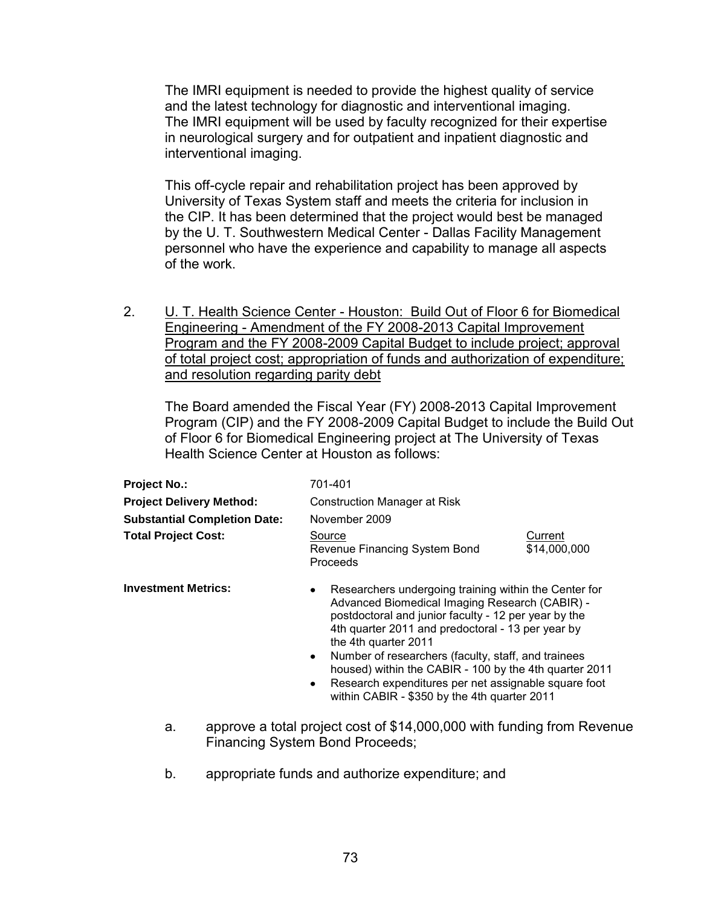The IMRI equipment is needed to provide the highest quality of service and the latest technology for diagnostic and interventional imaging. The IMRI equipment will be used by faculty recognized for their expertise in neurological surgery and for outpatient and inpatient diagnostic and interventional imaging.

This off-cycle repair and rehabilitation project has been approved by University of Texas System staff and meets the criteria for inclusion in the CIP. It has been determined that the project would best be managed by the U. T. Southwestern Medical Center - Dallas Facility Management personnel who have the experience and capability to manage all aspects of the work.

2. <u>U. T. Health Science Center - Houston: Build Out of Floor 6 for Biomedical Engineering - Amendment of the FY 2008-2013 Capital Improvement Program and the FY 2008-2009 Capital Budget to include project; approval of total project cost; appropriation of funds and authorization of expenditure; and resolution regarding parity debt</u>

   The Board amended the Fiscal Year (FY) 2008-2013 Capital Improvement Program (CIP) and the FY 2008-2009 Capital Budget to include the Build Out of Floor 6 for Biomedical Engineering project at The University of Texas Health Science Center at Houston as follows:

| | | |
|---|---|---|
| **Project No.:** | 701-401 | |
| **Project Delivery Method:** | Construction Manager at Risk | |
| **Substantial Completion Date:** | November 2009 | |
| **Total Project Cost:** | <u>Source</u><br>Revenue Financing System Bond Proceeds | <u>Current</u><br>$14,000,000 |

**Investment Metrics:**

- Researchers undergoing training within the Center for Advanced Biomedical Imaging Research (CABIR) - postdoctoral and junior faculty - 12 per year by the 4th quarter 2011 and predoctoral - 13 per year by the 4th quarter 2011
- Number of researchers (faculty, staff, and trainees housed) within the CABIR - 100 by the 4th quarter 2011
- Research expenditures per net assignable square foot within CABIR - $350 by the 4th quarter 2011

   a. approve a total project cost of $14,000,000 with funding from Revenue Financing System Bond Proceeds;

   b. appropriate funds and authorize expenditure; and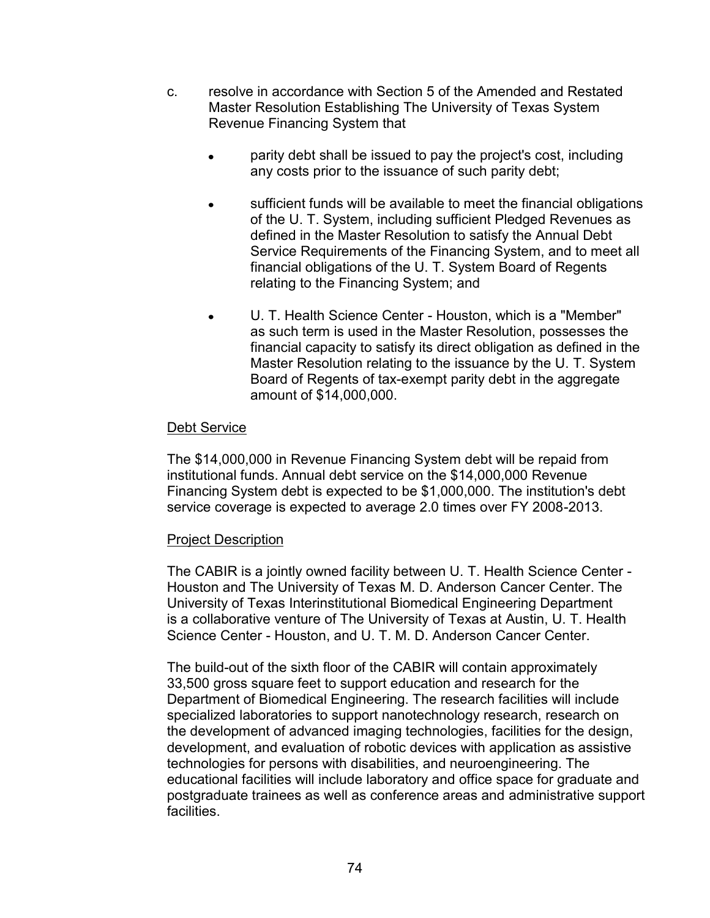c. resolve in accordance with Section 5 of the Amended and Restated Master Resolution Establishing The University of Texas System Revenue Financing System that

  - parity debt shall be issued to pay the project's cost, including any costs prior to the issuance of such parity debt;

  - sufficient funds will be available to meet the financial obligations of the U. T. System, including sufficient Pledged Revenues as defined in the Master Resolution to satisfy the Annual Debt Service Requirements of the Financing System, and to meet all financial obligations of the U. T. System Board of Regents relating to the Financing System; and

  - U. T. Health Science Center - Houston, which is a "Member" as such term is used in the Master Resolution, possesses the financial capacity to satisfy its direct obligation as defined in the Master Resolution relating to the issuance by the U. T. System Board of Regents of tax-exempt parity debt in the aggregate amount of $14,000,000.

<u>Debt Service</u>

The $14,000,000 in Revenue Financing System debt will be repaid from institutional funds. Annual debt service on the $14,000,000 Revenue Financing System debt is expected to be $1,000,000. The institution's debt service coverage is expected to average 2.0 times over FY 2008-2013.

<u>Project Description</u>

The CABIR is a jointly owned facility between U. T. Health Science Center - Houston and The University of Texas M. D. Anderson Cancer Center. The University of Texas Interinstitutional Biomedical Engineering Department is a collaborative venture of The University of Texas at Austin, U. T. Health Science Center - Houston, and U. T. M. D. Anderson Cancer Center.

The build-out of the sixth floor of the CABIR will contain approximately 33,500 gross square feet to support education and research for the Department of Biomedical Engineering. The research facilities will include specialized laboratories to support nanotechnology research, research on the development of advanced imaging technologies, facilities for the design, development, and evaluation of robotic devices with application as assistive technologies for persons with disabilities, and neuroengineering. The educational facilities will include laboratory and office space for graduate and postgraduate trainees as well as conference areas and administrative support facilities.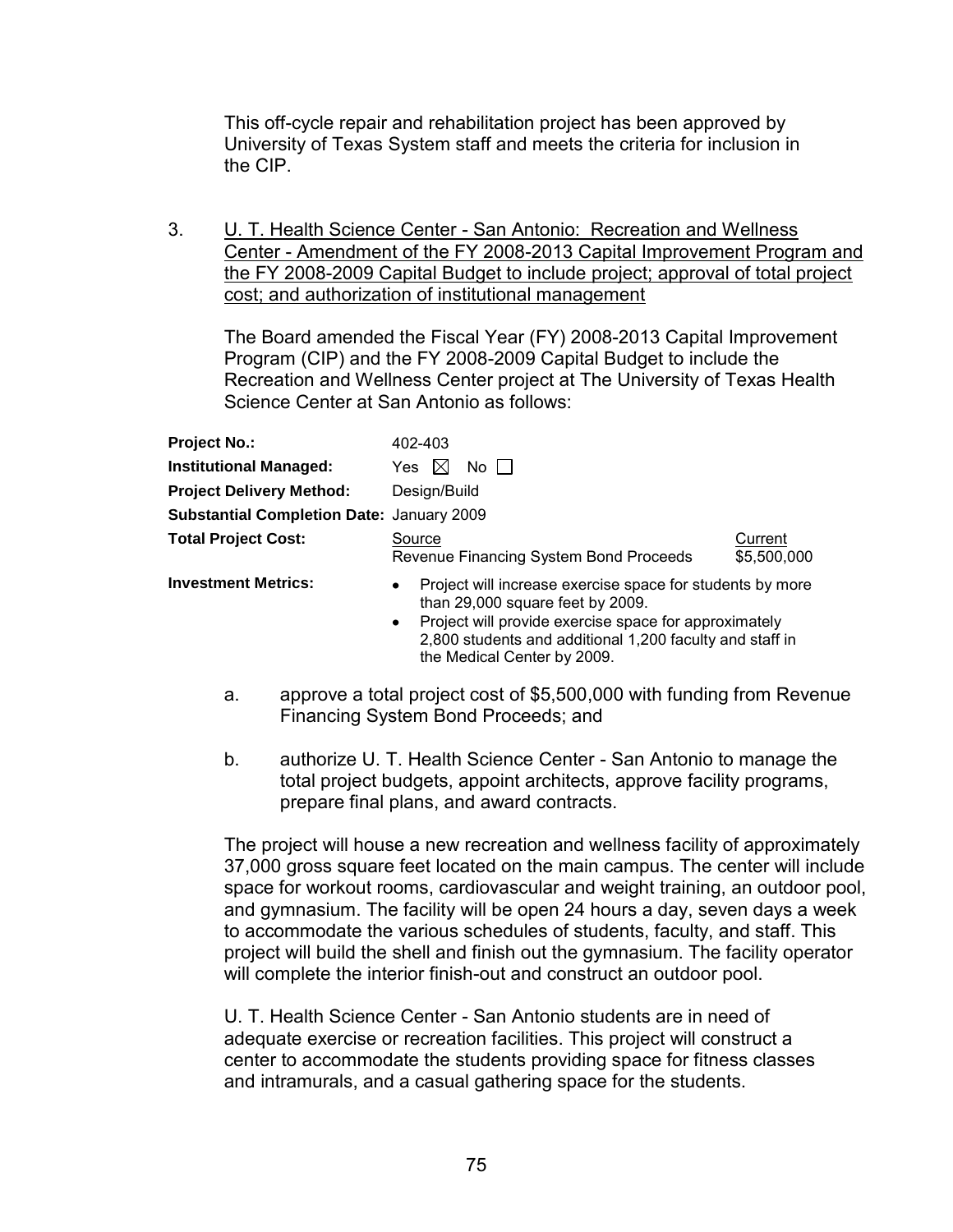This off-cycle repair and rehabilitation project has been approved by University of Texas System staff and meets the criteria for inclusion in the CIP.

3. U. T. Health Science Center - San Antonio: Recreation and Wellness Center - Amendment of the FY 2008-2013 Capital Improvement Program and the FY 2008-2009 Capital Budget to include project; approval of total project cost; and authorization of institutional management

The Board amended the Fiscal Year (FY) 2008-2013 Capital Improvement Program (CIP) and the FY 2008-2009 Capital Budget to include the Recreation and Wellness Center project at The University of Texas Health Science Center at San Antonio as follows:

| | | |
|---|---|---|
| **Project No.:** | 402-403 | |
| **Institutional Managed:** | Yes ☒ No ☐ | |
| **Project Delivery Method:** | Design/Build | |
| **Substantial Completion Date:** | January 2009 | |
| **Total Project Cost:** | Source<br>Revenue Financing System Bond Proceeds | Current<br>$5,500,000 |
| **Investment Metrics:** | • Project will increase exercise space for students by more than 29,000 square feet by 2009.<br>• Project will provide exercise space for approximately 2,800 students and additional 1,200 faculty and staff in the Medical Center by 2009. | |

a. approve a total project cost of $5,500,000 with funding from Revenue Financing System Bond Proceeds; and

b. authorize U. T. Health Science Center - San Antonio to manage the total project budgets, appoint architects, approve facility programs, prepare final plans, and award contracts.

The project will house a new recreation and wellness facility of approximately 37,000 gross square feet located on the main campus. The center will include space for workout rooms, cardiovascular and weight training, an outdoor pool, and gymnasium. The facility will be open 24 hours a day, seven days a week to accommodate the various schedules of students, faculty, and staff. This project will build the shell and finish out the gymnasium. The facility operator will complete the interior finish-out and construct an outdoor pool.

U. T. Health Science Center - San Antonio students are in need of adequate exercise or recreation facilities. This project will construct a center to accommodate the students providing space for fitness classes and intramurals, and a casual gathering space for the students.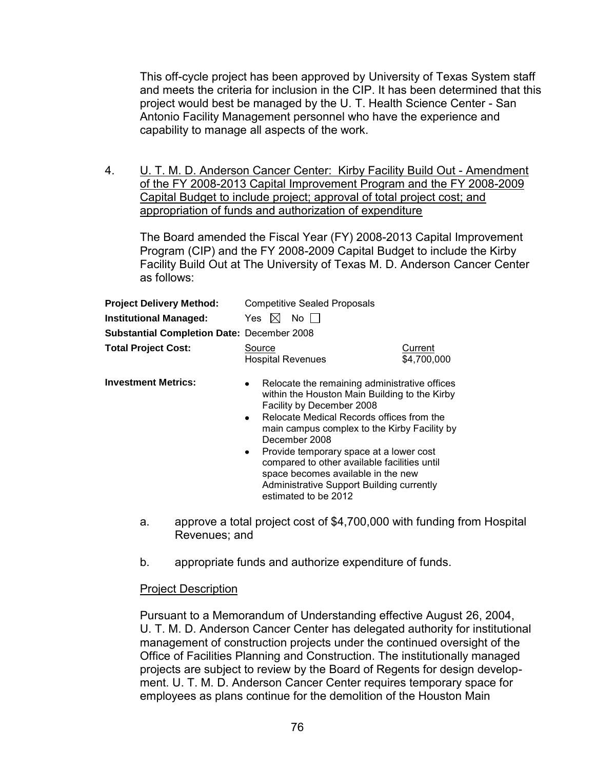This off-cycle project has been approved by University of Texas System staff and meets the criteria for inclusion in the CIP. It has been determined that this project would best be managed by the U. T. Health Science Center - San Antonio Facility Management personnel who have the experience and capability to manage all aspects of the work.

4. U. T. M. D. Anderson Cancer Center: Kirby Facility Build Out - Amendment of the FY 2008-2013 Capital Improvement Program and the FY 2008-2009 Capital Budget to include project; approval of total project cost; and appropriation of funds and authorization of expenditure

The Board amended the Fiscal Year (FY) 2008-2013 Capital Improvement Program (CIP) and the FY 2008-2009 Capital Budget to include the Kirby Facility Build Out at The University of Texas M. D. Anderson Cancer Center as follows:

**Project Delivery Method:** Competitive Sealed Proposals

**Institutional Managed:** Yes ☒ No ☐

**Substantial Completion Date:** December 2008

**Total Project Cost:**

| Source | Current |
|---|---|
| Hospital Revenues | $4,700,000 |

**Investment Metrics:**

- Relocate the remaining administrative offices within the Houston Main Building to the Kirby Facility by December 2008
- Relocate Medical Records offices from the main campus complex to the Kirby Facility by December 2008
- Provide temporary space at a lower cost compared to other available facilities until space becomes available in the new Administrative Support Building currently estimated to be 2012

a. approve a total project cost of $4,700,000 with funding from Hospital Revenues; and

b. appropriate funds and authorize expenditure of funds.

Project Description

Pursuant to a Memorandum of Understanding effective August 26, 2004, U. T. M. D. Anderson Cancer Center has delegated authority for institutional management of construction projects under the continued oversight of the Office of Facilities Planning and Construction. The institutionally managed projects are subject to review by the Board of Regents for design development. U. T. M. D. Anderson Cancer Center requires temporary space for employees as plans continue for the demolition of the Houston Main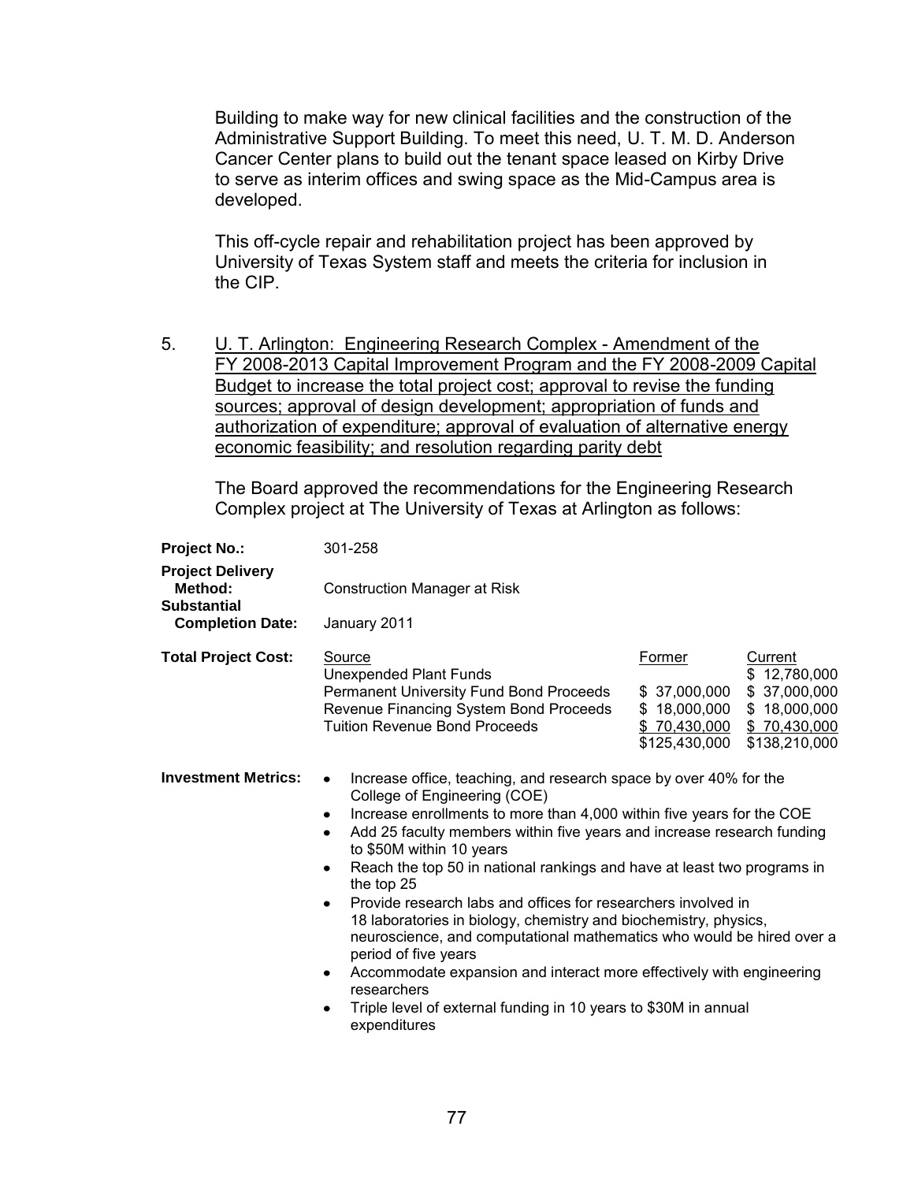Building to make way for new clinical facilities and the construction of the Administrative Support Building. To meet this need, U. T. M. D. Anderson Cancer Center plans to build out the tenant space leased on Kirby Drive to serve as interim offices and swing space as the Mid-Campus area is developed.

This off-cycle repair and rehabilitation project has been approved by University of Texas System staff and meets the criteria for inclusion in the CIP.

5. U. T. Arlington: Engineering Research Complex - Amendment of the FY 2008-2013 Capital Improvement Program and the FY 2008-2009 Capital Budget to increase the total project cost; approval to revise the funding sources; approval of design development; appropriation of funds and authorization of expenditure; approval of evaluation of alternative energy economic feasibility; and resolution regarding parity debt

The Board approved the recommendations for the Engineering Research Complex project at The University of Texas at Arlington as follows:

**Project No.:** 301-258

**Project Delivery Method:** Construction Manager at Risk

**Substantial Completion Date:** January 2011

**Total Project Cost:**

| Source | Former | Current |
|---|---|---|
| Unexpended Plant Funds | | \$ 12,780,000 |
| Permanent University Fund Bond Proceeds | \$ 37,000,000 | \$ 37,000,000 |
| Revenue Financing System Bond Proceeds | \$ 18,000,000 | \$ 18,000,000 |
| Tuition Revenue Bond Proceeds | \$ 70,430,000 | \$ 70,430,000 |
| | \$125,430,000 | \$138,210,000 |

**Investment Metrics:**

- Increase office, teaching, and research space by over 40% for the College of Engineering (COE)
- Increase enrollments to more than 4,000 within five years for the COE
- Add 25 faculty members within five years and increase research funding to \$50M within 10 years
- Reach the top 50 in national rankings and have at least two programs in the top 25
- Provide research labs and offices for researchers involved in 18 laboratories in biology, chemistry and biochemistry, physics, neuroscience, and computational mathematics who would be hired over a period of five years
- Accommodate expansion and interact more effectively with engineering researchers
- Triple level of external funding in 10 years to \$30M in annual expenditures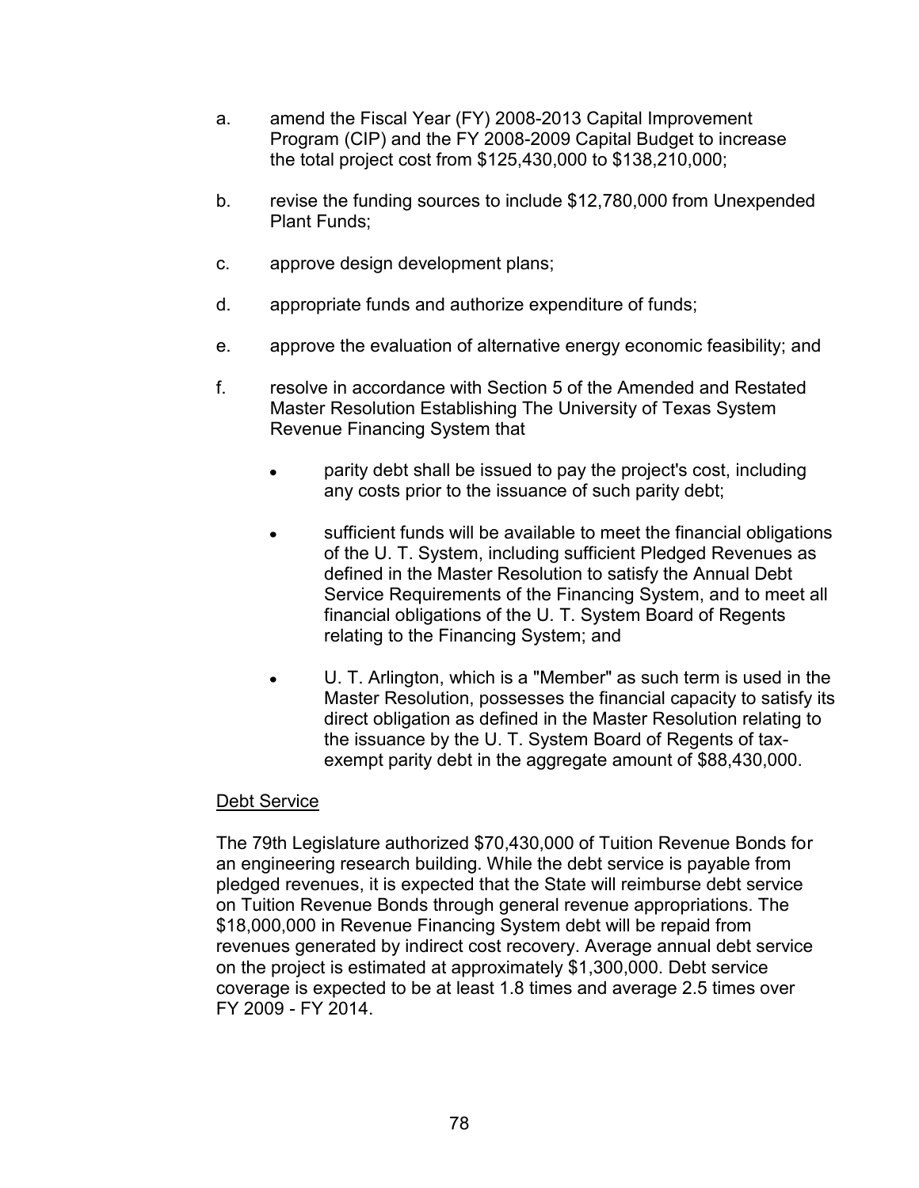a. amend the Fiscal Year (FY) 2008-2013 Capital Improvement Program (CIP) and the FY 2008-2009 Capital Budget to increase the total project cost from $125,430,000 to $138,210,000;

b. revise the funding sources to include $12,780,000 from Unexpended Plant Funds;

c. approve design development plans;

d. appropriate funds and authorize expenditure of funds;

e. approve the evaluation of alternative energy economic feasibility; and

f. resolve in accordance with Section 5 of the Amended and Restated Master Resolution Establishing The University of Texas System Revenue Financing System that

   - parity debt shall be issued to pay the project's cost, including any costs prior to the issuance of such parity debt;

   - sufficient funds will be available to meet the financial obligations of the U. T. System, including sufficient Pledged Revenues as defined in the Master Resolution to satisfy the Annual Debt Service Requirements of the Financing System, and to meet all financial obligations of the U. T. System Board of Regents relating to the Financing System; and

   - U. T. Arlington, which is a "Member" as such term is used in the Master Resolution, possesses the financial capacity to satisfy its direct obligation as defined in the Master Resolution relating to the issuance by the U. T. System Board of Regents of tax-exempt parity debt in the aggregate amount of $88,430,000.

Debt Service

The 79th Legislature authorized $70,430,000 of Tuition Revenue Bonds for an engineering research building. While the debt service is payable from pledged revenues, it is expected that the State will reimburse debt service on Tuition Revenue Bonds through general revenue appropriations. The $18,000,000 in Revenue Financing System debt will be repaid from revenues generated by indirect cost recovery. Average annual debt service on the project is estimated at approximately $1,300,000. Debt service coverage is expected to be at least 1.8 times and average 2.5 times over FY 2009 - FY 2014.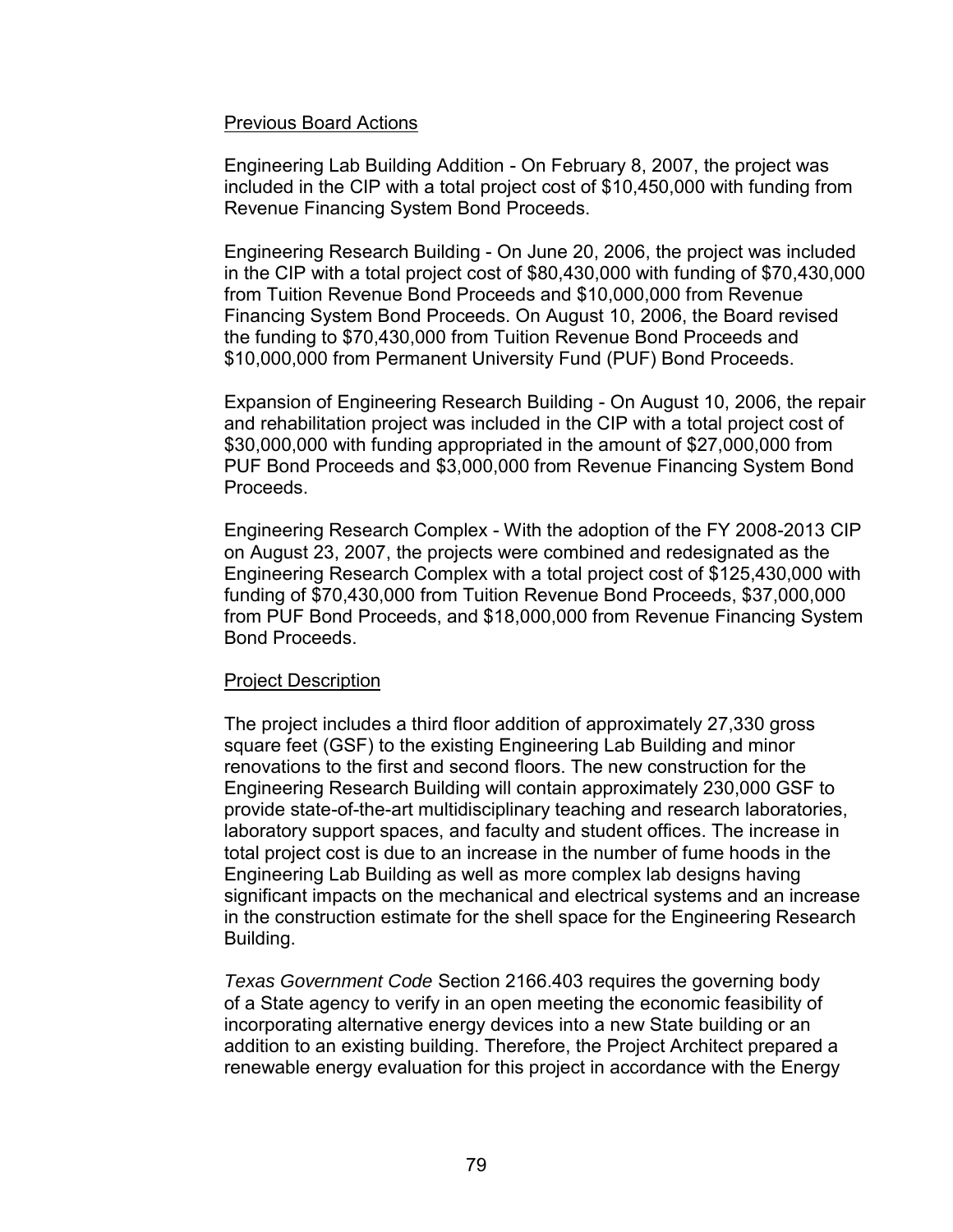Previous Board Actions

Engineering Lab Building Addition - On February 8, 2007, the project was included in the CIP with a total project cost of $10,450,000 with funding from Revenue Financing System Bond Proceeds.

Engineering Research Building - On June 20, 2006, the project was included in the CIP with a total project cost of $80,430,000 with funding of $70,430,000 from Tuition Revenue Bond Proceeds and $10,000,000 from Revenue Financing System Bond Proceeds. On August 10, 2006, the Board revised the funding to $70,430,000 from Tuition Revenue Bond Proceeds and $10,000,000 from Permanent University Fund (PUF) Bond Proceeds.

Expansion of Engineering Research Building - On August 10, 2006, the repair and rehabilitation project was included in the CIP with a total project cost of $30,000,000 with funding appropriated in the amount of $27,000,000 from PUF Bond Proceeds and $3,000,000 from Revenue Financing System Bond Proceeds.

Engineering Research Complex - With the adoption of the FY 2008-2013 CIP on August 23, 2007, the projects were combined and redesignated as the Engineering Research Complex with a total project cost of $125,430,000 with funding of $70,430,000 from Tuition Revenue Bond Proceeds, $37,000,000 from PUF Bond Proceeds, and $18,000,000 from Revenue Financing System Bond Proceeds.

Project Description

The project includes a third floor addition of approximately 27,330 gross square feet (GSF) to the existing Engineering Lab Building and minor renovations to the first and second floors. The new construction for the Engineering Research Building will contain approximately 230,000 GSF to provide state-of-the-art multidisciplinary teaching and research laboratories, laboratory support spaces, and faculty and student offices. The increase in total project cost is due to an increase in the number of fume hoods in the Engineering Lab Building as well as more complex lab designs having significant impacts on the mechanical and electrical systems and an increase in the construction estimate for the shell space for the Engineering Research Building.

*Texas Government Code* Section 2166.403 requires the governing body of a State agency to verify in an open meeting the economic feasibility of incorporating alternative energy devices into a new State building or an addition to an existing building. Therefore, the Project Architect prepared a renewable energy evaluation for this project in accordance with the Energy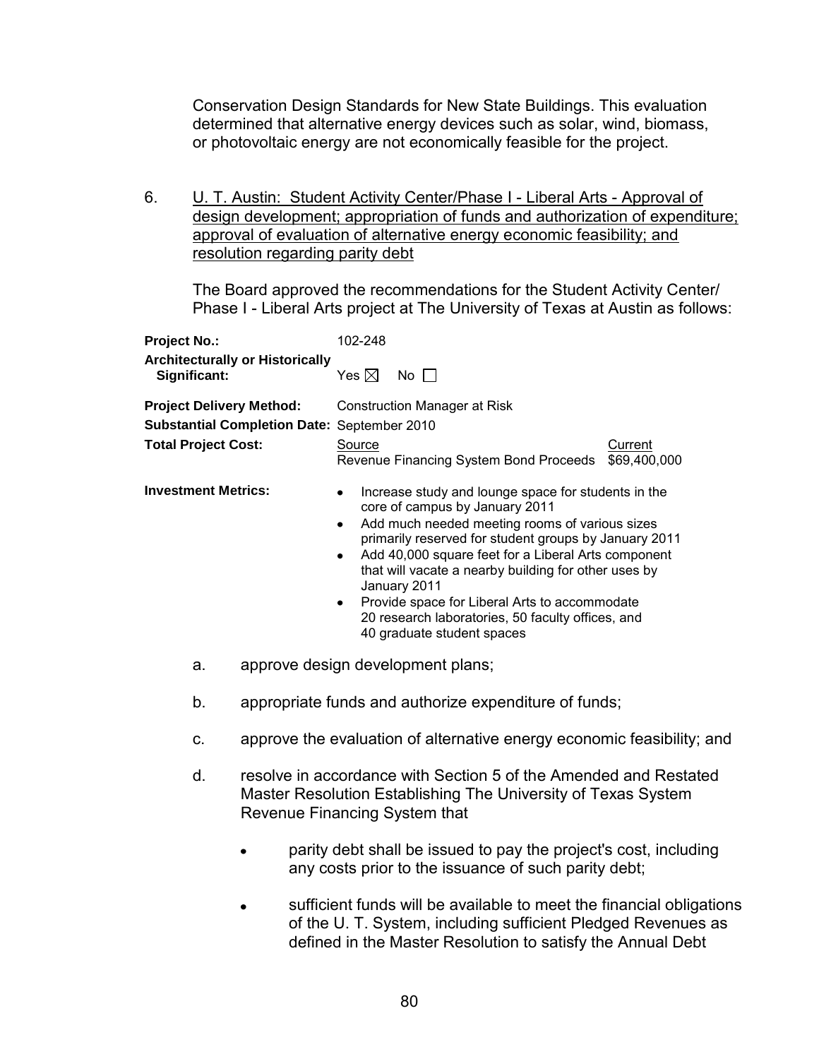Conservation Design Standards for New State Buildings. This evaluation determined that alternative energy devices such as solar, wind, biomass, or photovoltaic energy are not economically feasible for the project.

6. U. T. Austin: Student Activity Center/Phase I - Liberal Arts - Approval of design development; appropriation of funds and authorization of expenditure; approval of evaluation of alternative energy economic feasibility; and resolution regarding parity debt

The Board approved the recommendations for the Student Activity Center/ Phase I - Liberal Arts project at The University of Texas at Austin as follows:

**Project No.:** 102-248

**Architecturally or Historically Significant:** Yes ☒ No ☐

**Project Delivery Method:** Construction Manager at Risk

**Substantial Completion Date:** September 2010

**Total Project Cost:**

| Source | Current |
|---|---|
| Revenue Financing System Bond Proceeds | $69,400,000 |

**Investment Metrics:**

- Increase study and lounge space for students in the core of campus by January 2011
- Add much needed meeting rooms of various sizes primarily reserved for student groups by January 2011
- Add 40,000 square feet for a Liberal Arts component that will vacate a nearby building for other uses by January 2011
- Provide space for Liberal Arts to accommodate 20 research laboratories, 50 faculty offices, and 40 graduate student spaces

a. approve design development plans;

b. appropriate funds and authorize expenditure of funds;

c. approve the evaluation of alternative energy economic feasibility; and

d. resolve in accordance with Section 5 of the Amended and Restated Master Resolution Establishing The University of Texas System Revenue Financing System that

- parity debt shall be issued to pay the project's cost, including any costs prior to the issuance of such parity debt;
- sufficient funds will be available to meet the financial obligations of the U. T. System, including sufficient Pledged Revenues as defined in the Master Resolution to satisfy the Annual Debt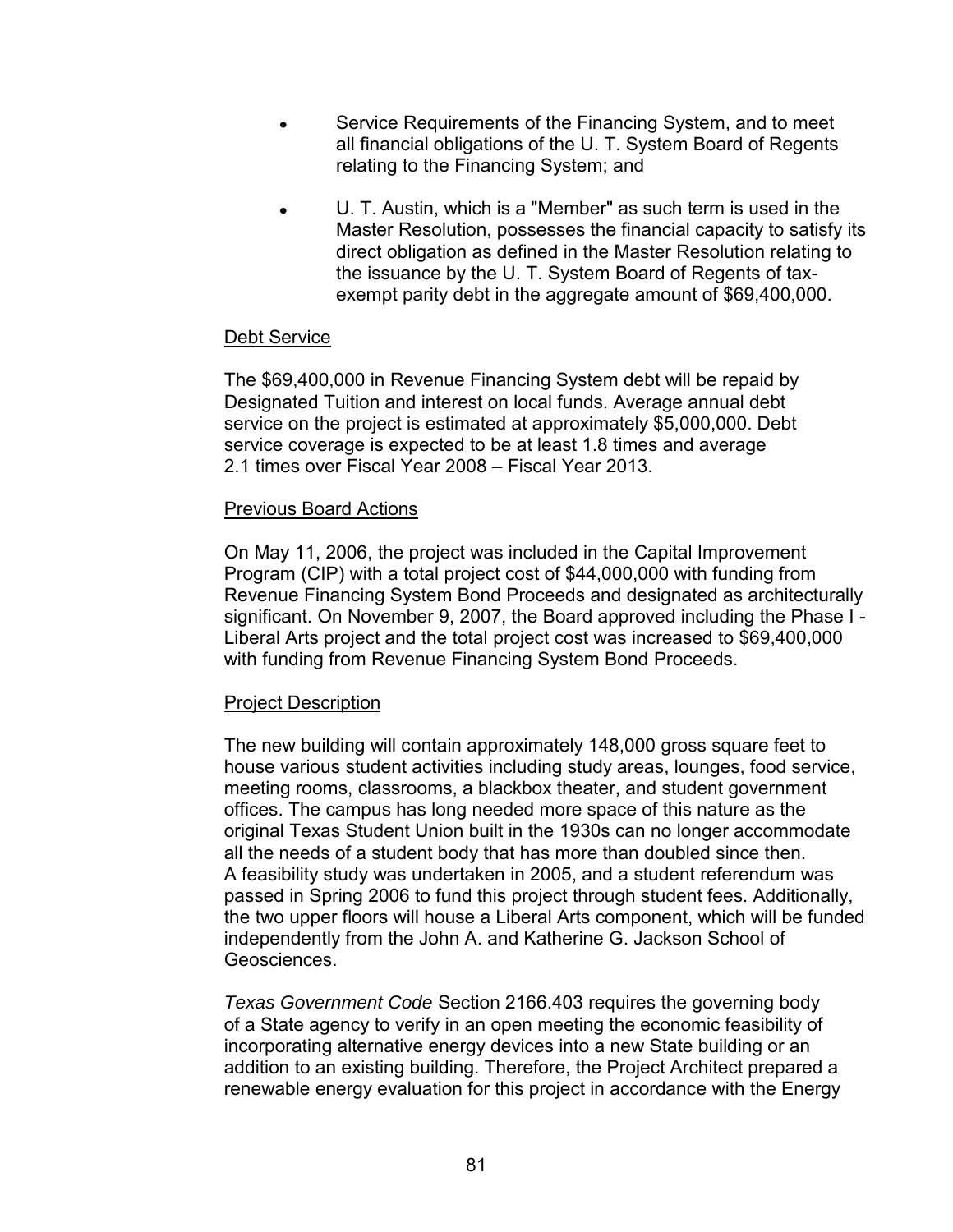- Service Requirements of the Financing System, and to meet all financial obligations of the U. T. System Board of Regents relating to the Financing System; and

- U. T. Austin, which is a "Member" as such term is used in the Master Resolution, possesses the financial capacity to satisfy its direct obligation as defined in the Master Resolution relating to the issuance by the U. T. System Board of Regents of tax-exempt parity debt in the aggregate amount of $69,400,000.

Debt Service

The $69,400,000 in Revenue Financing System debt will be repaid by Designated Tuition and interest on local funds. Average annual debt service on the project is estimated at approximately $5,000,000. Debt service coverage is expected to be at least 1.8 times and average 2.1 times over Fiscal Year 2008 – Fiscal Year 2013.

Previous Board Actions

On May 11, 2006, the project was included in the Capital Improvement Program (CIP) with a total project cost of $44,000,000 with funding from Revenue Financing System Bond Proceeds and designated as architecturally significant. On November 9, 2007, the Board approved including the Phase I - Liberal Arts project and the total project cost was increased to $69,400,000 with funding from Revenue Financing System Bond Proceeds.

Project Description

The new building will contain approximately 148,000 gross square feet to house various student activities including study areas, lounges, food service, meeting rooms, classrooms, a blackbox theater, and student government offices. The campus has long needed more space of this nature as the original Texas Student Union built in the 1930s can no longer accommodate all the needs of a student body that has more than doubled since then. A feasibility study was undertaken in 2005, and a student referendum was passed in Spring 2006 to fund this project through student fees. Additionally, the two upper floors will house a Liberal Arts component, which will be funded independently from the John A. and Katherine G. Jackson School of Geosciences.

*Texas Government Code* Section 2166.403 requires the governing body of a State agency to verify in an open meeting the economic feasibility of incorporating alternative energy devices into a new State building or an addition to an existing building. Therefore, the Project Architect prepared a renewable energy evaluation for this project in accordance with the Energy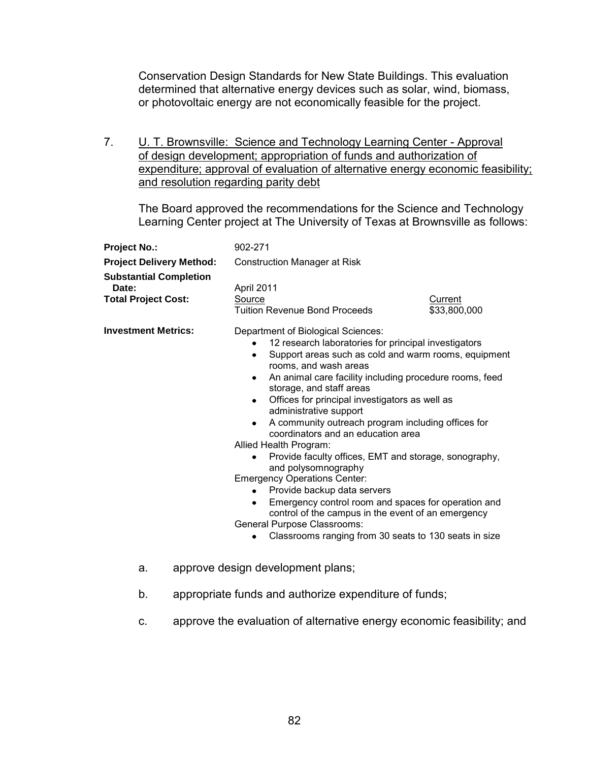Conservation Design Standards for New State Buildings. This evaluation determined that alternative energy devices such as solar, wind, biomass, or photovoltaic energy are not economically feasible for the project.

7. U. T. Brownsville: Science and Technology Learning Center - Approval of design development; appropriation of funds and authorization of expenditure; approval of evaluation of alternative energy economic feasibility; and resolution regarding parity debt

The Board approved the recommendations for the Science and Technology Learning Center project at The University of Texas at Brownsville as follows:

**Project No.:** 902-271

**Project Delivery Method:** Construction Manager at Risk

**Substantial Completion Date:** April 2011

**Total Project Cost:**

| Source | Current |
|---|---|
| Tuition Revenue Bond Proceeds | $33,800,000 |

**Investment Metrics:**

Department of Biological Sciences:

- 12 research laboratories for principal investigators
- Support areas such as cold and warm rooms, equipment rooms, and wash areas
- An animal care facility including procedure rooms, feed storage, and staff areas
- Offices for principal investigators as well as administrative support
- A community outreach program including offices for coordinators and an education area

Allied Health Program:

- Provide faculty offices, EMT and storage, sonography, and polysomnography

Emergency Operations Center:

- Provide backup data servers
- Emergency control room and spaces for operation and control of the campus in the event of an emergency

General Purpose Classrooms:

- Classrooms ranging from 30 seats to 130 seats in size

a. approve design development plans;

b. appropriate funds and authorize expenditure of funds;

c. approve the evaluation of alternative energy economic feasibility; and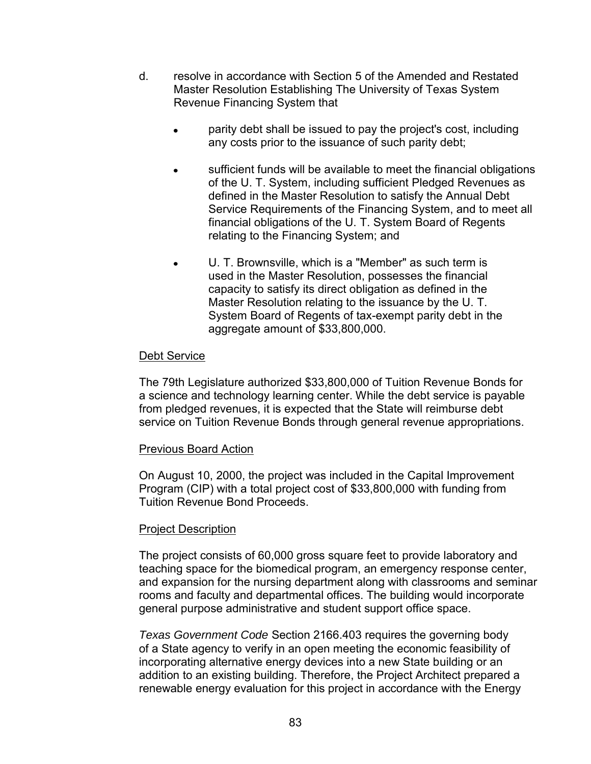d. resolve in accordance with Section 5 of the Amended and Restated Master Resolution Establishing The University of Texas System Revenue Financing System that

- parity debt shall be issued to pay the project's cost, including any costs prior to the issuance of such parity debt;
- sufficient funds will be available to meet the financial obligations of the U. T. System, including sufficient Pledged Revenues as defined in the Master Resolution to satisfy the Annual Debt Service Requirements of the Financing System, and to meet all financial obligations of the U. T. System Board of Regents relating to the Financing System; and
- U. T. Brownsville, which is a "Member" as such term is used in the Master Resolution, possesses the financial capacity to satisfy its direct obligation as defined in the Master Resolution relating to the issuance by the U. T. System Board of Regents of tax-exempt parity debt in the aggregate amount of $33,800,000.

Debt Service

The 79th Legislature authorized $33,800,000 of Tuition Revenue Bonds for a science and technology learning center. While the debt service is payable from pledged revenues, it is expected that the State will reimburse debt service on Tuition Revenue Bonds through general revenue appropriations.

Previous Board Action

On August 10, 2000, the project was included in the Capital Improvement Program (CIP) with a total project cost of $33,800,000 with funding from Tuition Revenue Bond Proceeds.

Project Description

The project consists of 60,000 gross square feet to provide laboratory and teaching space for the biomedical program, an emergency response center, and expansion for the nursing department along with classrooms and seminar rooms and faculty and departmental offices. The building would incorporate general purpose administrative and student support office space.

*Texas Government Code* Section 2166.403 requires the governing body of a State agency to verify in an open meeting the economic feasibility of incorporating alternative energy devices into a new State building or an addition to an existing building. Therefore, the Project Architect prepared a renewable energy evaluation for this project in accordance with the Energy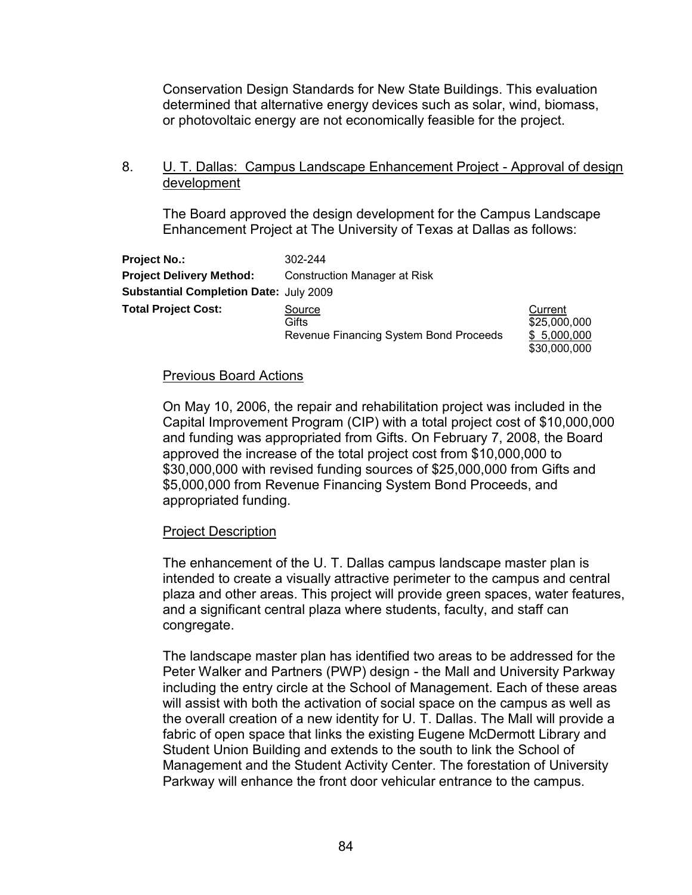Conservation Design Standards for New State Buildings. This evaluation determined that alternative energy devices such as solar, wind, biomass, or photovoltaic energy are not economically feasible for the project.

8. U. T. Dallas: Campus Landscape Enhancement Project - Approval of design development

The Board approved the design development for the Campus Landscape Enhancement Project at The University of Texas at Dallas as follows:

| | | |
|---|---|---|
| **Project No.:** | 302-244 | |
| **Project Delivery Method:** | Construction Manager at Risk | |
| **Substantial Completion Date:** | July 2009 | |
| **Total Project Cost:** | Source | Current |
| | Gifts | $25,000,000 |
| | Revenue Financing System Bond Proceeds | $ 5,000,000 |
| | | $30,000,000 |

Previous Board Actions

On May 10, 2006, the repair and rehabilitation project was included in the Capital Improvement Program (CIP) with a total project cost of $10,000,000 and funding was appropriated from Gifts. On February 7, 2008, the Board approved the increase of the total project cost from $10,000,000 to $30,000,000 with revised funding sources of $25,000,000 from Gifts and $5,000,000 from Revenue Financing System Bond Proceeds, and appropriated funding.

Project Description

The enhancement of the U. T. Dallas campus landscape master plan is intended to create a visually attractive perimeter to the campus and central plaza and other areas. This project will provide green spaces, water features, and a significant central plaza where students, faculty, and staff can congregate.

The landscape master plan has identified two areas to be addressed for the Peter Walker and Partners (PWP) design - the Mall and University Parkway including the entry circle at the School of Management. Each of these areas will assist with both the activation of social space on the campus as well as the overall creation of a new identity for U. T. Dallas. The Mall will provide a fabric of open space that links the existing Eugene McDermott Library and Student Union Building and extends to the south to link the School of Management and the Student Activity Center. The forestation of University Parkway will enhance the front door vehicular entrance to the campus.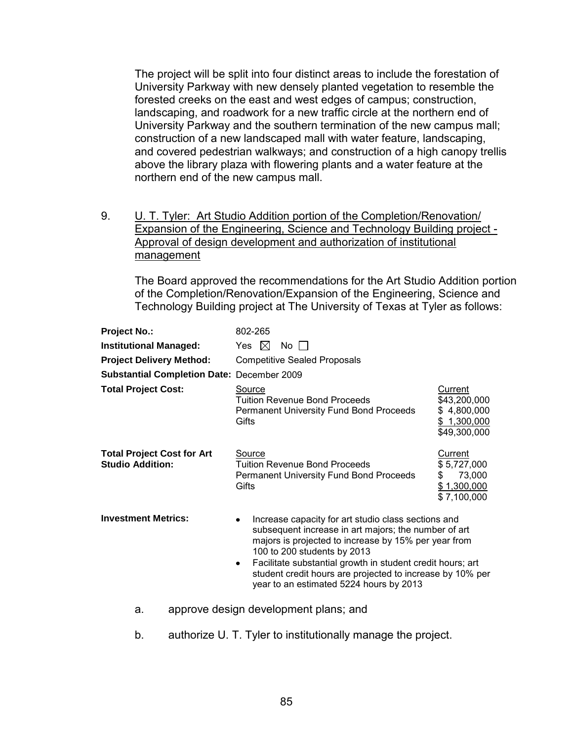The project will be split into four distinct areas to include the forestation of University Parkway with new densely planted vegetation to resemble the forested creeks on the east and west edges of campus; construction, landscaping, and roadwork for a new traffic circle at the northern end of University Parkway and the southern termination of the new campus mall; construction of a new landscaped mall with water feature, landscaping, and covered pedestrian walkways; and construction of a high canopy trellis above the library plaza with flowering plants and a water feature at the northern end of the new campus mall.

9. U. T. Tyler: Art Studio Addition portion of the Completion/Renovation/ Expansion of the Engineering, Science and Technology Building project - Approval of design development and authorization of institutional management

The Board approved the recommendations for the Art Studio Addition portion of the Completion/Renovation/Expansion of the Engineering, Science and Technology Building project at The University of Texas at Tyler as follows:

| | | |
|---|---|---|
| **Project No.:** | 802-265 | |
| **Institutional Managed:** | Yes ☒ No ☐ | |
| **Project Delivery Method:** | Competitive Sealed Proposals | |
| **Substantial Completion Date:** | December 2009 | |
| **Total Project Cost:** | Source | Current |
| | Tuition Revenue Bond Proceeds | $43,200,000 |
| | Permanent University Fund Bond Proceeds | $ 4,800,000 |
| | Gifts | $ 1,300,000 |
| | | $49,300,000 |
| **Total Project Cost for Art Studio Addition:** | Source | Current |
| | Tuition Revenue Bond Proceeds | $ 5,727,000 |
| | Permanent University Fund Bond Proceeds | $ 73,000 |
| | Gifts | $ 1,300,000 |
| | | $ 7,100,000 |

**Investment Metrics:**

- Increase capacity for art studio class sections and subsequent increase in art majors; the number of art majors is projected to increase by 15% per year from 100 to 200 students by 2013
- Facilitate substantial growth in student credit hours; art student credit hours are projected to increase by 10% per year to an estimated 5224 hours by 2013

a. approve design development plans; and

b. authorize U. T. Tyler to institutionally manage the project.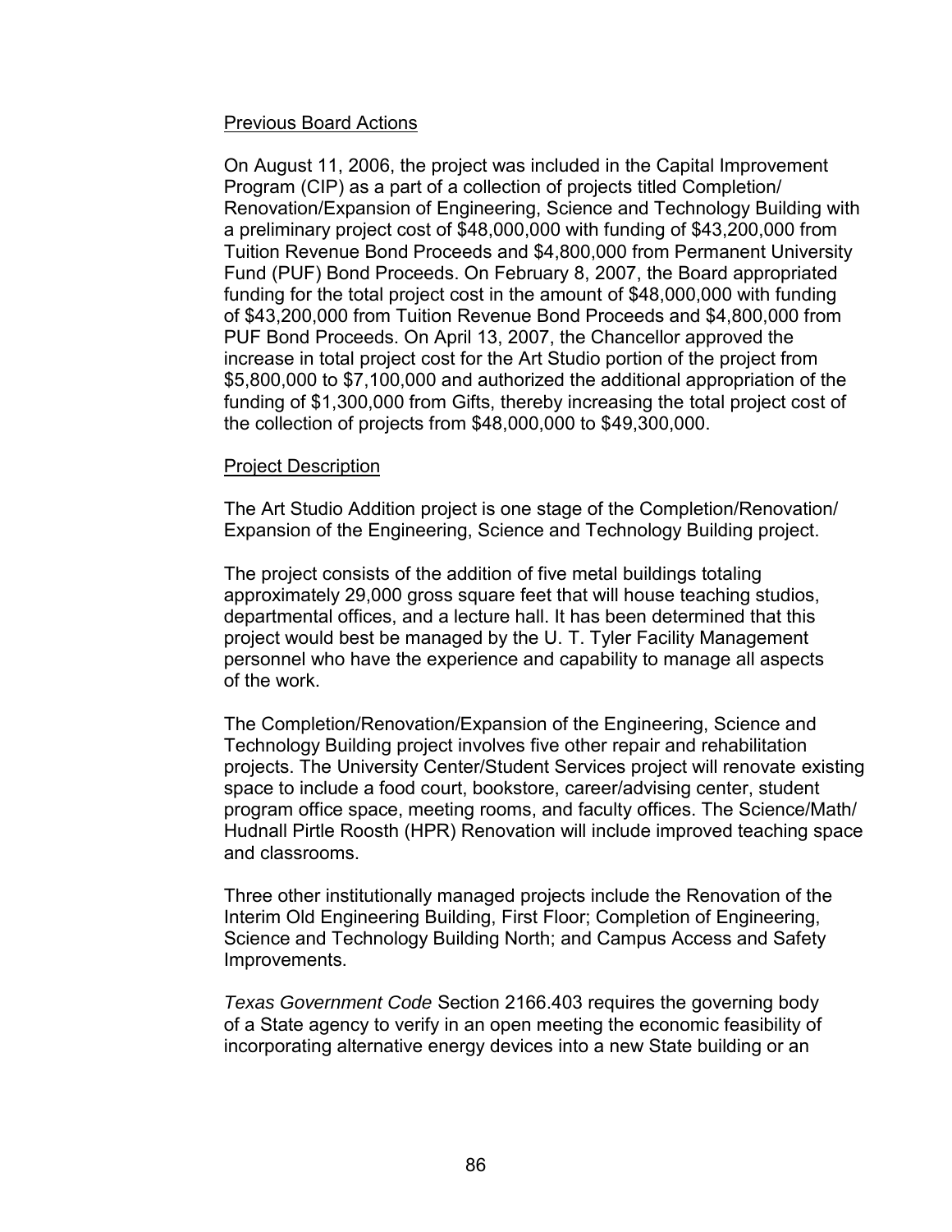Previous Board Actions

On August 11, 2006, the project was included in the Capital Improvement Program (CIP) as a part of a collection of projects titled Completion/ Renovation/Expansion of Engineering, Science and Technology Building with a preliminary project cost of $48,000,000 with funding of $43,200,000 from Tuition Revenue Bond Proceeds and $4,800,000 from Permanent University Fund (PUF) Bond Proceeds. On February 8, 2007, the Board appropriated funding for the total project cost in the amount of $48,000,000 with funding of $43,200,000 from Tuition Revenue Bond Proceeds and $4,800,000 from PUF Bond Proceeds. On April 13, 2007, the Chancellor approved the increase in total project cost for the Art Studio portion of the project from $5,800,000 to $7,100,000 and authorized the additional appropriation of the funding of $1,300,000 from Gifts, thereby increasing the total project cost of the collection of projects from $48,000,000 to $49,300,000.

Project Description

The Art Studio Addition project is one stage of the Completion/Renovation/ Expansion of the Engineering, Science and Technology Building project.

The project consists of the addition of five metal buildings totaling approximately 29,000 gross square feet that will house teaching studios, departmental offices, and a lecture hall. It has been determined that this project would best be managed by the U. T. Tyler Facility Management personnel who have the experience and capability to manage all aspects of the work.

The Completion/Renovation/Expansion of the Engineering, Science and Technology Building project involves five other repair and rehabilitation projects. The University Center/Student Services project will renovate existing space to include a food court, bookstore, career/advising center, student program office space, meeting rooms, and faculty offices. The Science/Math/ Hudnall Pirtle Roosth (HPR) Renovation will include improved teaching space and classrooms.

Three other institutionally managed projects include the Renovation of the Interim Old Engineering Building, First Floor; Completion of Engineering, Science and Technology Building North; and Campus Access and Safety Improvements.

*Texas Government Code* Section 2166.403 requires the governing body of a State agency to verify in an open meeting the economic feasibility of incorporating alternative energy devices into a new State building or an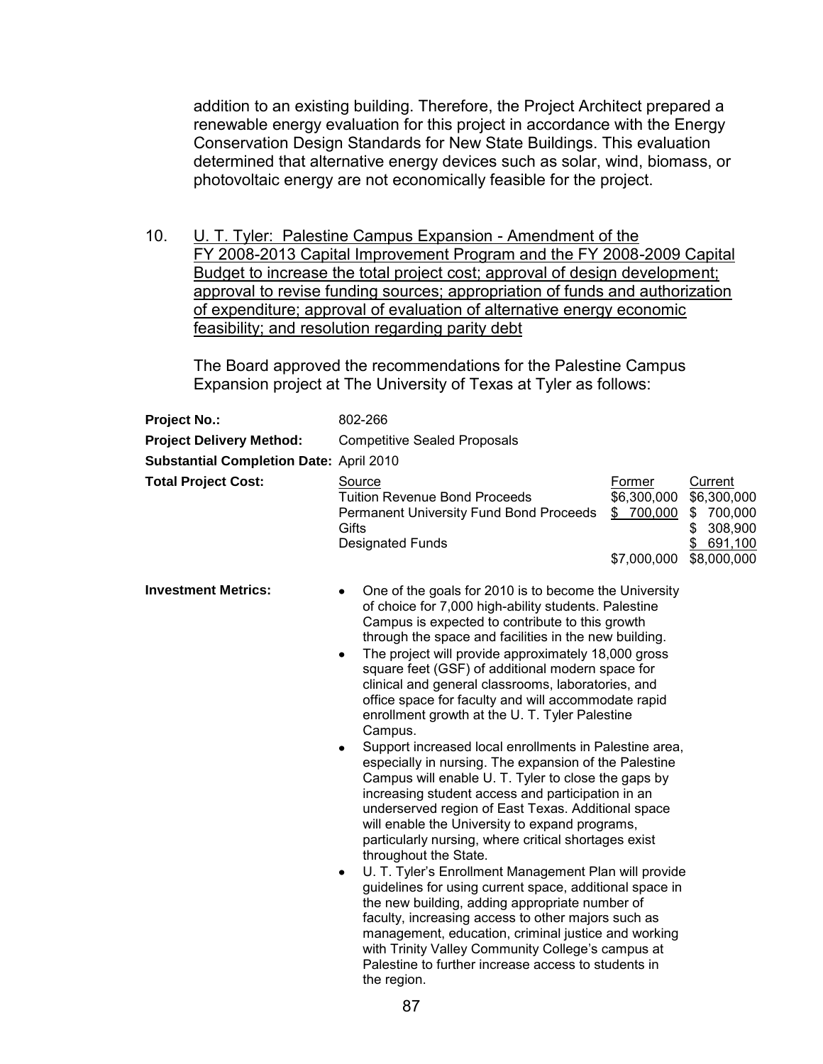addition to an existing building. Therefore, the Project Architect prepared a renewable energy evaluation for this project in accordance with the Energy Conservation Design Standards for New State Buildings. This evaluation determined that alternative energy devices such as solar, wind, biomass, or photovoltaic energy are not economically feasible for the project.

10. U. T. Tyler: Palestine Campus Expansion - Amendment of the FY 2008-2013 Capital Improvement Program and the FY 2008-2009 Capital Budget to increase the total project cost; approval of design development; approval to revise funding sources; appropriation of funds and authorization of expenditure; approval of evaluation of alternative energy economic feasibility; and resolution regarding parity debt

The Board approved the recommendations for the Palestine Campus Expansion project at The University of Texas at Tyler as follows:

**Project No.:** 802-266

**Project Delivery Method:** Competitive Sealed Proposals

**Substantial Completion Date:** April 2010

**Total Project Cost:**

| Source | Former | Current |
|---|---|---|
| Tuition Revenue Bond Proceeds | $6,300,000 | $6,300,000 |
| Permanent University Fund Bond Proceeds | $ 700,000 | $ 700,000 |
| Gifts | | $ 308,900 |
| Designated Funds | | $ 691,100 |
| | $7,000,000 | $8,000,000 |

**Investment Metrics:**

- One of the goals for 2010 is to become the University of choice for 7,000 high-ability students. Palestine Campus is expected to contribute to this growth through the space and facilities in the new building.
- The project will provide approximately 18,000 gross square feet (GSF) of additional modern space for clinical and general classrooms, laboratories, and office space for faculty and will accommodate rapid enrollment growth at the U. T. Tyler Palestine Campus.
- Support increased local enrollments in Palestine area, especially in nursing. The expansion of the Palestine Campus will enable U. T. Tyler to close the gaps by increasing student access and participation in an underserved region of East Texas. Additional space will enable the University to expand programs, particularly nursing, where critical shortages exist throughout the State.
- U. T. Tyler's Enrollment Management Plan will provide guidelines for using current space, additional space in the new building, adding appropriate number of faculty, increasing access to other majors such as management, education, criminal justice and working with Trinity Valley Community College's campus at Palestine to further increase access to students in the region.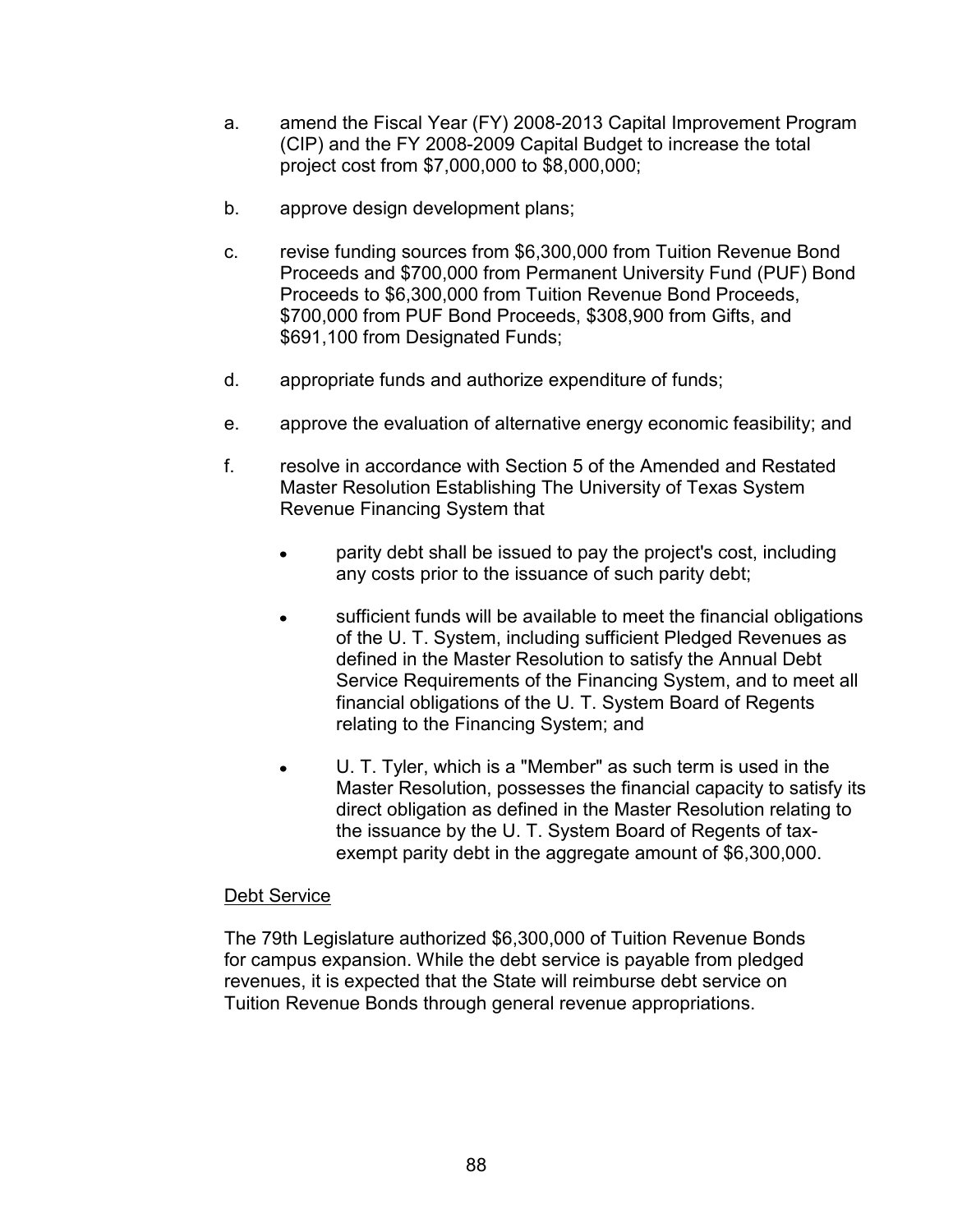a. amend the Fiscal Year (FY) 2008-2013 Capital Improvement Program (CIP) and the FY 2008-2009 Capital Budget to increase the total project cost from $7,000,000 to $8,000,000;

b. approve design development plans;

c. revise funding sources from $6,300,000 from Tuition Revenue Bond Proceeds and $700,000 from Permanent University Fund (PUF) Bond Proceeds to $6,300,000 from Tuition Revenue Bond Proceeds, $700,000 from PUF Bond Proceeds, $308,900 from Gifts, and $691,100 from Designated Funds;

d. appropriate funds and authorize expenditure of funds;

e. approve the evaluation of alternative energy economic feasibility; and

f. resolve in accordance with Section 5 of the Amended and Restated Master Resolution Establishing The University of Texas System Revenue Financing System that

   - parity debt shall be issued to pay the project's cost, including any costs prior to the issuance of such parity debt;

   - sufficient funds will be available to meet the financial obligations of the U. T. System, including sufficient Pledged Revenues as defined in the Master Resolution to satisfy the Annual Debt Service Requirements of the Financing System, and to meet all financial obligations of the U. T. System Board of Regents relating to the Financing System; and

   - U. T. Tyler, which is a "Member" as such term is used in the Master Resolution, possesses the financial capacity to satisfy its direct obligation as defined in the Master Resolution relating to the issuance by the U. T. System Board of Regents of tax-exempt parity debt in the aggregate amount of $6,300,000.

Debt Service

The 79th Legislature authorized $6,300,000 of Tuition Revenue Bonds for campus expansion. While the debt service is payable from pledged revenues, it is expected that the State will reimburse debt service on Tuition Revenue Bonds through general revenue appropriations.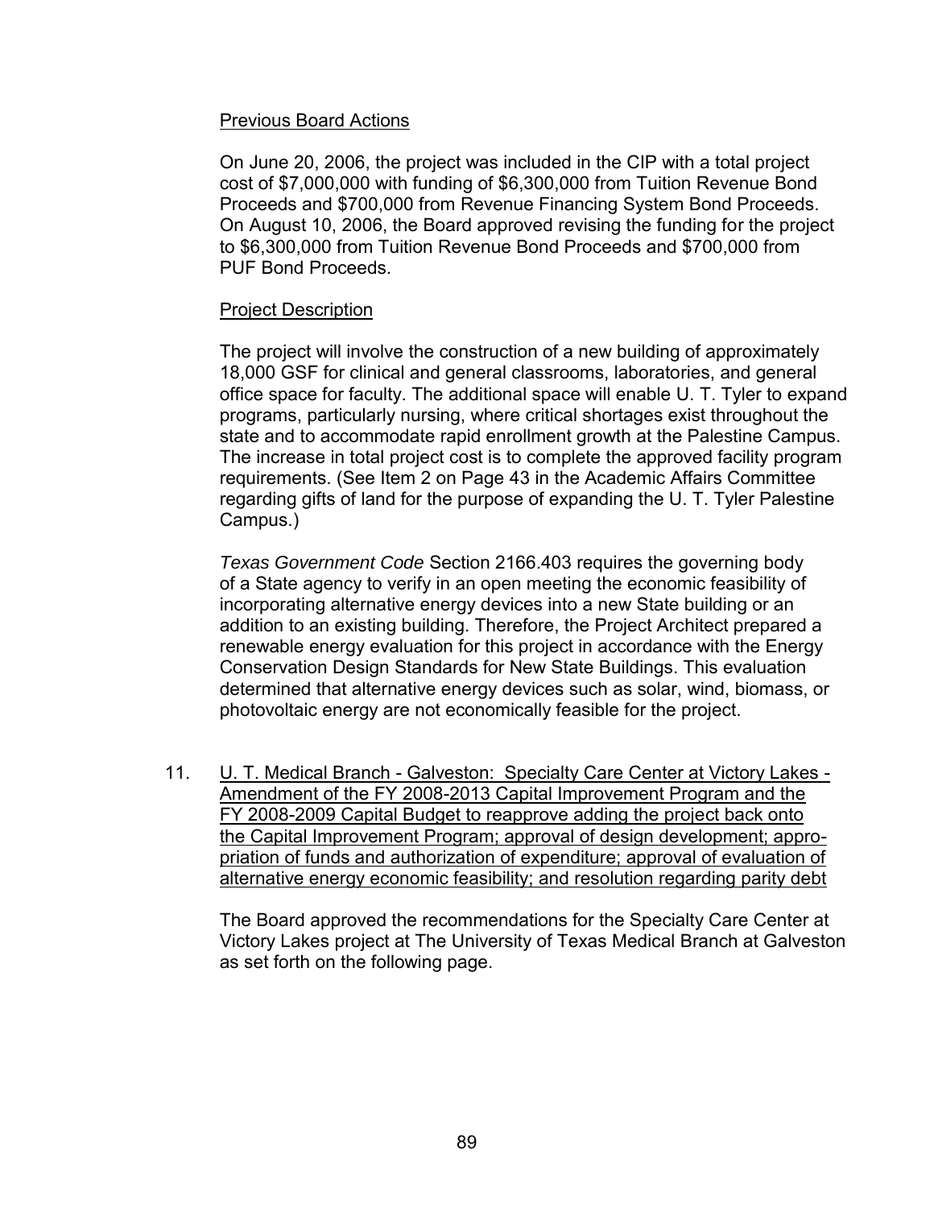Previous Board Actions

On June 20, 2006, the project was included in the CIP with a total project cost of $7,000,000 with funding of $6,300,000 from Tuition Revenue Bond Proceeds and $700,000 from Revenue Financing System Bond Proceeds. On August 10, 2006, the Board approved revising the funding for the project to $6,300,000 from Tuition Revenue Bond Proceeds and $700,000 from PUF Bond Proceeds.

Project Description

The project will involve the construction of a new building of approximately 18,000 GSF for clinical and general classrooms, laboratories, and general office space for faculty. The additional space will enable U. T. Tyler to expand programs, particularly nursing, where critical shortages exist throughout the state and to accommodate rapid enrollment growth at the Palestine Campus. The increase in total project cost is to complete the approved facility program requirements. (See Item 2 on Page 43 in the Academic Affairs Committee regarding gifts of land for the purpose of expanding the U. T. Tyler Palestine Campus.)

*Texas Government Code* Section 2166.403 requires the governing body of a State agency to verify in an open meeting the economic feasibility of incorporating alternative energy devices into a new State building or an addition to an existing building. Therefore, the Project Architect prepared a renewable energy evaluation for this project in accordance with the Energy Conservation Design Standards for New State Buildings. This evaluation determined that alternative energy devices such as solar, wind, biomass, or photovoltaic energy are not economically feasible for the project.

11. U. T. Medical Branch - Galveston: Specialty Care Center at Victory Lakes - Amendment of the FY 2008-2013 Capital Improvement Program and the FY 2008-2009 Capital Budget to reapprove adding the project back onto the Capital Improvement Program; approval of design development; appropriation of funds and authorization of expenditure; approval of evaluation of alternative energy economic feasibility; and resolution regarding parity debt

    The Board approved the recommendations for the Specialty Care Center at Victory Lakes project at The University of Texas Medical Branch at Galveston as set forth on the following page.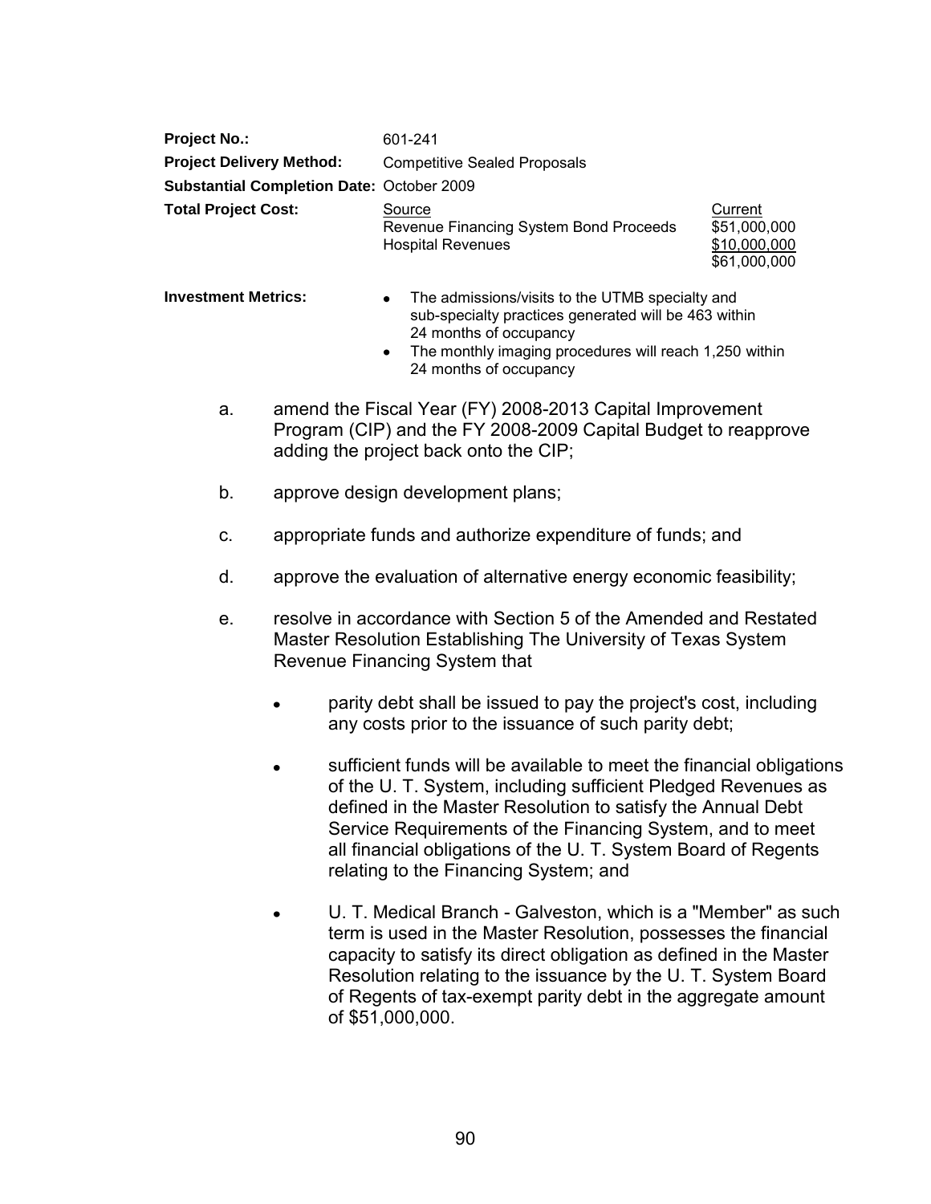| | | |
|---|---|---|
| **Project No.:** | 601-241 | |
| **Project Delivery Method:** | Competitive Sealed Proposals | |
| **Substantial Completion Date:** | October 2009 | |
| **Total Project Cost:** | Source | Current |
| | Revenue Financing System Bond Proceeds | $51,000,000 |
| | Hospital Revenues | $10,000,000 |
| | | $61,000,000 |

**Investment Metrics:**

- The admissions/visits to the UTMB specialty and sub-specialty practices generated will be 463 within 24 months of occupancy
- The monthly imaging procedures will reach 1,250 within 24 months of occupancy

a. amend the Fiscal Year (FY) 2008-2013 Capital Improvement Program (CIP) and the FY 2008-2009 Capital Budget to reapprove adding the project back onto the CIP;

b. approve design development plans;

c. appropriate funds and authorize expenditure of funds; and

d. approve the evaluation of alternative energy economic feasibility;

e. resolve in accordance with Section 5 of the Amended and Restated Master Resolution Establishing The University of Texas System Revenue Financing System that

- parity debt shall be issued to pay the project's cost, including any costs prior to the issuance of such parity debt;
- sufficient funds will be available to meet the financial obligations of the U. T. System, including sufficient Pledged Revenues as defined in the Master Resolution to satisfy the Annual Debt Service Requirements of the Financing System, and to meet all financial obligations of the U. T. System Board of Regents relating to the Financing System; and
- U. T. Medical Branch - Galveston, which is a "Member" as such term is used in the Master Resolution, possesses the financial capacity to satisfy its direct obligation as defined in the Master Resolution relating to the issuance by the U. T. System Board of Regents of tax-exempt parity debt in the aggregate amount of $51,000,000.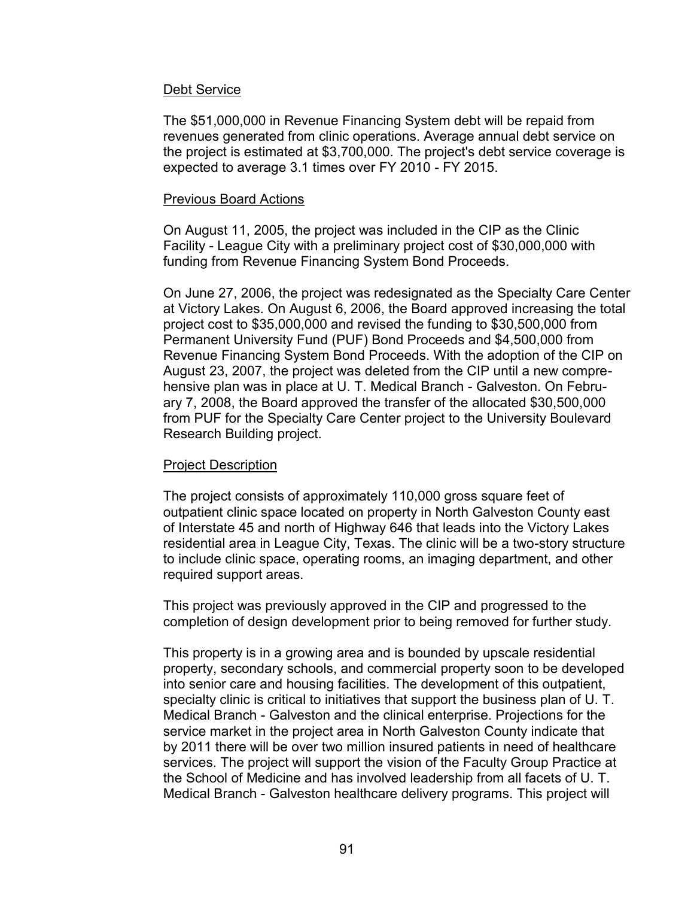Debt Service

The $51,000,000 in Revenue Financing System debt will be repaid from revenues generated from clinic operations. Average annual debt service on the project is estimated at $3,700,000. The project's debt service coverage is expected to average 3.1 times over FY 2010 - FY 2015.

Previous Board Actions

On August 11, 2005, the project was included in the CIP as the Clinic Facility - League City with a preliminary project cost of $30,000,000 with funding from Revenue Financing System Bond Proceeds.

On June 27, 2006, the project was redesignated as the Specialty Care Center at Victory Lakes. On August 6, 2006, the Board approved increasing the total project cost to $35,000,000 and revised the funding to $30,500,000 from Permanent University Fund (PUF) Bond Proceeds and $4,500,000 from Revenue Financing System Bond Proceeds. With the adoption of the CIP on August 23, 2007, the project was deleted from the CIP until a new comprehensive plan was in place at U. T. Medical Branch - Galveston. On February 7, 2008, the Board approved the transfer of the allocated $30,500,000 from PUF for the Specialty Care Center project to the University Boulevard Research Building project.

Project Description

The project consists of approximately 110,000 gross square feet of outpatient clinic space located on property in North Galveston County east of Interstate 45 and north of Highway 646 that leads into the Victory Lakes residential area in League City, Texas. The clinic will be a two-story structure to include clinic space, operating rooms, an imaging department, and other required support areas.

This project was previously approved in the CIP and progressed to the completion of design development prior to being removed for further study.

This property is in a growing area and is bounded by upscale residential property, secondary schools, and commercial property soon to be developed into senior care and housing facilities. The development of this outpatient, specialty clinic is critical to initiatives that support the business plan of U. T. Medical Branch - Galveston and the clinical enterprise. Projections for the service market in the project area in North Galveston County indicate that by 2011 there will be over two million insured patients in need of healthcare services. The project will support the vision of the Faculty Group Practice at the School of Medicine and has involved leadership from all facets of U. T. Medical Branch - Galveston healthcare delivery programs. This project will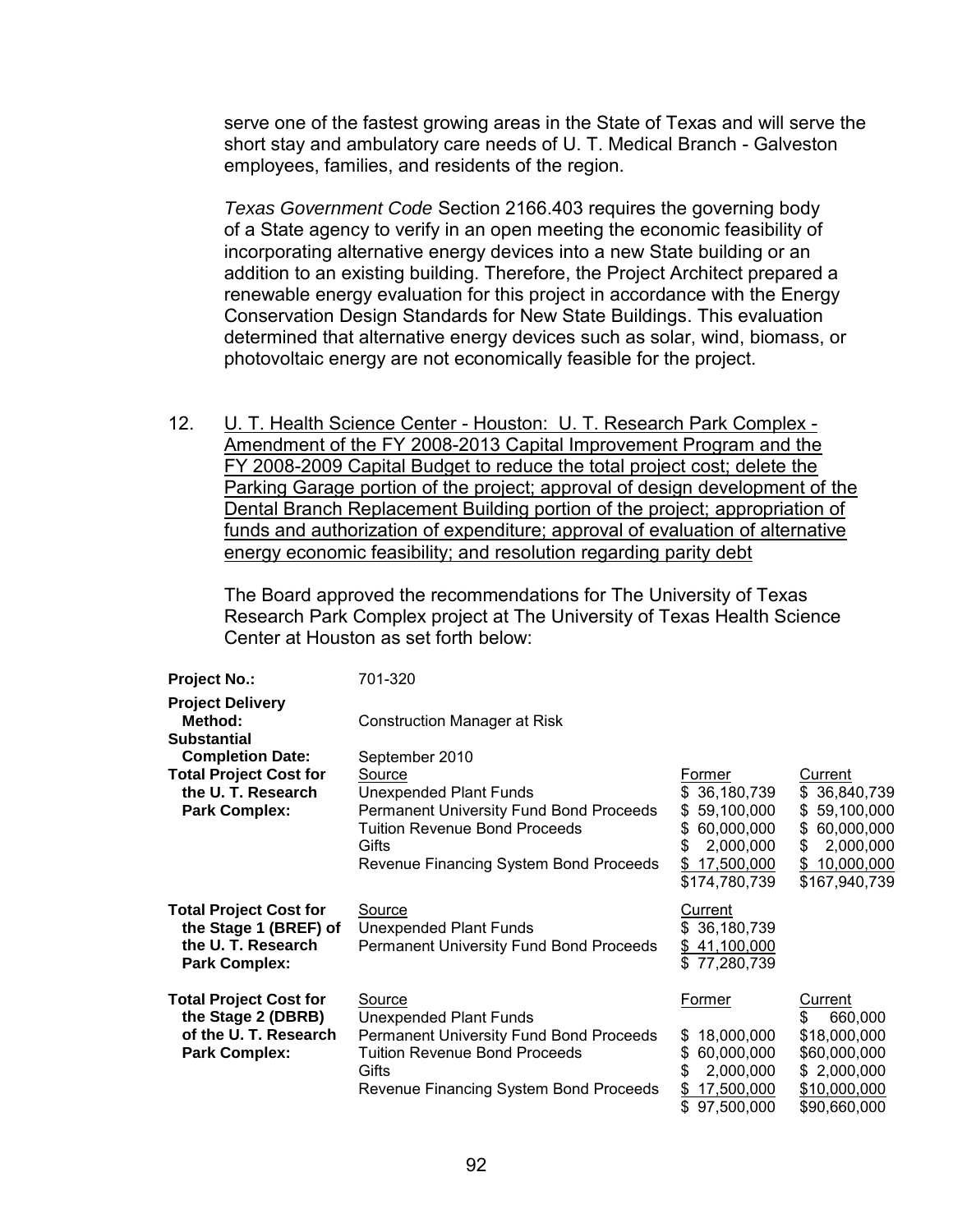serve one of the fastest growing areas in the State of Texas and will serve the short stay and ambulatory care needs of U. T. Medical Branch - Galveston employees, families, and residents of the region.

*Texas Government Code* Section 2166.403 requires the governing body of a State agency to verify in an open meeting the economic feasibility of incorporating alternative energy devices into a new State building or an addition to an existing building. Therefore, the Project Architect prepared a renewable energy evaluation for this project in accordance with the Energy Conservation Design Standards for New State Buildings. This evaluation determined that alternative energy devices such as solar, wind, biomass, or photovoltaic energy are not economically feasible for the project.

12. U. T. Health Science Center - Houston: U. T. Research Park Complex - Amendment of the FY 2008-2013 Capital Improvement Program and the FY 2008-2009 Capital Budget to reduce the total project cost; delete the Parking Garage portion of the project; approval of design development of the Dental Branch Replacement Building portion of the project; appropriation of funds and authorization of expenditure; approval of evaluation of alternative energy economic feasibility; and resolution regarding parity debt

The Board approved the recommendations for The University of Texas Research Park Complex project at The University of Texas Health Science Center at Houston as set forth below:

| | | | |
|---|---|---|---|
| **Project No.:** | 701-320 | | |
| **Project Delivery Method:** | Construction Manager at Risk | | |
| **Substantial Completion Date:** | September 2010 | | |
| **Total Project Cost for the U. T. Research Park Complex:** | Source | Former | Current |
| | Unexpended Plant Funds | $ 36,180,739 | $ 36,840,739 |
| | Permanent University Fund Bond Proceeds | $ 59,100,000 | $ 59,100,000 |
| | Tuition Revenue Bond Proceeds | $ 60,000,000 | $ 60,000,000 |
| | Gifts | $ 2,000,000 | $ 2,000,000 |
| | Revenue Financing System Bond Proceeds | $ 17,500,000 | $ 10,000,000 |
| | | $174,780,739 | $167,940,739 |
| **Total Project Cost for the Stage 1 (BREF) of the U. T. Research Park Complex:** | Source | Current | |
| | Unexpended Plant Funds | $ 36,180,739 | |
| | Permanent University Fund Bond Proceeds | $ 41,100,000 | |
| | | $ 77,280,739 | |
| **Total Project Cost for the Stage 2 (DBRB) of the U. T. Research Park Complex:** | Source | Former | Current |
| | Unexpended Plant Funds | | $ 660,000 |
| | Permanent University Fund Bond Proceeds | $ 18,000,000 | $18,000,000 |
| | Tuition Revenue Bond Proceeds | $ 60,000,000 | $60,000,000 |
| | Gifts | $ 2,000,000 | $ 2,000,000 |
| | Revenue Financing System Bond Proceeds | $ 17,500,000 | $10,000,000 |
| | | $ 97,500,000 | $90,660,000 |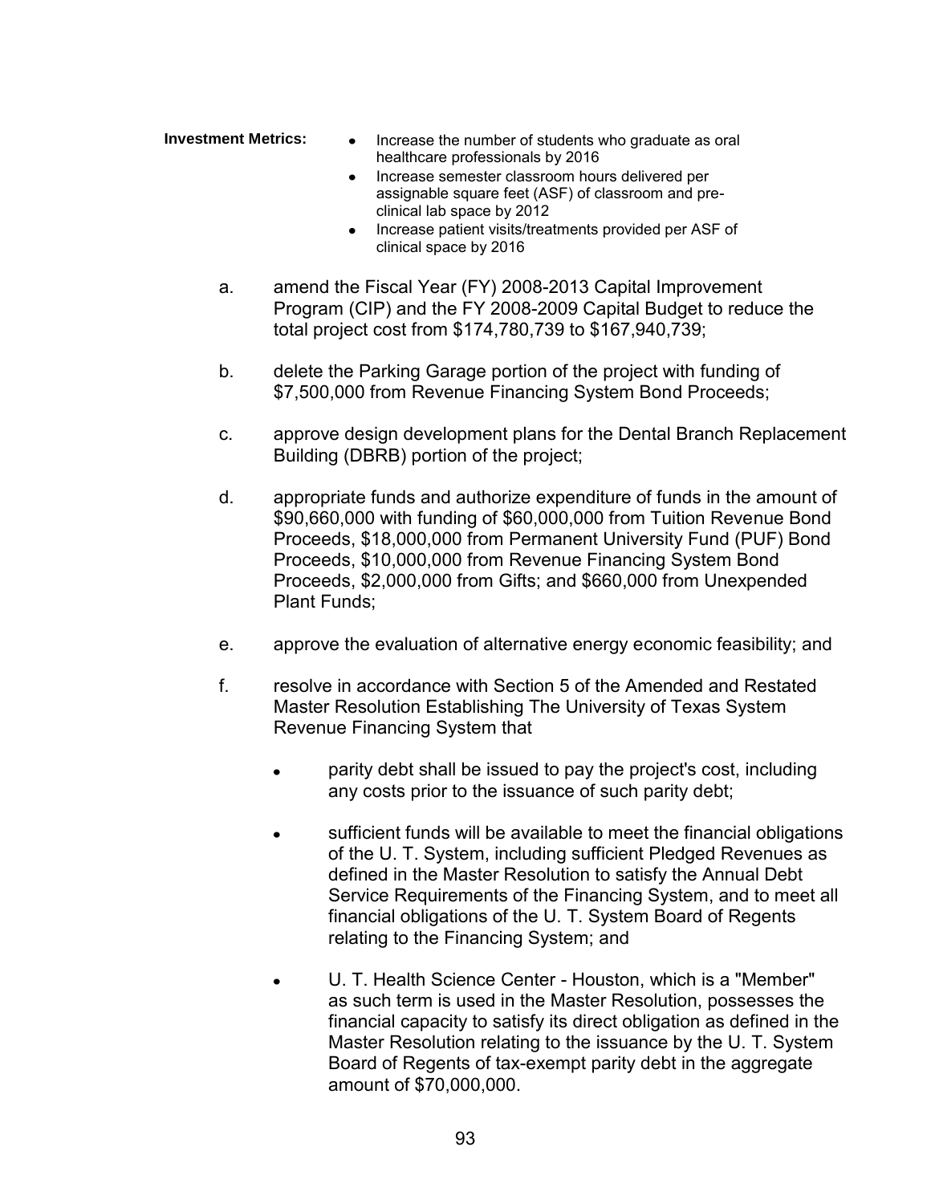**Investment Metrics:**

- Increase the number of students who graduate as oral healthcare professionals by 2016
- Increase semester classroom hours delivered per assignable square feet (ASF) of classroom and pre-clinical lab space by 2012
- Increase patient visits/treatments provided per ASF of clinical space by 2016

a. amend the Fiscal Year (FY) 2008-2013 Capital Improvement Program (CIP) and the FY 2008-2009 Capital Budget to reduce the total project cost from $174,780,739 to $167,940,739;

b. delete the Parking Garage portion of the project with funding of $7,500,000 from Revenue Financing System Bond Proceeds;

c. approve design development plans for the Dental Branch Replacement Building (DBRB) portion of the project;

d. appropriate funds and authorize expenditure of funds in the amount of $90,660,000 with funding of $60,000,000 from Tuition Revenue Bond Proceeds, $18,000,000 from Permanent University Fund (PUF) Bond Proceeds, $10,000,000 from Revenue Financing System Bond Proceeds, $2,000,000 from Gifts; and $660,000 from Unexpended Plant Funds;

e. approve the evaluation of alternative energy economic feasibility; and

f. resolve in accordance with Section 5 of the Amended and Restated Master Resolution Establishing The University of Texas System Revenue Financing System that

   - parity debt shall be issued to pay the project's cost, including any costs prior to the issuance of such parity debt;
   - sufficient funds will be available to meet the financial obligations of the U. T. System, including sufficient Pledged Revenues as defined in the Master Resolution to satisfy the Annual Debt Service Requirements of the Financing System, and to meet all financial obligations of the U. T. System Board of Regents relating to the Financing System; and
   - U. T. Health Science Center - Houston, which is a "Member" as such term is used in the Master Resolution, possesses the financial capacity to satisfy its direct obligation as defined in the Master Resolution relating to the issuance by the U. T. System Board of Regents of tax-exempt parity debt in the aggregate amount of $70,000,000.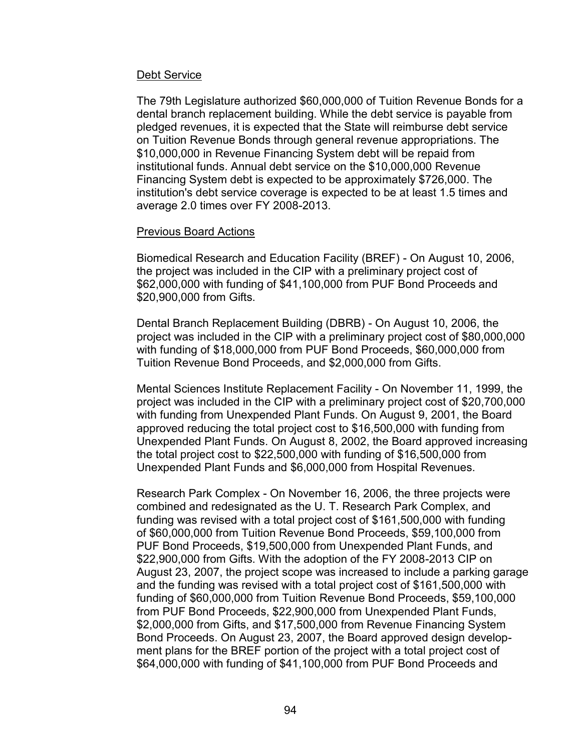Debt Service

The 79th Legislature authorized $60,000,000 of Tuition Revenue Bonds for a dental branch replacement building. While the debt service is payable from pledged revenues, it is expected that the State will reimburse debt service on Tuition Revenue Bonds through general revenue appropriations. The $10,000,000 in Revenue Financing System debt will be repaid from institutional funds. Annual debt service on the $10,000,000 Revenue Financing System debt is expected to be approximately $726,000. The institution's debt service coverage is expected to be at least 1.5 times and average 2.0 times over FY 2008-2013.

Previous Board Actions

Biomedical Research and Education Facility (BREF) - On August 10, 2006, the project was included in the CIP with a preliminary project cost of $62,000,000 with funding of $41,100,000 from PUF Bond Proceeds and $20,900,000 from Gifts.

Dental Branch Replacement Building (DBRB) - On August 10, 2006, the project was included in the CIP with a preliminary project cost of $80,000,000 with funding of $18,000,000 from PUF Bond Proceeds, $60,000,000 from Tuition Revenue Bond Proceeds, and $2,000,000 from Gifts.

Mental Sciences Institute Replacement Facility - On November 11, 1999, the project was included in the CIP with a preliminary project cost of $20,700,000 with funding from Unexpended Plant Funds. On August 9, 2001, the Board approved reducing the total project cost to $16,500,000 with funding from Unexpended Plant Funds. On August 8, 2002, the Board approved increasing the total project cost to $22,500,000 with funding of $16,500,000 from Unexpended Plant Funds and $6,000,000 from Hospital Revenues.

Research Park Complex - On November 16, 2006, the three projects were combined and redesignated as the U. T. Research Park Complex, and funding was revised with a total project cost of $161,500,000 with funding of $60,000,000 from Tuition Revenue Bond Proceeds, $59,100,000 from PUF Bond Proceeds, $19,500,000 from Unexpended Plant Funds, and $22,900,000 from Gifts. With the adoption of the FY 2008-2013 CIP on August 23, 2007, the project scope was increased to include a parking garage and the funding was revised with a total project cost of $161,500,000 with funding of $60,000,000 from Tuition Revenue Bond Proceeds, $59,100,000 from PUF Bond Proceeds, $22,900,000 from Unexpended Plant Funds, $2,000,000 from Gifts, and $17,500,000 from Revenue Financing System Bond Proceeds. On August 23, 2007, the Board approved design development plans for the BREF portion of the project with a total project cost of $64,000,000 with funding of $41,100,000 from PUF Bond Proceeds and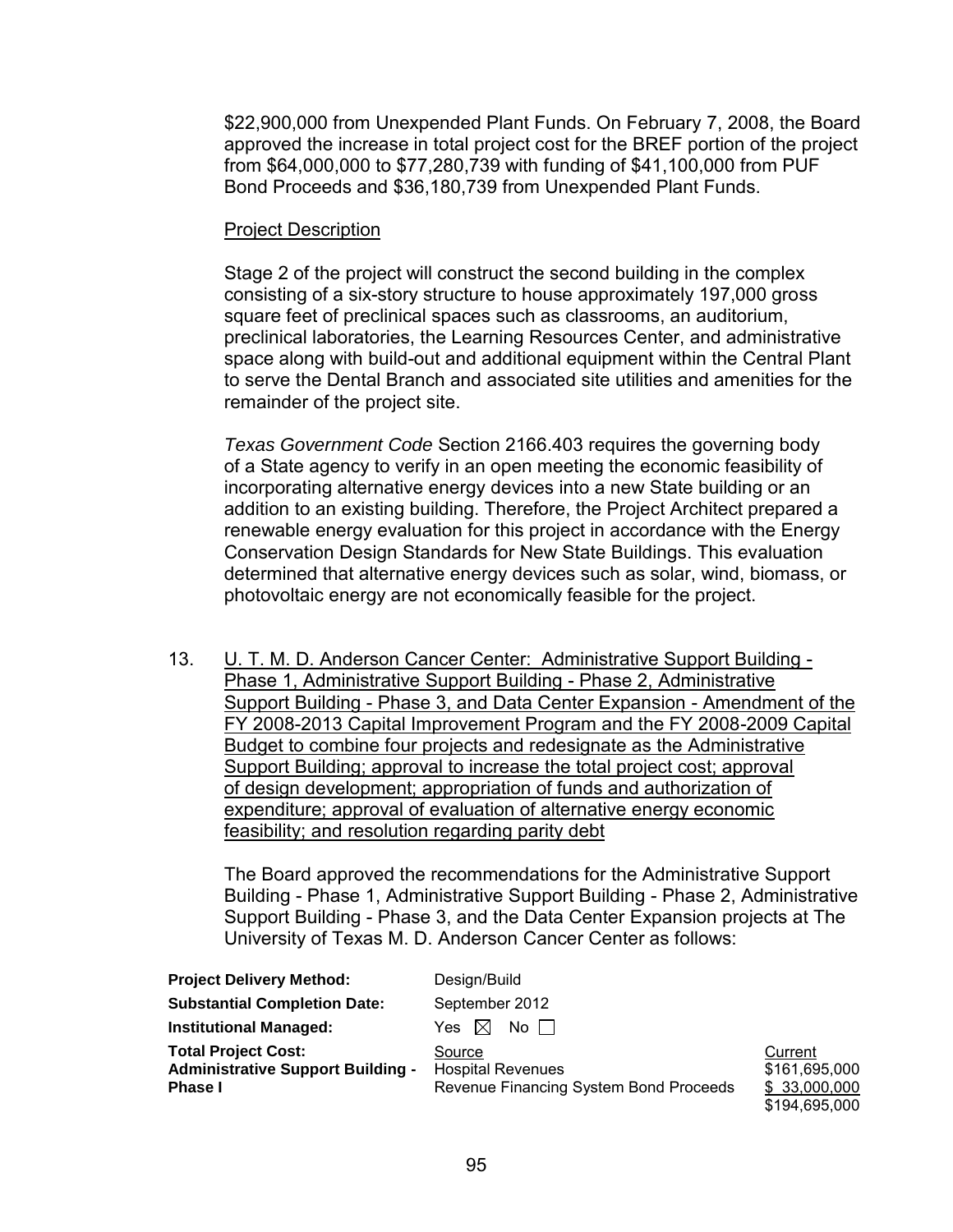$22,900,000 from Unexpended Plant Funds. On February 7, 2008, the Board approved the increase in total project cost for the BREF portion of the project from $64,000,000 to $77,280,739 with funding of $41,100,000 from PUF Bond Proceeds and $36,180,739 from Unexpended Plant Funds.

Project Description

Stage 2 of the project will construct the second building in the complex consisting of a six-story structure to house approximately 197,000 gross square feet of preclinical spaces such as classrooms, an auditorium, preclinical laboratories, the Learning Resources Center, and administrative space along with build-out and additional equipment within the Central Plant to serve the Dental Branch and associated site utilities and amenities for the remainder of the project site.

*Texas Government Code* Section 2166.403 requires the governing body of a State agency to verify in an open meeting the economic feasibility of incorporating alternative energy devices into a new State building or an addition to an existing building. Therefore, the Project Architect prepared a renewable energy evaluation for this project in accordance with the Energy Conservation Design Standards for New State Buildings. This evaluation determined that alternative energy devices such as solar, wind, biomass, or photovoltaic energy are not economically feasible for the project.

13. U. T. M. D. Anderson Cancer Center: Administrative Support Building - Phase 1, Administrative Support Building - Phase 2, Administrative Support Building - Phase 3, and Data Center Expansion - Amendment of the FY 2008-2013 Capital Improvement Program and the FY 2008-2009 Capital Budget to combine four projects and redesignate as the Administrative Support Building; approval to increase the total project cost; approval of design development; appropriation of funds and authorization of expenditure; approval of evaluation of alternative energy economic feasibility; and resolution regarding parity debt

The Board approved the recommendations for the Administrative Support Building - Phase 1, Administrative Support Building - Phase 2, Administrative Support Building - Phase 3, and the Data Center Expansion projects at The University of Texas M. D. Anderson Cancer Center as follows:

| | | |
|---|---|---|
| **Project Delivery Method:** | Design/Build | |
| **Substantial Completion Date:** | September 2012 | |
| **Institutional Managed:** | Yes ☒ No ☐ | |
| **Total Project Cost:** | Source | Current |
| **Administrative Support Building - Phase I** | Hospital Revenues | $161,695,000 |
| | Revenue Financing System Bond Proceeds | $ 33,000,000 |
| | | $194,695,000 |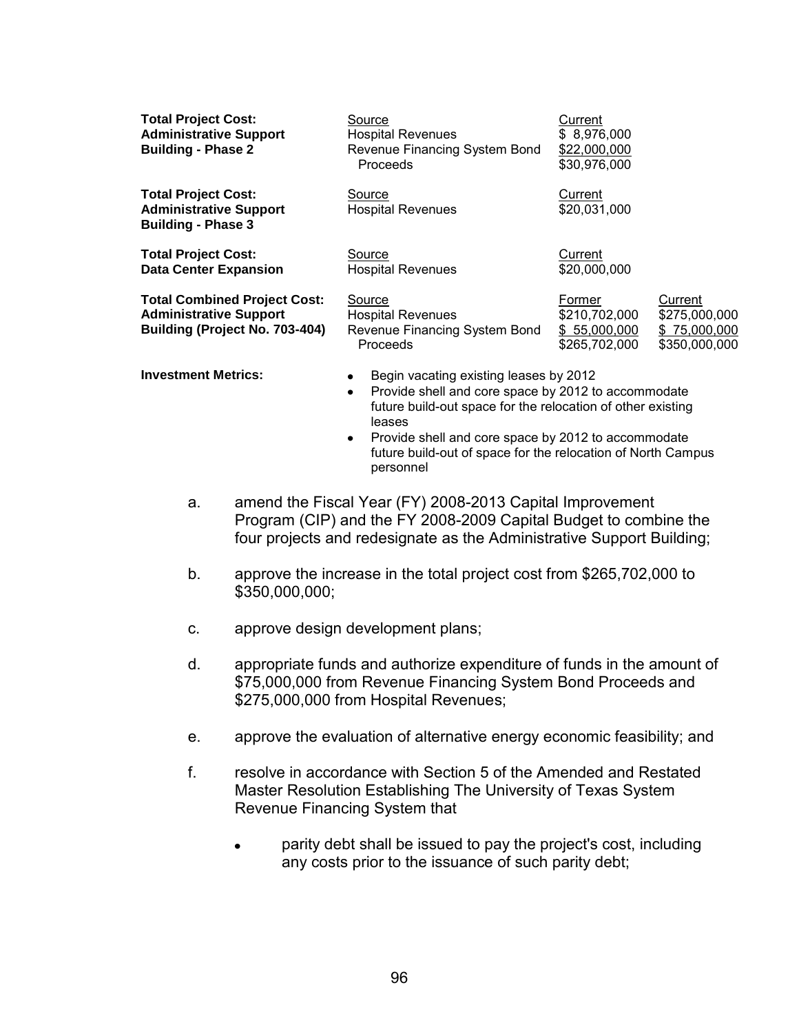| | Source | Former | Current |
|---|---|---|---|
| **Total Project Cost: Administrative Support Building - Phase 2** | Hospital Revenues | | $ 8,976,000 |
| | Revenue Financing System Bond Proceeds | | $22,000,000 |
| | | | $30,976,000 |
| **Total Project Cost: Administrative Support Building - Phase 3** | Hospital Revenues | | $20,031,000 |
| **Total Project Cost: Data Center Expansion** | Hospital Revenues | | $20,000,000 |
| **Total Combined Project Cost: Administrative Support Building (Project No. 703-404)** | Hospital Revenues | $210,702,000 | $275,000,000 |
| | Revenue Financing System Bond Proceeds | $ 55,000,000 | $ 75,000,000 |
| | | $265,702,000 | $350,000,000 |

**Investment Metrics:**

- Begin vacating existing leases by 2012
- Provide shell and core space by 2012 to accommodate future build-out space for the relocation of other existing leases
- Provide shell and core space by 2012 to accommodate future build-out of space for the relocation of North Campus personnel

a. amend the Fiscal Year (FY) 2008-2013 Capital Improvement Program (CIP) and the FY 2008-2009 Capital Budget to combine the four projects and redesignate as the Administrative Support Building;

b. approve the increase in the total project cost from $265,702,000 to $350,000,000;

c. approve design development plans;

d. appropriate funds and authorize expenditure of funds in the amount of $75,000,000 from Revenue Financing System Bond Proceeds and $275,000,000 from Hospital Revenues;

e. approve the evaluation of alternative energy economic feasibility; and

f. resolve in accordance with Section 5 of the Amended and Restated Master Resolution Establishing The University of Texas System Revenue Financing System that

- parity debt shall be issued to pay the project's cost, including any costs prior to the issuance of such parity debt;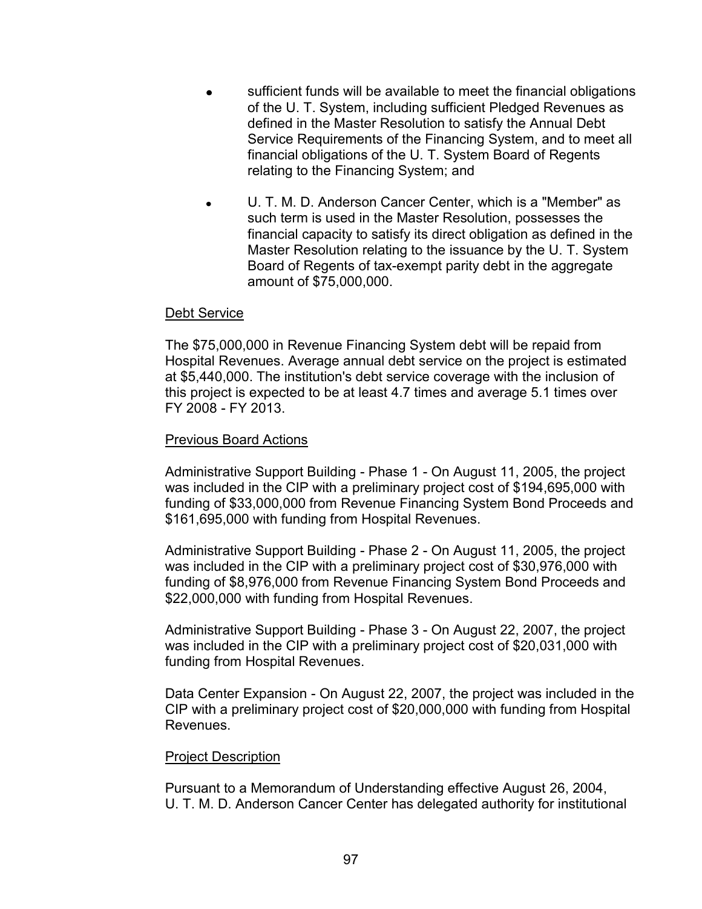- sufficient funds will be available to meet the financial obligations of the U. T. System, including sufficient Pledged Revenues as defined in the Master Resolution to satisfy the Annual Debt Service Requirements of the Financing System, and to meet all financial obligations of the U. T. System Board of Regents relating to the Financing System; and
- U. T. M. D. Anderson Cancer Center, which is a "Member" as such term is used in the Master Resolution, possesses the financial capacity to satisfy its direct obligation as defined in the Master Resolution relating to the issuance by the U. T. System Board of Regents of tax-exempt parity debt in the aggregate amount of $75,000,000.

Debt Service

The $75,000,000 in Revenue Financing System debt will be repaid from Hospital Revenues. Average annual debt service on the project is estimated at $5,440,000. The institution's debt service coverage with the inclusion of this project is expected to be at least 4.7 times and average 5.1 times over FY 2008 - FY 2013.

Previous Board Actions

Administrative Support Building - Phase 1 - On August 11, 2005, the project was included in the CIP with a preliminary project cost of $194,695,000 with funding of $33,000,000 from Revenue Financing System Bond Proceeds and $161,695,000 with funding from Hospital Revenues.

Administrative Support Building - Phase 2 - On August 11, 2005, the project was included in the CIP with a preliminary project cost of $30,976,000 with funding of $8,976,000 from Revenue Financing System Bond Proceeds and $22,000,000 with funding from Hospital Revenues.

Administrative Support Building - Phase 3 - On August 22, 2007, the project was included in the CIP with a preliminary project cost of $20,031,000 with funding from Hospital Revenues.

Data Center Expansion - On August 22, 2007, the project was included in the CIP with a preliminary project cost of $20,000,000 with funding from Hospital Revenues.

Project Description

Pursuant to a Memorandum of Understanding effective August 26, 2004, U. T. M. D. Anderson Cancer Center has delegated authority for institutional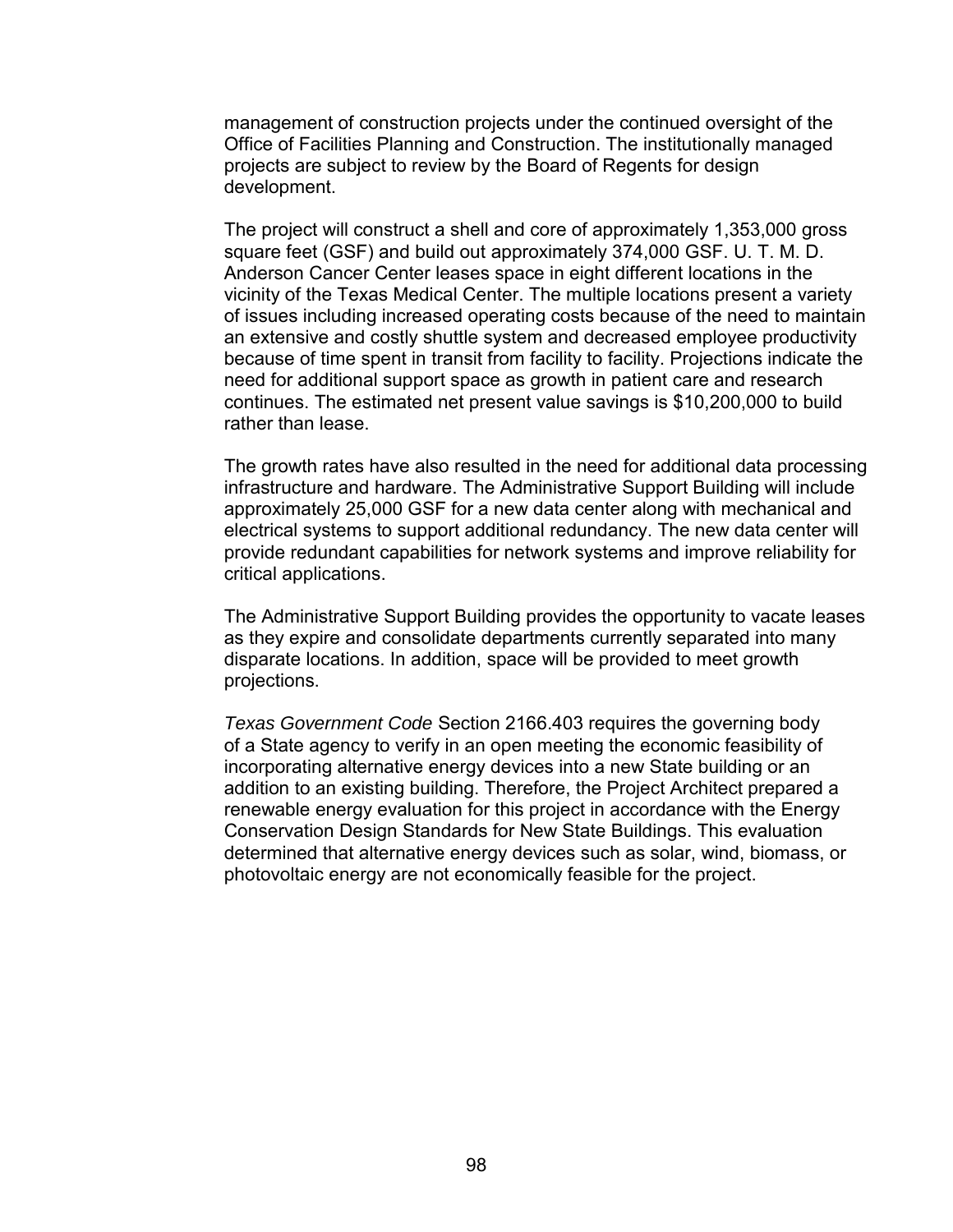management of construction projects under the continued oversight of the Office of Facilities Planning and Construction. The institutionally managed projects are subject to review by the Board of Regents for design development.

The project will construct a shell and core of approximately 1,353,000 gross square feet (GSF) and build out approximately 374,000 GSF. U. T. M. D. Anderson Cancer Center leases space in eight different locations in the vicinity of the Texas Medical Center. The multiple locations present a variety of issues including increased operating costs because of the need to maintain an extensive and costly shuttle system and decreased employee productivity because of time spent in transit from facility to facility. Projections indicate the need for additional support space as growth in patient care and research continues. The estimated net present value savings is $10,200,000 to build rather than lease.

The growth rates have also resulted in the need for additional data processing infrastructure and hardware. The Administrative Support Building will include approximately 25,000 GSF for a new data center along with mechanical and electrical systems to support additional redundancy. The new data center will provide redundant capabilities for network systems and improve reliability for critical applications.

The Administrative Support Building provides the opportunity to vacate leases as they expire and consolidate departments currently separated into many disparate locations. In addition, space will be provided to meet growth projections.

*Texas Government Code* Section 2166.403 requires the governing body of a State agency to verify in an open meeting the economic feasibility of incorporating alternative energy devices into a new State building or an addition to an existing building. Therefore, the Project Architect prepared a renewable energy evaluation for this project in accordance with the Energy Conservation Design Standards for New State Buildings. This evaluation determined that alternative energy devices such as solar, wind, biomass, or photovoltaic energy are not economically feasible for the project.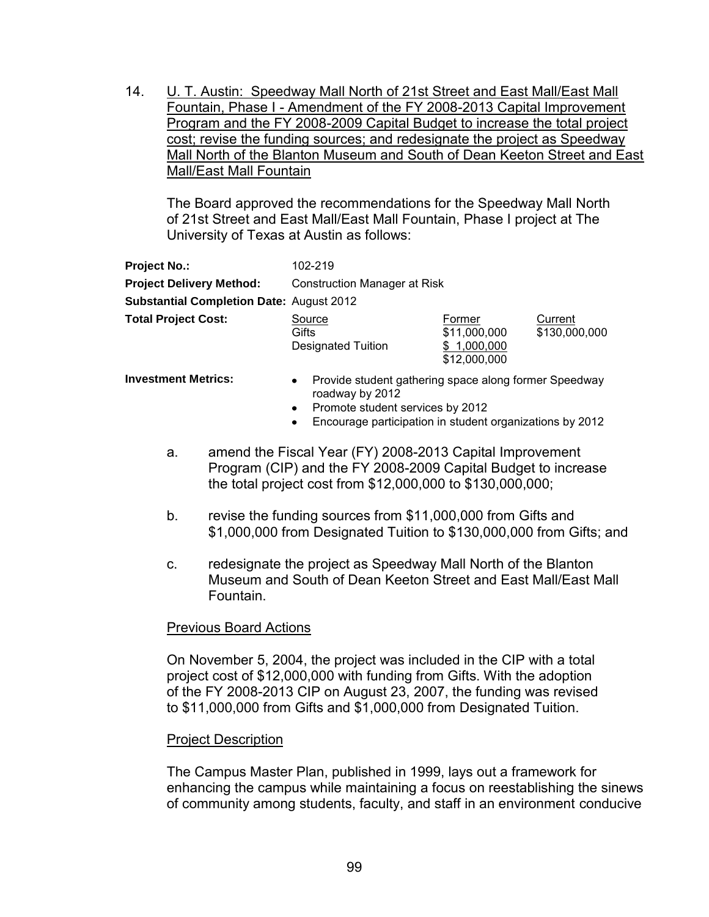14. U. T. Austin: Speedway Mall North of 21st Street and East Mall/East Mall Fountain, Phase I - Amendment of the FY 2008-2013 Capital Improvement Program and the FY 2008-2009 Capital Budget to increase the total project cost; revise the funding sources; and redesignate the project as Speedway Mall North of the Blanton Museum and South of Dean Keeton Street and East Mall/East Mall Fountain

The Board approved the recommendations for the Speedway Mall North of 21st Street and East Mall/East Mall Fountain, Phase I project at The University of Texas at Austin as follows:

| | | | |
|---|---|---|---|
| **Project No.:** | 102-219 | | |
| **Project Delivery Method:** | Construction Manager at Risk | | |
| **Substantial Completion Date:** | August 2012 | | |
| **Total Project Cost:** | Source | Former | Current |
| | Gifts | \$11,000,000 | \$130,000,000 |
| | Designated Tuition | \$ 1,000,000 | |
| | | \$12,000,000 | |

**Investment Metrics:**

- Provide student gathering space along former Speedway roadway by 2012
- Promote student services by 2012
- Encourage participation in student organizations by 2012

a. amend the Fiscal Year (FY) 2008-2013 Capital Improvement Program (CIP) and the FY 2008-2009 Capital Budget to increase the total project cost from \$12,000,000 to \$130,000,000;

b. revise the funding sources from \$11,000,000 from Gifts and \$1,000,000 from Designated Tuition to \$130,000,000 from Gifts; and

c. redesignate the project as Speedway Mall North of the Blanton Museum and South of Dean Keeton Street and East Mall/East Mall Fountain.

Previous Board Actions

On November 5, 2004, the project was included in the CIP with a total project cost of \$12,000,000 with funding from Gifts. With the adoption of the FY 2008-2013 CIP on August 23, 2007, the funding was revised to \$11,000,000 from Gifts and \$1,000,000 from Designated Tuition.

Project Description

The Campus Master Plan, published in 1999, lays out a framework for enhancing the campus while maintaining a focus on reestablishing the sinews of community among students, faculty, and staff in an environment conducive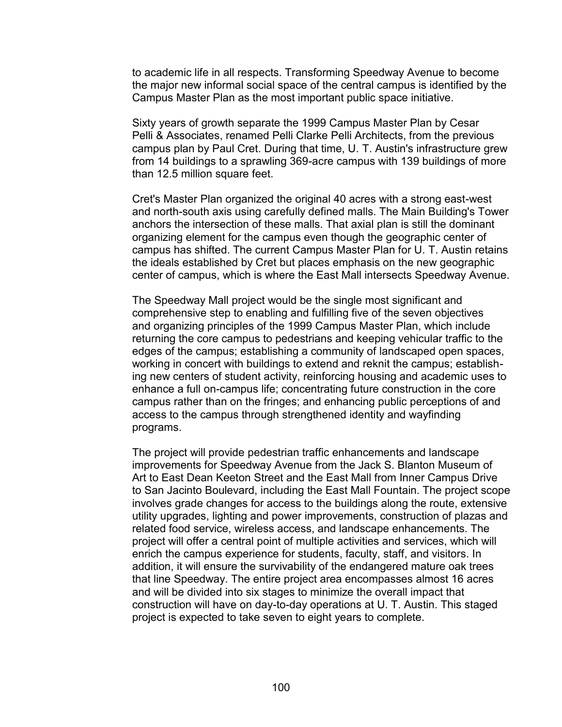to academic life in all respects. Transforming Speedway Avenue to become the major new informal social space of the central campus is identified by the Campus Master Plan as the most important public space initiative.

Sixty years of growth separate the 1999 Campus Master Plan by Cesar Pelli & Associates, renamed Pelli Clarke Pelli Architects, from the previous campus plan by Paul Cret. During that time, U. T. Austin's infrastructure grew from 14 buildings to a sprawling 369-acre campus with 139 buildings of more than 12.5 million square feet.

Cret's Master Plan organized the original 40 acres with a strong east-west and north-south axis using carefully defined malls. The Main Building's Tower anchors the intersection of these malls. That axial plan is still the dominant organizing element for the campus even though the geographic center of campus has shifted. The current Campus Master Plan for U. T. Austin retains the ideals established by Cret but places emphasis on the new geographic center of campus, which is where the East Mall intersects Speedway Avenue.

The Speedway Mall project would be the single most significant and comprehensive step to enabling and fulfilling five of the seven objectives and organizing principles of the 1999 Campus Master Plan, which include returning the core campus to pedestrians and keeping vehicular traffic to the edges of the campus; establishing a community of landscaped open spaces, working in concert with buildings to extend and reknit the campus; establishing new centers of student activity, reinforcing housing and academic uses to enhance a full on-campus life; concentrating future construction in the core campus rather than on the fringes; and enhancing public perceptions of and access to the campus through strengthened identity and wayfinding programs.

The project will provide pedestrian traffic enhancements and landscape improvements for Speedway Avenue from the Jack S. Blanton Museum of Art to East Dean Keeton Street and the East Mall from Inner Campus Drive to San Jacinto Boulevard, including the East Mall Fountain. The project scope involves grade changes for access to the buildings along the route, extensive utility upgrades, lighting and power improvements, construction of plazas and related food service, wireless access, and landscape enhancements. The project will offer a central point of multiple activities and services, which will enrich the campus experience for students, faculty, staff, and visitors. In addition, it will ensure the survivability of the endangered mature oak trees that line Speedway. The entire project area encompasses almost 16 acres and will be divided into six stages to minimize the overall impact that construction will have on day-to-day operations at U. T. Austin. This staged project is expected to take seven to eight years to complete.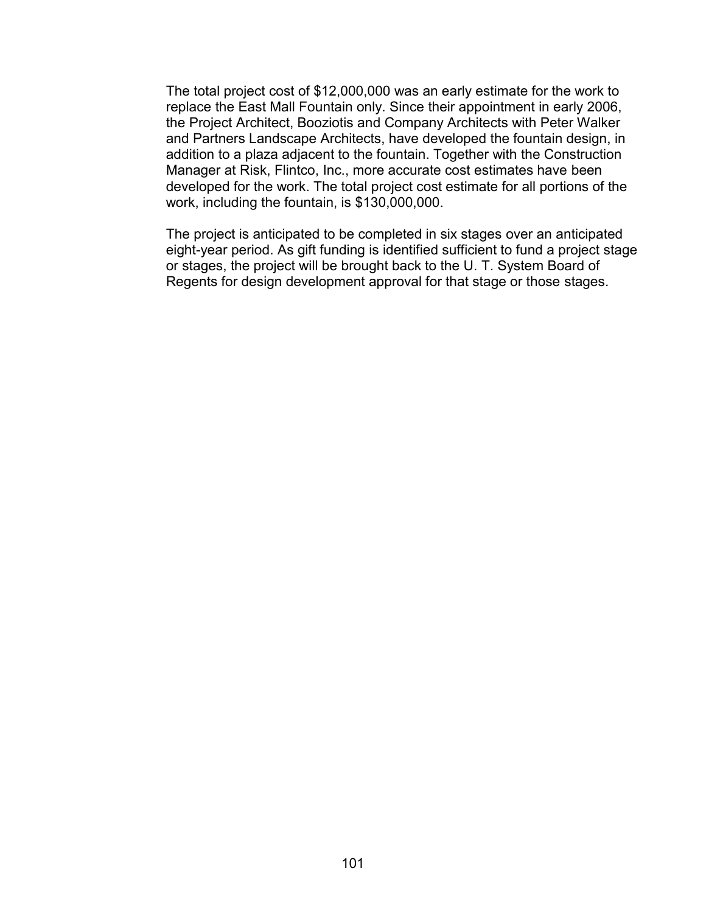The total project cost of $12,000,000 was an early estimate for the work to replace the East Mall Fountain only. Since their appointment in early 2006, the Project Architect, Booziotis and Company Architects with Peter Walker and Partners Landscape Architects, have developed the fountain design, in addition to a plaza adjacent to the fountain. Together with the Construction Manager at Risk, Flintco, Inc., more accurate cost estimates have been developed for the work. The total project cost estimate for all portions of the work, including the fountain, is $130,000,000.

The project is anticipated to be completed in six stages over an anticipated eight-year period. As gift funding is identified sufficient to fund a project stage or stages, the project will be brought back to the U. T. System Board of Regents for design development approval for that stage or those stages.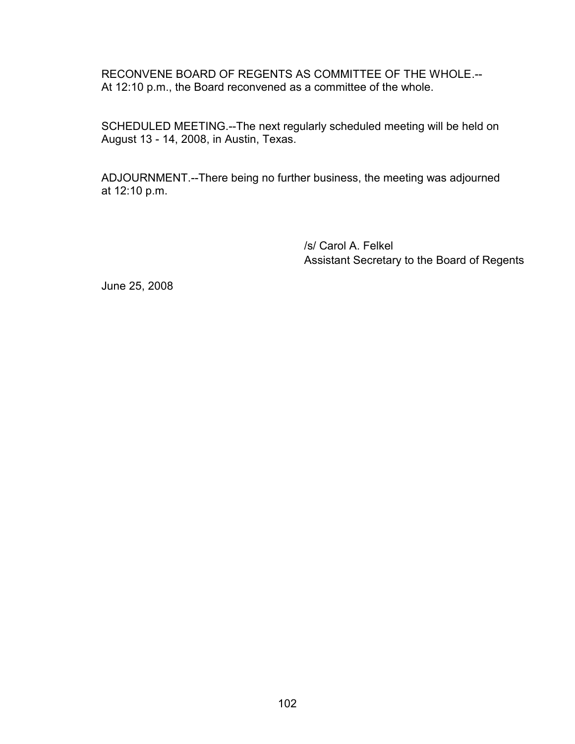RECONVENE BOARD OF REGENTS AS COMMITTEE OF THE WHOLE.--At 12:10 p.m., the Board reconvened as a committee of the whole.

SCHEDULED MEETING.--The next regularly scheduled meeting will be held on August 13 - 14, 2008, in Austin, Texas.

ADJOURNMENT.--There being no further business, the meeting was adjourned at 12:10 p.m.

/s/ Carol A. Felkel
Assistant Secretary to the Board of Regents

June 25, 2008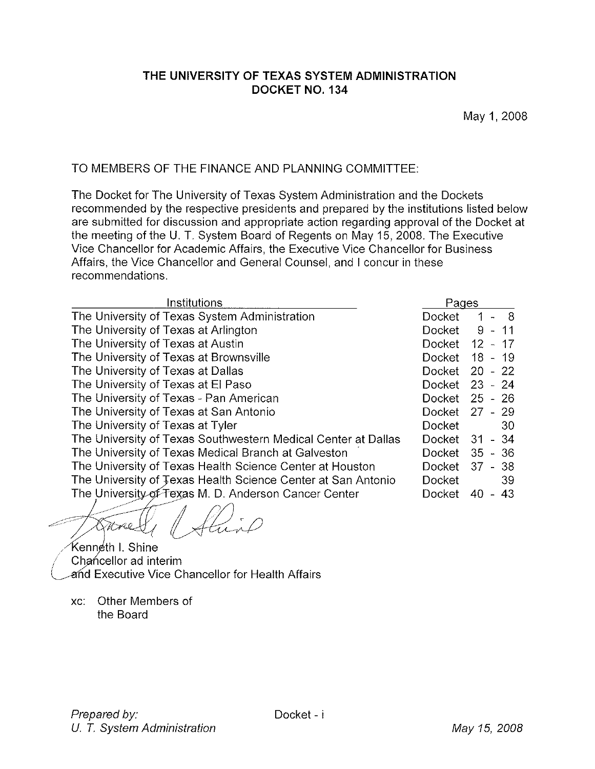# THE UNIVERSITY OF TEXAS SYSTEM ADMINISTRATION
## DOCKET NO. 134

May 1, 2008

TO MEMBERS OF THE FINANCE AND PLANNING COMMITTEE:

The Docket for The University of Texas System Administration and the Dockets recommended by the respective presidents and prepared by the institutions listed below are submitted for discussion and appropriate action regarding approval of the Docket at the meeting of the U. T. System Board of Regents on May 15, 2008. The Executive Vice Chancellor for Academic Affairs, the Executive Vice Chancellor for Business Affairs, the Vice Chancellor and General Counsel, and I concur in these recommendations.

| Institutions | Pages |
|---|---|
| The University of Texas System Administration | Docket 1 - 8 |
| The University of Texas at Arlington | Docket 9 - 11 |
| The University of Texas at Austin | Docket 12 - 17 |
| The University of Texas at Brownsville | Docket 18 - 19 |
| The University of Texas at Dallas | Docket 20 - 22 |
| The University of Texas at El Paso | Docket 23 - 24 |
| The University of Texas - Pan American | Docket 25 - 26 |
| The University of Texas at San Antonio | Docket 27 - 29 |
| The University of Texas at Tyler | Docket 30 |
| The University of Texas Southwestern Medical Center at Dallas | Docket 31 - 34 |
| The University of Texas Medical Branch at Galveston | Docket 35 - 36 |
| The University of Texas Health Science Center at Houston | Docket 37 - 38 |
| The University of Texas Health Science Center at San Antonio | Docket 39 |
| The University of Texas M. D. Anderson Cancer Center | Docket 40 - 43 |

Kenneth I. Shine
Chancellor ad interim
and Executive Vice Chancellor for Health Affairs

xc: Other Members of
the Board

*Prepared by:*
*U. T. System Administration*

Docket - i

*May 15, 2008*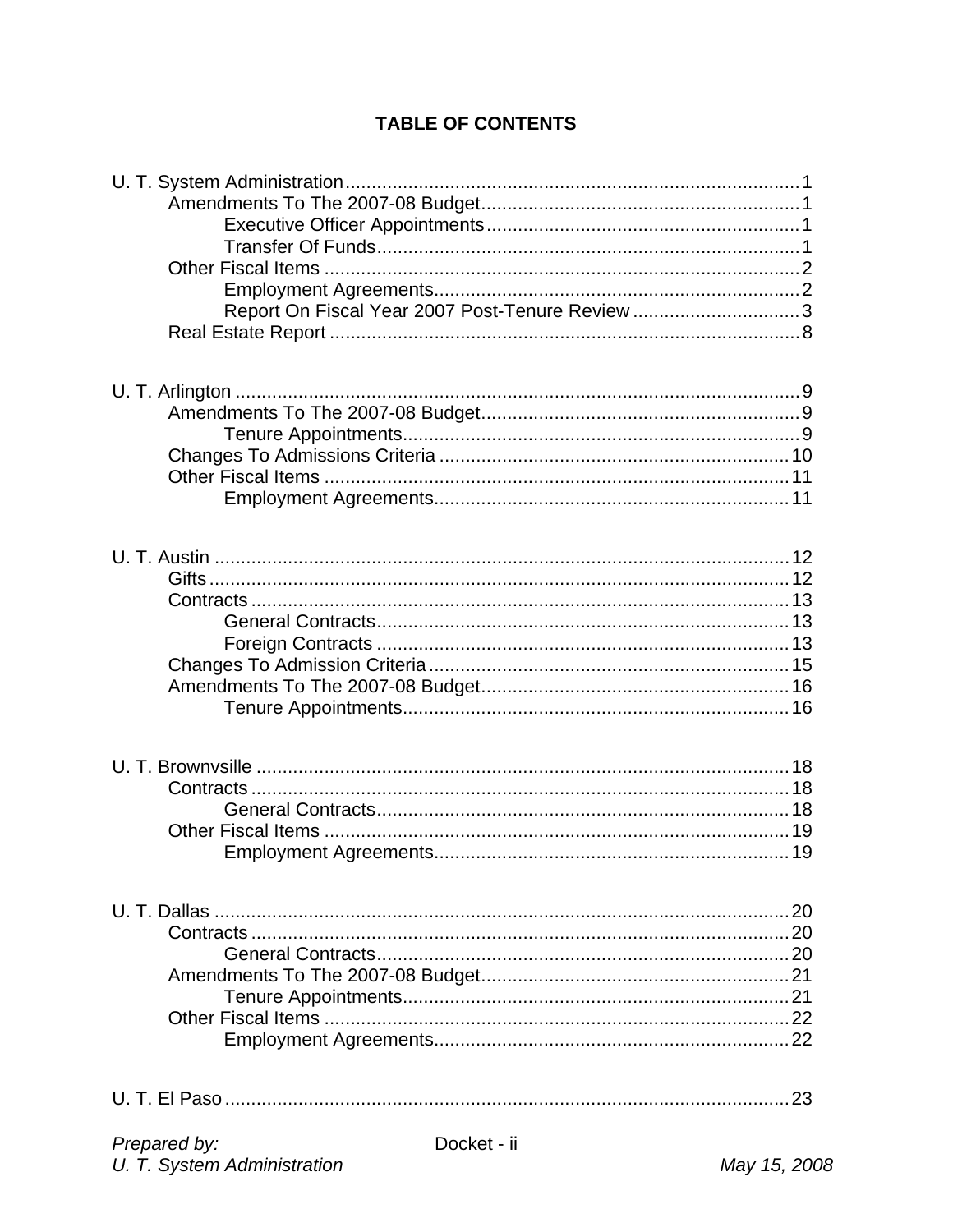# TABLE OF CONTENTS

U. T. System Administration ........................................................ 1
- Amendments To The 2007-08 Budget ........................................ 1
  - Executive Officer Appointments ........................................ 1
  - Transfer Of Funds ........................................................ 1
- Other Fiscal Items ........................................................ 2
  - Employment Agreements ................................................ 2
  - Report On Fiscal Year 2007 Post-Tenure Review ....................... 3
- Real Estate Report ........................................................ 8

U. T. Arlington ........................................................ 9
- Amendments To The 2007-08 Budget ........................................ 9
  - Tenure Appointments ........................................................ 9
- Changes To Admissions Criteria ........................................ 10
- Other Fiscal Items ........................................................ 11
  - Employment Agreements ................................................ 11

U. T. Austin ........................................................ 12
- Gifts ........................................................ 12
- Contracts ........................................................ 13
  - General Contracts ........................................................ 13
  - Foreign Contracts ........................................................ 13
- Changes To Admission Criteria ........................................ 15
- Amendments To The 2007-08 Budget ........................................ 16
  - Tenure Appointments ........................................................ 16

U. T. Brownvsille ........................................................ 18
- Contracts ........................................................ 18
  - General Contracts ........................................................ 18
- Other Fiscal Items ........................................................ 19
  - Employment Agreements ................................................ 19

U. T. Dallas ........................................................ 20
- Contracts ........................................................ 20
  - General Contracts ........................................................ 20
- Amendments To The 2007-08 Budget ........................................ 21
  - Tenure Appointments ........................................................ 21
- Other Fiscal Items ........................................................ 22
  - Employment Agreements ................................................ 22

U. T. El Paso ........................................................ 23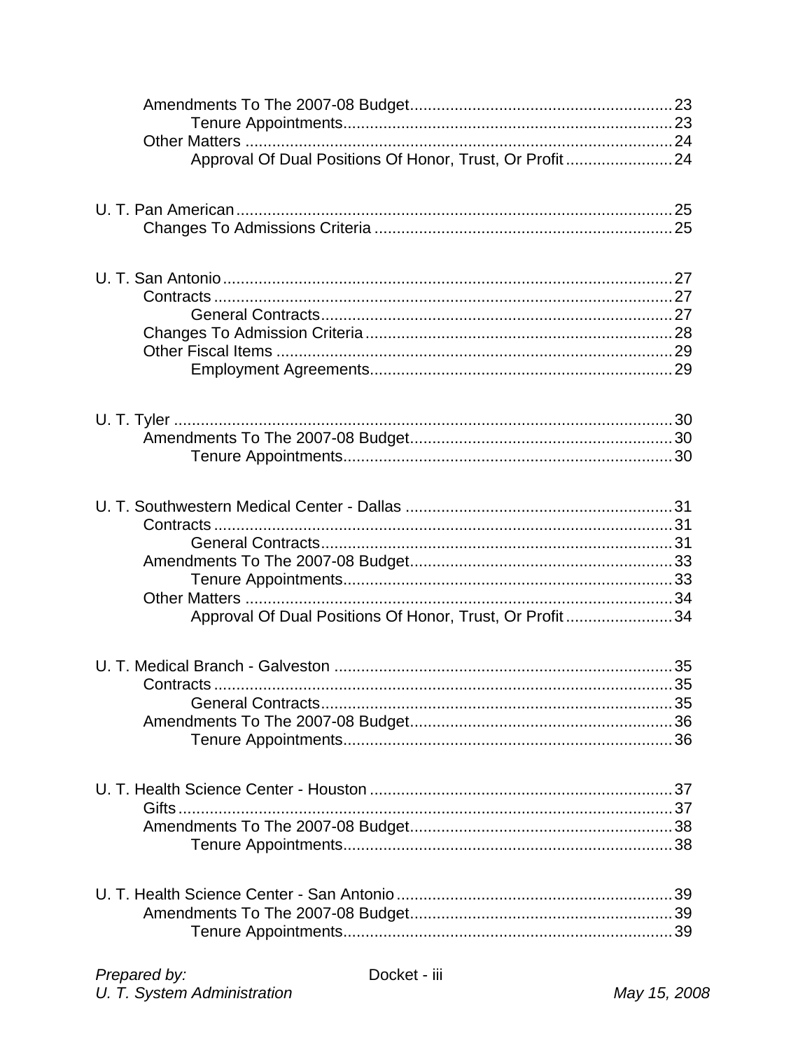- Amendments To The 2007-08 Budget .......... 23
  - Tenure Appointments .......... 23
- Other Matters .......... 24
  - Approval Of Dual Positions Of Honor, Trust, Or Profit .......... 24

U. T. Pan American .......... 25
- Changes To Admissions Criteria .......... 25

U. T. San Antonio .......... 27
- Contracts .......... 27
  - General Contracts .......... 27
- Changes To Admission Criteria .......... 28
- Other Fiscal Items .......... 29
  - Employment Agreements .......... 29

U. T. Tyler .......... 30
- Amendments To The 2007-08 Budget .......... 30
  - Tenure Appointments .......... 30

U. T. Southwestern Medical Center - Dallas .......... 31
- Contracts .......... 31
  - General Contracts .......... 31
- Amendments To The 2007-08 Budget .......... 33
  - Tenure Appointments .......... 33
- Other Matters .......... 34
  - Approval Of Dual Positions Of Honor, Trust, Or Profit .......... 34

U. T. Medical Branch - Galveston .......... 35
- Contracts .......... 35
  - General Contracts .......... 35
- Amendments To The 2007-08 Budget .......... 36
  - Tenure Appointments .......... 36

U. T. Health Science Center - Houston .......... 37
- Gifts .......... 37
- Amendments To The 2007-08 Budget .......... 38
  - Tenure Appointments .......... 38

U. T. Health Science Center - San Antonio .......... 39
- Amendments To The 2007-08 Budget .......... 39
  - Tenure Appointments .......... 39

*Prepared by:*
*U. T. System Administration*

Docket - iii

*May 15, 2008*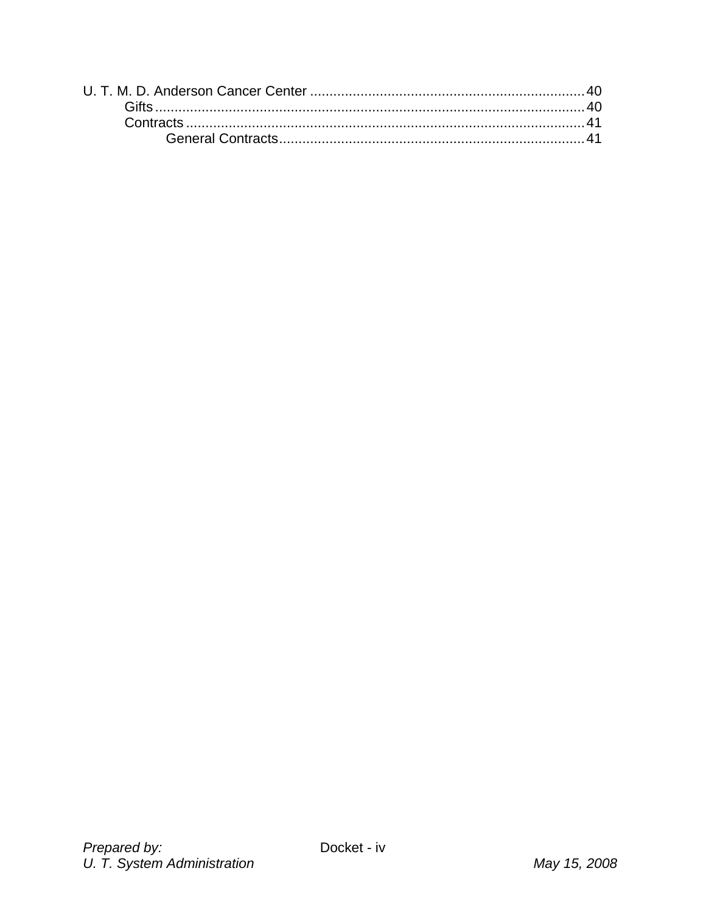U. T. M. D. Anderson Cancer Center ........................................................................ 40

- Gifts ................................................................................................................ 40
- Contracts ........................................................................................................ 41
  - General Contracts ................................................................................ 41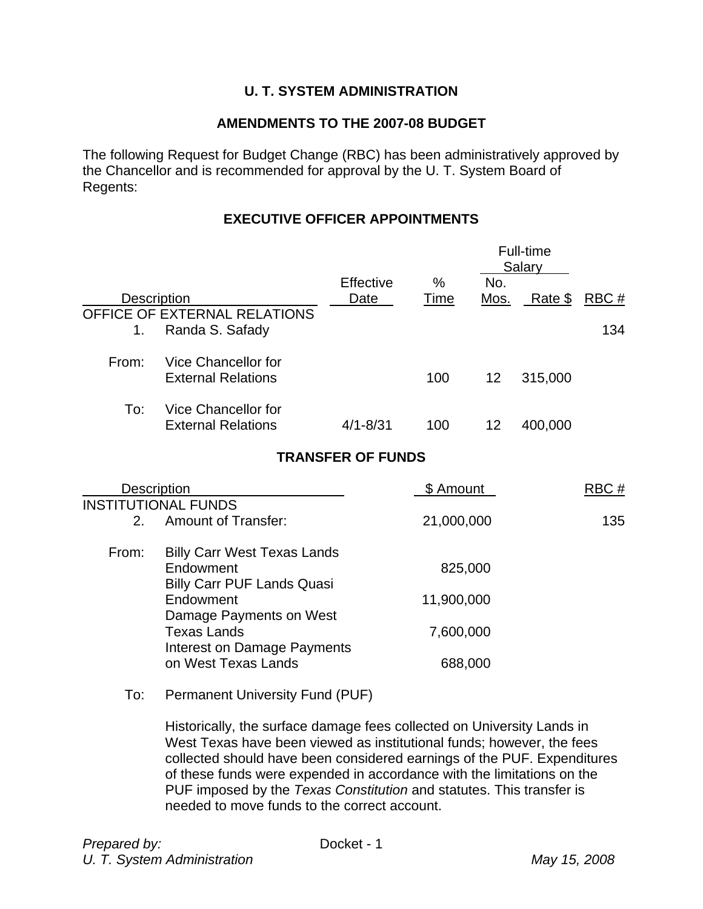# U. T. SYSTEM ADMINISTRATION

## AMENDMENTS TO THE 2007-08 BUDGET

The following Request for Budget Change (RBC) has been administratively approved by the Chancellor and is recommended for approval by the U. T. System Board of Regents:

### EXECUTIVE OFFICER APPOINTMENTS

| Description | | Effective Date | % Time | Full-time Salary No. Mos. | Rate $ | RBC # |
|---|---|---|---|---|---|---|
| OFFICE OF EXTERNAL RELATIONS | | | | | | |
| 1. | Randa S. Safady | | | | | 134 |
| From: | Vice Chancellor for External Relations | | 100 | 12 | 315,000 | |
| To: | Vice Chancellor for External Relations | 4/1-8/31 | 100 | 12 | 400,000 | |

### TRANSFER OF FUNDS

| Description | | $ Amount | RBC # |
|---|---|---|---|
| INSTITUTIONAL FUNDS | | | |
| 2. | Amount of Transfer: | 21,000,000 | 135 |
| From: | Billy Carr West Texas Lands Endowment | 825,000 | |
| | Billy Carr PUF Lands Quasi Endowment | 11,900,000 | |
| | Damage Payments on West Texas Lands | 7,600,000 | |
| | Interest on Damage Payments on West Texas Lands | 688,000 | |
| To: | Permanent University Fund (PUF) | | |

Historically, the surface damage fees collected on University Lands in West Texas have been viewed as institutional funds; however, the fees collected should have been considered earnings of the PUF. Expenditures of these funds were expended in accordance with the limitations on the PUF imposed by the *Texas Constitution* and statutes. This transfer is needed to move funds to the correct account.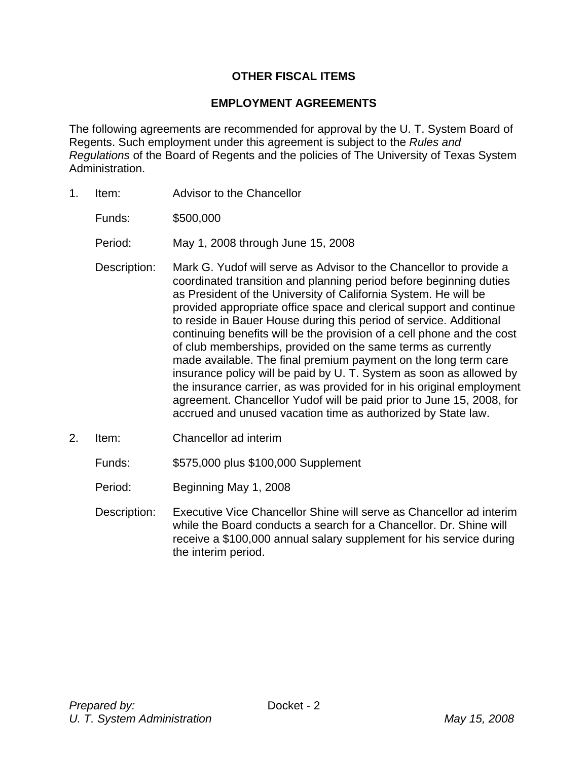## OTHER FISCAL ITEMS

## EMPLOYMENT AGREEMENTS

The following agreements are recommended for approval by the U. T. System Board of Regents. Such employment under this agreement is subject to the *Rules and Regulations* of the Board of Regents and the policies of The University of Texas System Administration.

1. Item: Advisor to the Chancellor

   Funds: $500,000

   Period: May 1, 2008 through June 15, 2008

   Description: Mark G. Yudof will serve as Advisor to the Chancellor to provide a coordinated transition and planning period before beginning duties as President of the University of California System. He will be provided appropriate office space and clerical support and continue to reside in Bauer House during this period of service. Additional continuing benefits will be the provision of a cell phone and the cost of club memberships, provided on the same terms as currently made available. The final premium payment on the long term care insurance policy will be paid by U. T. System as soon as allowed by the insurance carrier, as was provided for in his original employment agreement. Chancellor Yudof will be paid prior to June 15, 2008, for accrued and unused vacation time as authorized by State law.

2. Item: Chancellor ad interim

   Funds: $575,000 plus $100,000 Supplement

   Period: Beginning May 1, 2008

   Description: Executive Vice Chancellor Shine will serve as Chancellor ad interim while the Board conducts a search for a Chancellor. Dr. Shine will receive a $100,000 annual salary supplement for his service during the interim period.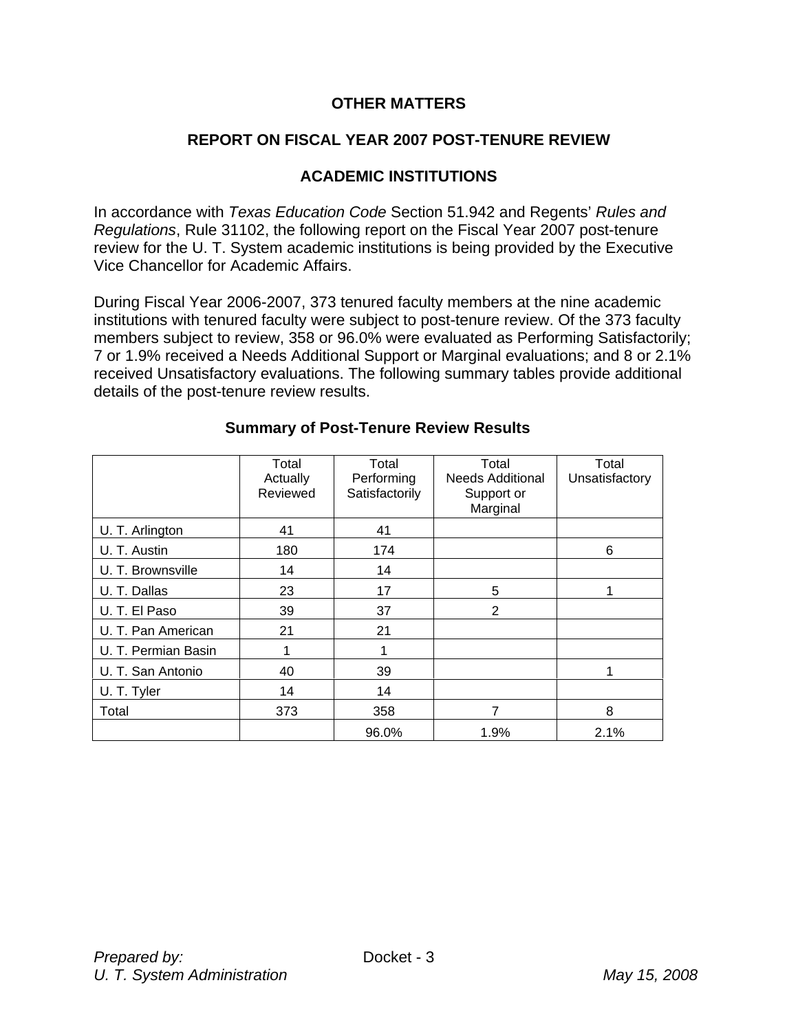**OTHER MATTERS**

**REPORT ON FISCAL YEAR 2007 POST-TENURE REVIEW**

**ACADEMIC INSTITUTIONS**

In accordance with *Texas Education Code* Section 51.942 and Regents' *Rules and Regulations*, Rule 31102, the following report on the Fiscal Year 2007 post-tenure review for the U. T. System academic institutions is being provided by the Executive Vice Chancellor for Academic Affairs.

During Fiscal Year 2006-2007, 373 tenured faculty members at the nine academic institutions with tenured faculty were subject to post-tenure review. Of the 373 faculty members subject to review, 358 or 96.0% were evaluated as Performing Satisfactorily; 7 or 1.9% received a Needs Additional Support or Marginal evaluations; and 8 or 2.1% received Unsatisfactory evaluations. The following summary tables provide additional details of the post-tenure review results.

**Summary of Post-Tenure Review Results**

| | Total Actually Reviewed | Total Performing Satisfactorily | Total Needs Additional Support or Marginal | Total Unsatisfactory |
|---|---|---|---|---|
| U. T. Arlington | 41 | 41 | | |
| U. T. Austin | 180 | 174 | | 6 |
| U. T. Brownsville | 14 | 14 | | |
| U. T. Dallas | 23 | 17 | 5 | 1 |
| U. T. El Paso | 39 | 37 | 2 | |
| U. T. Pan American | 21 | 21 | | |
| U. T. Permian Basin | 1 | 1 | | |
| U. T. San Antonio | 40 | 39 | | 1 |
| U. T. Tyler | 14 | 14 | | |
| Total | 373 | 358 | 7 | 8 |
| | | 96.0% | 1.9% | 2.1% |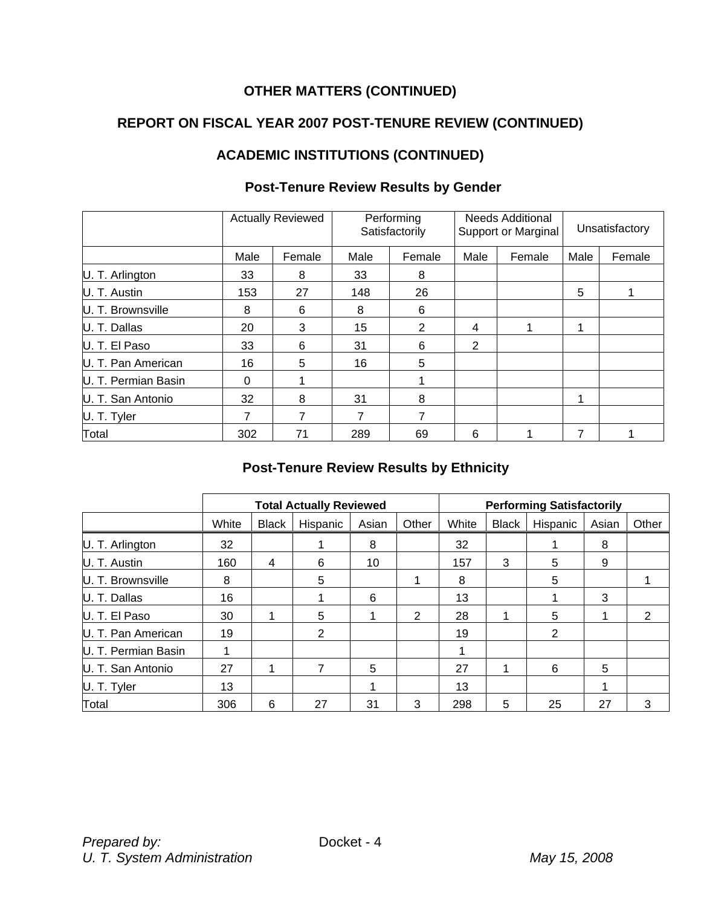**OTHER MATTERS (CONTINUED)**

**REPORT ON FISCAL YEAR 2007 POST-TENURE REVIEW (CONTINUED)**

**ACADEMIC INSTITUTIONS (CONTINUED)**

**Post-Tenure Review Results by Gender**

| | Actually Reviewed | | Performing Satisfactorily | | Needs Additional Support or Marginal | | Unsatisfactory | |
|---|---|---|---|---|---|---|---|---|
| | Male | Female | Male | Female | Male | Female | Male | Female |
| U. T. Arlington | 33 | 8 | 33 | 8 | | | | |
| U. T. Austin | 153 | 27 | 148 | 26 | | | 5 | 1 |
| U. T. Brownsville | 8 | 6 | 8 | 6 | | | | |
| U. T. Dallas | 20 | 3 | 15 | 2 | 4 | 1 | 1 | |
| U. T. El Paso | 33 | 6 | 31 | 6 | 2 | | | |
| U. T. Pan American | 16 | 5 | 16 | 5 | | | | |
| U. T. Permian Basin | 0 | 1 | | 1 | | | | |
| U. T. San Antonio | 32 | 8 | 31 | 8 | | | 1 | |
| U. T. Tyler | 7 | 7 | 7 | 7 | | | | |
| Total | 302 | 71 | 289 | 69 | 6 | 1 | 7 | 1 |

**Post-Tenure Review Results by Ethnicity**

| | **Total Actually Reviewed** | | | | | **Performing Satisfactorily** | | | | |
|---|---|---|---|---|---|---|---|---|---|---|
| | White | Black | Hispanic | Asian | Other | White | Black | Hispanic | Asian | Other |
| U. T. Arlington | 32 | | 1 | 8 | | 32 | | 1 | 8 | |
| U. T. Austin | 160 | 4 | 6 | 10 | | 157 | 3 | 5 | 9 | |
| U. T. Brownsville | 8 | | 5 | | 1 | 8 | | 5 | | 1 |
| U. T. Dallas | 16 | | 1 | 6 | | 13 | | 1 | 3 | |
| U. T. El Paso | 30 | 1 | 5 | 1 | 2 | 28 | 1 | 5 | 1 | 2 |
| U. T. Pan American | 19 | | 2 | | | 19 | | 2 | | |
| U. T. Permian Basin | 1 | | | | | 1 | | | | |
| U. T. San Antonio | 27 | 1 | 7 | 5 | | 27 | 1 | 6 | 5 | |
| U. T. Tyler | 13 | | | 1 | | 13 | | | 1 | |
| Total | 306 | 6 | 27 | 31 | 3 | 298 | 5 | 25 | 27 | 3 |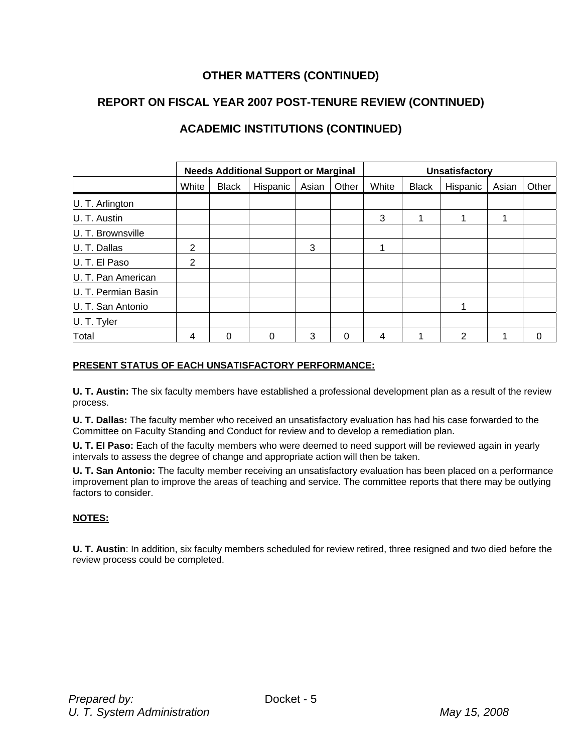## OTHER MATTERS (CONTINUED)

## REPORT ON FISCAL YEAR 2007 POST-TENURE REVIEW (CONTINUED)

## ACADEMIC INSTITUTIONS (CONTINUED)

| | Needs Additional Support or Marginal | | | | | Unsatisfactory | | | | |
|---|---|---|---|---|---|---|---|---|---|---|
| | White | Black | Hispanic | Asian | Other | White | Black | Hispanic | Asian | Other |
| U. T. Arlington | | | | | | | | | | |
| U. T. Austin | | | | | | 3 | 1 | 1 | 1 | |
| U. T. Brownsville | | | | | | | | | | |
| U. T. Dallas | 2 | | | 3 | | 1 | | | | |
| U. T. El Paso | 2 | | | | | | | | | |
| U. T. Pan American | | | | | | | | | | |
| U. T. Permian Basin | | | | | | | | | | |
| U. T. San Antonio | | | | | | | | 1 | | |
| U. T. Tyler | | | | | | | | | | |
| Total | 4 | 0 | 0 | 3 | 0 | 4 | 1 | 2 | 1 | 0 |

**PRESENT STATUS OF EACH UNSATISFACTORY PERFORMANCE:**

**U. T. Austin:** The six faculty members have established a professional development plan as a result of the review process.

**U. T. Dallas:** The faculty member who received an unsatisfactory evaluation has had his case forwarded to the Committee on Faculty Standing and Conduct for review and to develop a remediation plan.

**U. T. El Paso:** Each of the faculty members who were deemed to need support will be reviewed again in yearly intervals to assess the degree of change and appropriate action will then be taken.

**U. T. San Antonio:** The faculty member receiving an unsatisfactory evaluation has been placed on a performance improvement plan to improve the areas of teaching and service. The committee reports that there may be outlying factors to consider.

**NOTES:**

**U. T. Austin**: In addition, six faculty members scheduled for review retired, three resigned and two died before the review process could be completed.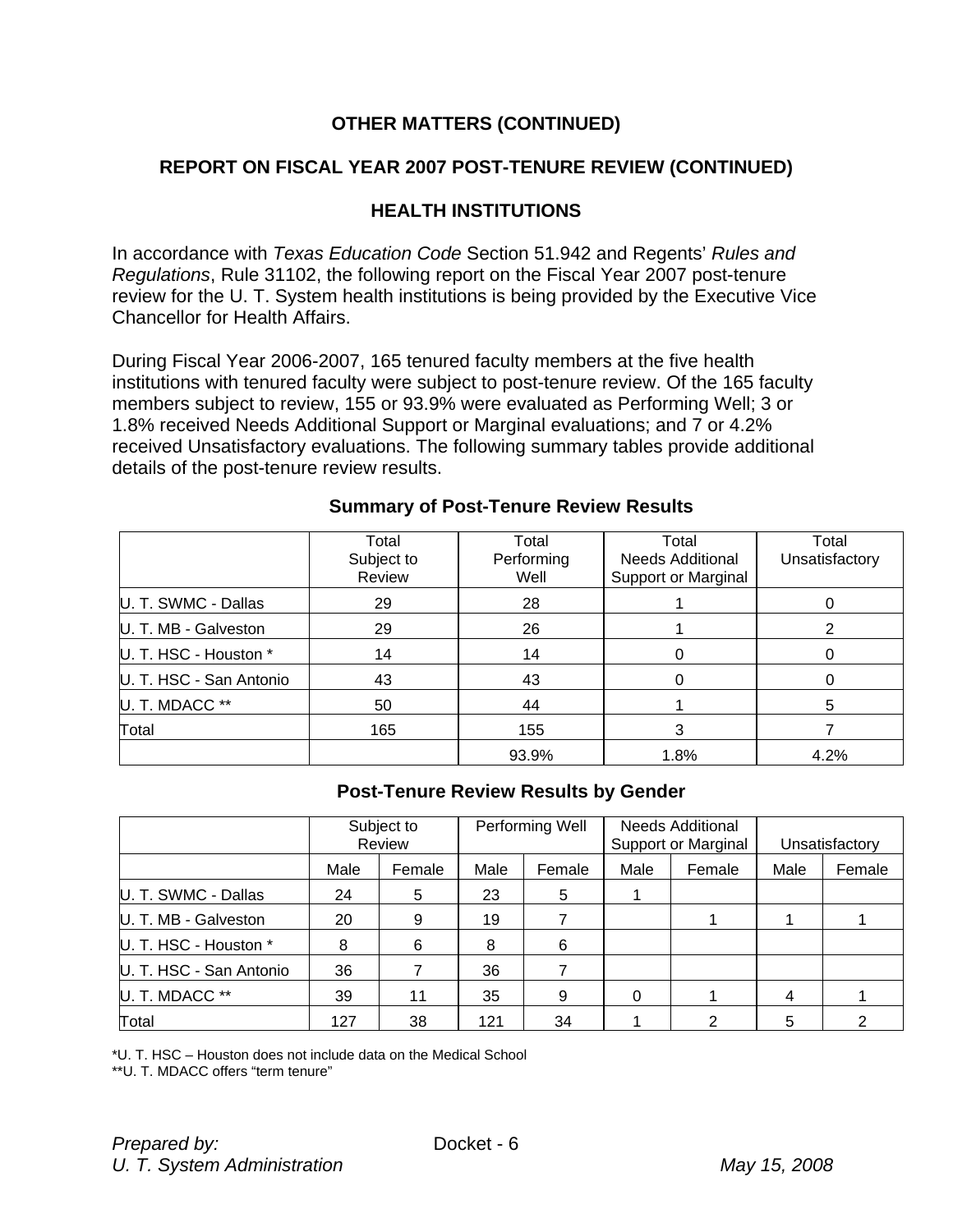## OTHER MATTERS (CONTINUED)

## REPORT ON FISCAL YEAR 2007 POST-TENURE REVIEW (CONTINUED)

## HEALTH INSTITUTIONS

In accordance with *Texas Education Code* Section 51.942 and Regents' *Rules and Regulations*, Rule 31102, the following report on the Fiscal Year 2007 post-tenure review for the U. T. System health institutions is being provided by the Executive Vice Chancellor for Health Affairs.

During Fiscal Year 2006-2007, 165 tenured faculty members at the five health institutions with tenured faculty were subject to post-tenure review. Of the 165 faculty members subject to review, 155 or 93.9% were evaluated as Performing Well; 3 or 1.8% received Needs Additional Support or Marginal evaluations; and 7 or 4.2% received Unsatisfactory evaluations. The following summary tables provide additional details of the post-tenure review results.

### Summary of Post-Tenure Review Results

| | Total Subject to Review | Total Performing Well | Total Needs Additional Support or Marginal | Total Unsatisfactory |
|---|---|---|---|---|
| U. T. SWMC - Dallas | 29 | 28 | 1 | 0 |
| U. T. MB - Galveston | 29 | 26 | 1 | 2 |
| U. T. HSC - Houston * | 14 | 14 | 0 | 0 |
| U. T. HSC - San Antonio | 43 | 43 | 0 | 0 |
| U. T. MDACC ** | 50 | 44 | 1 | 5 |
| Total | 165 | 155 | 3 | 7 |
| | | 93.9% | 1.8% | 4.2% |

### Post-Tenure Review Results by Gender

| | Subject to Review | | Performing Well | | Needs Additional Support or Marginal | | Unsatisfactory | |
|---|---|---|---|---|---|---|---|---|
| | Male | Female | Male | Female | Male | Female | Male | Female |
| U. T. SWMC - Dallas | 24 | 5 | 23 | 5 | 1 | | | |
| U. T. MB - Galveston | 20 | 9 | 19 | 7 | | 1 | 1 | 1 |
| U. T. HSC - Houston * | 8 | 6 | 8 | 6 | | | | |
| U. T. HSC - San Antonio | 36 | 7 | 36 | 7 | | | | |
| U. T. MDACC ** | 39 | 11 | 35 | 9 | 0 | 1 | 4 | 1 |
| Total | 127 | 38 | 121 | 34 | 1 | 2 | 5 | 2 |

*U. T. HSC – Houston does not include data on the Medical School
**U. T. MDACC offers "term tenure"

*Prepared by:* Docket - 6
*U. T. System Administration* *May 15, 2008*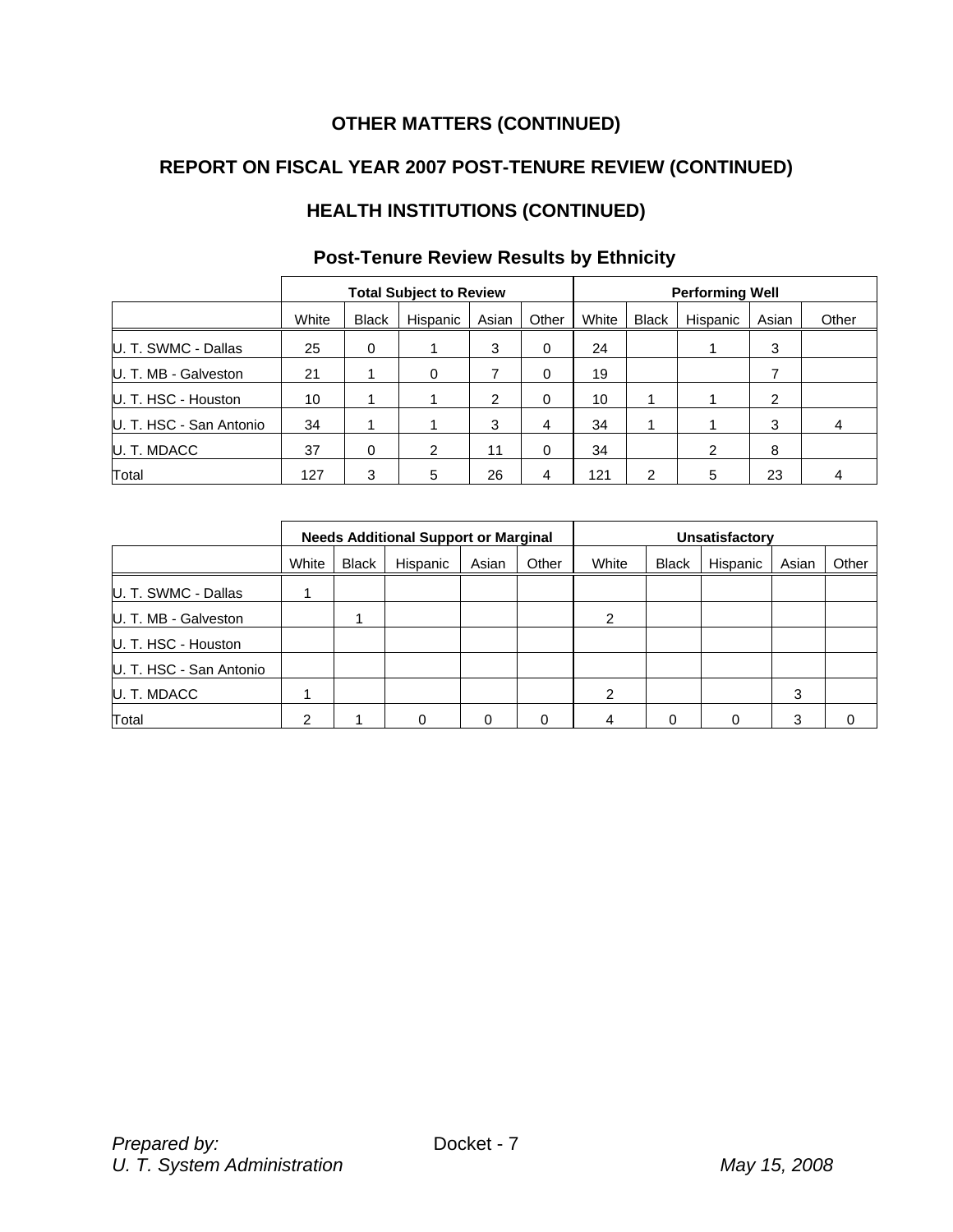## OTHER MATTERS (CONTINUED)

## REPORT ON FISCAL YEAR 2007 POST-TENURE REVIEW (CONTINUED)

## HEALTH INSTITUTIONS (CONTINUED)

### Post-Tenure Review Results by Ethnicity

| | Total Subject to Review | | | | | Performing Well | | | | |
|---|---|---|---|---|---|---|---|---|---|---|
| | White | Black | Hispanic | Asian | Other | White | Black | Hispanic | Asian | Other |
| U. T. SWMC - Dallas | 25 | 0 | 1 | 3 | 0 | 24 | | 1 | 3 | |
| U. T. MB - Galveston | 21 | 1 | 0 | 7 | 0 | 19 | | | 7 | |
| U. T. HSC - Houston | 10 | 1 | 1 | 2 | 0 | 10 | 1 | 1 | 2 | |
| U. T. HSC - San Antonio | 34 | 1 | 1 | 3 | 4 | 34 | 1 | 1 | 3 | 4 |
| U. T. MDACC | 37 | 0 | 2 | 11 | 0 | 34 | | 2 | 8 | |
| Total | 127 | 3 | 5 | 26 | 4 | 121 | 2 | 5 | 23 | 4 |

| | Needs Additional Support or Marginal | | | | | Unsatisfactory | | | | |
|---|---|---|---|---|---|---|---|---|---|---|
| | White | Black | Hispanic | Asian | Other | White | Black | Hispanic | Asian | Other |
| U. T. SWMC - Dallas | 1 | | | | | | | | | |
| U. T. MB - Galveston | | 1 | | | | 2 | | | | |
| U. T. HSC - Houston | | | | | | | | | | |
| U. T. HSC - San Antonio | | | | | | | | | | |
| U. T. MDACC | 1 | | | | | 2 | | | 3 | |
| Total | 2 | 1 | 0 | 0 | 0 | 4 | 0 | 0 | 3 | 0 |

*Prepared by:* Docket - 7
*U. T. System Administration* *May 15, 2008*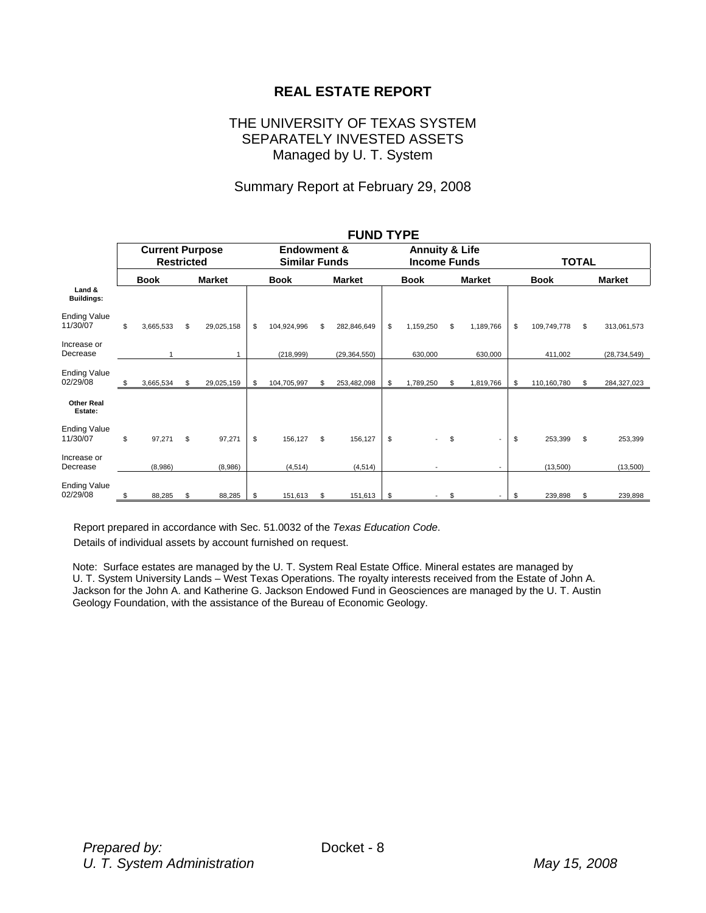# REAL ESTATE REPORT

## THE UNIVERSITY OF TEXAS SYSTEM
## SEPARATELY INVESTED ASSETS
## Managed by U. T. System

### Summary Report at February 29, 2008

| | FUND TYPE | | | | | | | |
|---|---|---|---|---|---|---|---|---|
| | **Current Purpose Restricted** | | **Endowment & Similar Funds** | | **Annuity & Life Income Funds** | | **TOTAL** | |
| | **Book** | **Market** | **Book** | **Market** | **Book** | **Market** | **Book** | **Market** |
| **Land & Buildings:** | | | | | | | | |
| Ending Value 11/30/07 | $ 3,665,533 | $ 29,025,158 | $ 104,924,996 | $ 282,846,649 | $ 1,159,250 | $ 1,189,766 | $ 109,749,778 | $ 313,061,573 |
| Increase or Decrease | 1 | 1 | (218,999) | (29,364,550) | 630,000 | 630,000 | 411,002 | (28,734,549) |
| Ending Value 02/29/08 | $ 3,665,534 | $ 29,025,159 | $ 104,705,997 | $ 253,482,098 | $ 1,789,250 | $ 1,819,766 | $ 110,160,780 | $ 284,327,023 |
| **Other Real Estate:** | | | | | | | | |
| Ending Value 11/30/07 | $ 97,271 | $ 97,271 | $ 156,127 | $ 156,127 | $ - | $ - | $ 253,399 | $ 253,399 |
| Increase or Decrease | (8,986) | (8,986) | (4,514) | (4,514) | - | - | (13,500) | (13,500) |
| Ending Value 02/29/08 | $ 88,285 | $ 88,285 | $ 151,613 | $ 151,613 | $ - | $ - | $ 239,898 | $ 239,898 |

Report prepared in accordance with Sec. 51.0032 of the *Texas Education Code*.

Details of individual assets by account furnished on request.

Note: Surface estates are managed by the U. T. System Real Estate Office. Mineral estates are managed by U. T. System University Lands – West Texas Operations. The royalty interests received from the Estate of John A. Jackson for the John A. and Katherine G. Jackson Endowed Fund in Geosciences are managed by the U. T. Austin Geology Foundation, with the assistance of the Bureau of Economic Geology.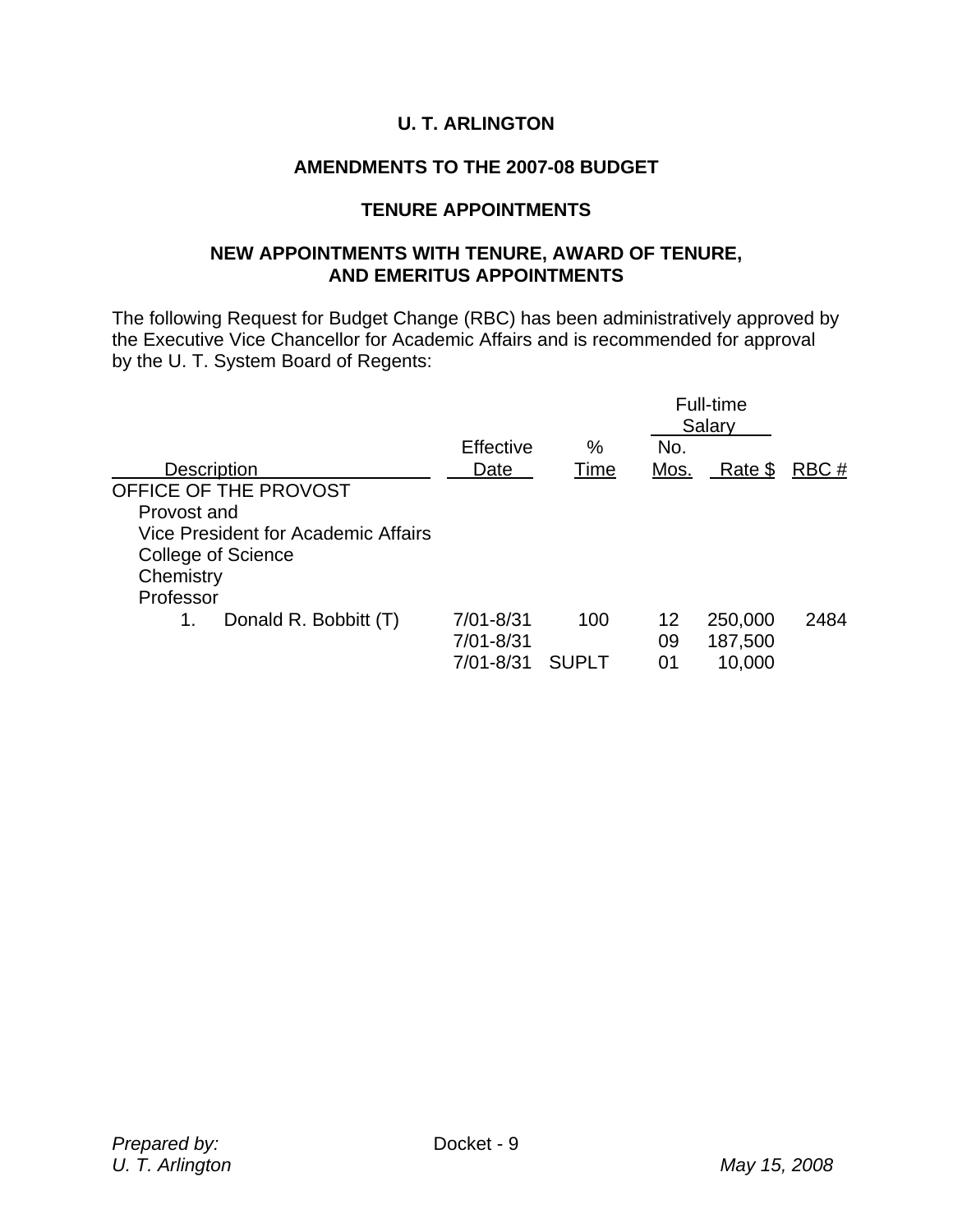**U. T. ARLINGTON**

**AMENDMENTS TO THE 2007-08 BUDGET**

**TENURE APPOINTMENTS**

**NEW APPOINTMENTS WITH TENURE, AWARD OF TENURE, AND EMERITUS APPOINTMENTS**

The following Request for Budget Change (RBC) has been administratively approved by the Executive Vice Chancellor for Academic Affairs and is recommended for approval by the U. T. System Board of Regents:

| Description | Effective Date | % Time | Full-time Salary No. Mos. | Full-time Salary Rate $ | RBC # |
|---|---|---|---|---|---|
| OFFICE OF THE PROVOST | | | | | |
| Provost and Vice President for Academic Affairs | | | | | |
| College of Science | | | | | |
| Chemistry | | | | | |
| Professor | | | | | |
| 1. Donald R. Bobbitt (T) | 7/01-8/31 | 100 | 12 | 250,000 | 2484 |
| | 7/01-8/31 | | 09 | 187,500 | |
| | 7/01-8/31 | SUPLT | 01 | 10,000 | |

*Prepared by:* Docket - 9
*U. T. Arlington* *May 15, 2008*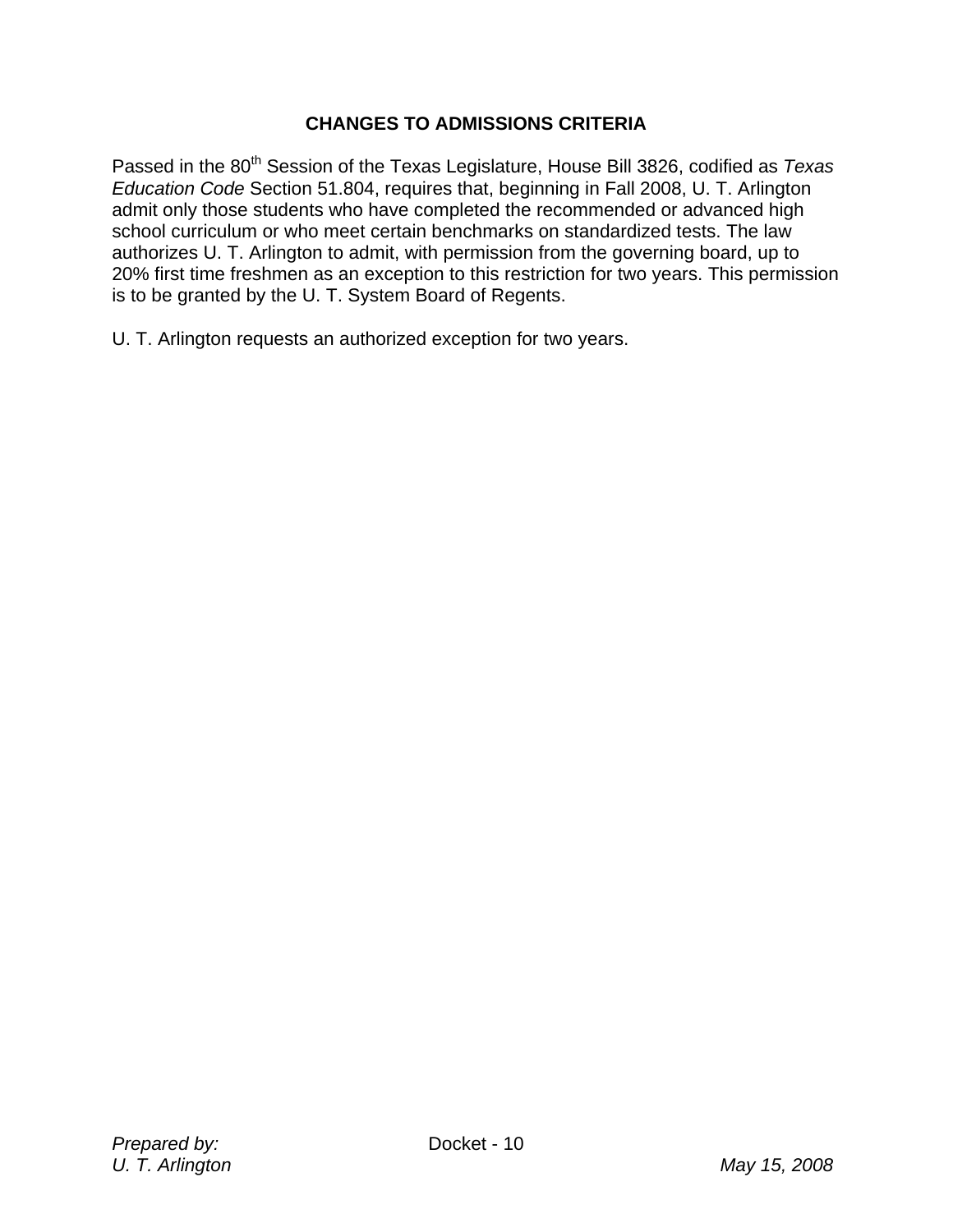## CHANGES TO ADMISSIONS CRITERIA

Passed in the 80th Session of the Texas Legislature, House Bill 3826, codified as *Texas Education Code* Section 51.804, requires that, beginning in Fall 2008, U. T. Arlington admit only those students who have completed the recommended or advanced high school curriculum or who meet certain benchmarks on standardized tests. The law authorizes U. T. Arlington to admit, with permission from the governing board, up to 20% first time freshmen as an exception to this restriction for two years. This permission is to be granted by the U. T. System Board of Regents.

U. T. Arlington requests an authorized exception for two years.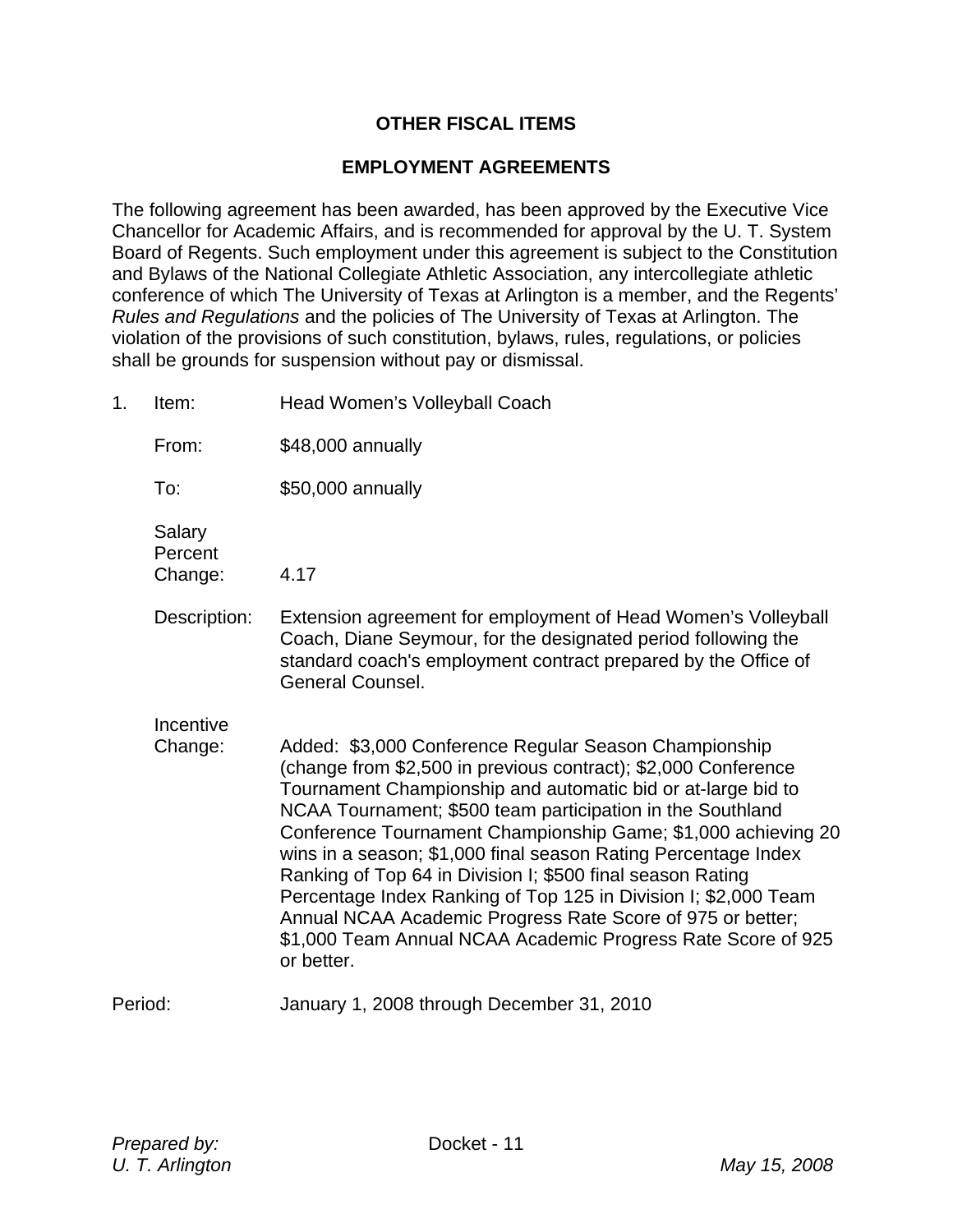## OTHER FISCAL ITEMS

## EMPLOYMENT AGREEMENTS

The following agreement has been awarded, has been approved by the Executive Vice Chancellor for Academic Affairs, and is recommended for approval by the U. T. System Board of Regents. Such employment under this agreement is subject to the Constitution and Bylaws of the National Collegiate Athletic Association, any intercollegiate athletic conference of which The University of Texas at Arlington is a member, and the Regents' *Rules and Regulations* and the policies of The University of Texas at Arlington. The violation of the provisions of such constitution, bylaws, rules, regulations, or policies shall be grounds for suspension without pay or dismissal.

1. Item: Head Women's Volleyball Coach

   From: $48,000 annually

   To: $50,000 annually

   Salary Percent Change: 4.17

   Description: Extension agreement for employment of Head Women's Volleyball Coach, Diane Seymour, for the designated period following the standard coach's employment contract prepared by the Office of General Counsel.

   Incentive Change: Added: $3,000 Conference Regular Season Championship (change from $2,500 in previous contract); $2,000 Conference Tournament Championship and automatic bid or at-large bid to NCAA Tournament; $500 team participation in the Southland Conference Tournament Championship Game; $1,000 achieving 20 wins in a season; $1,000 final season Rating Percentage Index Ranking of Top 64 in Division I; $500 final season Rating Percentage Index Ranking of Top 125 in Division I; $2,000 Team Annual NCAA Academic Progress Rate Score of 975 or better; $1,000 Team Annual NCAA Academic Progress Rate Score of 925 or better.

Period: January 1, 2008 through December 31, 2010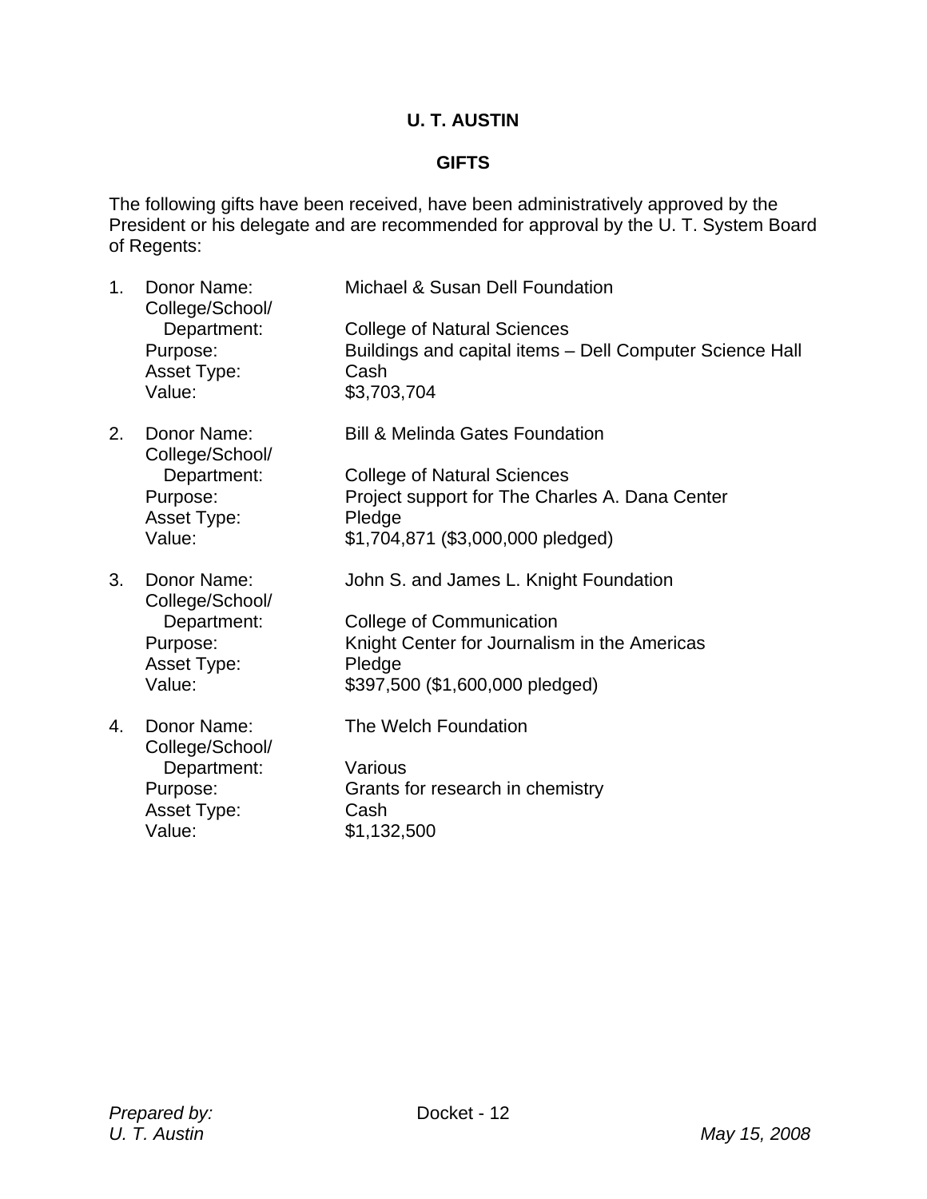## U. T. AUSTIN

## GIFTS

The following gifts have been received, have been administratively approved by the President or his delegate and are recommended for approval by the U. T. System Board of Regents:

1. Donor Name: Michael & Susan Dell Foundation
   College/School/ Department: College of Natural Sciences
   Purpose: Buildings and capital items – Dell Computer Science Hall
   Asset Type: Cash
   Value: $3,703,704

2. Donor Name: Bill & Melinda Gates Foundation
   College/School/ Department: College of Natural Sciences
   Purpose: Project support for The Charles A. Dana Center
   Asset Type: Pledge
   Value: $1,704,871 ($3,000,000 pledged)

3. Donor Name: John S. and James L. Knight Foundation
   College/School/ Department: College of Communication
   Purpose: Knight Center for Journalism in the Americas
   Asset Type: Pledge
   Value: $397,500 ($1,600,000 pledged)

4. Donor Name: The Welch Foundation
   College/School/ Department: Various
   Purpose: Grants for research in chemistry
   Asset Type: Cash
   Value: $1,132,500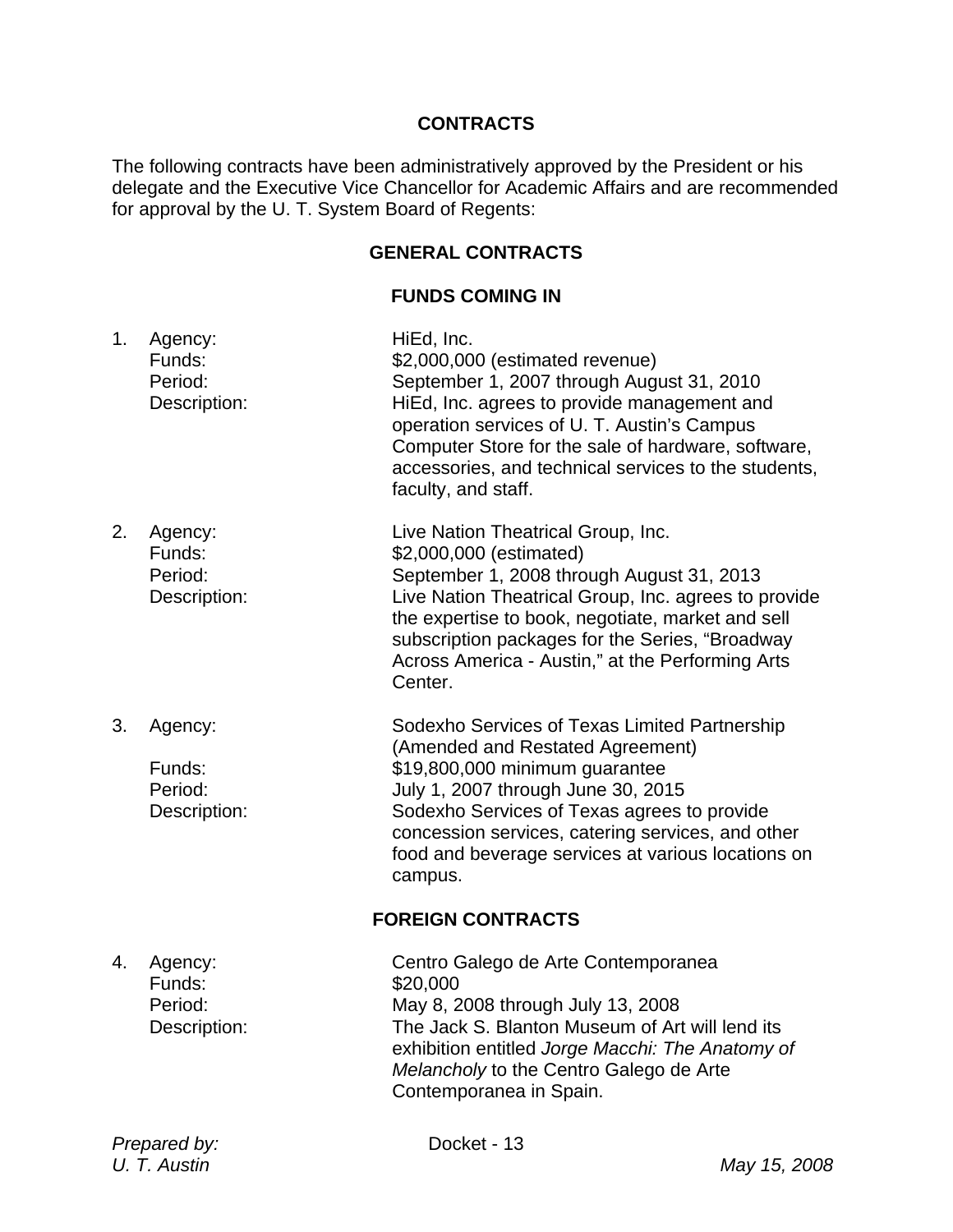## CONTRACTS

The following contracts have been administratively approved by the President or his delegate and the Executive Vice Chancellor for Academic Affairs and are recommended for approval by the U. T. System Board of Regents:

### GENERAL CONTRACTS

#### FUNDS COMING IN

1. Agency: HiEd, Inc.
   Funds: $2,000,000 (estimated revenue)
   Period: September 1, 2007 through August 31, 2010
   Description: HiEd, Inc. agrees to provide management and operation services of U. T. Austin's Campus Computer Store for the sale of hardware, software, accessories, and technical services to the students, faculty, and staff.

2. Agency: Live Nation Theatrical Group, Inc.
   Funds: $2,000,000 (estimated)
   Period: September 1, 2008 through August 31, 2013
   Description: Live Nation Theatrical Group, Inc. agrees to provide the expertise to book, negotiate, market and sell subscription packages for the Series, "Broadway Across America - Austin," at the Performing Arts Center.

3. Agency: Sodexho Services of Texas Limited Partnership (Amended and Restated Agreement)
   Funds: $19,800,000 minimum guarantee
   Period: July 1, 2007 through June 30, 2015
   Description: Sodexho Services of Texas agrees to provide concession services, catering services, and other food and beverage services at various locations on campus.

### FOREIGN CONTRACTS

4. Agency: Centro Galego de Arte Contemporanea
   Funds: $20,000
   Period: May 8, 2008 through July 13, 2008
   Description: The Jack S. Blanton Museum of Art will lend its exhibition entitled *Jorge Macchi: The Anatomy of Melancholy* to the Centro Galego de Arte Contemporanea in Spain.

*Prepared by:*
*U. T. Austin*

Docket - 13

*May 15, 2008*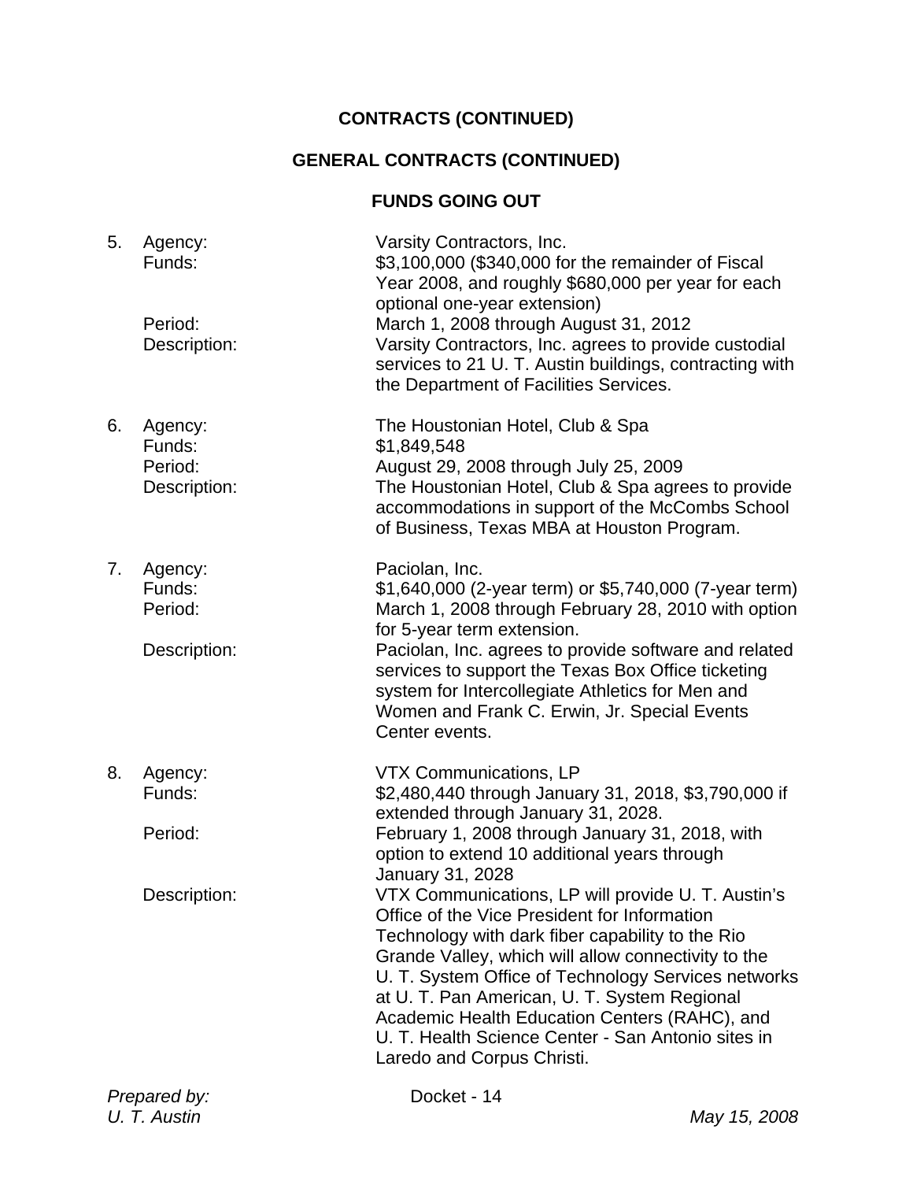**CONTRACTS (CONTINUED)**

**GENERAL CONTRACTS (CONTINUED)**

**FUNDS GOING OUT**

5. Agency: Varsity Contractors, Inc.
   Funds: $3,100,000 ($340,000 for the remainder of Fiscal Year 2008, and roughly $680,000 per year for each optional one-year extension)
   Period: March 1, 2008 through August 31, 2012
   Description: Varsity Contractors, Inc. agrees to provide custodial services to 21 U. T. Austin buildings, contracting with the Department of Facilities Services.

6. Agency: The Houstonian Hotel, Club & Spa
   Funds: $1,849,548
   Period: August 29, 2008 through July 25, 2009
   Description: The Houstonian Hotel, Club & Spa agrees to provide accommodations in support of the McCombs School of Business, Texas MBA at Houston Program.

7. Agency: Paciolan, Inc.
   Funds: $1,640,000 (2-year term) or $5,740,000 (7-year term)
   Period: March 1, 2008 through February 28, 2010 with option for 5-year term extension.
   Description: Paciolan, Inc. agrees to provide software and related services to support the Texas Box Office ticketing system for Intercollegiate Athletics for Men and Women and Frank C. Erwin, Jr. Special Events Center events.

8. Agency: VTX Communications, LP
   Funds: $2,480,440 through January 31, 2018, $3,790,000 if extended through January 31, 2028.
   Period: February 1, 2008 through January 31, 2018, with option to extend 10 additional years through January 31, 2028
   Description: VTX Communications, LP will provide U. T. Austin's Office of the Vice President for Information Technology with dark fiber capability to the Rio Grande Valley, which will allow connectivity to the U. T. System Office of Technology Services networks at U. T. Pan American, U. T. System Regional Academic Health Education Centers (RAHC), and U. T. Health Science Center - San Antonio sites in Laredo and Corpus Christi.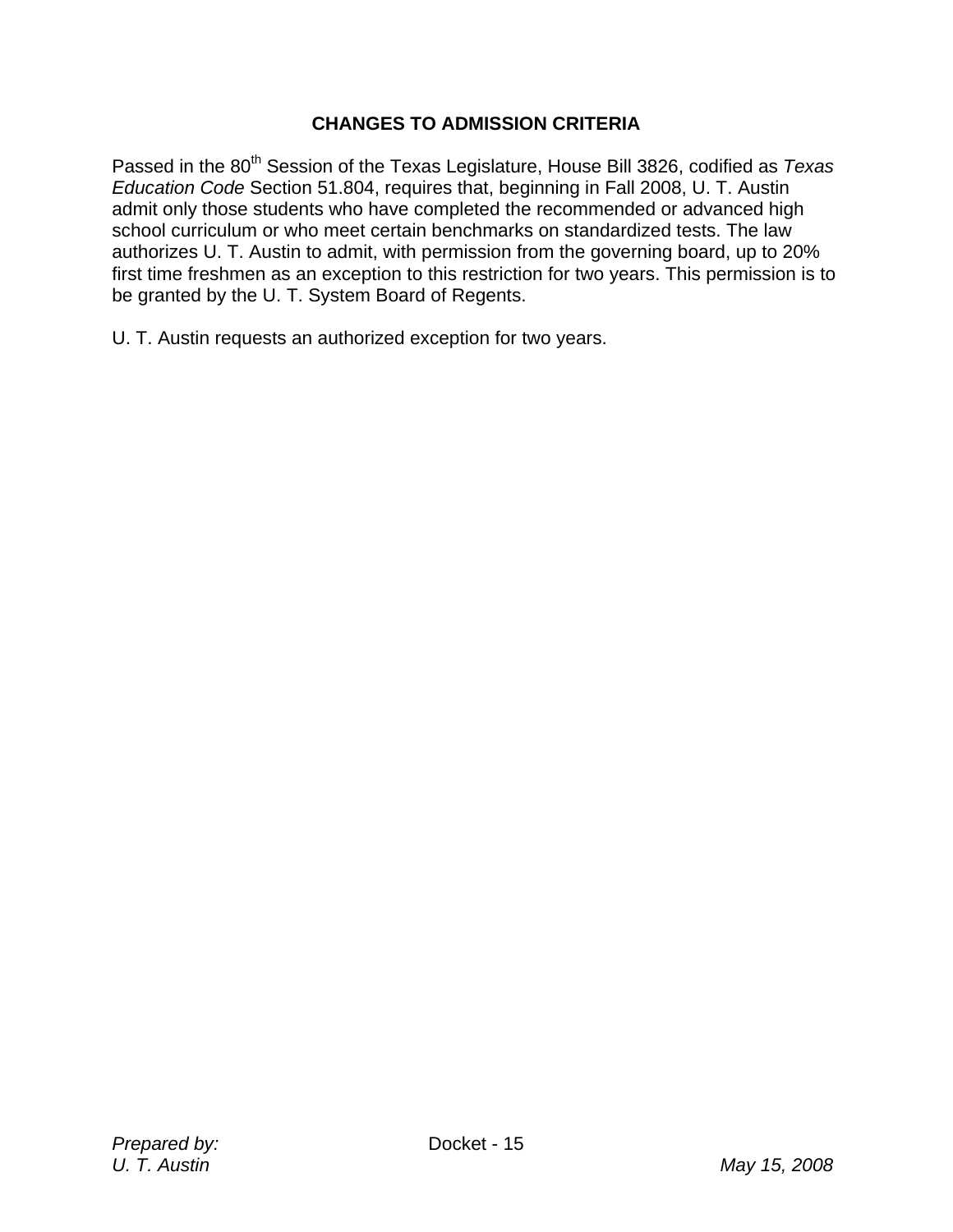## CHANGES TO ADMISSION CRITERIA

Passed in the 80th Session of the Texas Legislature, House Bill 3826, codified as *Texas Education Code* Section 51.804, requires that, beginning in Fall 2008, U. T. Austin admit only those students who have completed the recommended or advanced high school curriculum or who meet certain benchmarks on standardized tests. The law authorizes U. T. Austin to admit, with permission from the governing board, up to 20% first time freshmen as an exception to this restriction for two years. This permission is to be granted by the U. T. System Board of Regents.

U. T. Austin requests an authorized exception for two years.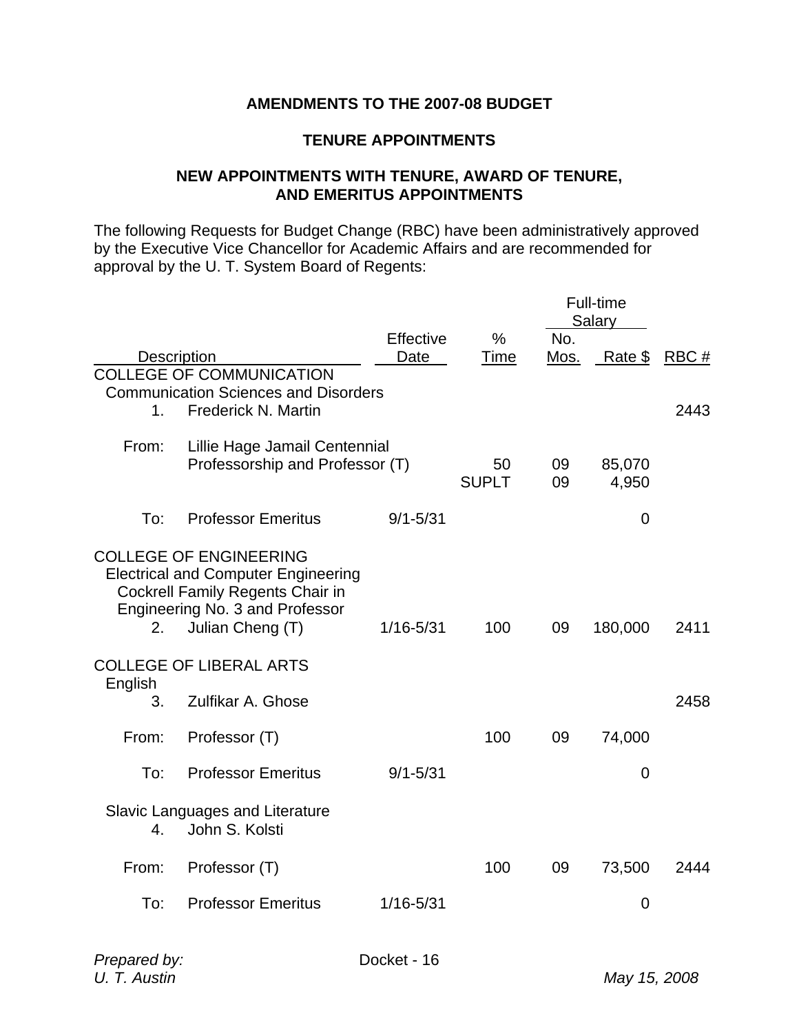## AMENDMENTS TO THE 2007-08 BUDGET

### TENURE APPOINTMENTS

### NEW APPOINTMENTS WITH TENURE, AWARD OF TENURE, AND EMERITUS APPOINTMENTS

The following Requests for Budget Change (RBC) have been administratively approved by the Executive Vice Chancellor for Academic Affairs and are recommended for approval by the U. T. System Board of Regents:

| | | | | Full-time Salary | | |
|---|---|---|---|---|---|---|
| | Description | Effective Date | % Time | No. Mos. | Rate $ | RBC # |
| COLLEGE OF COMMUNICATION | | | | | | |
| Communication Sciences and Disorders | | | | | | |
| 1. | Frederick N. Martin | | | | | 2443 |
| From: | Lillie Hage Jamail Centennial Professorship and Professor (T) | | 50 | 09 | 85,070 | |
| | | | SUPLT | 09 | 4,950 | |
| To: | Professor Emeritus | 9/1-5/31 | | | 0 | |
| COLLEGE OF ENGINEERING | | | | | | |
| Electrical and Computer Engineering | | | | | | |
| | Cockrell Family Regents Chair in Engineering No. 3 and Professor | | | | | |
| 2. | Julian Cheng (T) | 1/16-5/31 | 100 | 09 | 180,000 | 2411 |
| COLLEGE OF LIBERAL ARTS | | | | | | |
| English | | | | | | |
| 3. | Zulfikar A. Ghose | | | | | 2458 |
| From: | Professor (T) | | 100 | 09 | 74,000 | |
| To: | Professor Emeritus | 9/1-5/31 | | | 0 | |
| Slavic Languages and Literature | | | | | | |
| 4. | John S. Kolsti | | | | | |
| From: | Professor (T) | | 100 | 09 | 73,500 | 2444 |
| To: | Professor Emeritus | 1/16-5/31 | | | 0 | |

*Prepared by:*
*U. T. Austin*

Docket - 16

*May 15, 2008*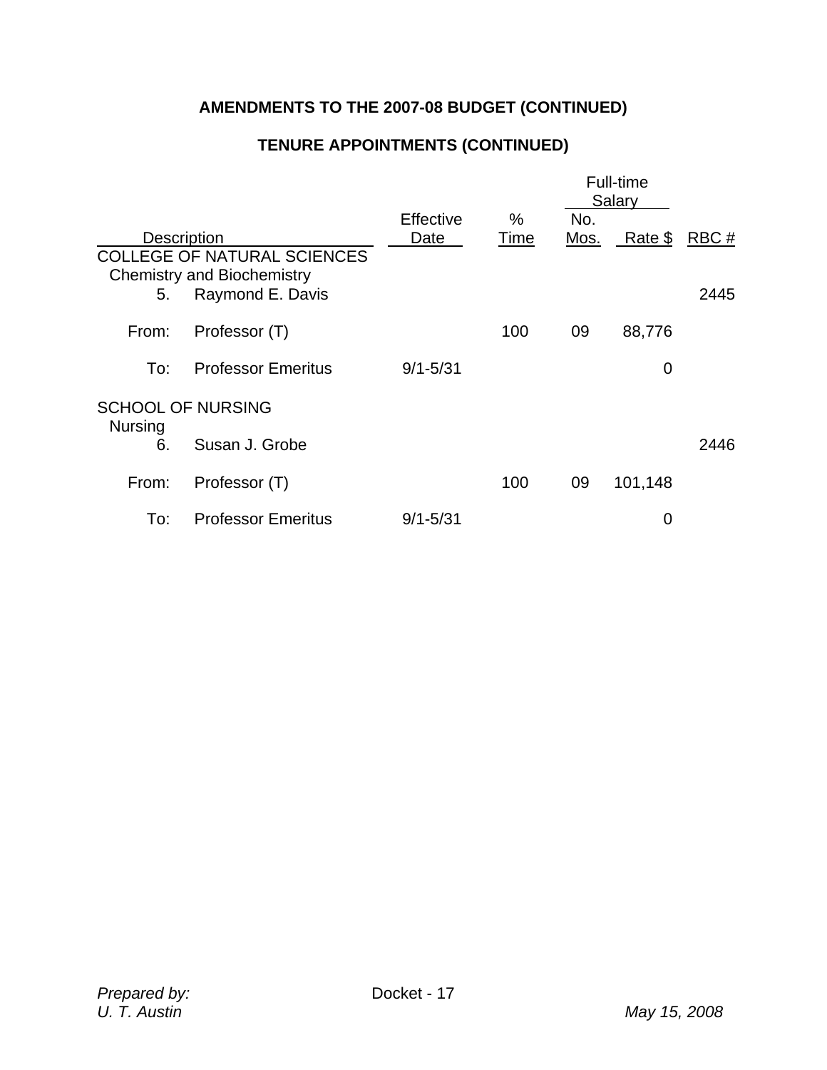## AMENDMENTS TO THE 2007-08 BUDGET (CONTINUED)

### TENURE APPOINTMENTS (CONTINUED)

| Description | | Effective Date | % Time | Full-time Salary No. Mos. | Rate $ | RBC # |
|---|---|---|---|---|---|---|
| COLLEGE OF NATURAL SCIENCES | | | | | | |
| Chemistry and Biochemistry | | | | | | |
| 5. | Raymond E. Davis | | | | | 2445 |
| From: | Professor (T) | | 100 | 09 | 88,776 | |
| To: | Professor Emeritus | 9/1-5/31 | | | 0 | |
| SCHOOL OF NURSING | | | | | | |
| Nursing | | | | | | |
| 6. | Susan J. Grobe | | | | | 2446 |
| From: | Professor (T) | | 100 | 09 | 101,148 | |
| To: | Professor Emeritus | 9/1-5/31 | | | 0 | |

*Prepared by:*
*U. T. Austin*

Docket - 17

*May 15, 2008*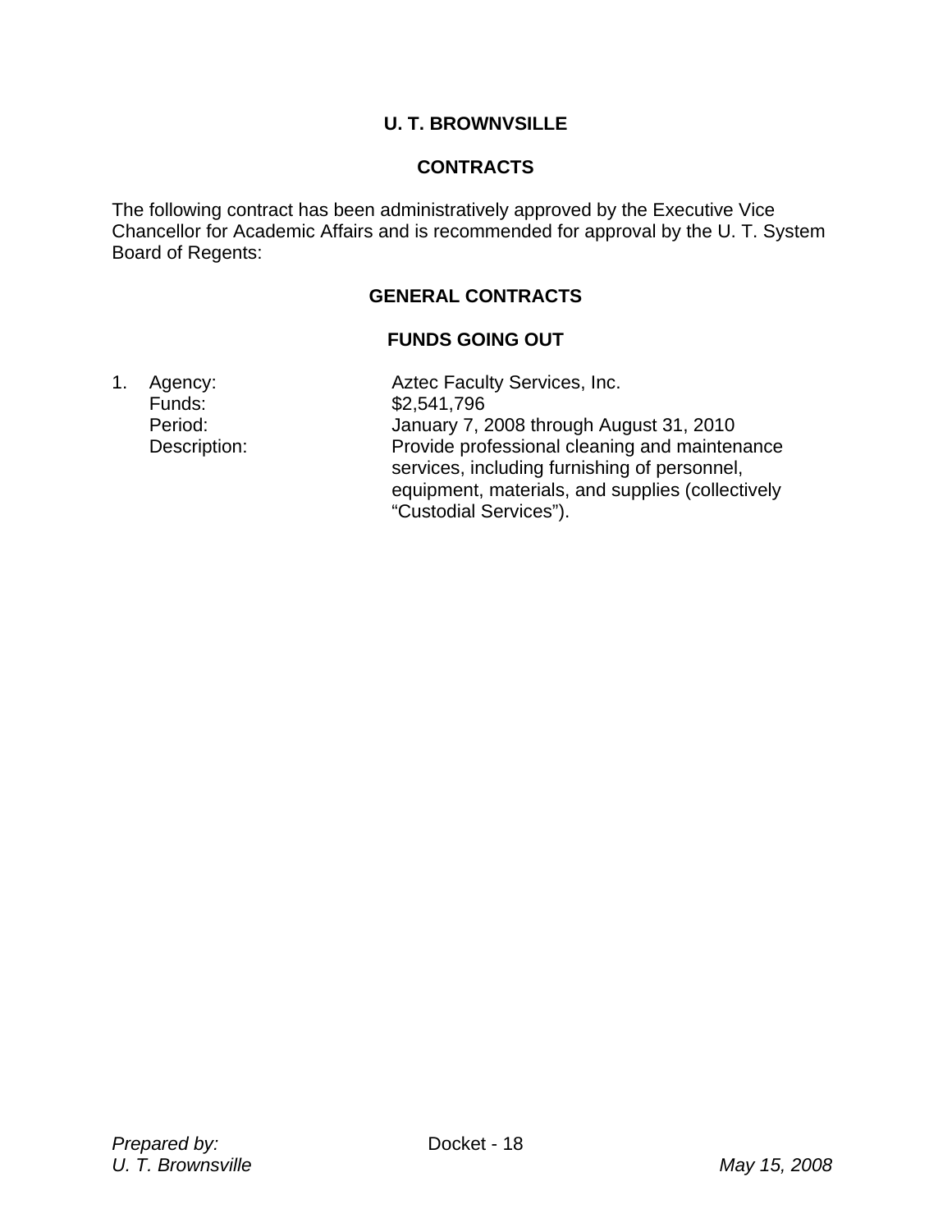# U. T. BROWNVSILLE

## CONTRACTS

The following contract has been administratively approved by the Executive Vice Chancellor for Academic Affairs and is recommended for approval by the U. T. System Board of Regents:

### GENERAL CONTRACTS

#### FUNDS GOING OUT

1. Agency: Aztec Faculty Services, Inc.
   Funds: $2,541,796
   Period: January 7, 2008 through August 31, 2010
   Description: Provide professional cleaning and maintenance services, including furnishing of personnel, equipment, materials, and supplies (collectively "Custodial Services").

*Prepared by:*
*U. T. Brownsville*

Docket - 18

*May 15, 2008*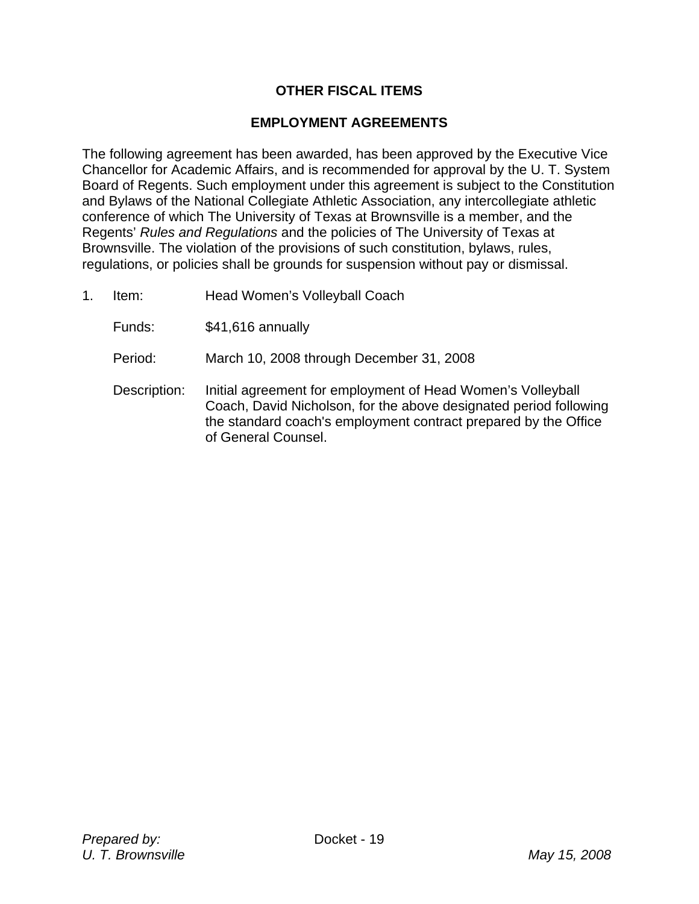## OTHER FISCAL ITEMS

## EMPLOYMENT AGREEMENTS

The following agreement has been awarded, has been approved by the Executive Vice Chancellor for Academic Affairs, and is recommended for approval by the U. T. System Board of Regents. Such employment under this agreement is subject to the Constitution and Bylaws of the National Collegiate Athletic Association, any intercollegiate athletic conference of which The University of Texas at Brownsville is a member, and the Regents' *Rules and Regulations* and the policies of The University of Texas at Brownsville. The violation of the provisions of such constitution, bylaws, rules, regulations, or policies shall be grounds for suspension without pay or dismissal.

1. Item: Head Women's Volleyball Coach

   Funds: $41,616 annually

   Period: March 10, 2008 through December 31, 2008

   Description: Initial agreement for employment of Head Women's Volleyball Coach, David Nicholson, for the above designated period following the standard coach's employment contract prepared by the Office of General Counsel.

*Prepared by:*
*U. T. Brownsville*

Docket - 19

*May 15, 2008*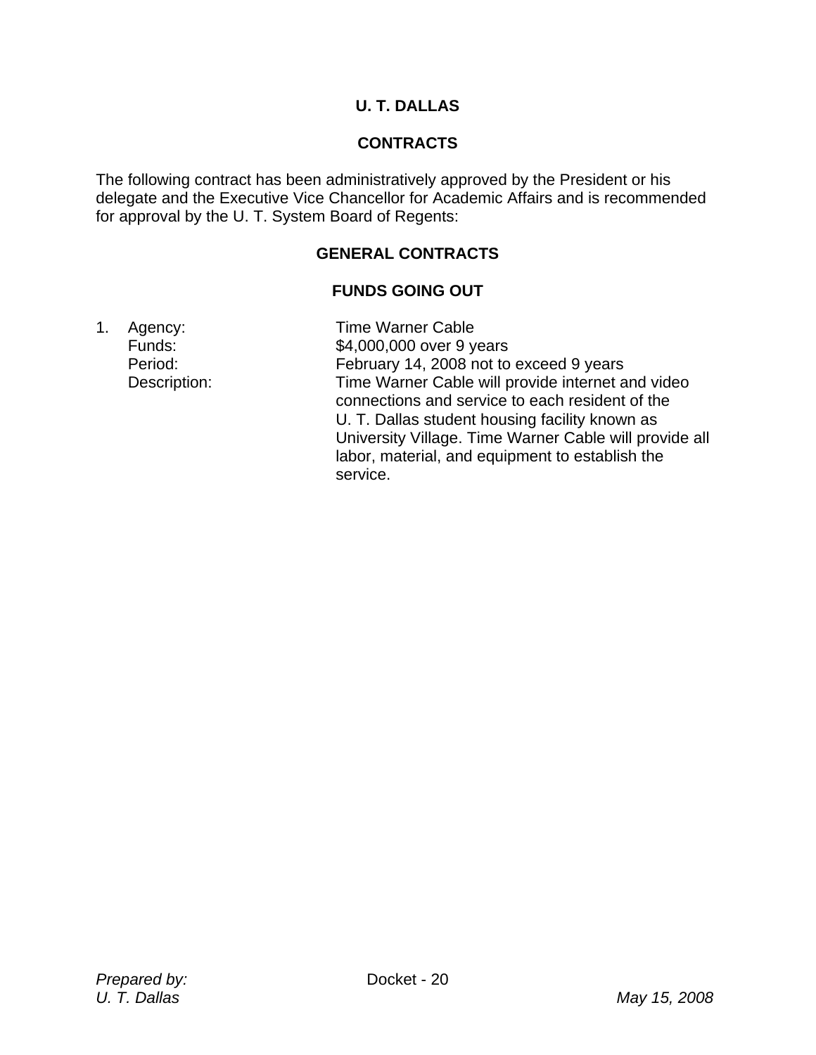## U. T. DALLAS

## CONTRACTS

The following contract has been administratively approved by the President or his delegate and the Executive Vice Chancellor for Academic Affairs and is recommended for approval by the U. T. System Board of Regents:

### GENERAL CONTRACTS

### FUNDS GOING OUT

1. Agency: Time Warner Cable
   Funds: $4,000,000 over 9 years
   Period: February 14, 2008 not to exceed 9 years
   Description: Time Warner Cable will provide internet and video connections and service to each resident of the U. T. Dallas student housing facility known as University Village. Time Warner Cable will provide all labor, material, and equipment to establish the service.

*Prepared by:*
*U. T. Dallas*

*May 15, 2008*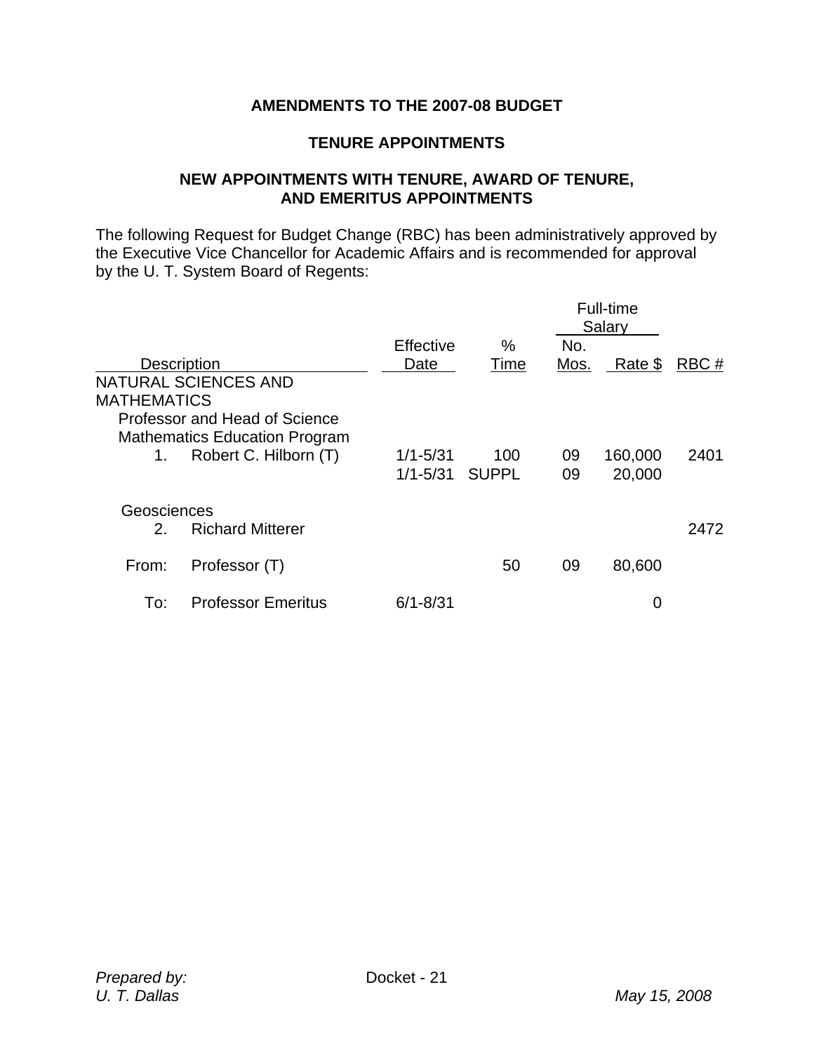**AMENDMENTS TO THE 2007-08 BUDGET**

**TENURE APPOINTMENTS**

**NEW APPOINTMENTS WITH TENURE, AWARD OF TENURE, AND EMERITUS APPOINTMENTS**

The following Request for Budget Change (RBC) has been administratively approved by the Executive Vice Chancellor for Academic Affairs and is recommended for approval by the U. T. System Board of Regents:

| Description | Effective Date | % Time | Full-time Salary No. Mos. | Full-time Salary Rate $ | RBC # |
|---|---|---|---|---|---|
| NATURAL SCIENCES AND MATHEMATICS | | | | | |
| Professor and Head of Science Mathematics Education Program | | | | | |
| 1. Robert C. Hilborn (T) | 1/1-5/31 | 100 | 09 | 160,000 | 2401 |
| | 1/1-5/31 | SUPPL | 09 | 20,000 | |
| Geosciences | | | | | |
| 2. Richard Mitterer | | | | | 2472 |
| From: Professor (T) | | 50 | 09 | 80,600 | |
| To: Professor Emeritus | 6/1-8/31 | | | 0 | |

*Prepared by:*
*U. T. Dallas*

Docket - 21

*May 15, 2008*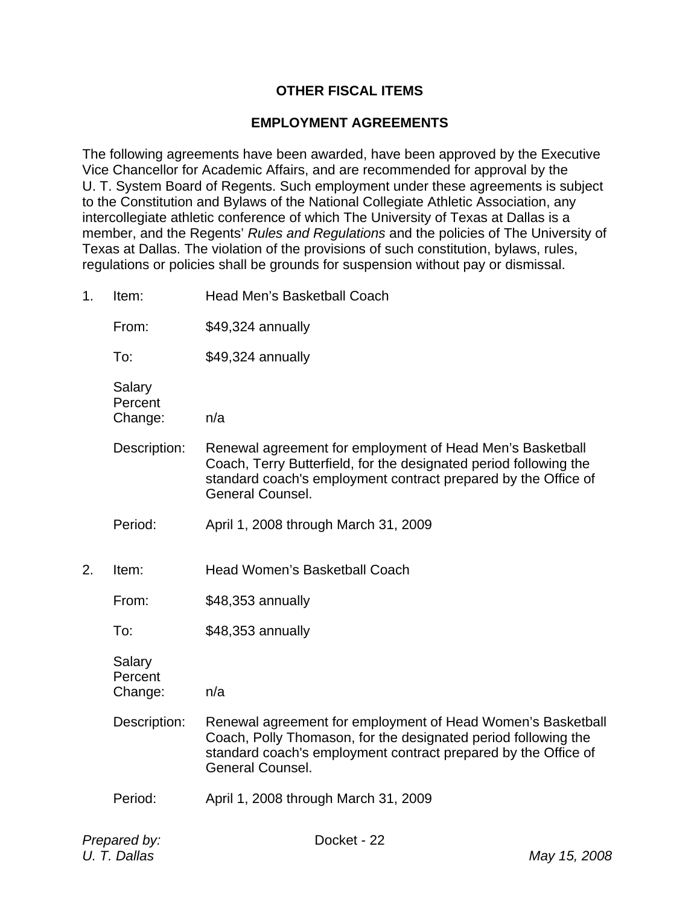## OTHER FISCAL ITEMS

## EMPLOYMENT AGREEMENTS

The following agreements have been awarded, have been approved by the Executive Vice Chancellor for Academic Affairs, and are recommended for approval by the U. T. System Board of Regents. Such employment under these agreements is subject to the Constitution and Bylaws of the National Collegiate Athletic Association, any intercollegiate athletic conference of which The University of Texas at Dallas is a member, and the Regents' *Rules and Regulations* and the policies of The University of Texas at Dallas. The violation of the provisions of such constitution, bylaws, rules, regulations or policies shall be grounds for suspension without pay or dismissal.

1. Item: Head Men's Basketball Coach

   From: $49,324 annually

   To: $49,324 annually

   Salary Percent Change: n/a

   Description: Renewal agreement for employment of Head Men's Basketball Coach, Terry Butterfield, for the designated period following the standard coach's employment contract prepared by the Office of General Counsel.

   Period: April 1, 2008 through March 31, 2009

2. Item: Head Women's Basketball Coach

   From: $48,353 annually

   To: $48,353 annually

   Salary Percent Change: n/a

   Description: Renewal agreement for employment of Head Women's Basketball Coach, Polly Thomason, for the designated period following the standard coach's employment contract prepared by the Office of General Counsel.

   Period: April 1, 2008 through March 31, 2009

*Prepared by:*
*U. T. Dallas*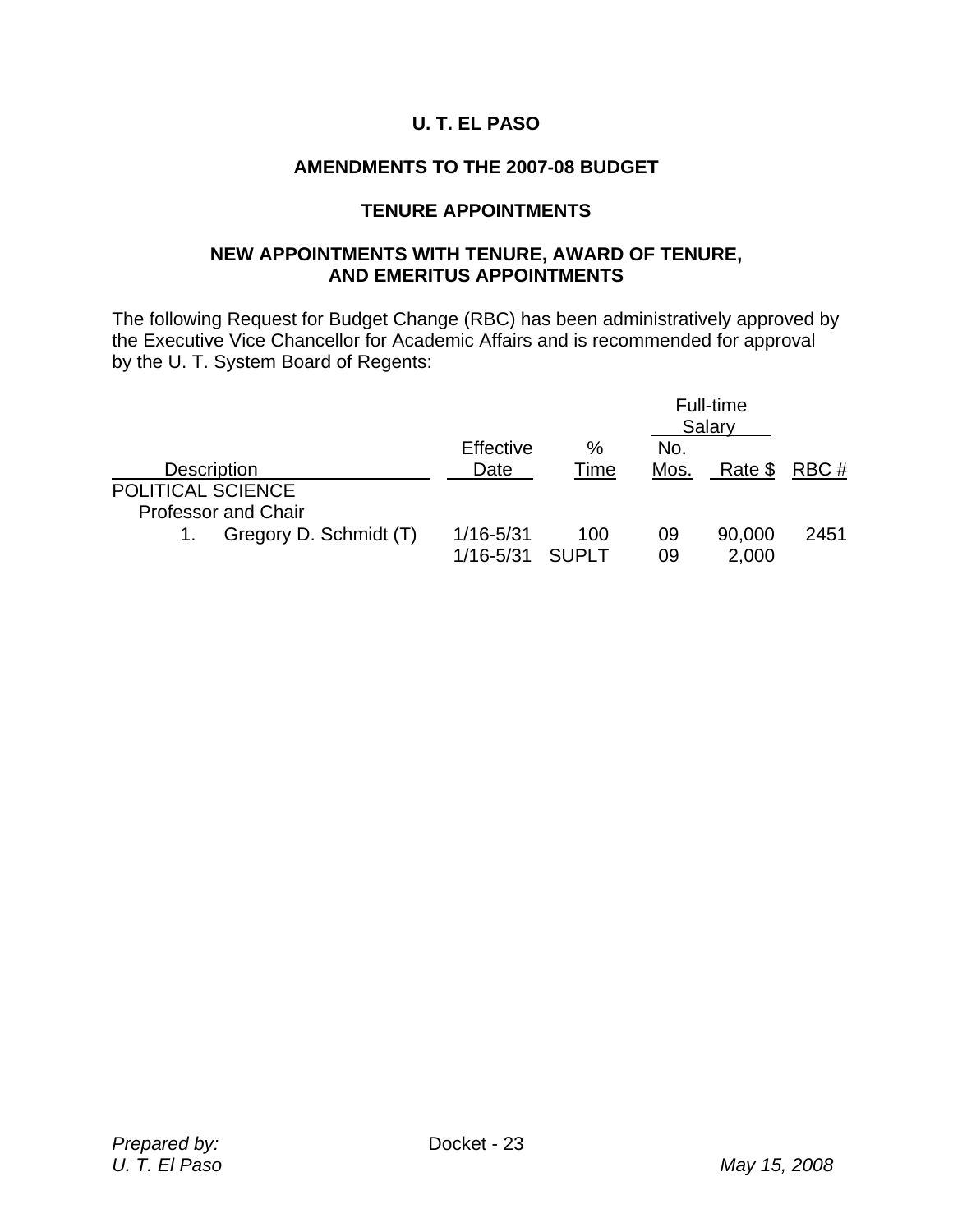# U. T. EL PASO

## AMENDMENTS TO THE 2007-08 BUDGET

## TENURE APPOINTMENTS

## NEW APPOINTMENTS WITH TENURE, AWARD OF TENURE, AND EMERITUS APPOINTMENTS

The following Request for Budget Change (RBC) has been administratively approved by the Executive Vice Chancellor for Academic Affairs and is recommended for approval by the U. T. System Board of Regents:

| Description | Effective Date | % Time | Full-time Salary No. Mos. | Full-time Salary Rate $ | RBC # |
|---|---|---|---|---|---|
| POLITICAL SCIENCE | | | | | |
| Professor and Chair | | | | | |
| 1. Gregory D. Schmidt (T) | 1/16-5/31 | 100 | 09 | 90,000 | 2451 |
| | 1/16-5/31 | SUPLT | 09 | 2,000 | |

*Prepared by:*
*U. T. El Paso*

Docket - 23

*May 15, 2008*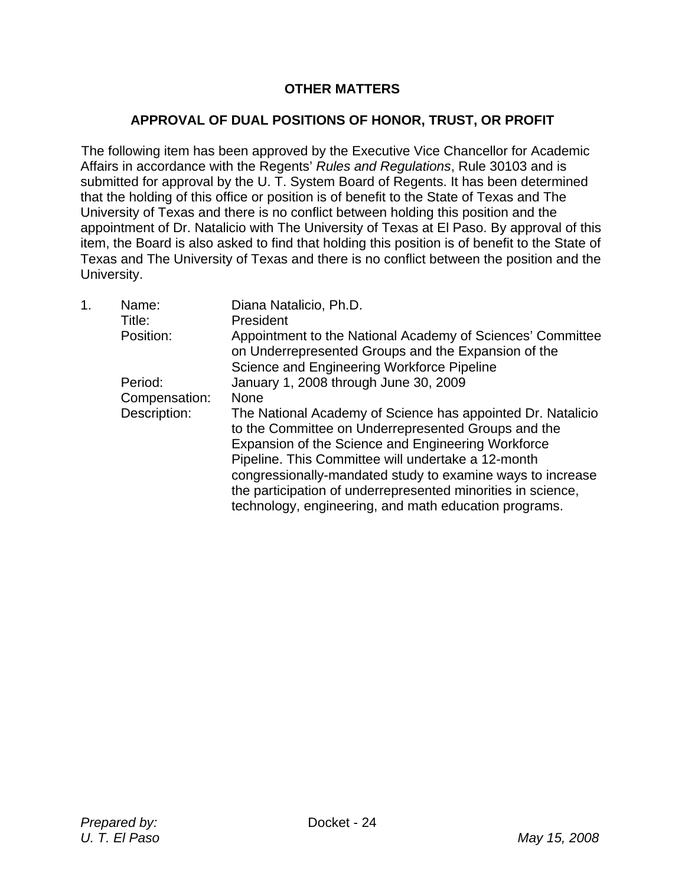## OTHER MATTERS

## APPROVAL OF DUAL POSITIONS OF HONOR, TRUST, OR PROFIT

The following item has been approved by the Executive Vice Chancellor for Academic Affairs in accordance with the Regents' *Rules and Regulations*, Rule 30103 and is submitted for approval by the U. T. System Board of Regents. It has been determined that the holding of this office or position is of benefit to the State of Texas and The University of Texas and there is no conflict between holding this position and the appointment of Dr. Natalicio with The University of Texas at El Paso. By approval of this item, the Board is also asked to find that holding this position is of benefit to the State of Texas and The University of Texas and there is no conflict between the position and the University.

1. Name: Diana Natalicio, Ph.D.
   Title: President
   Position: Appointment to the National Academy of Sciences' Committee on Underrepresented Groups and the Expansion of the Science and Engineering Workforce Pipeline
   Period: January 1, 2008 through June 30, 2009
   Compensation: None
   Description: The National Academy of Science has appointed Dr. Natalicio to the Committee on Underrepresented Groups and the Expansion of the Science and Engineering Workforce Pipeline. This Committee will undertake a 12-month congressionally-mandated study to examine ways to increase the participation of underrepresented minorities in science, technology, engineering, and math education programs.

*Prepared by:*
*U. T. El Paso*

Docket - 24

*May 15, 2008*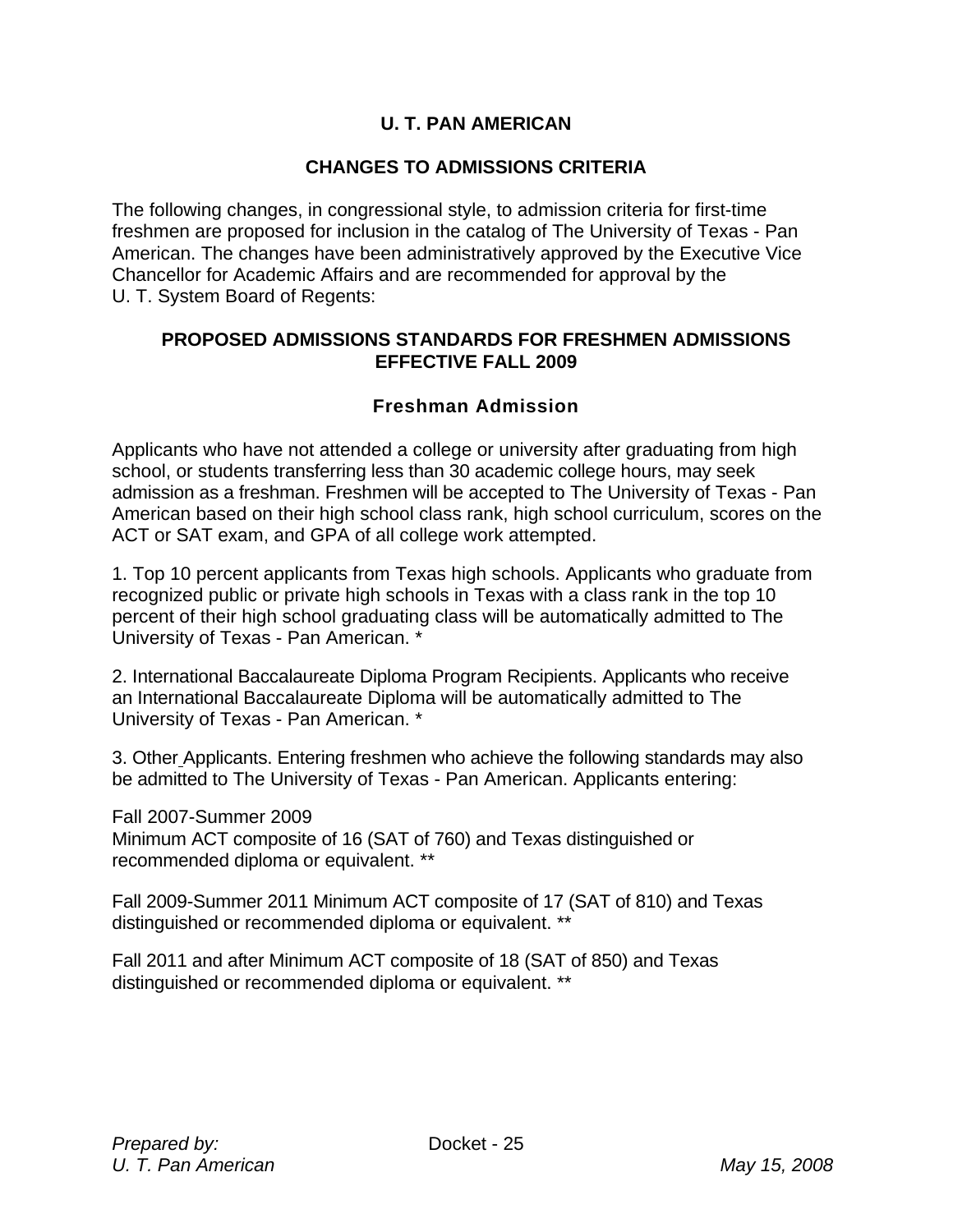## U. T. PAN AMERICAN

## CHANGES TO ADMISSIONS CRITERIA

The following changes, in congressional style, to admission criteria for first-time freshmen are proposed for inclusion in the catalog of The University of Texas - Pan American. The changes have been administratively approved by the Executive Vice Chancellor for Academic Affairs and are recommended for approval by the U. T. System Board of Regents:

### PROPOSED ADMISSIONS STANDARDS FOR FRESHMEN ADMISSIONS EFFECTIVE FALL 2009

### Freshman Admission

Applicants who have not attended a college or university after graduating from high school, or students transferring less than 30 academic college hours, may seek admission as a freshman. Freshmen will be accepted to The University of Texas - Pan American based on their high school class rank, high school curriculum, scores on the ACT or SAT exam, and GPA of all college work attempted.

1. Top 10 percent applicants from Texas high schools. Applicants who graduate from recognized public or private high schools in Texas with a class rank in the top 10 percent of their high school graduating class will be automatically admitted to The University of Texas - Pan American. *

2. International Baccalaureate Diploma Program Recipients. Applicants who receive an International Baccalaureate Diploma will be automatically admitted to The University of Texas - Pan American. *

3. Other Applicants. Entering freshmen who achieve the following standards may also be admitted to The University of Texas - Pan American. Applicants entering:

Fall 2007-Summer 2009
Minimum ACT composite of 16 (SAT of 760) and Texas distinguished or recommended diploma or equivalent. **

Fall 2009-Summer 2011 Minimum ACT composite of 17 (SAT of 810) and Texas distinguished or recommended diploma or equivalent. **

Fall 2011 and after Minimum ACT composite of 18 (SAT of 850) and Texas distinguished or recommended diploma or equivalent. **

*Prepared by:*
*U. T. Pan American*

Docket - 25

*May 15, 2008*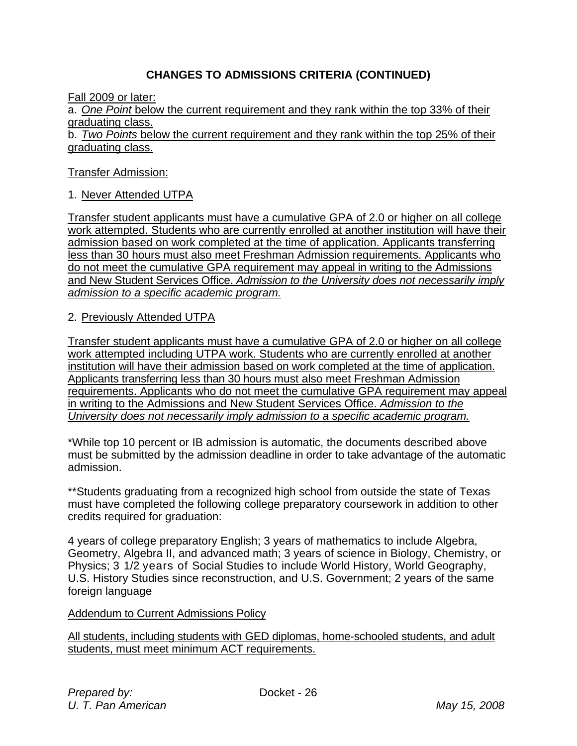## CHANGES TO ADMISSIONS CRITERIA (CONTINUED)

Fall 2009 or later:
a. *One Point* below the current requirement and they rank within the top 33% of their graduating class.
b. *Two Points* below the current requirement and they rank within the top 25% of their graduating class.

Transfer Admission:

1. Never Attended UTPA

Transfer student applicants must have a cumulative GPA of 2.0 or higher on all college work attempted. Students who are currently enrolled at another institution will have their admission based on work completed at the time of application. Applicants transferring less than 30 hours must also meet Freshman Admission requirements. Applicants who do not meet the cumulative GPA requirement may appeal in writing to the Admissions and New Student Services Office. *Admission to the University does not necessarily imply admission to a specific academic program.*

2. Previously Attended UTPA

Transfer student applicants must have a cumulative GPA of 2.0 or higher on all college work attempted including UTPA work. Students who are currently enrolled at another institution will have their admission based on work completed at the time of application. Applicants transferring less than 30 hours must also meet Freshman Admission requirements. Applicants who do not meet the cumulative GPA requirement may appeal in writing to the Admissions and New Student Services Office. *Admission to the University does not necessarily imply admission to a specific academic program.*

*While top 10 percent or IB admission is automatic, the documents described above must be submitted by the admission deadline in order to take advantage of the automatic admission.

**Students graduating from a recognized high school from outside the state of Texas must have completed the following college preparatory coursework in addition to other credits required for graduation:

4 years of college preparatory English; 3 years of mathematics to include Algebra, Geometry, Algebra II, and advanced math; 3 years of science in Biology, Chemistry, or Physics; 3 1/2 years of Social Studies to include World History, World Geography, U.S. History Studies since reconstruction, and U.S. Government; 2 years of the same foreign language

Addendum to Current Admissions Policy

All students, including students with GED diplomas, home-schooled students, and adult students, must meet minimum ACT requirements.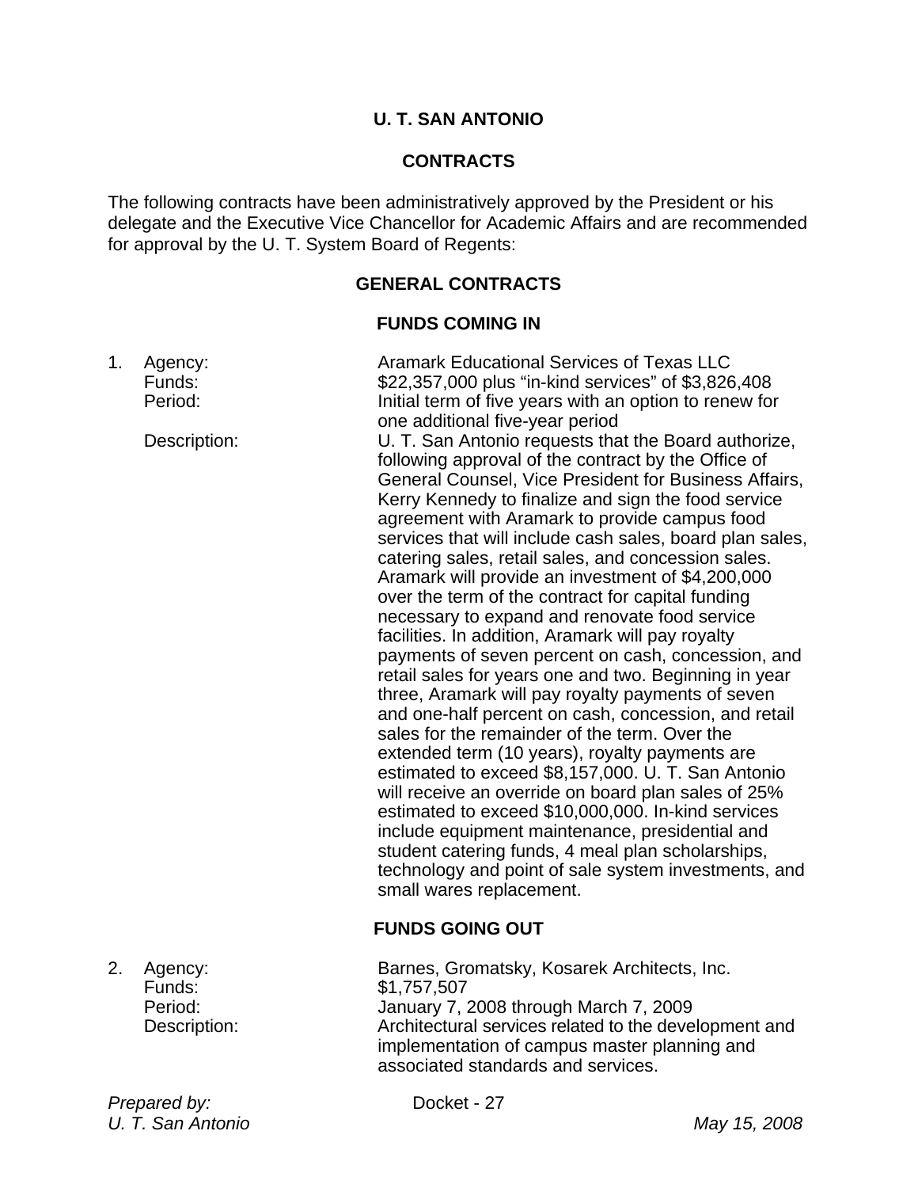## U. T. SAN ANTONIO

## CONTRACTS

The following contracts have been administratively approved by the President or his delegate and the Executive Vice Chancellor for Academic Affairs and are recommended for approval by the U. T. System Board of Regents:

### GENERAL CONTRACTS

#### FUNDS COMING IN

1. Agency: Aramark Educational Services of Texas LLC

   Funds: $22,357,000 plus "in-kind services" of $3,826,408

   Period: Initial term of five years with an option to renew for one additional five-year period

   Description: U. T. San Antonio requests that the Board authorize, following approval of the contract by the Office of General Counsel, Vice President for Business Affairs, Kerry Kennedy to finalize and sign the food service agreement with Aramark to provide campus food services that will include cash sales, board plan sales, catering sales, retail sales, and concession sales. Aramark will provide an investment of $4,200,000 over the term of the contract for capital funding necessary to expand and renovate food service facilities. In addition, Aramark will pay royalty payments of seven percent on cash, concession, and retail sales for years one and two. Beginning in year three, Aramark will pay royalty payments of seven and one-half percent on cash, concession, and retail sales for the remainder of the term. Over the extended term (10 years), royalty payments are estimated to exceed $8,157,000. U. T. San Antonio will receive an override on board plan sales of 25% estimated to exceed $10,000,000. In-kind services include equipment maintenance, presidential and student catering funds, 4 meal plan scholarships, technology and point of sale system investments, and small wares replacement.

#### FUNDS GOING OUT

2. Agency: Barnes, Gromatsky, Kosarek Architects, Inc.

   Funds: $1,757,507

   Period: January 7, 2008 through March 7, 2009

   Description: Architectural services related to the development and implementation of campus master planning and associated standards and services.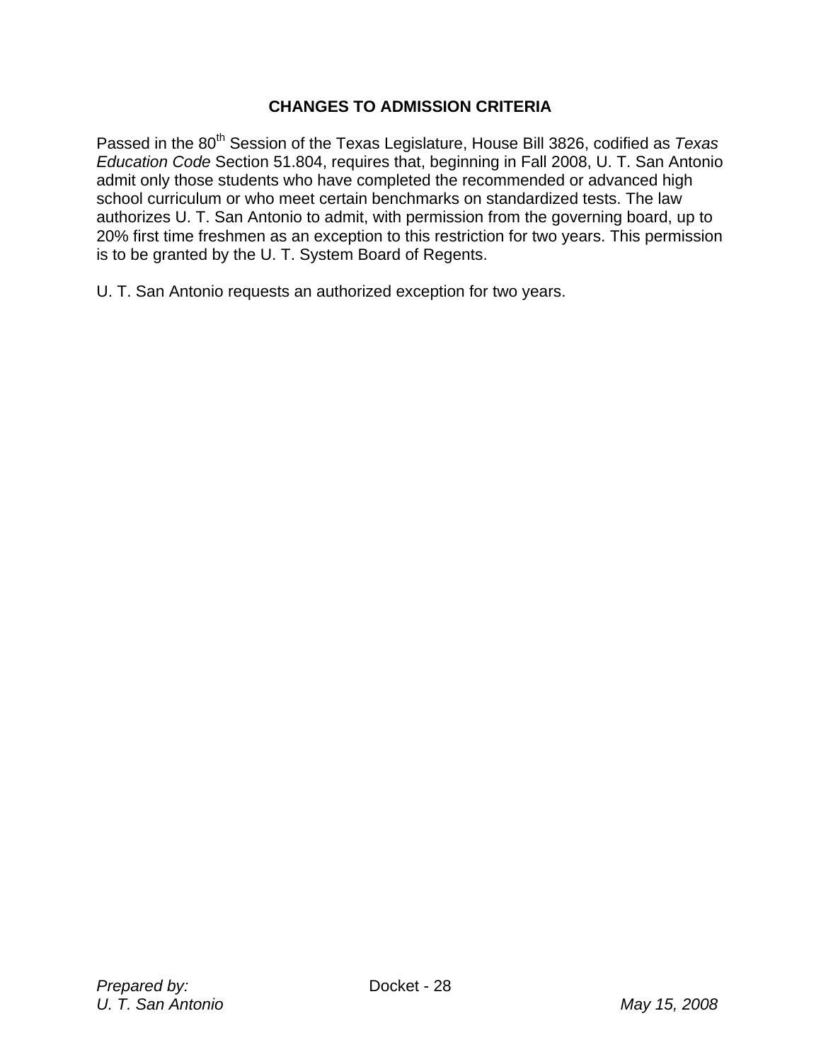## CHANGES TO ADMISSION CRITERIA

Passed in the 80th Session of the Texas Legislature, House Bill 3826, codified as *Texas Education Code* Section 51.804, requires that, beginning in Fall 2008, U. T. San Antonio admit only those students who have completed the recommended or advanced high school curriculum or who meet certain benchmarks on standardized tests. The law authorizes U. T. San Antonio to admit, with permission from the governing board, up to 20% first time freshmen as an exception to this restriction for two years. This permission is to be granted by the U. T. System Board of Regents.

U. T. San Antonio requests an authorized exception for two years.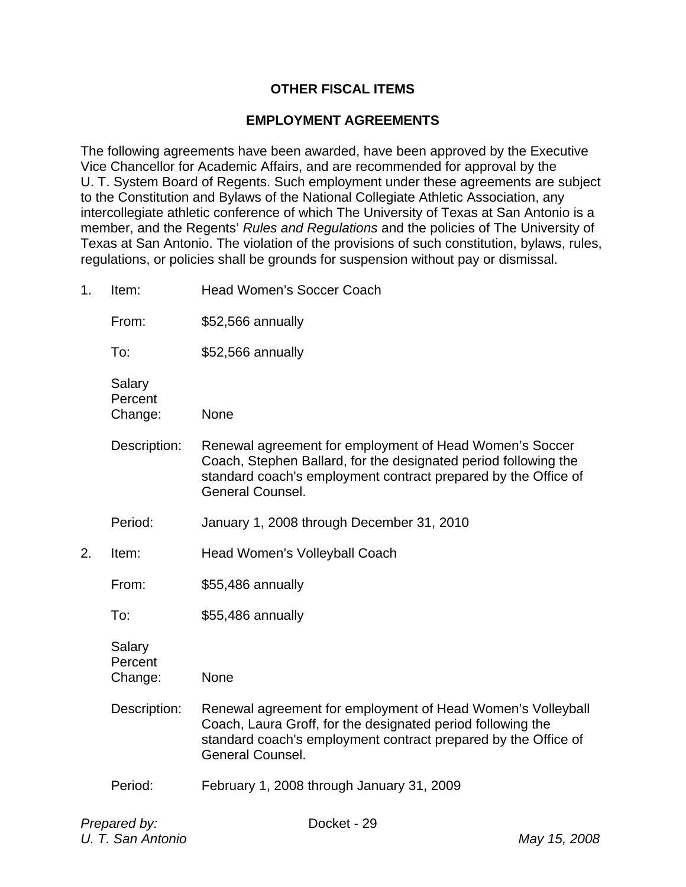## OTHER FISCAL ITEMS

## EMPLOYMENT AGREEMENTS

The following agreements have been awarded, have been approved by the Executive Vice Chancellor for Academic Affairs, and are recommended for approval by the U. T. System Board of Regents. Such employment under these agreements are subject to the Constitution and Bylaws of the National Collegiate Athletic Association, any intercollegiate athletic conference of which The University of Texas at San Antonio is a member, and the Regents' *Rules and Regulations* and the policies of The University of Texas at San Antonio. The violation of the provisions of such constitution, bylaws, rules, regulations, or policies shall be grounds for suspension without pay or dismissal.

1. Item: Head Women's Soccer Coach

   From: $52,566 annually

   To: $52,566 annually

   Salary Percent Change: None

   Description: Renewal agreement for employment of Head Women's Soccer Coach, Stephen Ballard, for the designated period following the standard coach's employment contract prepared by the Office of General Counsel.

   Period: January 1, 2008 through December 31, 2010

2. Item: Head Women's Volleyball Coach

   From: $55,486 annually

   To: $55,486 annually

   Salary Percent Change: None

   Description: Renewal agreement for employment of Head Women's Volleyball Coach, Laura Groff, for the designated period following the standard coach's employment contract prepared by the Office of General Counsel.

   Period: February 1, 2008 through January 31, 2009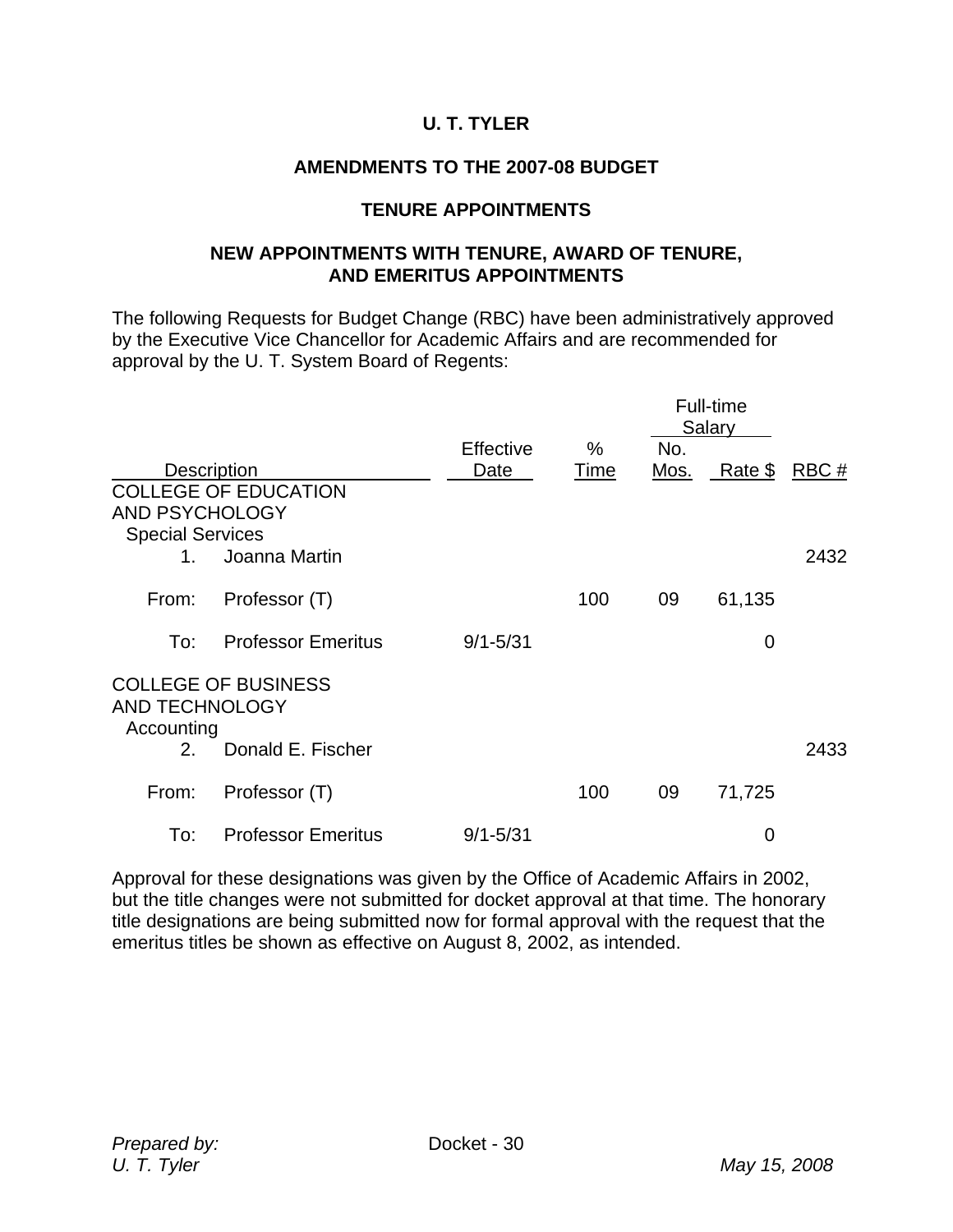## U. T. TYLER

## AMENDMENTS TO THE 2007-08 BUDGET

## TENURE APPOINTMENTS

## NEW APPOINTMENTS WITH TENURE, AWARD OF TENURE, AND EMERITUS APPOINTMENTS

The following Requests for Budget Change (RBC) have been administratively approved by the Executive Vice Chancellor for Academic Affairs and are recommended for approval by the U. T. System Board of Regents:

| Description | | Effective Date | % Time | Full-time Salary No. Mos. | Full-time Salary Rate $ | RBC # |
|---|---|---|---|---|---|---|
| COLLEGE OF EDUCATION AND PSYCHOLOGY | | | | | | |
| Special Services | | | | | | |
| 1. | Joanna Martin | | | | | 2432 |
| From: | Professor (T) | | 100 | 09 | 61,135 | |
| To: | Professor Emeritus | 9/1-5/31 | | | 0 | |
| COLLEGE OF BUSINESS AND TECHNOLOGY | | | | | | |
| Accounting | | | | | | |
| 2. | Donald E. Fischer | | | | | 2433 |
| From: | Professor (T) | | 100 | 09 | 71,725 | |
| To: | Professor Emeritus | 9/1-5/31 | | | 0 | |

Approval for these designations was given by the Office of Academic Affairs in 2002, but the title changes were not submitted for docket approval at that time. The honorary title designations are being submitted now for formal approval with the request that the emeritus titles be shown as effective on August 8, 2002, as intended.

*Prepared by:*
*U. T. Tyler*

Docket - 30

*May 15, 2008*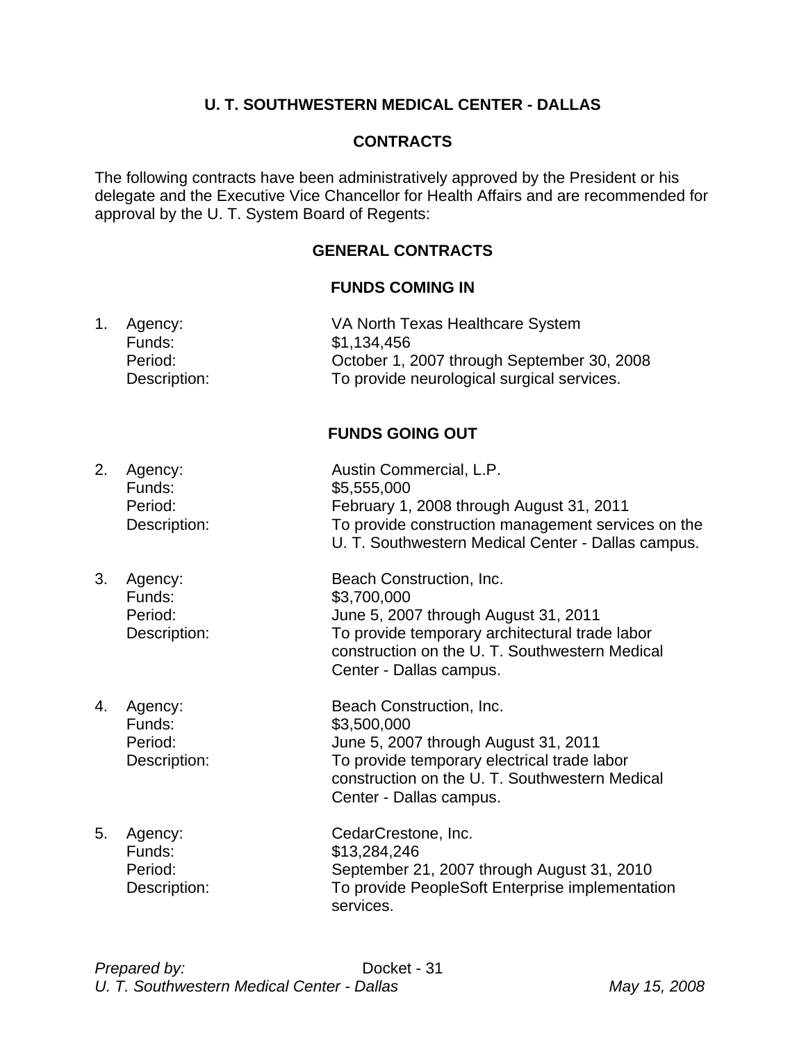## U. T. SOUTHWESTERN MEDICAL CENTER - DALLAS

### CONTRACTS

The following contracts have been administratively approved by the President or his delegate and the Executive Vice Chancellor for Health Affairs and are recommended for approval by the U. T. System Board of Regents:

### GENERAL CONTRACTS

#### FUNDS COMING IN

1. Agency: VA North Texas Healthcare System
   Funds: $1,134,456
   Period: October 1, 2007 through September 30, 2008
   Description: To provide neurological surgical services.

#### FUNDS GOING OUT

2. Agency: Austin Commercial, L.P.
   Funds: $5,555,000
   Period: February 1, 2008 through August 31, 2011
   Description: To provide construction management services on the U. T. Southwestern Medical Center - Dallas campus.

3. Agency: Beach Construction, Inc.
   Funds: $3,700,000
   Period: June 5, 2007 through August 31, 2011
   Description: To provide temporary architectural trade labor construction on the U. T. Southwestern Medical Center - Dallas campus.

4. Agency: Beach Construction, Inc.
   Funds: $3,500,000
   Period: June 5, 2007 through August 31, 2011
   Description: To provide temporary electrical trade labor construction on the U. T. Southwestern Medical Center - Dallas campus.

5. Agency: CedarCrestone, Inc.
   Funds: $13,284,246
   Period: September 21, 2007 through August 31, 2010
   Description: To provide PeopleSoft Enterprise implementation services.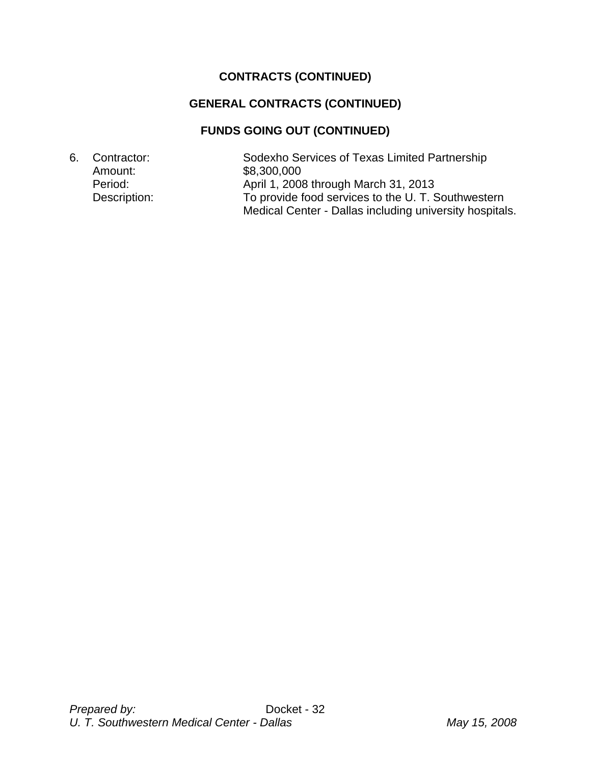**CONTRACTS (CONTINUED)**

**GENERAL CONTRACTS (CONTINUED)**

**FUNDS GOING OUT (CONTINUED)**

6. Contractor: Sodexho Services of Texas Limited Partnership
   Amount: $8,300,000
   Period: April 1, 2008 through March 31, 2013
   Description: To provide food services to the U. T. Southwestern Medical Center - Dallas including university hospitals.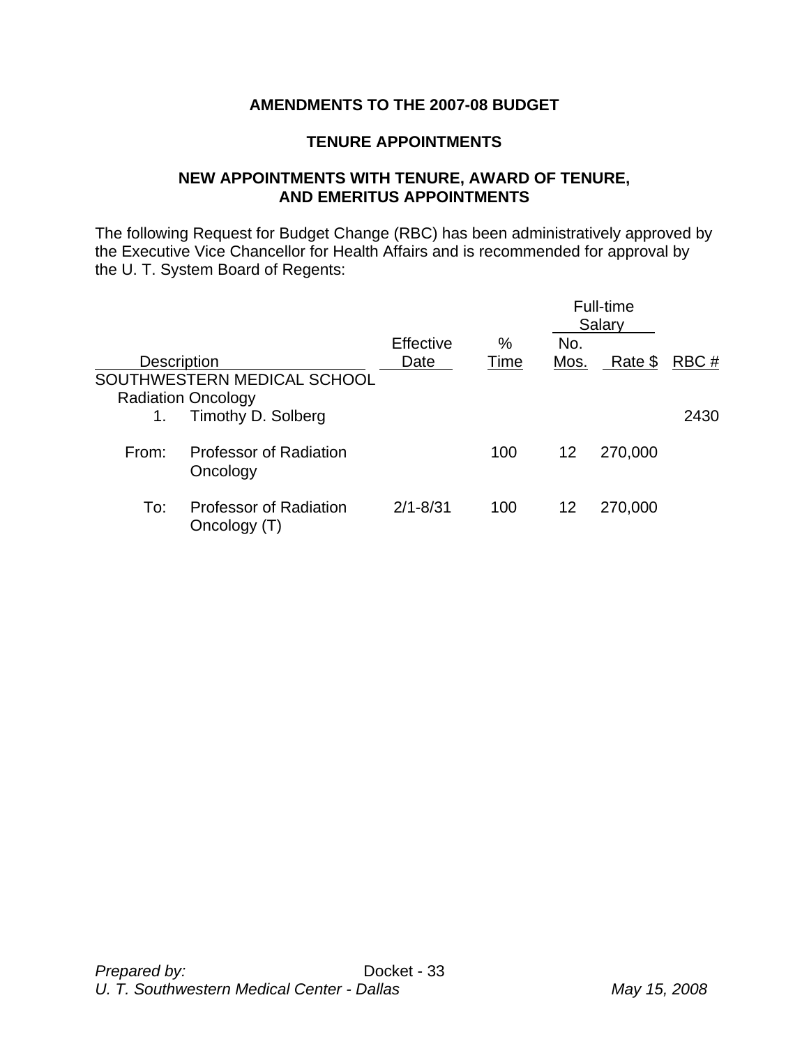## AMENDMENTS TO THE 2007-08 BUDGET

### TENURE APPOINTMENTS

### NEW APPOINTMENTS WITH TENURE, AWARD OF TENURE, AND EMERITUS APPOINTMENTS

The following Request for Budget Change (RBC) has been administratively approved by the Executive Vice Chancellor for Health Affairs and is recommended for approval by the U. T. System Board of Regents:

| Description | | Effective Date | % Time | Full-time Salary No. Mos. | Full-time Salary Rate $ | RBC # |
|---|---|---|---|---|---|---|
| SOUTHWESTERN MEDICAL SCHOOL | | | | | | |
| Radiation Oncology | | | | | | |
| 1. | Timothy D. Solberg | | | | | 2430 |
| From: | Professor of Radiation Oncology | | 100 | 12 | 270,000 | |
| To: | Professor of Radiation Oncology (T) | 2/1-8/31 | 100 | 12 | 270,000 | |

*Prepared by:*
*U. T. Southwestern Medical Center - Dallas*

Docket - 33

*May 15, 2008*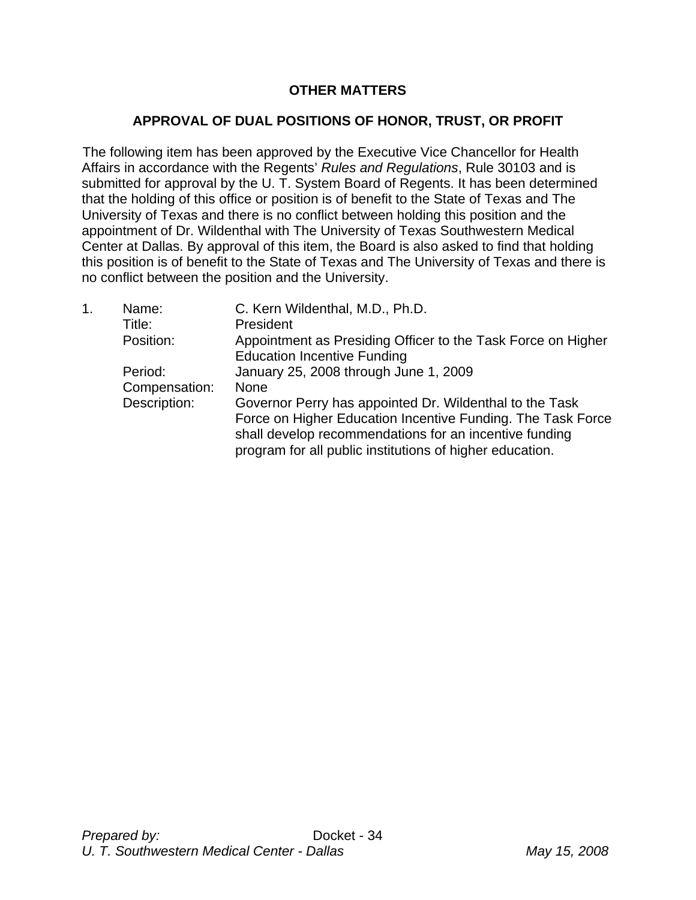## OTHER MATTERS

## APPROVAL OF DUAL POSITIONS OF HONOR, TRUST, OR PROFIT

The following item has been approved by the Executive Vice Chancellor for Health Affairs in accordance with the Regents' *Rules and Regulations*, Rule 30103 and is submitted for approval by the U. T. System Board of Regents. It has been determined that the holding of this office or position is of benefit to the State of Texas and The University of Texas and there is no conflict between holding this position and the appointment of Dr. Wildenthal with The University of Texas Southwestern Medical Center at Dallas. By approval of this item, the Board is also asked to find that holding this position is of benefit to the State of Texas and The University of Texas and there is no conflict between the position and the University.

1. Name: C. Kern Wildenthal, M.D., Ph.D.
   Title: President
   Position: Appointment as Presiding Officer to the Task Force on Higher Education Incentive Funding
   Period: January 25, 2008 through June 1, 2009
   Compensation: None
   Description: Governor Perry has appointed Dr. Wildenthal to the Task Force on Higher Education Incentive Funding. The Task Force shall develop recommendations for an incentive funding program for all public institutions of higher education.

*Prepared by:*
*U. T. Southwestern Medical Center - Dallas*
*May 15, 2008*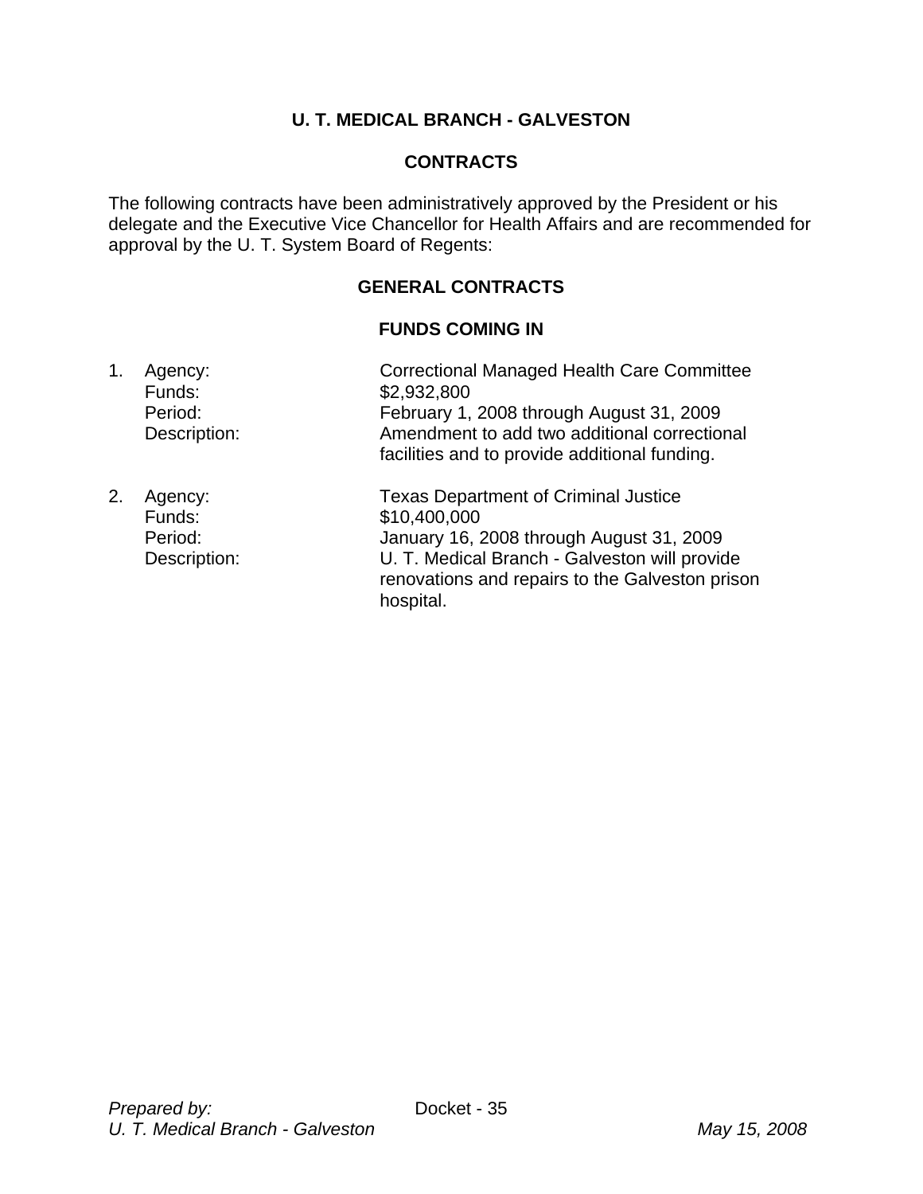## U. T. MEDICAL BRANCH - GALVESTON

### CONTRACTS

The following contracts have been administratively approved by the President or his delegate and the Executive Vice Chancellor for Health Affairs and are recommended for approval by the U. T. System Board of Regents:

### GENERAL CONTRACTS

#### FUNDS COMING IN

1. Agency: Correctional Managed Health Care Committee
   Funds: $2,932,800
   Period: February 1, 2008 through August 31, 2009
   Description: Amendment to add two additional correctional facilities and to provide additional funding.

2. Agency: Texas Department of Criminal Justice
   Funds: $10,400,000
   Period: January 16, 2008 through August 31, 2009
   Description: U. T. Medical Branch - Galveston will provide renovations and repairs to the Galveston prison hospital.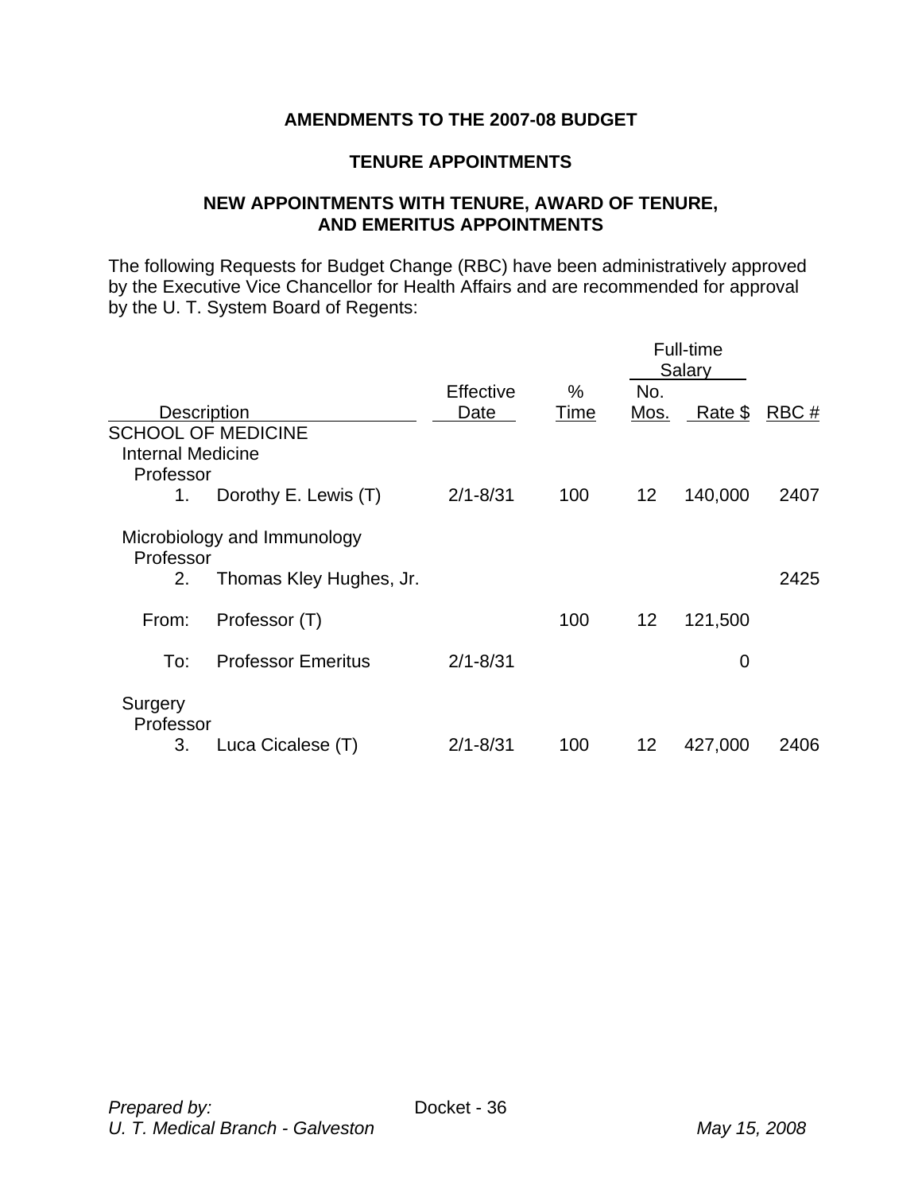## AMENDMENTS TO THE 2007-08 BUDGET

### TENURE APPOINTMENTS

### NEW APPOINTMENTS WITH TENURE, AWARD OF TENURE, AND EMERITUS APPOINTMENTS

The following Requests for Budget Change (RBC) have been administratively approved by the Executive Vice Chancellor for Health Affairs and are recommended for approval by the U. T. System Board of Regents:

| | | | | Full-time Salary | | |
|---|---|---|---|---|---|---|
| | Description | Effective Date | % Time | No. Mos. | Rate $ | RBC # |
| SCHOOL OF MEDICINE | | | | | | |
| Internal Medicine | | | | | | |
| Professor | | | | | | |
| 1. | Dorothy E. Lewis (T) | 2/1-8/31 | 100 | 12 | 140,000 | 2407 |
| Microbiology and Immunology | | | | | | |
| Professor | | | | | | |
| 2. | Thomas Kley Hughes, Jr. | | | | | 2425 |
| From: | Professor (T) | | 100 | 12 | 121,500 | |
| To: | Professor Emeritus | 2/1-8/31 | | | 0 | |
| Surgery | | | | | | |
| Professor | | | | | | |
| 3. | Luca Cicalese (T) | 2/1-8/31 | 100 | 12 | 427,000 | 2406 |

*Prepared by:*
*U. T. Medical Branch - Galveston*

Docket - 36

*May 15, 2008*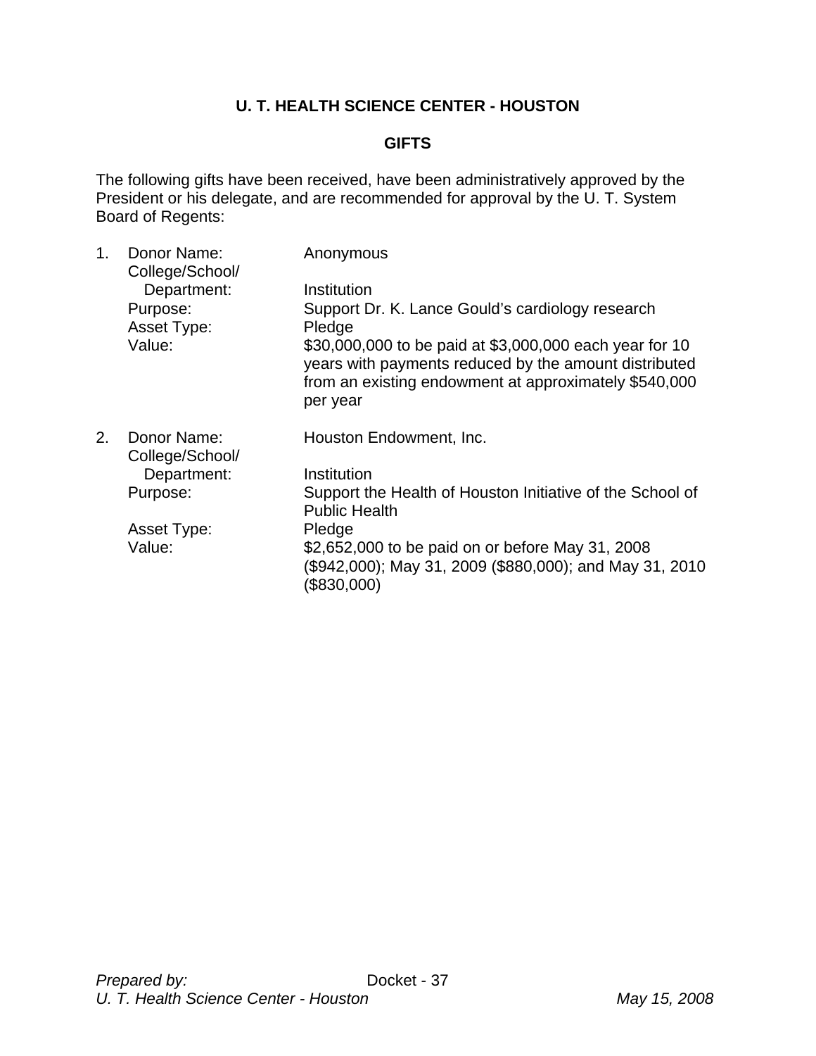## U. T. HEALTH SCIENCE CENTER - HOUSTON

### GIFTS

The following gifts have been received, have been administratively approved by the President or his delegate, and are recommended for approval by the U. T. System Board of Regents:

1. Donor Name: Anonymous
   College/School/ Department: Institution
   Purpose: Support Dr. K. Lance Gould's cardiology research
   Asset Type: Pledge
   Value: $30,000,000 to be paid at $3,000,000 each year for 10 years with payments reduced by the amount distributed from an existing endowment at approximately $540,000 per year

2. Donor Name: Houston Endowment, Inc.
   College/School/ Department: Institution
   Purpose: Support the Health of Houston Initiative of the School of Public Health
   Asset Type: Pledge
   Value: $2,652,000 to be paid on or before May 31, 2008 ($942,000); May 31, 2009 ($880,000); and May 31, 2010 ($830,000)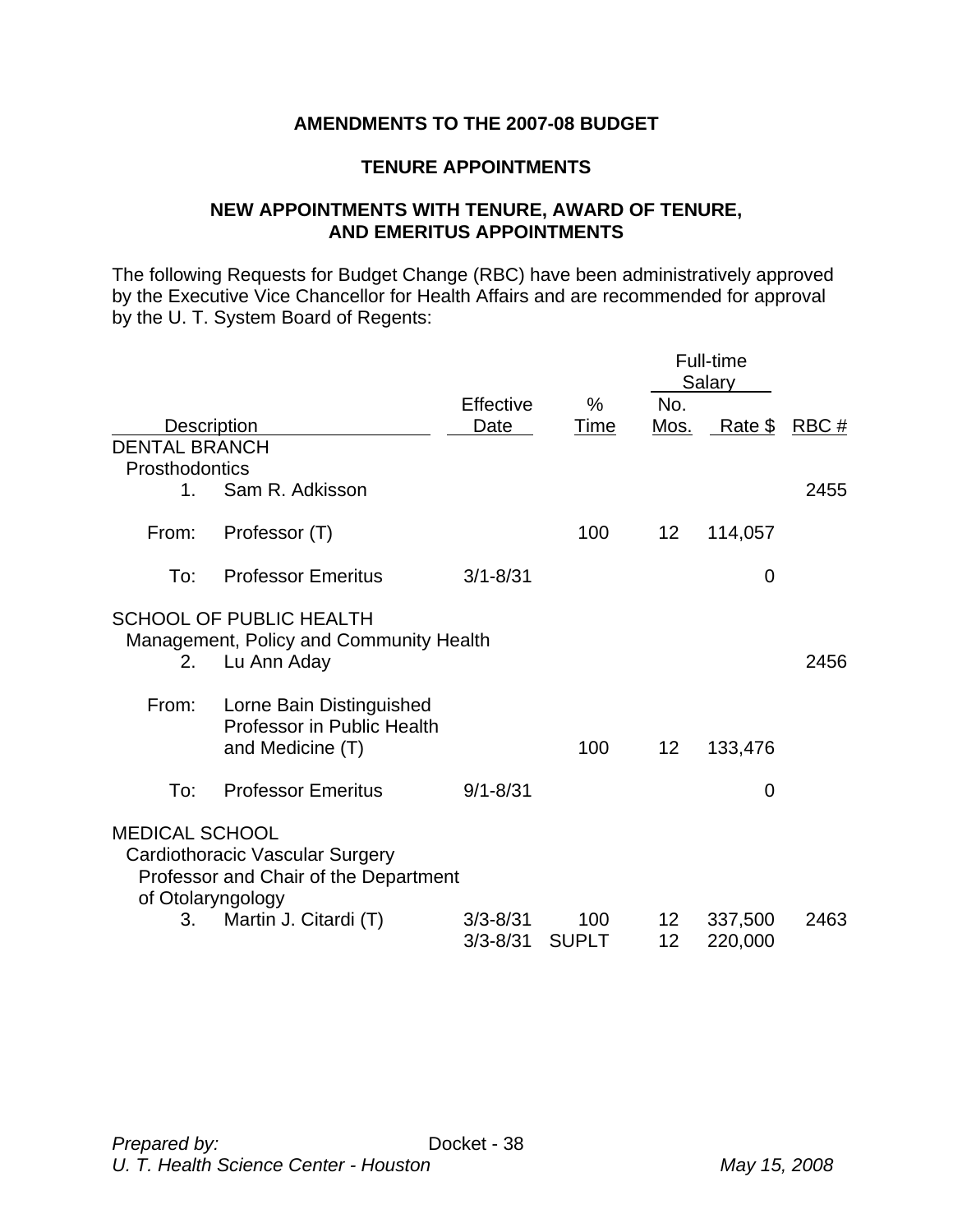## AMENDMENTS TO THE 2007-08 BUDGET

## TENURE APPOINTMENTS

## NEW APPOINTMENTS WITH TENURE, AWARD OF TENURE, AND EMERITUS APPOINTMENTS

The following Requests for Budget Change (RBC) have been administratively approved by the Executive Vice Chancellor for Health Affairs and are recommended for approval by the U. T. System Board of Regents:

| | | | | Full-time Salary | | |
|---|---|---|---|---|---|---|
| Description | | Effective Date | % Time | No. Mos. | Rate $ | RBC # |
| DENTAL BRANCH | | | | | | |
| Prosthodontics | | | | | | |
| 1. | Sam R. Adkisson | | | | | 2455 |
| From: | Professor (T) | | 100 | 12 | 114,057 | |
| To: | Professor Emeritus | 3/1-8/31 | | | 0 | |
| SCHOOL OF PUBLIC HEALTH | | | | | | |
| Management, Policy and Community Health | | | | | | |
| 2. | Lu Ann Aday | | | | | 2456 |
| From: | Lorne Bain Distinguished Professor in Public Health and Medicine (T) | | 100 | 12 | 133,476 | |
| To: | Professor Emeritus | 9/1-8/31 | | | 0 | |
| MEDICAL SCHOOL | | | | | | |
| Cardiothoracic Vascular Surgery | | | | | | |
| Professor and Chair of the Department of Otolaryngology | | | | | | |
| 3. | Martin J. Citardi (T) | 3/3-8/31 | 100 | 12 | 337,500 | 2463 |
| | | 3/3-8/31 | SUPLT | 12 | 220,000 | |

*Prepared by:* Docket - 38
*U. T. Health Science Center - Houston* *May 15, 2008*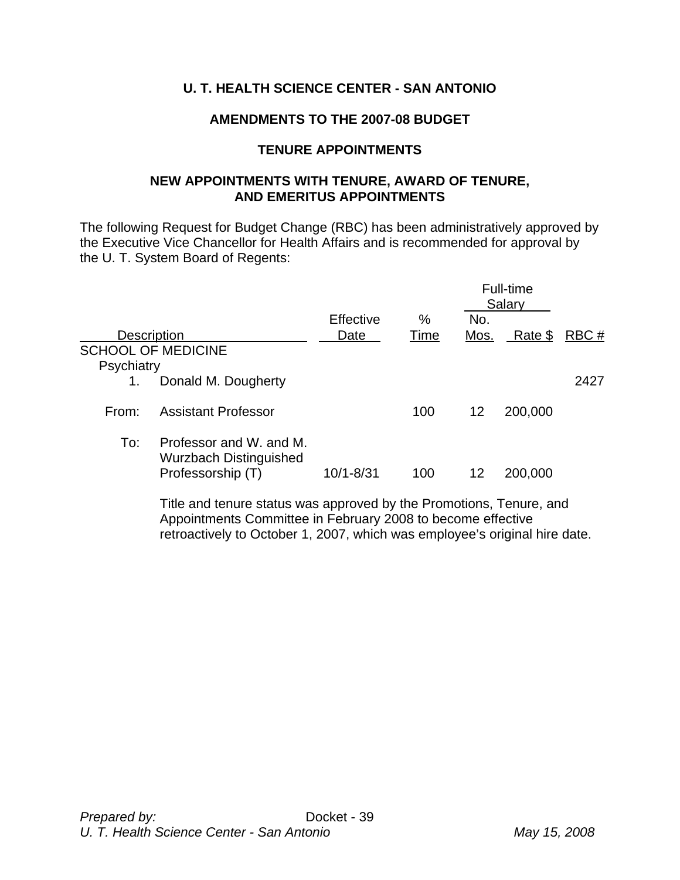**U. T. HEALTH SCIENCE CENTER - SAN ANTONIO**

**AMENDMENTS TO THE 2007-08 BUDGET**

**TENURE APPOINTMENTS**

**NEW APPOINTMENTS WITH TENURE, AWARD OF TENURE, AND EMERITUS APPOINTMENTS**

The following Request for Budget Change (RBC) has been administratively approved by the Executive Vice Chancellor for Health Affairs and is recommended for approval by the U. T. System Board of Regents:

| Description | | Effective Date | % Time | Full-time Salary No. Mos. | Rate $ | RBC # |
|---|---|---|---|---|---|---|
| SCHOOL OF MEDICINE | | | | | | |
| Psychiatry | | | | | | |
| 1. | Donald M. Dougherty | | | | | 2427 |
| From: | Assistant Professor | | 100 | 12 | 200,000 | |
| To: | Professor and W. and M. Wurzbach Distinguished Professorship (T) | 10/1-8/31 | 100 | 12 | 200,000 | |

Title and tenure status was approved by the Promotions, Tenure, and Appointments Committee in February 2008 to become effective retroactively to October 1, 2007, which was employee's original hire date.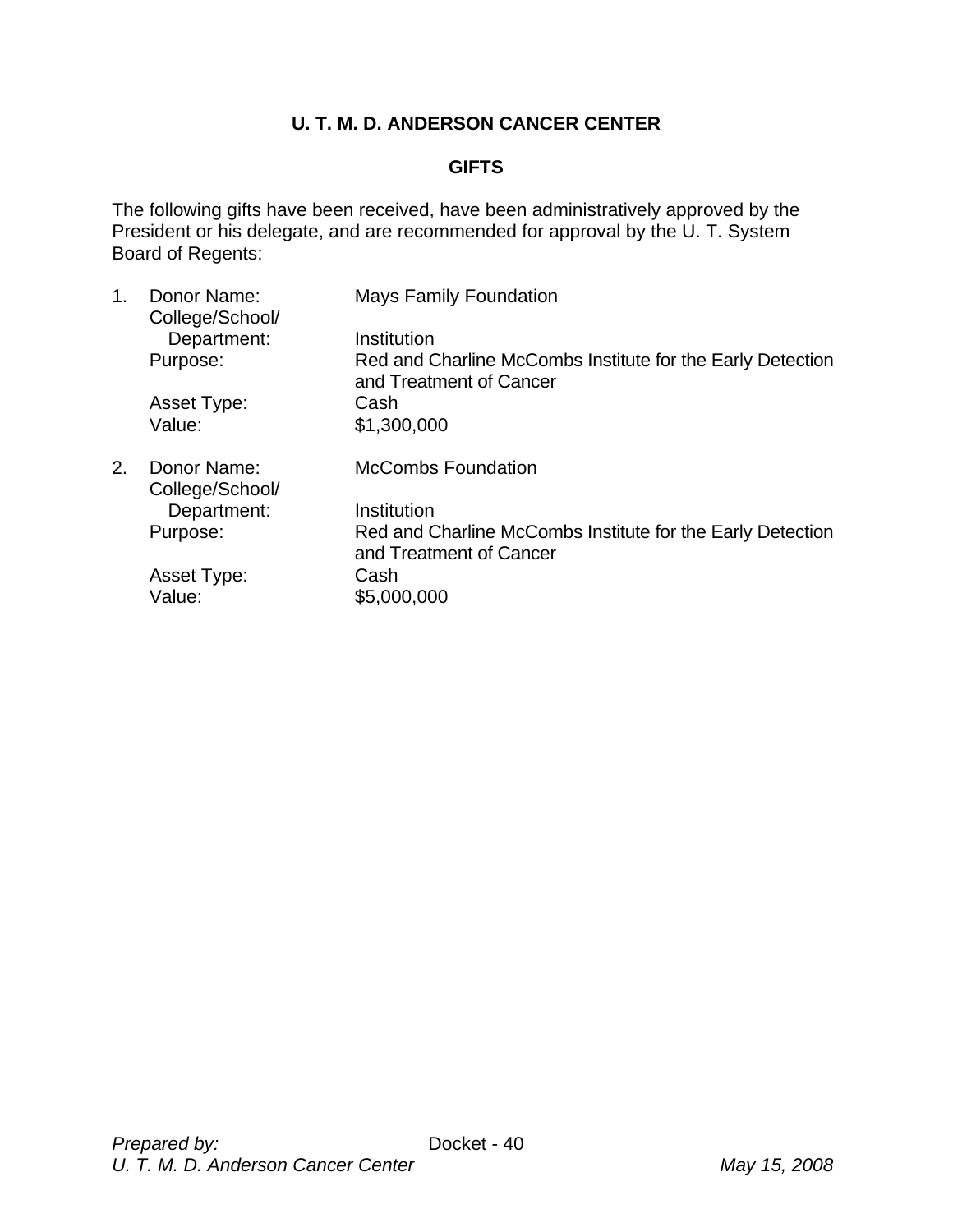# U. T. M. D. ANDERSON CANCER CENTER

## GIFTS

The following gifts have been received, have been administratively approved by the President or his delegate, and are recommended for approval by the U. T. System Board of Regents:

1. Donor Name: Mays Family Foundation
   College/School/Department: Institution
   Purpose: Red and Charline McCombs Institute for the Early Detection and Treatment of Cancer
   Asset Type: Cash
   Value: $1,300,000

2. Donor Name: McCombs Foundation
   College/School/Department: Institution
   Purpose: Red and Charline McCombs Institute for the Early Detection and Treatment of Cancer
   Asset Type: Cash
   Value: $5,000,000

*Prepared by:*
*U. T. M. D. Anderson Cancer Center*

*May 15, 2008*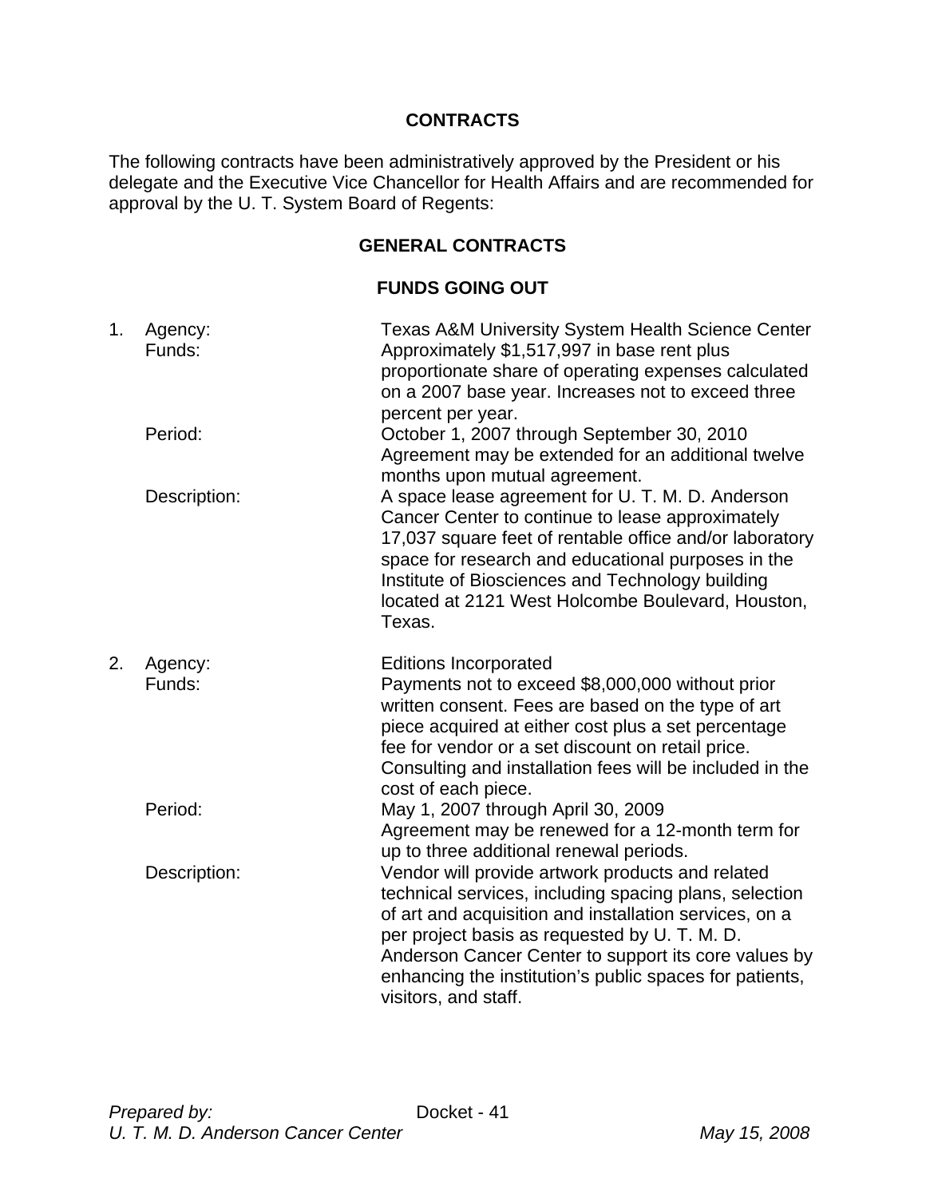## CONTRACTS

The following contracts have been administratively approved by the President or his delegate and the Executive Vice Chancellor for Health Affairs and are recommended for approval by the U. T. System Board of Regents:

### GENERAL CONTRACTS

#### FUNDS GOING OUT

1. Agency: Texas A&M University System Health Science Center

   Funds: Approximately $1,517,997 in base rent plus proportionate share of operating expenses calculated on a 2007 base year. Increases not to exceed three percent per year.

   Period: October 1, 2007 through September 30, 2010
   Agreement may be extended for an additional twelve months upon mutual agreement.

   Description: A space lease agreement for U. T. M. D. Anderson Cancer Center to continue to lease approximately 17,037 square feet of rentable office and/or laboratory space for research and educational purposes in the Institute of Biosciences and Technology building located at 2121 West Holcombe Boulevard, Houston, Texas.

2. Agency: Editions Incorporated

   Funds: Payments not to exceed $8,000,000 without prior written consent. Fees are based on the type of art piece acquired at either cost plus a set percentage fee for vendor or a set discount on retail price. Consulting and installation fees will be included in the cost of each piece.

   Period: May 1, 2007 through April 30, 2009
   Agreement may be renewed for a 12-month term for up to three additional renewal periods.

   Description: Vendor will provide artwork products and related technical services, including spacing plans, selection of art and acquisition and installation services, on a per project basis as requested by U. T. M. D. Anderson Cancer Center to support its core values by enhancing the institution's public spaces for patients, visitors, and staff.

*Prepared by:*
*U. T. M. D. Anderson Cancer Center*

Docket - 41

*May 15, 2008*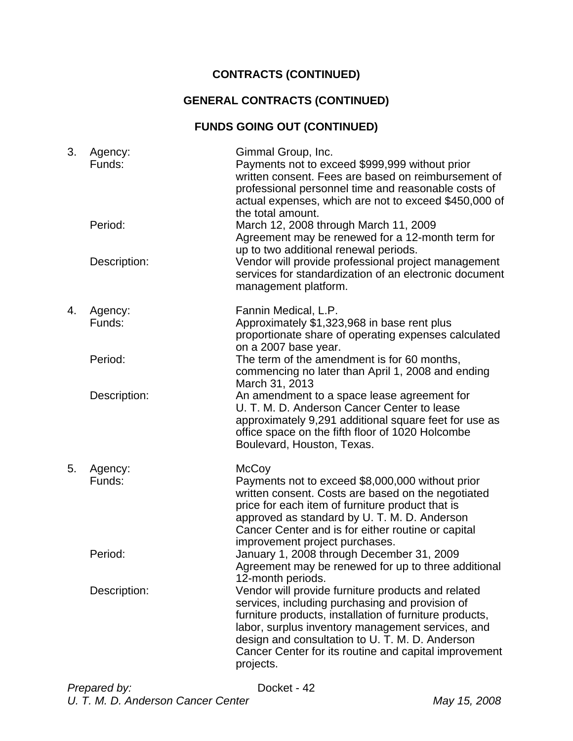**CONTRACTS (CONTINUED)**

**GENERAL CONTRACTS (CONTINUED)**

**FUNDS GOING OUT (CONTINUED)**

3. Agency: Gimmal Group, Inc.
   Funds: Payments not to exceed $999,999 without prior written consent. Fees are based on reimbursement of professional personnel time and reasonable costs of actual expenses, which are not to exceed $450,000 of the total amount.
   Period: March 12, 2008 through March 11, 2009
   Agreement may be renewed for a 12-month term for up to two additional renewal periods.
   Description: Vendor will provide professional project management services for standardization of an electronic document management platform.

4. Agency: Fannin Medical, L.P.
   Funds: Approximately $1,323,968 in base rent plus proportionate share of operating expenses calculated on a 2007 base year.
   Period: The term of the amendment is for 60 months, commencing no later than April 1, 2008 and ending March 31, 2013
   Description: An amendment to a space lease agreement for U. T. M. D. Anderson Cancer Center to lease approximately 9,291 additional square feet for use as office space on the fifth floor of 1020 Holcombe Boulevard, Houston, Texas.

5. Agency: McCoy
   Funds: Payments not to exceed $8,000,000 without prior written consent. Costs are based on the negotiated price for each item of furniture product that is approved as standard by U. T. M. D. Anderson Cancer Center and is for either routine or capital improvement project purchases.
   Period: January 1, 2008 through December 31, 2009
   Agreement may be renewed for up to three additional 12-month periods.
   Description: Vendor will provide furniture products and related services, including purchasing and provision of furniture products, installation of furniture products, labor, surplus inventory management services, and design and consultation to U. T. M. D. Anderson Cancer Center for its routine and capital improvement projects.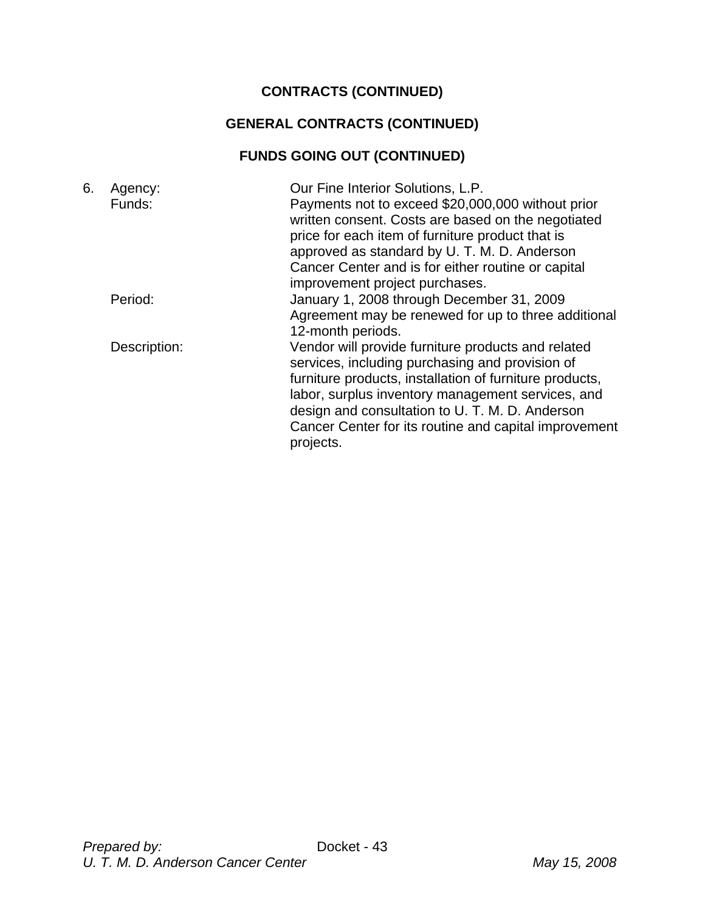**CONTRACTS (CONTINUED)**

**GENERAL CONTRACTS (CONTINUED)**

**FUNDS GOING OUT (CONTINUED)**

6. Agency: Our Fine Interior Solutions, L.P.

   Funds: Payments not to exceed $20,000,000 without prior written consent. Costs are based on the negotiated price for each item of furniture product that is approved as standard by U. T. M. D. Anderson Cancer Center and is for either routine or capital improvement project purchases.

   Period: January 1, 2008 through December 31, 2009
   Agreement may be renewed for up to three additional 12-month periods.

   Description: Vendor will provide furniture products and related services, including purchasing and provision of furniture products, installation of furniture products, labor, surplus inventory management services, and design and consultation to U. T. M. D. Anderson Cancer Center for its routine and capital improvement projects.